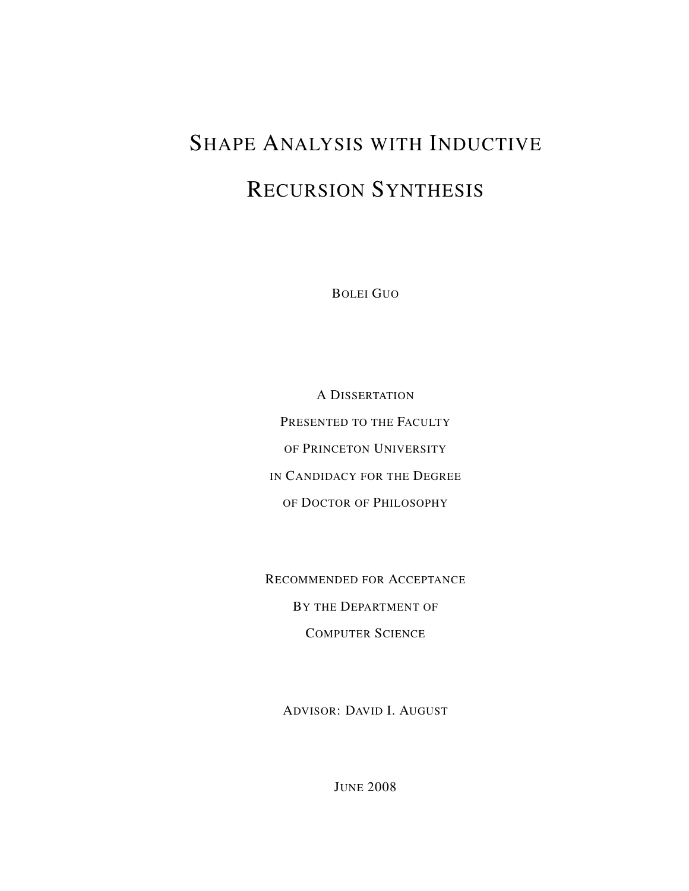# Shape Analysis with Inductive Recursion Synthesis

Bolei Guo

A Dissertation
Presented to the Faculty
of Princeton University
in Candidacy for the Degree
of Doctor of Philosophy

Recommended for Acceptance
By the Department of
Computer Science

Advisor: David I. August

June 2008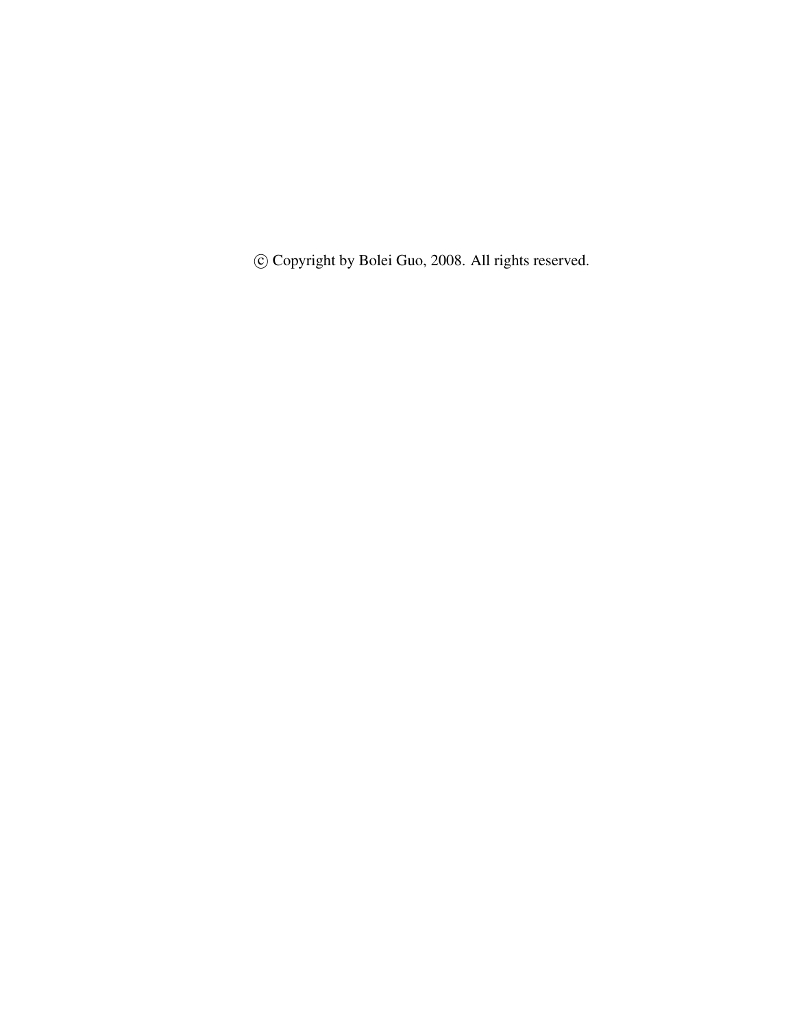© Copyright by Bolei Guo, 2008. All rights reserved.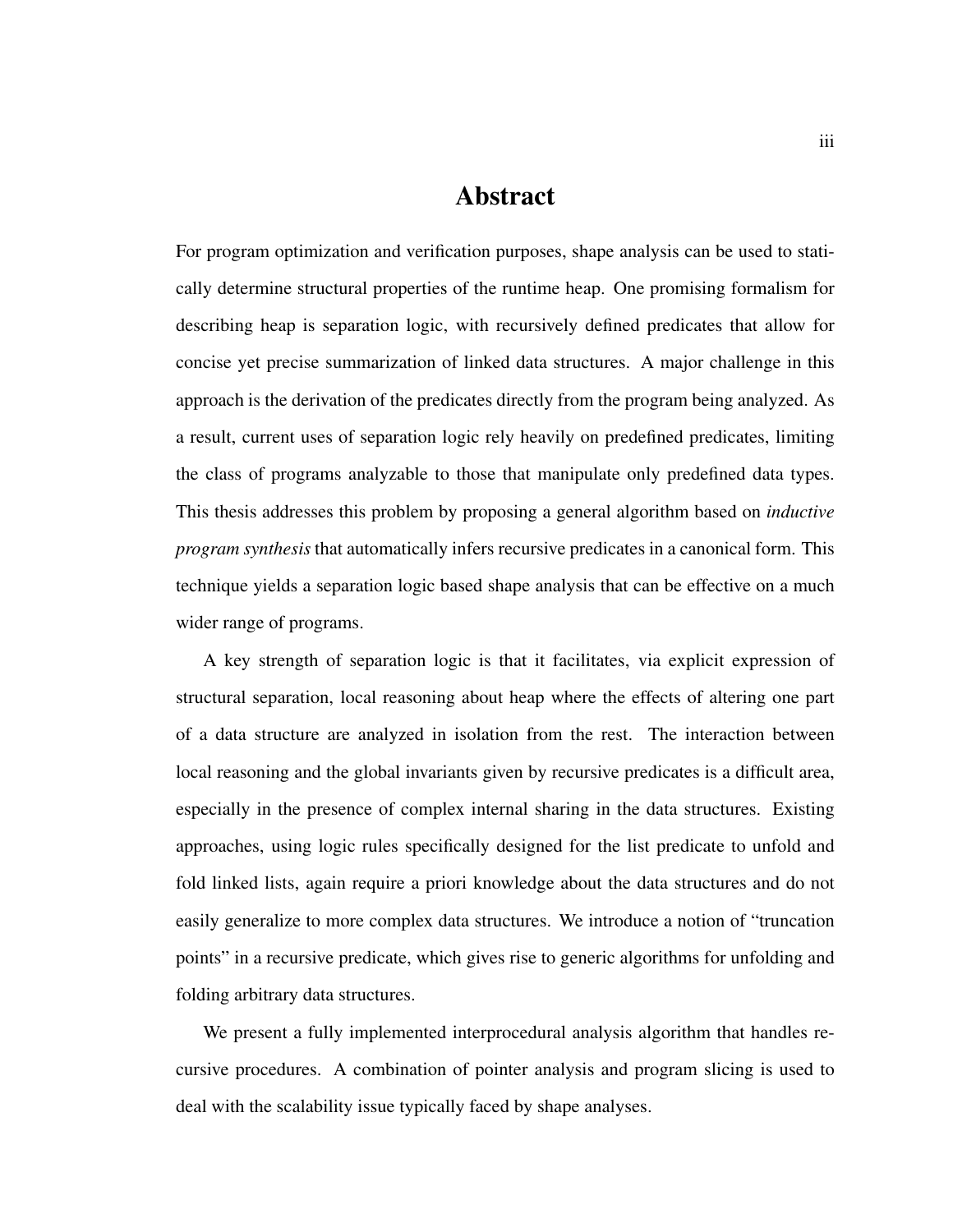# Abstract

For program optimization and verification purposes, shape analysis can be used to statically determine structural properties of the runtime heap. One promising formalism for describing heap is separation logic, with recursively defined predicates that allow for concise yet precise summarization of linked data structures. A major challenge in this approach is the derivation of the predicates directly from the program being analyzed. As a result, current uses of separation logic rely heavily on predefined predicates, limiting the class of programs analyzable to those that manipulate only predefined data types. This thesis addresses this problem by proposing a general algorithm based on *inductive program synthesis* that automatically infers recursive predicates in a canonical form. This technique yields a separation logic based shape analysis that can be effective on a much wider range of programs.

A key strength of separation logic is that it facilitates, via explicit expression of structural separation, local reasoning about heap where the effects of altering one part of a data structure are analyzed in isolation from the rest. The interaction between local reasoning and the global invariants given by recursive predicates is a difficult area, especially in the presence of complex internal sharing in the data structures. Existing approaches, using logic rules specifically designed for the list predicate to unfold and fold linked lists, again require a priori knowledge about the data structures and do not easily generalize to more complex data structures. We introduce a notion of "truncation points" in a recursive predicate, which gives rise to generic algorithms for unfolding and folding arbitrary data structures.

We present a fully implemented interprocedural analysis algorithm that handles recursive procedures. A combination of pointer analysis and program slicing is used to deal with the scalability issue typically faced by shape analyses.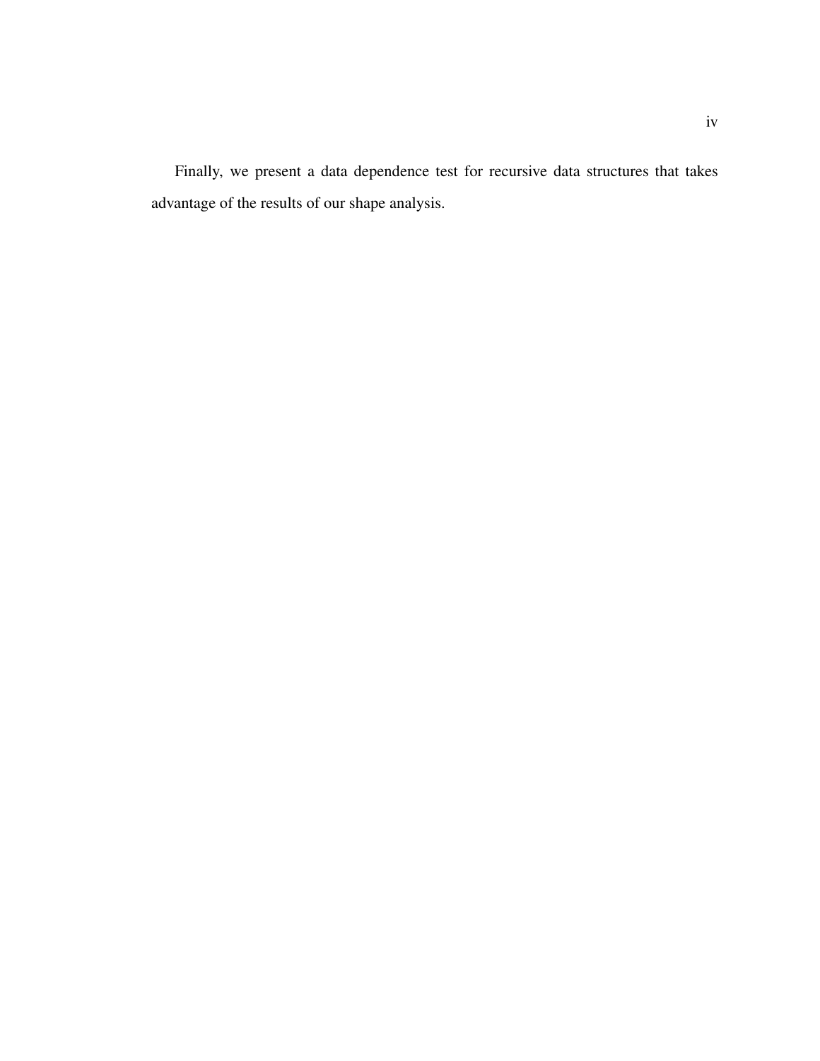Finally, we present a data dependence test for recursive data structures that takes advantage of the results of our shape analysis.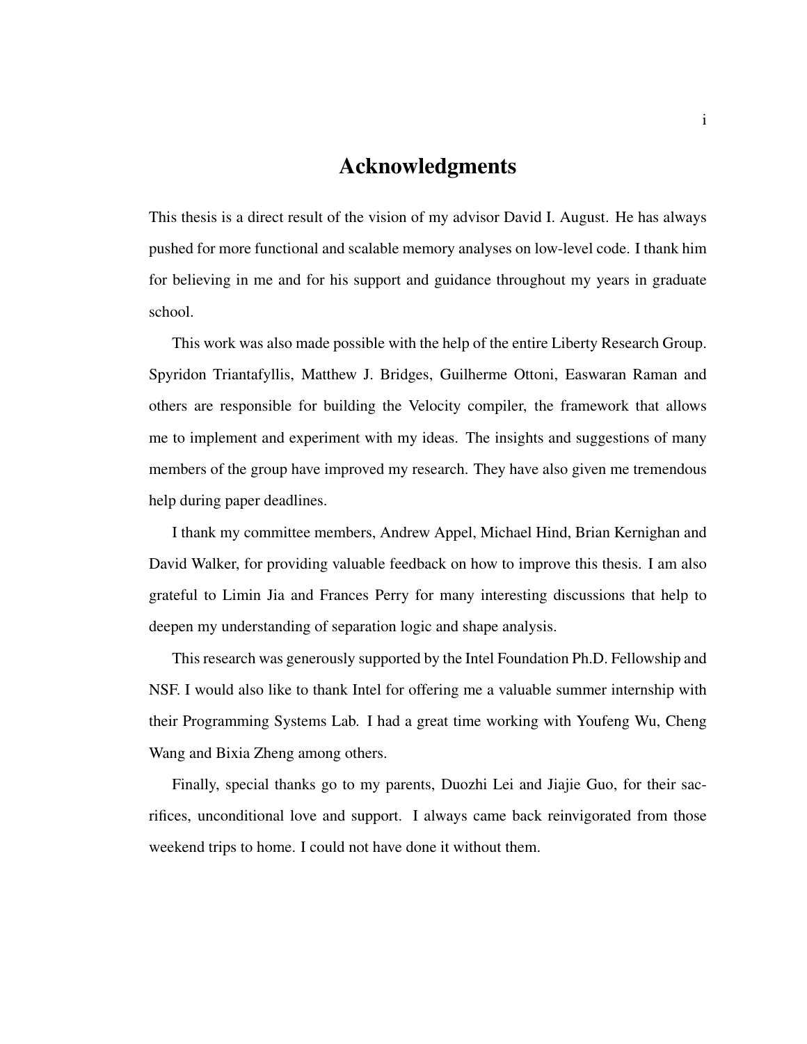# Acknowledgments

This thesis is a direct result of the vision of my advisor David I. August. He has always pushed for more functional and scalable memory analyses on low-level code. I thank him for believing in me and for his support and guidance throughout my years in graduate school.

This work was also made possible with the help of the entire Liberty Research Group. Spyridon Triantafyllis, Matthew J. Bridges, Guilherme Ottoni, Easwaran Raman and others are responsible for building the Velocity compiler, the framework that allows me to implement and experiment with my ideas. The insights and suggestions of many members of the group have improved my research. They have also given me tremendous help during paper deadlines.

I thank my committee members, Andrew Appel, Michael Hind, Brian Kernighan and David Walker, for providing valuable feedback on how to improve this thesis. I am also grateful to Limin Jia and Frances Perry for many interesting discussions that help to deepen my understanding of separation logic and shape analysis.

This research was generously supported by the Intel Foundation Ph.D. Fellowship and NSF. I would also like to thank Intel for offering me a valuable summer internship with their Programming Systems Lab. I had a great time working with Youfeng Wu, Cheng Wang and Bixia Zheng among others.

Finally, special thanks go to my parents, Duozhi Lei and Jiajie Guo, for their sacrifices, unconditional love and support. I always came back reinvigorated from those weekend trips to home. I could not have done it without them.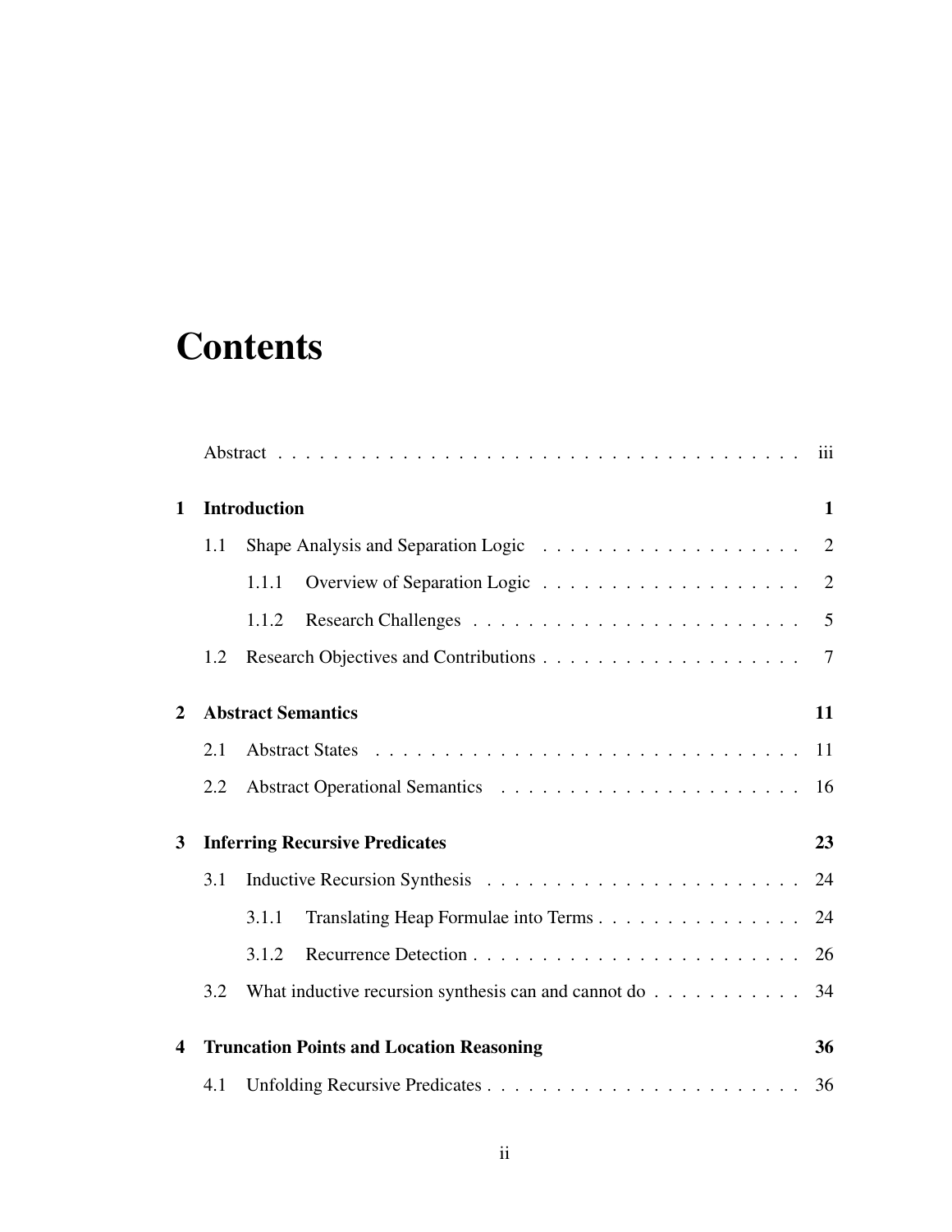# Contents

Abstract . . . . . . . . . . . . . . . . . . . . . . . . . . . . . . . . . . . . . . . . iii

**1 Introduction** **1**

1.1 Shape Analysis and Separation Logic . . . . . . . . . . . . . . . . . . . 2

1.1.1 Overview of Separation Logic . . . . . . . . . . . . . . . . . . . 2

1.1.2 Research Challenges . . . . . . . . . . . . . . . . . . . . . . . . 5

1.2 Research Objectives and Contributions . . . . . . . . . . . . . . . . . . 7

**2 Abstract Semantics** **11**

2.1 Abstract States . . . . . . . . . . . . . . . . . . . . . . . . . . . . . . . 11

2.2 Abstract Operational Semantics . . . . . . . . . . . . . . . . . . . . . . 16

**3 Inferring Recursive Predicates** **23**

3.1 Inductive Recursion Synthesis . . . . . . . . . . . . . . . . . . . . . . . 24

3.1.1 Translating Heap Formulae into Terms . . . . . . . . . . . . . . . 24

3.1.2 Recurrence Detection . . . . . . . . . . . . . . . . . . . . . . . . 26

3.2 What inductive recursion synthesis can and cannot do . . . . . . . . . . . 34

**4 Truncation Points and Location Reasoning** **36**

4.1 Unfolding Recursive Predicates . . . . . . . . . . . . . . . . . . . . . . 36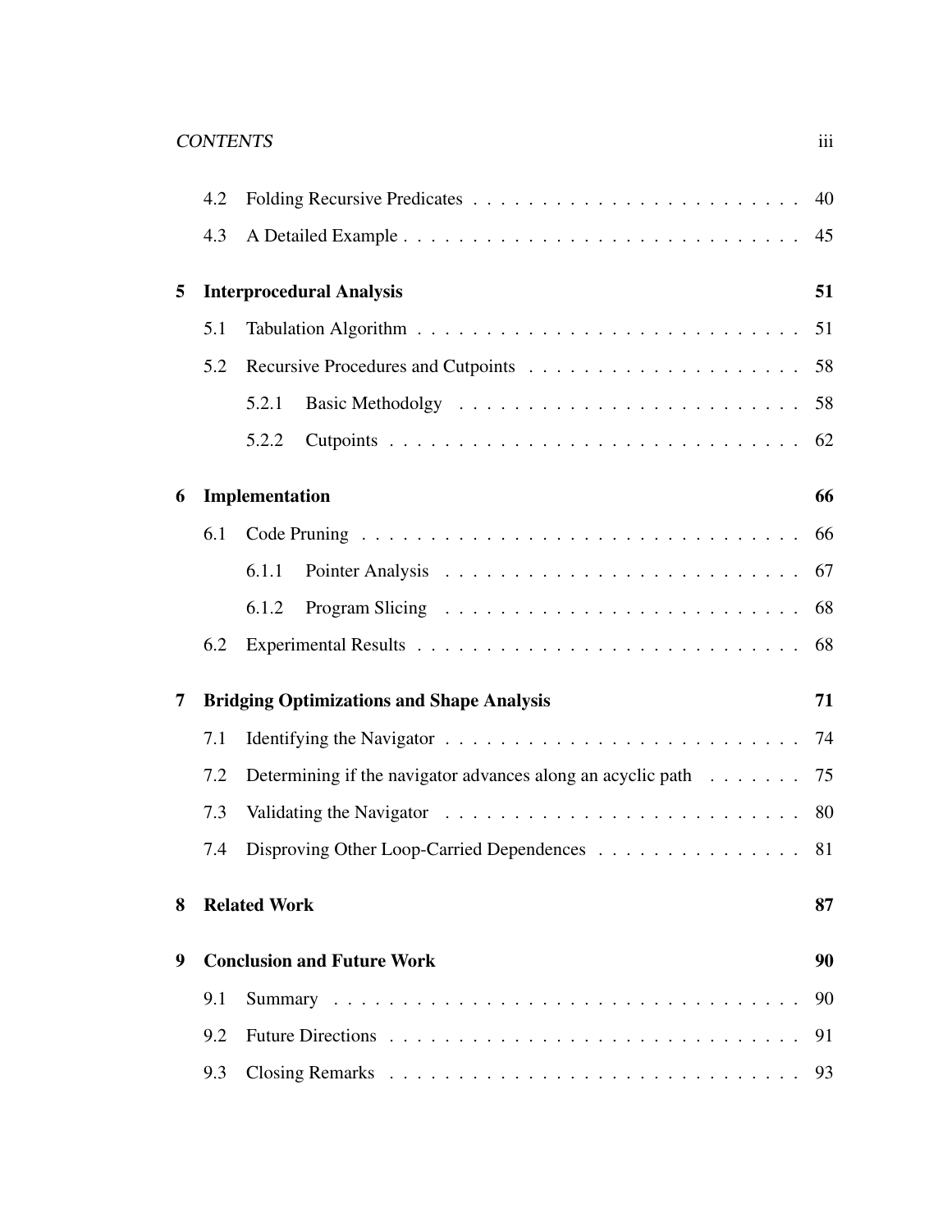| | | |
|---|---|---|
| 4.2 | Folding Recursive Predicates | 40 |
| 4.3 | A Detailed Example | 45 |
| **5** | **Interprocedural Analysis** | **51** |
| 5.1 | Tabulation Algorithm | 51 |
| 5.2 | Recursive Procedures and Cutpoints | 58 |
| 5.2.1 | Basic Methodolgy | 58 |
| 5.2.2 | Cutpoints | 62 |
| **6** | **Implementation** | **66** |
| 6.1 | Code Pruning | 66 |
| 6.1.1 | Pointer Analysis | 67 |
| 6.1.2 | Program Slicing | 68 |
| 6.2 | Experimental Results | 68 |
| **7** | **Bridging Optimizations and Shape Analysis** | **71** |
| 7.1 | Identifying the Navigator | 74 |
| 7.2 | Determining if the navigator advances along an acyclic path | 75 |
| 7.3 | Validating the Navigator | 80 |
| 7.4 | Disproving Other Loop-Carried Dependences | 81 |
| **8** | **Related Work** | **87** |
| **9** | **Conclusion and Future Work** | **90** |
| 9.1 | Summary | 90 |
| 9.2 | Future Directions | 91 |
| 9.3 | Closing Remarks | 93 |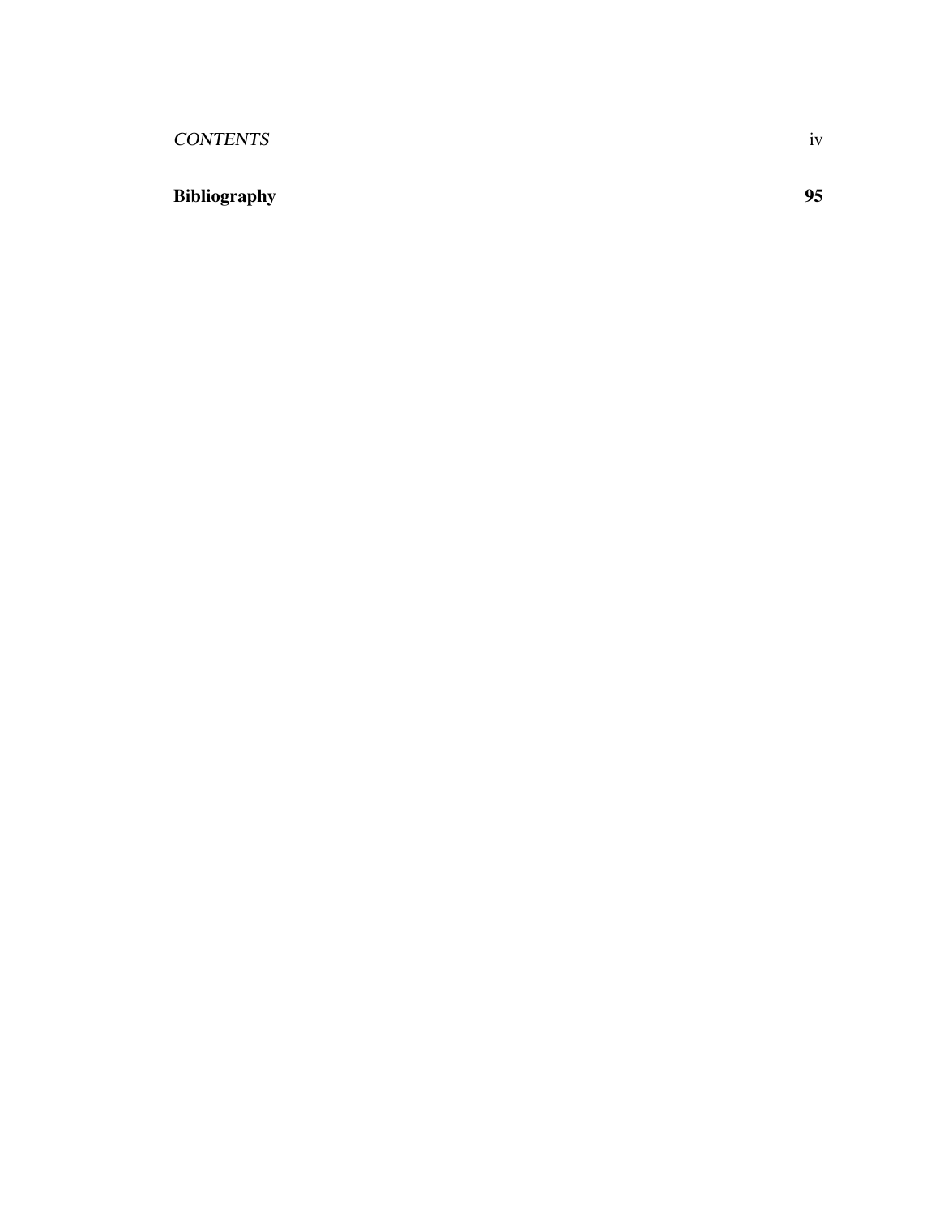**Bibliography** **95**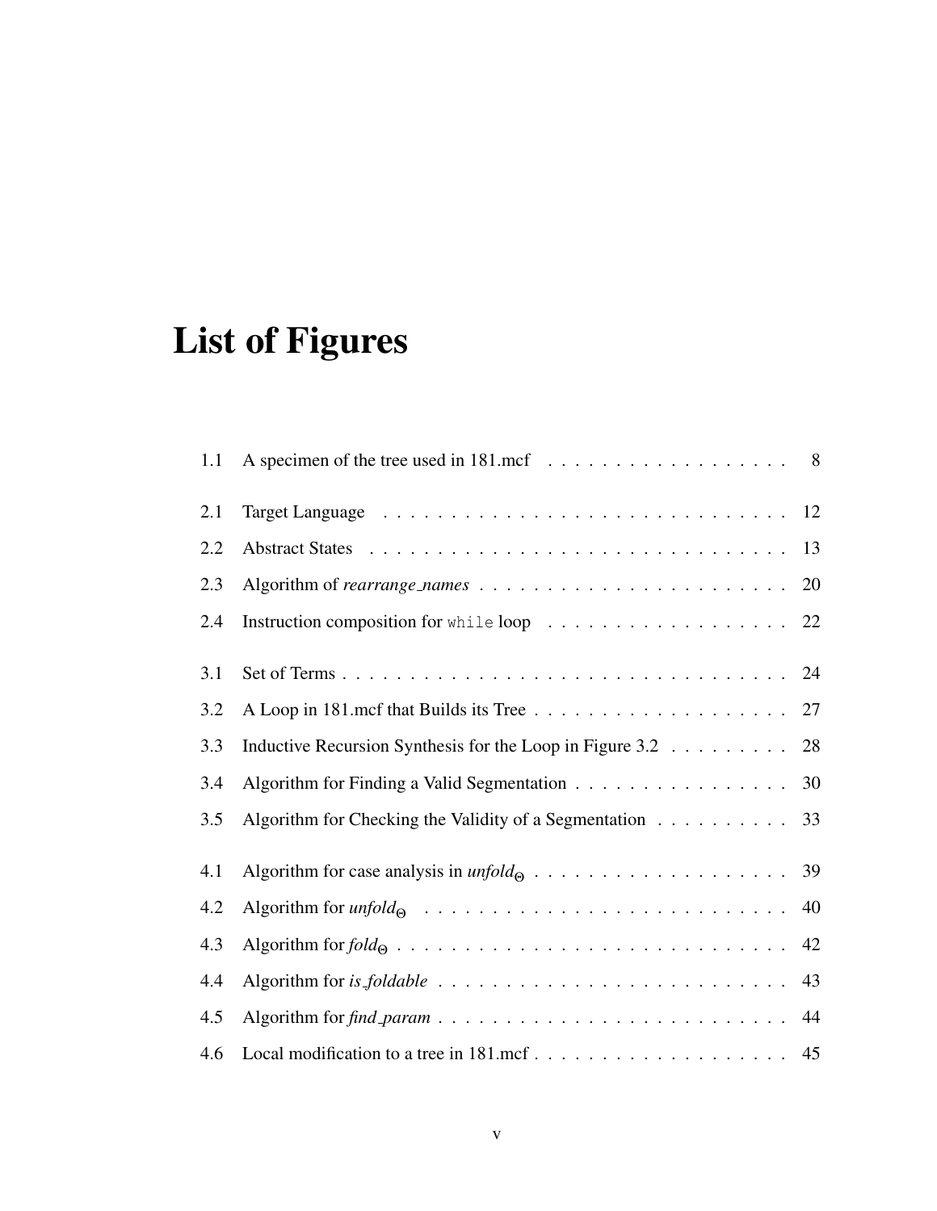# List of Figures

| | | |
|---|---|---|
| 1.1 | A specimen of the tree used in 181.mcf | 8 |
| 2.1 | Target Language | 12 |
| 2.2 | Abstract States | 13 |
| 2.3 | Algorithm of *rearrange_names* | 20 |
| 2.4 | Instruction composition for `while` loop | 22 |
| 3.1 | Set of Terms | 24 |
| 3.2 | A Loop in 181.mcf that Builds its Tree | 27 |
| 3.3 | Inductive Recursion Synthesis for the Loop in Figure 3.2 | 28 |
| 3.4 | Algorithm for Finding a Valid Segmentation | 30 |
| 3.5 | Algorithm for Checking the Validity of a Segmentation | 33 |
| 4.1 | Algorithm for case analysis in $\mathit{unfold}_\Theta$ | 39 |
| 4.2 | Algorithm for $\mathit{unfold}_\Theta$ | 40 |
| 4.3 | Algorithm for $\mathit{fold}_\Theta$ | 42 |
| 4.4 | Algorithm for *is_foldable* | 43 |
| 4.5 | Algorithm for *find_param* | 44 |
| 4.6 | Local modification to a tree in 181.mcf | 45 |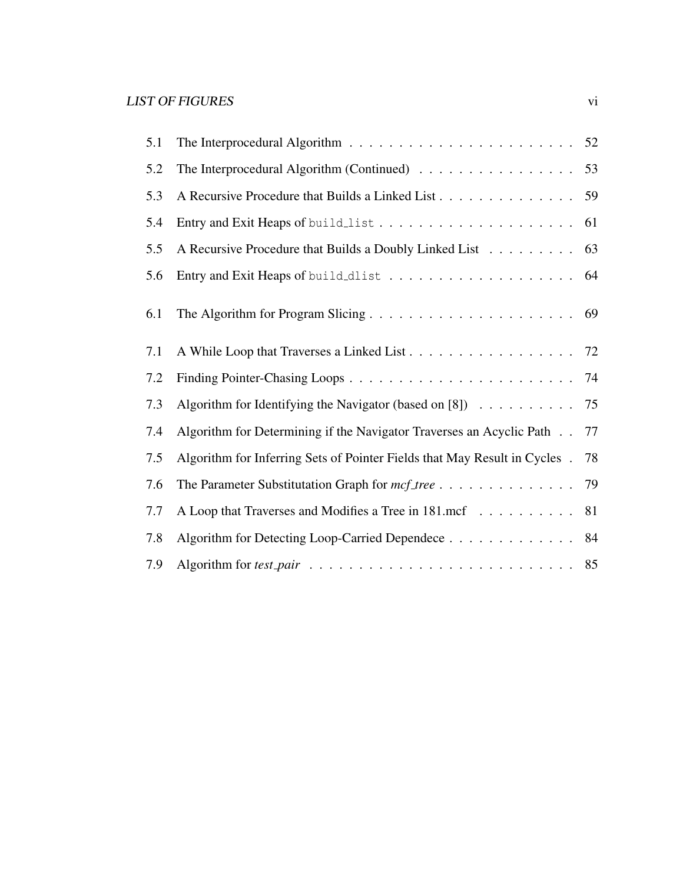| | | |
|---|---|---|
| 5.1 | The Interprocedural Algorithm | 52 |
| 5.2 | The Interprocedural Algorithm (Continued) | 53 |
| 5.3 | A Recursive Procedure that Builds a Linked List | 59 |
| 5.4 | Entry and Exit Heaps of `build_list` | 61 |
| 5.5 | A Recursive Procedure that Builds a Doubly Linked List | 63 |
| 5.6 | Entry and Exit Heaps of `build_dlist` | 64 |
| 6.1 | The Algorithm for Program Slicing | 69 |
| 7.1 | A While Loop that Traverses a Linked List | 72 |
| 7.2 | Finding Pointer-Chasing Loops | 74 |
| 7.3 | Algorithm for Identifying the Navigator (based on [8]) | 75 |
| 7.4 | Algorithm for Determining if the Navigator Traverses an Acyclic Path | 77 |
| 7.5 | Algorithm for Inferring Sets of Pointer Fields that May Result in Cycles | 78 |
| 7.6 | The Parameter Substitutation Graph for *mcf_tree* | 79 |
| 7.7 | A Loop that Traverses and Modifies a Tree in 181.mcf | 81 |
| 7.8 | Algorithm for Detecting Loop-Carried Dependece | 84 |
| 7.9 | Algorithm for *test_pair* | 85 |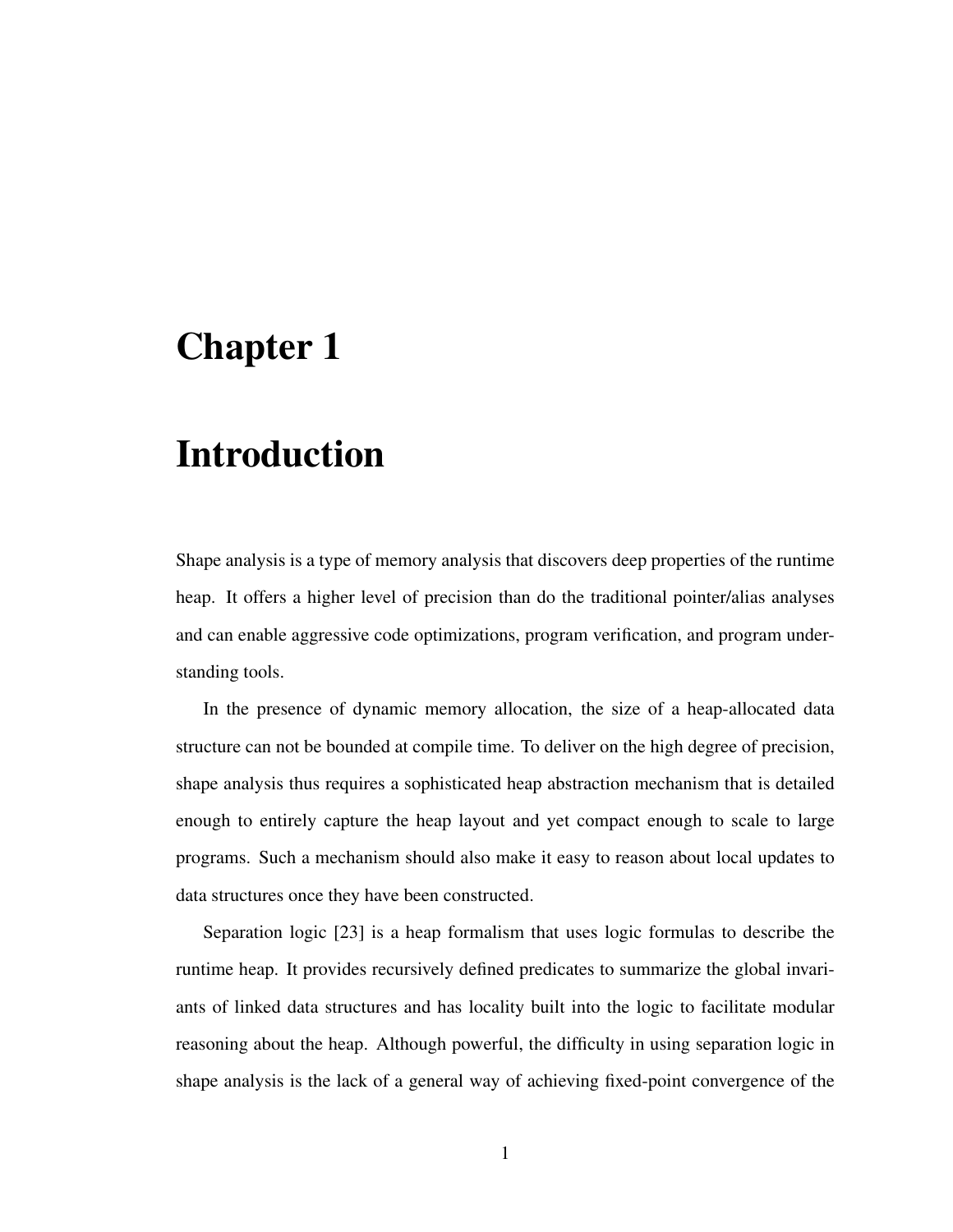# Chapter 1

# Introduction

Shape analysis is a type of memory analysis that discovers deep properties of the runtime heap. It offers a higher level of precision than do the traditional pointer/alias analyses and can enable aggressive code optimizations, program verification, and program understanding tools.

In the presence of dynamic memory allocation, the size of a heap-allocated data structure can not be bounded at compile time. To deliver on the high degree of precision, shape analysis thus requires a sophisticated heap abstraction mechanism that is detailed enough to entirely capture the heap layout and yet compact enough to scale to large programs. Such a mechanism should also make it easy to reason about local updates to data structures once they have been constructed.

Separation logic [23] is a heap formalism that uses logic formulas to describe the runtime heap. It provides recursively defined predicates to summarize the global invariants of linked data structures and has locality built into the logic to facilitate modular reasoning about the heap. Although powerful, the difficulty in using separation logic in shape analysis is the lack of a general way of achieving fixed-point convergence of the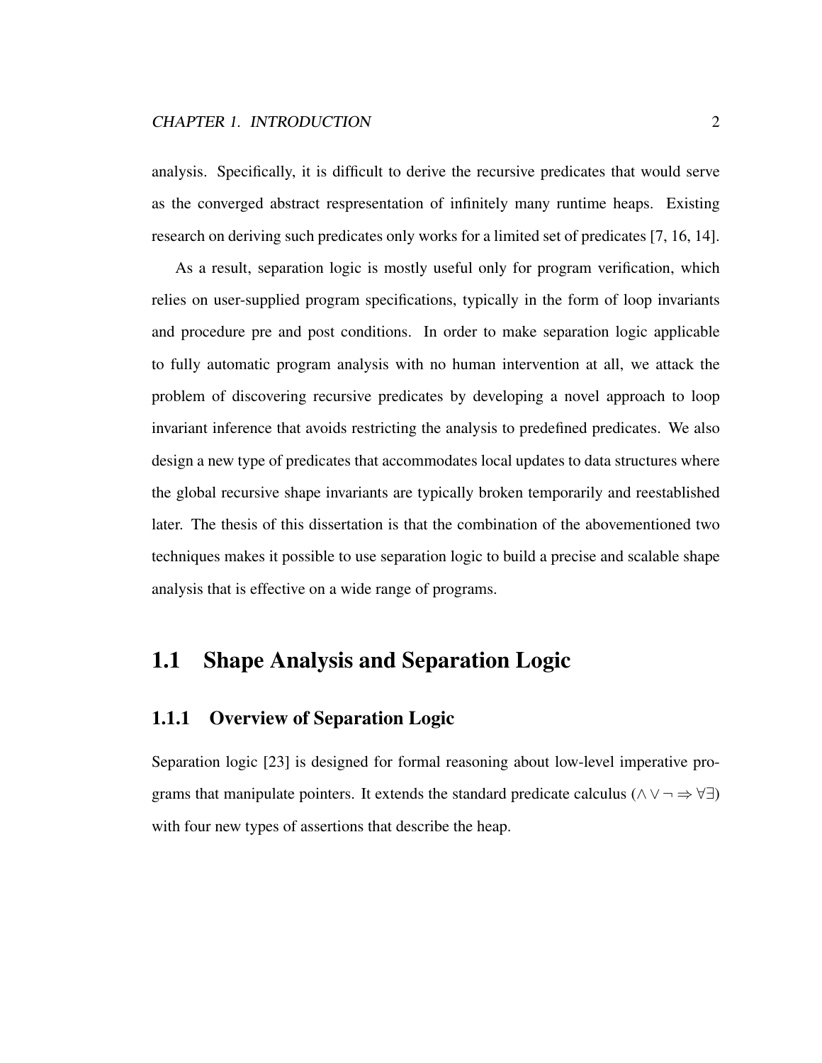analysis. Specifically, it is difficult to derive the recursive predicates that would serve as the converged abstract respresentation of infinitely many runtime heaps. Existing research on deriving such predicates only works for a limited set of predicates [7, 16, 14].

As a result, separation logic is mostly useful only for program verification, which relies on user-supplied program specifications, typically in the form of loop invariants and procedure pre and post conditions. In order to make separation logic applicable to fully automatic program analysis with no human intervention at all, we attack the problem of discovering recursive predicates by developing a novel approach to loop invariant inference that avoids restricting the analysis to predefined predicates. We also design a new type of predicates that accommodates local updates to data structures where the global recursive shape invariants are typically broken temporarily and reestablished later. The thesis of this dissertation is that the combination of the abovementioned two techniques makes it possible to use separation logic to build a precise and scalable shape analysis that is effective on a wide range of programs.

## 1.1 Shape Analysis and Separation Logic

### 1.1.1 Overview of Separation Logic

Separation logic [23] is designed for formal reasoning about low-level imperative programs that manipulate pointers. It extends the standard predicate calculus ($\wedge \vee \neg \Rightarrow \forall\exists$) with four new types of assertions that describe the heap.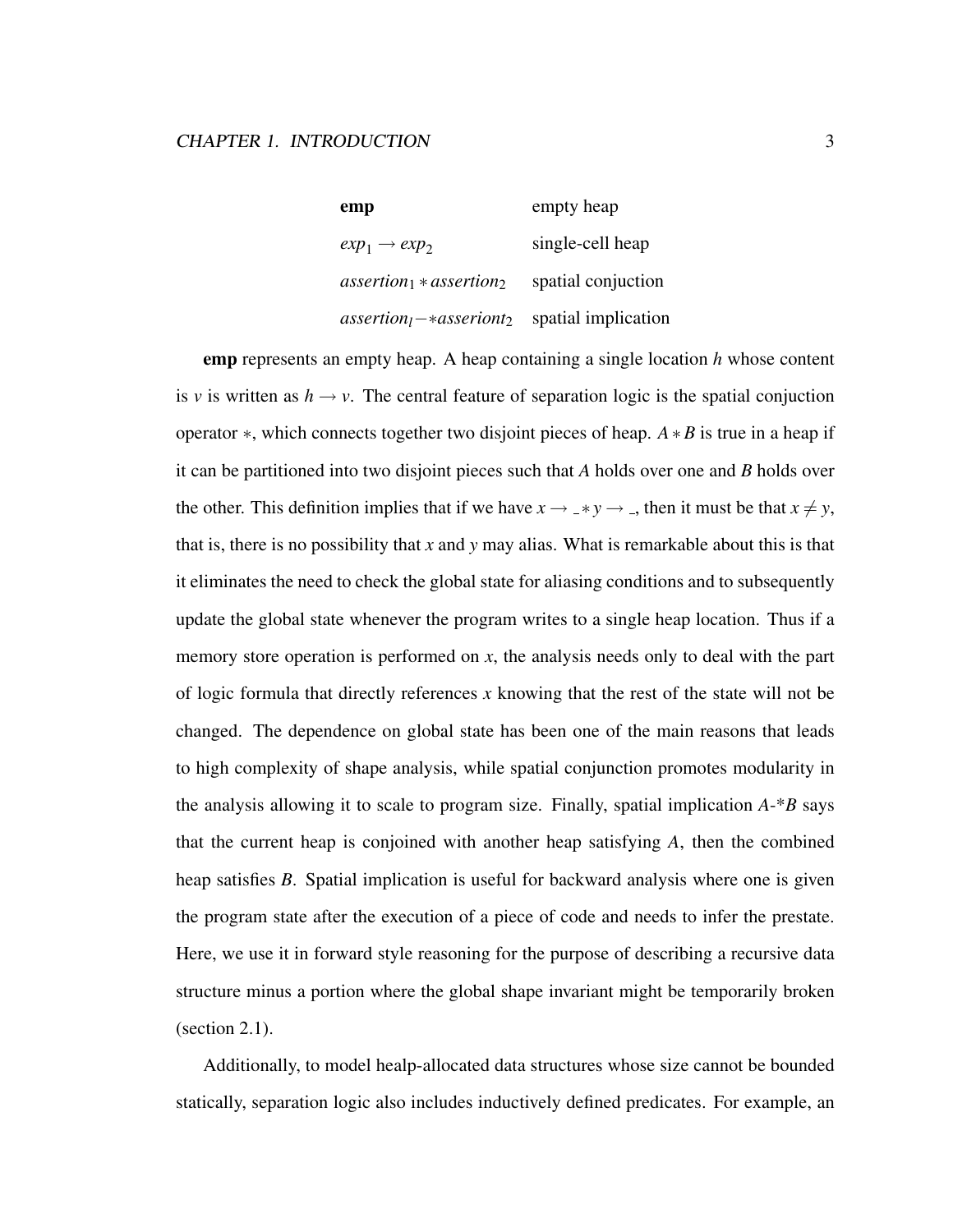| | |
|---|---|
| **emp** | empty heap |
| $exp_1 \rightarrow exp_2$ | single-cell heap |
| $assertion_1 * assertion_2$ | spatial conjuction |
| $assertion_l -\!* asseriont_2$ | spatial implication |

**emp** represents an empty heap. A heap containing a single location $h$ whose content is $v$ is written as $h \rightarrow v$. The central feature of separation logic is the spatial conjuction operator $*$, which connects together two disjoint pieces of heap. $A * B$ is true in a heap if it can be partitioned into two disjoint pieces such that $A$ holds over one and $B$ holds over the other. This definition implies that if we have $x \rightarrow \_ * y \rightarrow \_$, then it must be that $x \neq y$, that is, there is no possibility that $x$ and $y$ may alias. What is remarkable about this is that it eliminates the need to check the global state for aliasing conditions and to subsequently update the global state whenever the program writes to a single heap location. Thus if a memory store operation is performed on $x$, the analysis needs only to deal with the part of logic formula that directly references $x$ knowing that the rest of the state will not be changed. The dependence on global state has been one of the main reasons that leads to high complexity of shape analysis, while spatial conjunction promotes modularity in the analysis allowing it to scale to program size. Finally, spatial implication *A-\*B* says that the current heap is conjoined with another heap satisfying $A$, then the combined heap satisfies $B$. Spatial implication is useful for backward analysis where one is given the program state after the execution of a piece of code and needs to infer the prestate. Here, we use it in forward style reasoning for the purpose of describing a recursive data structure minus a portion where the global shape invariant might be temporarily broken (section 2.1).

Additionally, to model healp-allocated data structures whose size cannot be bounded statically, separation logic also includes inductively defined predicates. For example, an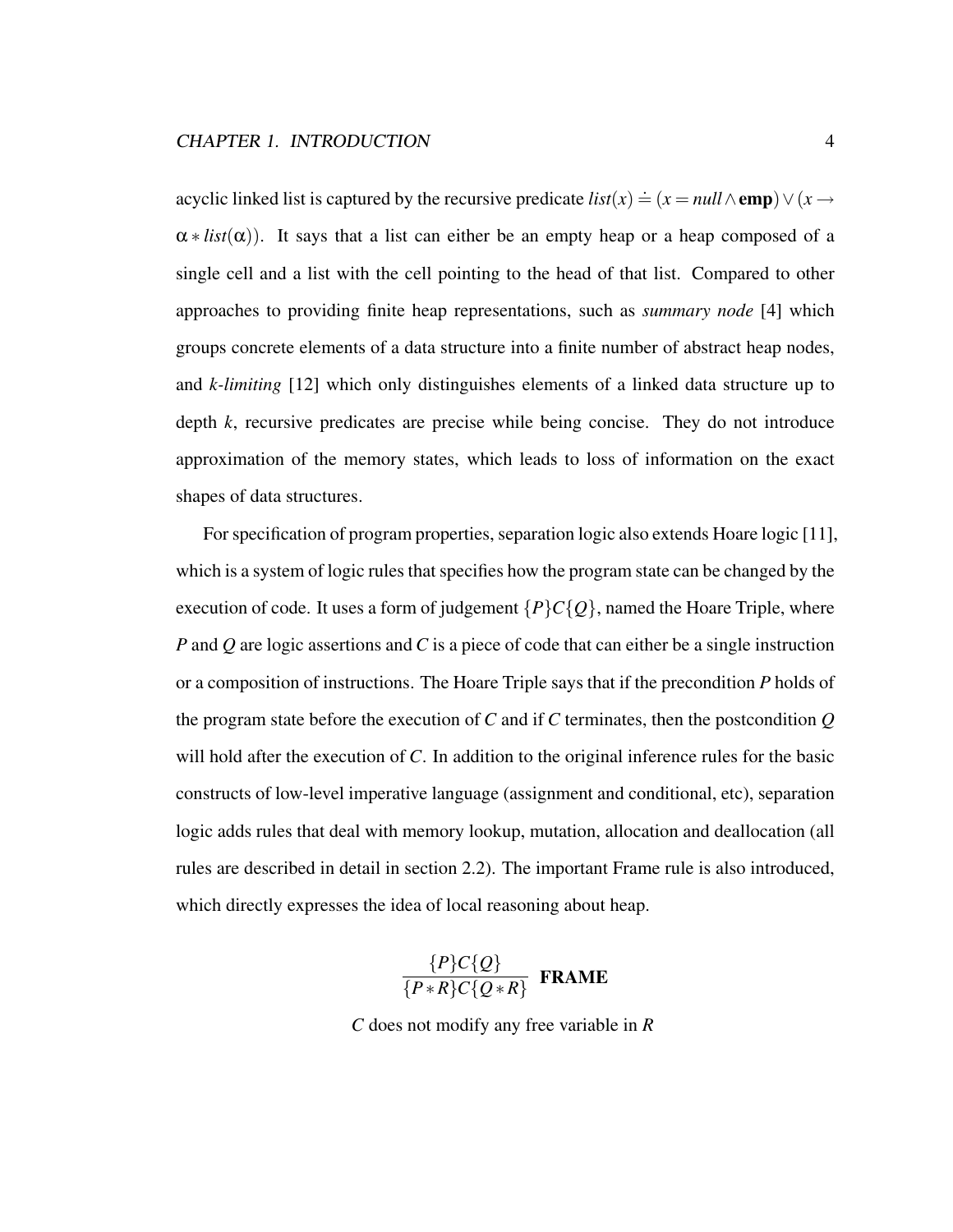acyclic linked list is captured by the recursive predicate $list(x) \doteq (x = null \wedge \mathbf{emp}) \vee (x \rightarrow \alpha * list(\alpha))$. It says that a list can either be an empty heap or a heap composed of a single cell and a list with the cell pointing to the head of that list. Compared to other approaches to providing finite heap representations, such as *summary node* [4] which groups concrete elements of a data structure into a finite number of abstract heap nodes, and *k-limiting* [12] which only distinguishes elements of a linked data structure up to depth $k$, recursive predicates are precise while being concise. They do not introduce approximation of the memory states, which leads to loss of information on the exact shapes of data structures.

For specification of program properties, separation logic also extends Hoare logic [11], which is a system of logic rules that specifies how the program state can be changed by the execution of code. It uses a form of judgement $\{P\}C\{Q\}$, named the Hoare Triple, where $P$ and $Q$ are logic assertions and $C$ is a piece of code that can either be a single instruction or a composition of instructions. The Hoare Triple says that if the precondition $P$ holds of the program state before the execution of $C$ and if $C$ terminates, then the postcondition $Q$ will hold after the execution of $C$. In addition to the original inference rules for the basic constructs of low-level imperative language (assignment and conditional, etc), separation logic adds rules that deal with memory lookup, mutation, allocation and deallocation (all rules are described in detail in section 2.2). The important Frame rule is also introduced, which directly expresses the idea of local reasoning about heap.

$$\frac{\{P\}C\{Q\}}{\{P * R\}C\{Q * R\}} \ \textbf{FRAME}$$

$C$ does not modify any free variable in $R$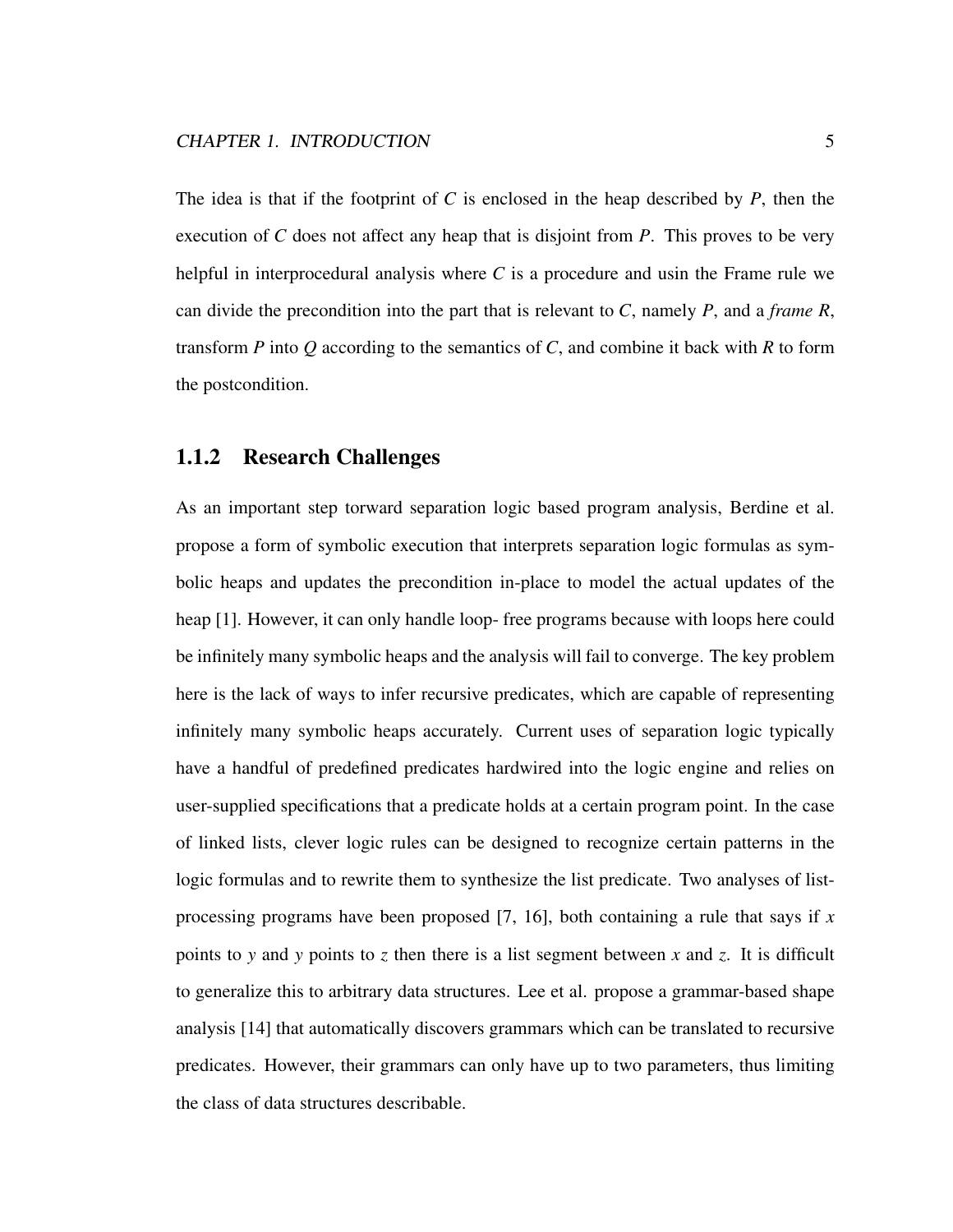The idea is that if the footprint of $C$ is enclosed in the heap described by $P$, then the execution of $C$ does not affect any heap that is disjoint from $P$. This proves to be very helpful in interprocedural analysis where $C$ is a procedure and usin the Frame rule we can divide the precondition into the part that is relevant to $C$, namely $P$, and a *frame* $R$, transform $P$ into $Q$ according to the semantics of $C$, and combine it back with $R$ to form the postcondition.

### 1.1.2 Research Challenges

As an important step torward separation logic based program analysis, Berdine et al. propose a form of symbolic execution that interprets separation logic formulas as symbolic heaps and updates the precondition in-place to model the actual updates of the heap [1]. However, it can only handle loop- free programs because with loops here could be infinitely many symbolic heaps and the analysis will fail to converge. The key problem here is the lack of ways to infer recursive predicates, which are capable of representing infinitely many symbolic heaps accurately. Current uses of separation logic typically have a handful of predefined predicates hardwired into the logic engine and relies on user-supplied specifications that a predicate holds at a certain program point. In the case of linked lists, clever logic rules can be designed to recognize certain patterns in the logic formulas and to rewrite them to synthesize the list predicate. Two analyses of list-processing programs have been proposed [7, 16], both containing a rule that says if $x$ points to $y$ and $y$ points to $z$ then there is a list segment between $x$ and $z$. It is difficult to generalize this to arbitrary data structures. Lee et al. propose a grammar-based shape analysis [14] that automatically discovers grammars which can be translated to recursive predicates. However, their grammars can only have up to two parameters, thus limiting the class of data structures describable.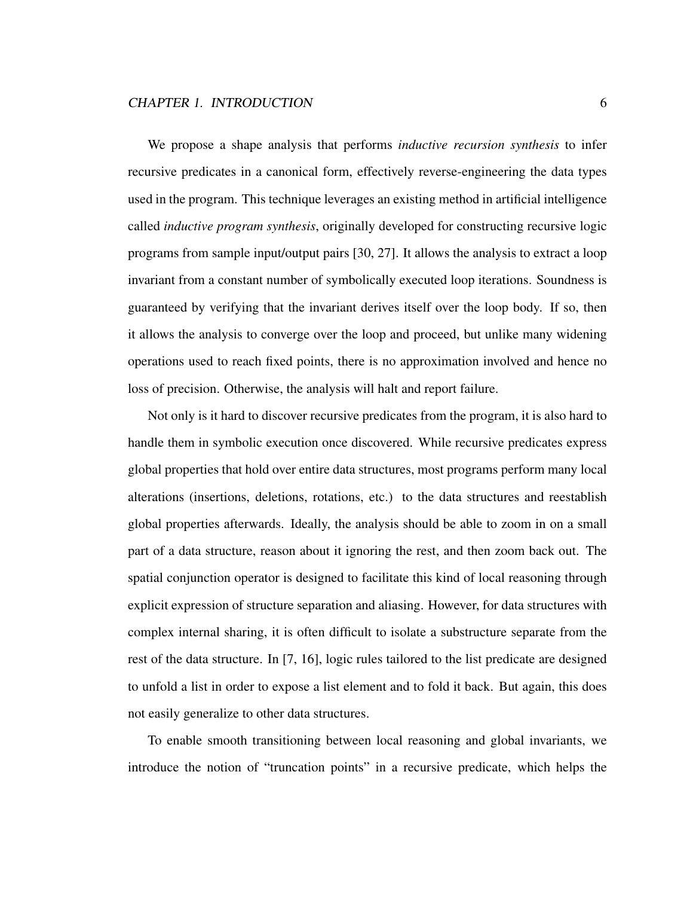We propose a shape analysis that performs *inductive recursion synthesis* to infer recursive predicates in a canonical form, effectively reverse-engineering the data types used in the program. This technique leverages an existing method in artificial intelligence called *inductive program synthesis*, originally developed for constructing recursive logic programs from sample input/output pairs [30, 27]. It allows the analysis to extract a loop invariant from a constant number of symbolically executed loop iterations. Soundness is guaranteed by verifying that the invariant derives itself over the loop body. If so, then it allows the analysis to converge over the loop and proceed, but unlike many widening operations used to reach fixed points, there is no approximation involved and hence no loss of precision. Otherwise, the analysis will halt and report failure.

Not only is it hard to discover recursive predicates from the program, it is also hard to handle them in symbolic execution once discovered. While recursive predicates express global properties that hold over entire data structures, most programs perform many local alterations (insertions, deletions, rotations, etc.) to the data structures and reestablish global properties afterwards. Ideally, the analysis should be able to zoom in on a small part of a data structure, reason about it ignoring the rest, and then zoom back out. The spatial conjunction operator is designed to facilitate this kind of local reasoning through explicit expression of structure separation and aliasing. However, for data structures with complex internal sharing, it is often difficult to isolate a substructure separate from the rest of the data structure. In [7, 16], logic rules tailored to the list predicate are designed to unfold a list in order to expose a list element and to fold it back. But again, this does not easily generalize to other data structures.

To enable smooth transitioning between local reasoning and global invariants, we introduce the notion of "truncation points" in a recursive predicate, which helps the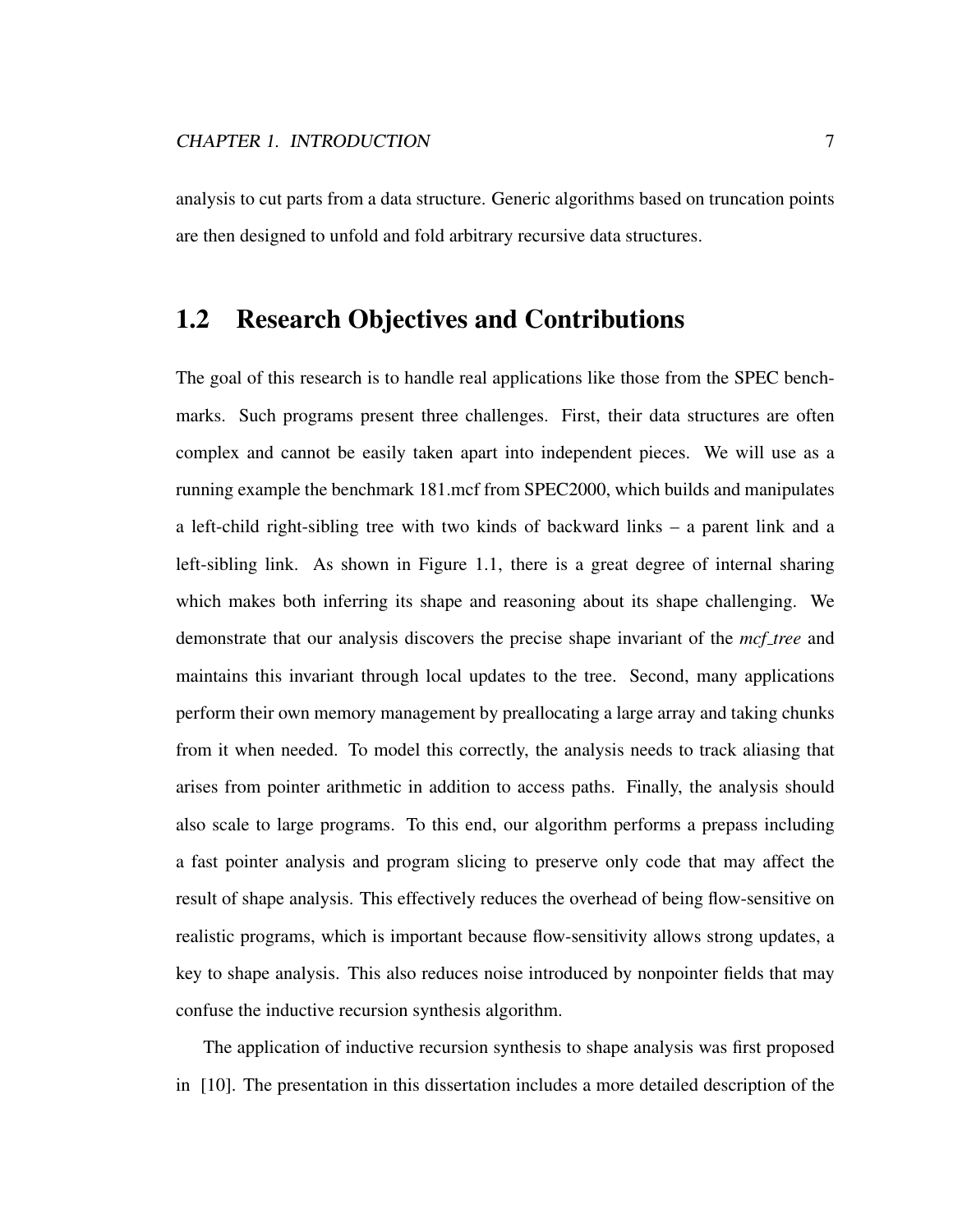analysis to cut parts from a data structure. Generic algorithms based on truncation points are then designed to unfold and fold arbitrary recursive data structures.

## 1.2 Research Objectives and Contributions

The goal of this research is to handle real applications like those from the SPEC benchmarks. Such programs present three challenges. First, their data structures are often complex and cannot be easily taken apart into independent pieces. We will use as a running example the benchmark 181.mcf from SPEC2000, which builds and manipulates a left-child right-sibling tree with two kinds of backward links – a parent link and a left-sibling link. As shown in Figure 1.1, there is a great degree of internal sharing which makes both inferring its shape and reasoning about its shape challenging. We demonstrate that our analysis discovers the precise shape invariant of the *mcf_tree* and maintains this invariant through local updates to the tree. Second, many applications perform their own memory management by preallocating a large array and taking chunks from it when needed. To model this correctly, the analysis needs to track aliasing that arises from pointer arithmetic in addition to access paths. Finally, the analysis should also scale to large programs. To this end, our algorithm performs a prepass including a fast pointer analysis and program slicing to preserve only code that may affect the result of shape analysis. This effectively reduces the overhead of being flow-sensitive on realistic programs, which is important because flow-sensitivity allows strong updates, a key to shape analysis. This also reduces noise introduced by nonpointer fields that may confuse the inductive recursion synthesis algorithm.

The application of inductive recursion synthesis to shape analysis was first proposed in [10]. The presentation in this dissertation includes a more detailed description of the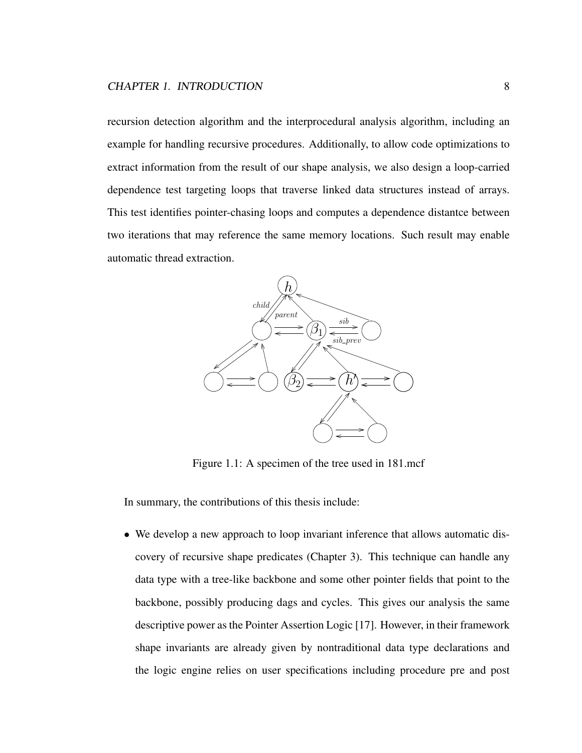recursion detection algorithm and the interprocedural analysis algorithm, including an example for handling recursive procedures. Additionally, to allow code optimizations to extract information from the result of our shape analysis, we also design a loop-carried dependence test targeting loops that traverse linked data structures instead of arrays. This test identifies pointer-chasing loops and computes a dependence distantce between two iterations that may reference the same memory locations. Such result may enable automatic thread extraction.

Figure 1.1: A specimen of the tree used in 181.mcf

In summary, the contributions of this thesis include:

- We develop a new approach to loop invariant inference that allows automatic discovery of recursive shape predicates (Chapter 3). This technique can handle any data type with a tree-like backbone and some other pointer fields that point to the backbone, possibly producing dags and cycles. This gives our analysis the same descriptive power as the Pointer Assertion Logic [17]. However, in their framework shape invariants are already given by nontraditional data type declarations and the logic engine relies on user specifications including procedure pre and post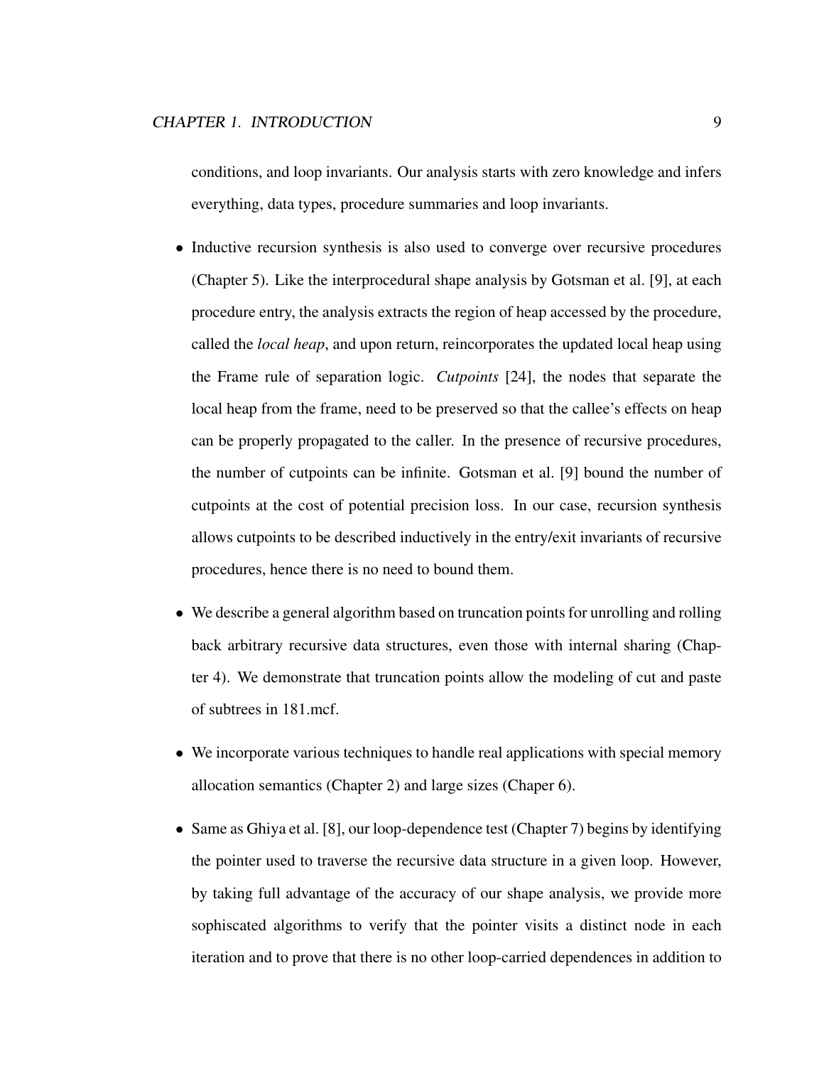conditions, and loop invariants. Our analysis starts with zero knowledge and infers everything, data types, procedure summaries and loop invariants.

- Inductive recursion synthesis is also used to converge over recursive procedures (Chapter 5). Like the interprocedural shape analysis by Gotsman et al. [9], at each procedure entry, the analysis extracts the region of heap accessed by the procedure, called the *local heap*, and upon return, reincorporates the updated local heap using the Frame rule of separation logic. *Cutpoints* [24], the nodes that separate the local heap from the frame, need to be preserved so that the callee's effects on heap can be properly propagated to the caller. In the presence of recursive procedures, the number of cutpoints can be infinite. Gotsman et al. [9] bound the number of cutpoints at the cost of potential precision loss. In our case, recursion synthesis allows cutpoints to be described inductively in the entry/exit invariants of recursive procedures, hence there is no need to bound them.

- We describe a general algorithm based on truncation points for unrolling and rolling back arbitrary recursive data structures, even those with internal sharing (Chapter 4). We demonstrate that truncation points allow the modeling of cut and paste of subtrees in 181.mcf.

- We incorporate various techniques to handle real applications with special memory allocation semantics (Chapter 2) and large sizes (Chaper 6).

- Same as Ghiya et al. [8], our loop-dependence test (Chapter 7) begins by identifying the pointer used to traverse the recursive data structure in a given loop. However, by taking full advantage of the accuracy of our shape analysis, we provide more sophiscated algorithms to verify that the pointer visits a distinct node in each iteration and to prove that there is no other loop-carried dependences in addition to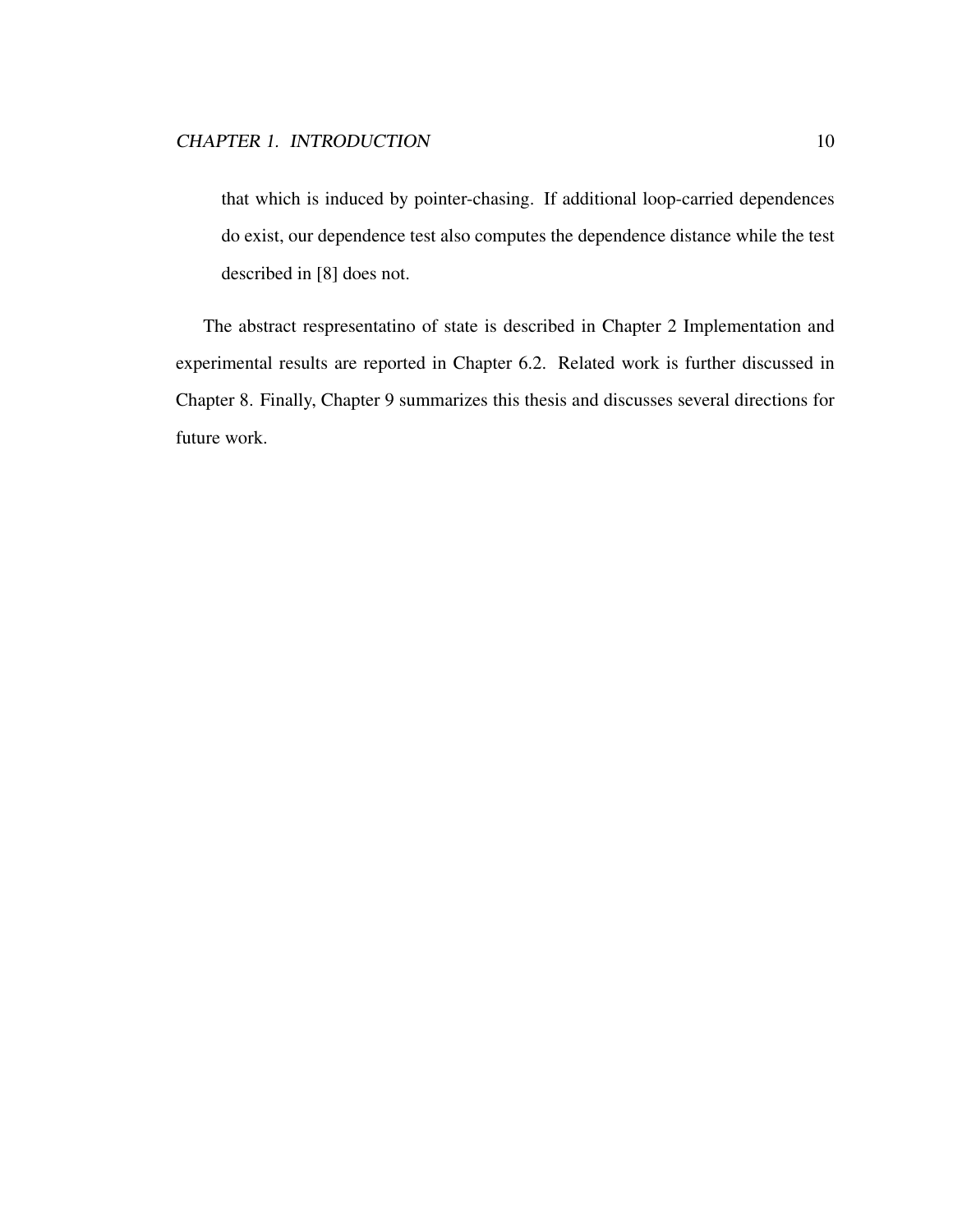that which is induced by pointer-chasing. If additional loop-carried dependences do exist, our dependence test also computes the dependence distance while the test described in [8] does not.

The abstract respresentatino of state is described in Chapter 2 Implementation and experimental results are reported in Chapter 6.2. Related work is further discussed in Chapter 8. Finally, Chapter 9 summarizes this thesis and discusses several directions for future work.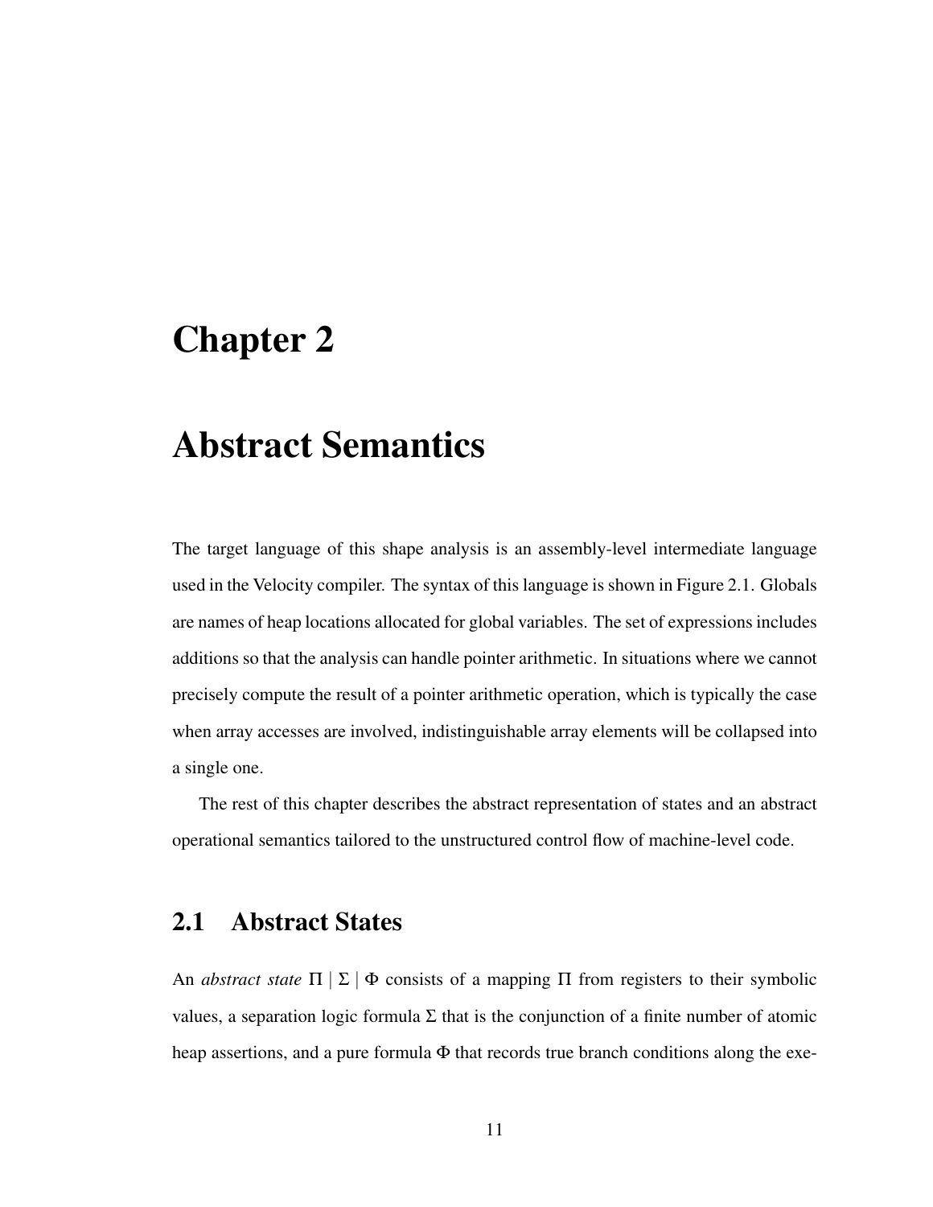# Chapter 2

# Abstract Semantics

The target language of this shape analysis is an assembly-level intermediate language used in the Velocity compiler. The syntax of this language is shown in Figure 2.1. Globals are names of heap locations allocated for global variables. The set of expressions includes additions so that the analysis can handle pointer arithmetic. In situations where we cannot precisely compute the result of a pointer arithmetic operation, which is typically the case when array accesses are involved, indistinguishable array elements will be collapsed into a single one.

The rest of this chapter describes the abstract representation of states and an abstract operational semantics tailored to the unstructured control flow of machine-level code.

## 2.1 Abstract States

An *abstract state* $\Pi \mid \Sigma \mid \Phi$ consists of a mapping $\Pi$ from registers to their symbolic values, a separation logic formula $\Sigma$ that is the conjunction of a finite number of atomic heap assertions, and a pure formula $\Phi$ that records true branch conditions along the exe-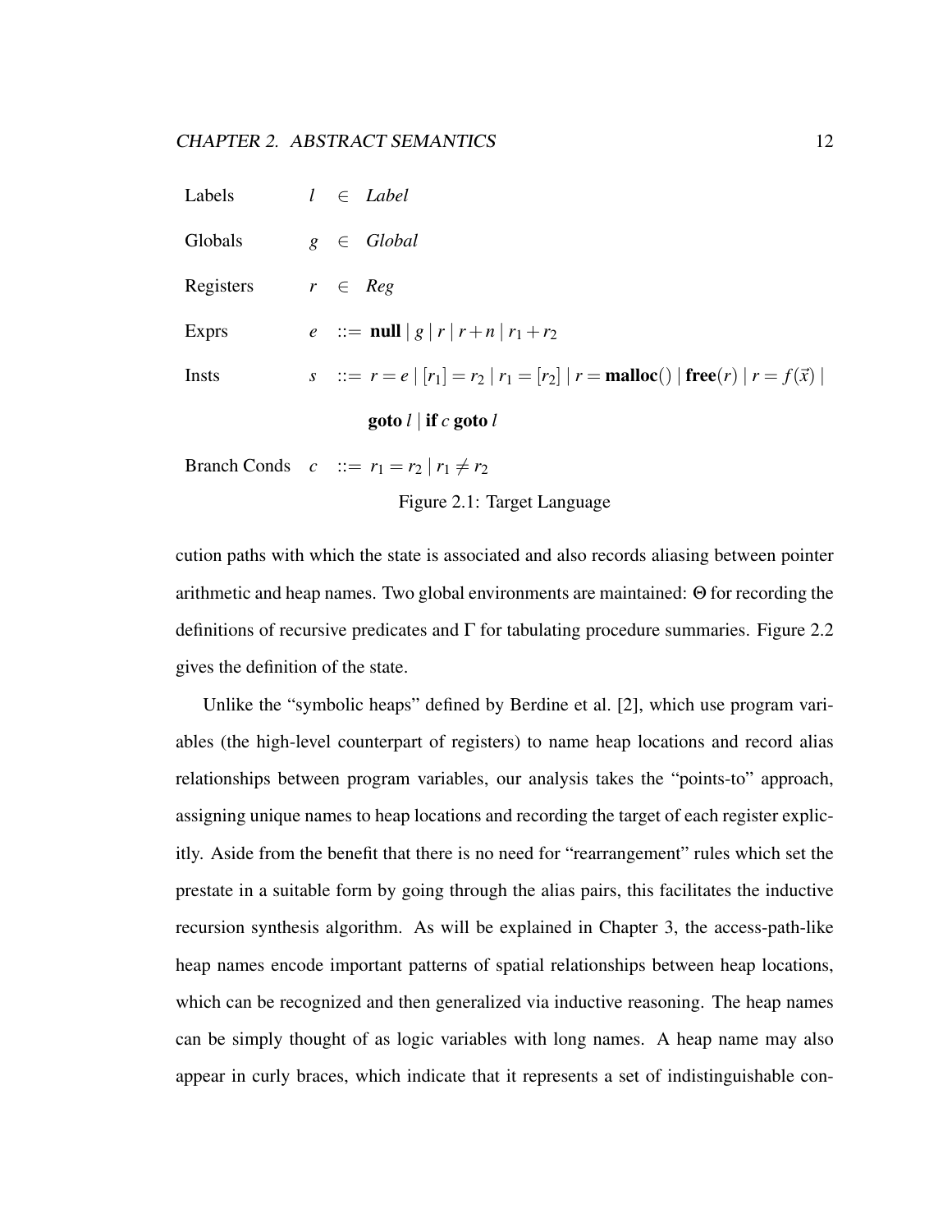| | | |
|---|---|---|
| Labels | $l$ | $\in$ *Label* |
| Globals | $g$ | $\in$ *Global* |
| Registers | $r$ | $\in$ *Reg* |
| Exprs | $e$ | $::= \textbf{null} \mid g \mid r \mid r+n \mid r_1+r_2$ |
| Insts | $s$ | $::= r = e \mid [r_1] = r_2 \mid r_1 = [r_2] \mid r = \textbf{malloc}() \mid \textbf{free}(r) \mid r = f(\vec{x}) \mid$ $\textbf{goto}\ l \mid \textbf{if}\ c\ \textbf{goto}\ l$ |
| Branch Conds | $c$ | $::= r_1 = r_2 \mid r_1 \neq r_2$ |

Figure 2.1: Target Language

cution paths with which the state is associated and also records aliasing between pointer arithmetic and heap names. Two global environments are maintained: $\Theta$ for recording the definitions of recursive predicates and $\Gamma$ for tabulating procedure summaries. Figure 2.2 gives the definition of the state.

Unlike the "symbolic heaps" defined by Berdine et al. [2], which use program variables (the high-level counterpart of registers) to name heap locations and record alias relationships between program variables, our analysis takes the "points-to" approach, assigning unique names to heap locations and recording the target of each register explicitly. Aside from the benefit that there is no need for "rearrangement" rules which set the prestate in a suitable form by going through the alias pairs, this facilitates the inductive recursion synthesis algorithm. As will be explained in Chapter 3, the access-path-like heap names encode important patterns of spatial relationships between heap locations, which can be recognized and then generalized via inductive reasoning. The heap names can be simply thought of as logic variables with long names. A heap name may also appear in curly braces, which indicate that it represents a set of indistinguishable con-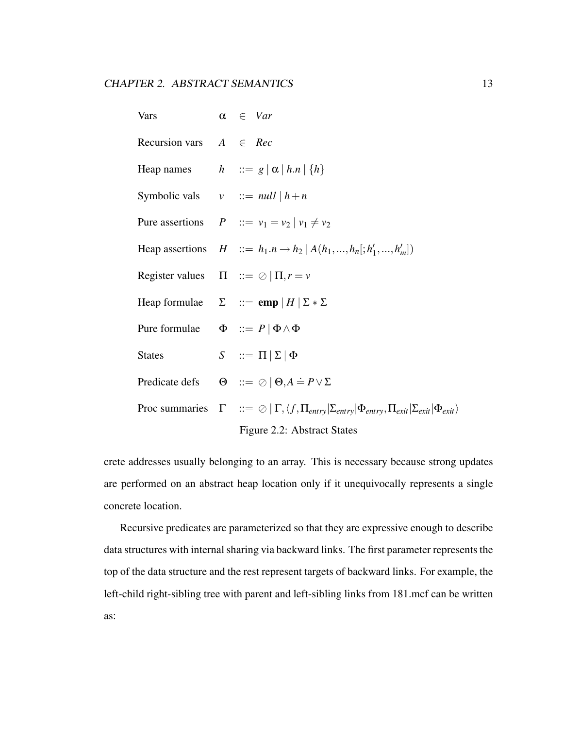| | | | |
|---|---|---|---|
| Vars | $\alpha$ | $\in$ | $Var$ |
| Recursion vars | $A$ | $\in$ | $Rec$ |
| Heap names | $h$ | $::=$ | $g \mid \alpha \mid h.n \mid \{h\}$ |
| Symbolic vals | $v$ | $::=$ | $null \mid h+n$ |
| Pure assertions | $P$ | $::=$ | $v_1 = v_2 \mid v_1 \neq v_2$ |
| Heap assertions | $H$ | $::=$ | $h_1.n \rightarrow h_2 \mid A(h_1,...,h_n[;h'_1,...,h'_m])$ |
| Register values | $\Pi$ | $::=$ | $\oslash \mid \Pi, r = v$ |
| Heap formulae | $\Sigma$ | $::=$ | $\mathbf{emp} \mid H \mid \Sigma * \Sigma$ |
| Pure formulae | $\Phi$ | $::=$ | $P \mid \Phi \wedge \Phi$ |
| States | $S$ | $::=$ | $\Pi \mid \Sigma \mid \Phi$ |
| Predicate defs | $\Theta$ | $::=$ | $\oslash \mid \Theta, A \doteq P \vee \Sigma$ |
| Proc summaries | $\Gamma$ | $::=$ | $\oslash \mid \Gamma, \langle f, \Pi_{entry} \mid \Sigma_{entry} \mid \Phi_{entry}, \Pi_{exit} \mid \Sigma_{exit} \mid \Phi_{exit} \rangle$ |

Figure 2.2: Abstract States

crete addresses usually belonging to an array. This is necessary because strong updates are performed on an abstract heap location only if it unequivocally represents a single concrete location.

Recursive predicates are parameterized so that they are expressive enough to describe data structures with internal sharing via backward links. The first parameter represents the top of the data structure and the rest represent targets of backward links. For example, the left-child right-sibling tree with parent and left-sibling links from 181.mcf can be written as: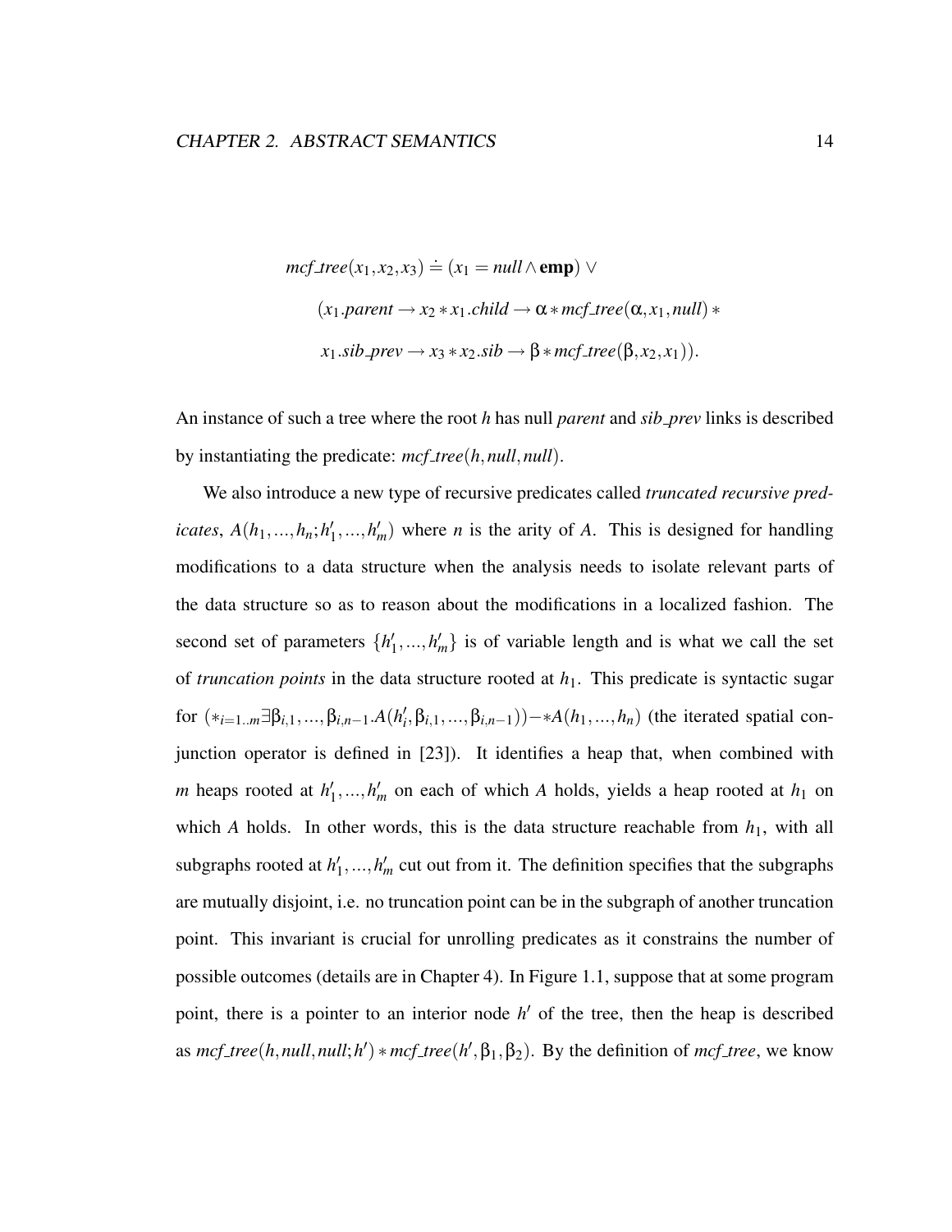$$
\begin{aligned}
mcf\_tree(x_1, x_2, x_3) \doteq\ & (x_1 = null \wedge \mathbf{emp}) \vee \\
& (x_1.parent \rightarrow x_2 * x_1.child \rightarrow \alpha * mcf\_tree(\alpha, x_1, null) * \\
& x_1.sib\_prev \rightarrow x_3 * x_2.sib \rightarrow \beta * mcf\_tree(\beta, x_2, x_1)).
\end{aligned}
$$

An instance of such a tree where the root $h$ has null *parent* and *sib_prev* links is described by instantiating the predicate: $mcf\_tree(h, null, null)$.

We also introduce a new type of recursive predicates called *truncated recursive predicates*, $A(h_1, ..., h_n; h'_1, ..., h'_m)$ where $n$ is the arity of $A$. This is designed for handling modifications to a data structure when the analysis needs to isolate relevant parts of the data structure so as to reason about the modifications in a localized fashion. The second set of parameters $\{h'_1, ..., h'_m\}$ is of variable length and is what we call the set of *truncation points* in the data structure rooted at $h_1$. This predicate is syntactic sugar for $(*_{i=1..m} \exists \beta_{i,1}, ..., \beta_{i,n-1}.A(h'_i, \beta_{i,1}, ..., \beta_{i,n-1})) -\!\!* A(h_1, ..., h_n)$ (the iterated spatial conjunction operator is defined in [23]). It identifies a heap that, when combined with $m$ heaps rooted at $h'_1, ..., h'_m$ on each of which $A$ holds, yields a heap rooted at $h_1$ on which $A$ holds. In other words, this is the data structure reachable from $h_1$, with all subgraphs rooted at $h'_1, ..., h'_m$ cut out from it. The definition specifies that the subgraphs are mutually disjoint, i.e. no truncation point can be in the subgraph of another truncation point. This invariant is crucial for unrolling predicates as it constrains the number of possible outcomes (details are in Chapter 4). In Figure 1.1, suppose that at some program point, there is a pointer to an interior node $h'$ of the tree, then the heap is described as $mcf\_tree(h, null, null; h') * mcf\_tree(h', \beta_1, \beta_2)$. By the definition of *mcf_tree*, we know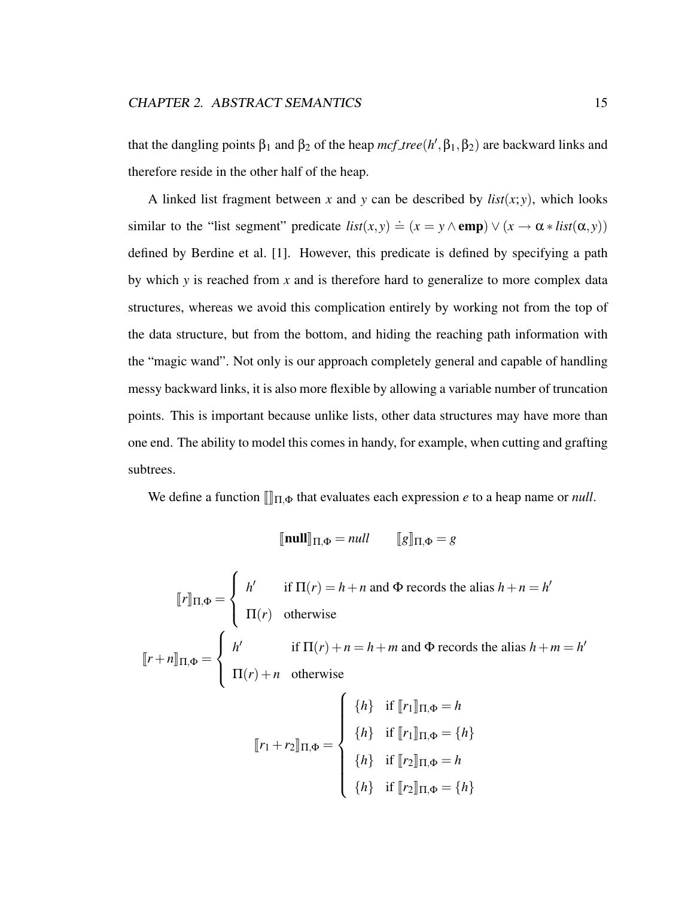that the dangling points $\beta_1$ and $\beta_2$ of the heap $\mathit{mcf\_tree}(h', \beta_1, \beta_2)$ are backward links and therefore reside in the other half of the heap.

A linked list fragment between $x$ and $y$ can be described by $\mathit{list}(x;y)$, which looks similar to the "list segment" predicate $\mathit{list}(x,y) \doteq (x = y \wedge \mathbf{emp}) \vee (x \rightarrow \alpha * \mathit{list}(\alpha, y))$ defined by Berdine et al. [1]. However, this predicate is defined by specifying a path by which $y$ is reached from $x$ and is therefore hard to generalize to more complex data structures, whereas we avoid this complication entirely by working not from the top of the data structure, but from the bottom, and hiding the reaching path information with the "magic wand". Not only is our approach completely general and capable of handling messy backward links, it is also more flexible by allowing a variable number of truncation points. This is important because unlike lists, other data structures may have more than one end. The ability to model this comes in handy, for example, when cutting and grafting subtrees.

We define a function $[\![]\!]_{\Pi,\Phi}$ that evaluates each expression $e$ to a heap name or *null*.

$$[\![\mathbf{null}]\!]_{\Pi,\Phi} = \mathit{null} \qquad [\![g]\!]_{\Pi,\Phi} = g$$

$$[\![r]\!]_{\Pi,\Phi} = \begin{cases} h' & \text{if } \Pi(r) = h + n \text{ and } \Phi \text{ records the alias } h + n = h' \\ \Pi(r) & \text{otherwise} \end{cases}$$

$$[\![r + n]\!]_{\Pi,\Phi} = \begin{cases} h' & \text{if } \Pi(r) + n = h + m \text{ and } \Phi \text{ records the alias } h + m = h' \\ \Pi(r) + n & \text{otherwise} \end{cases}$$

$$[\![r_1 + r_2]\!]_{\Pi,\Phi} = \begin{cases} \{h\} & \text{if } [\![r_1]\!]_{\Pi,\Phi} = h \\ \{h\} & \text{if } [\![r_1]\!]_{\Pi,\Phi} = \{h\} \\ \{h\} & \text{if } [\![r_2]\!]_{\Pi,\Phi} = h \\ \{h\} & \text{if } [\![r_2]\!]_{\Pi,\Phi} = \{h\} \end{cases}$$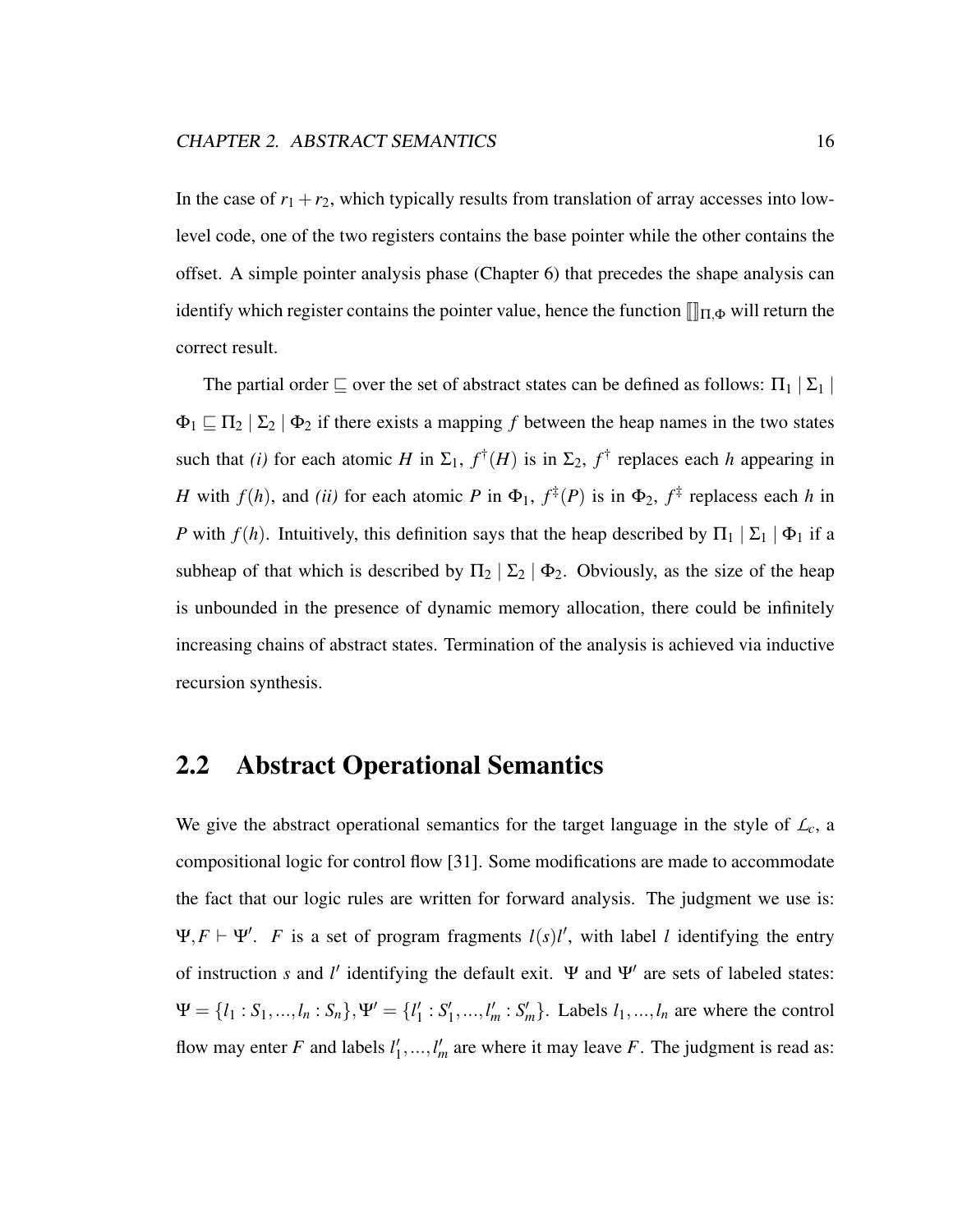In the case of $r_1 + r_2$, which typically results from translation of array accesses into low-level code, one of the two registers contains the base pointer while the other contains the offset. A simple pointer analysis phase (Chapter 6) that precedes the shape analysis can identify which register contains the pointer value, hence the function $[\![]\!]_{\Pi,\Phi}$ will return the correct result.

The partial order $\sqsubseteq$ over the set of abstract states can be defined as follows: $\Pi_1 \mid \Sigma_1 \mid \Phi_1 \sqsubseteq \Pi_2 \mid \Sigma_2 \mid \Phi_2$ if there exists a mapping $f$ between the heap names in the two states such that *(i)* for each atomic $H$ in $\Sigma_1$, $f^{\dagger}(H)$ is in $\Sigma_2$, $f^{\dagger}$ replaces each $h$ appearing in $H$ with $f(h)$, and *(ii)* for each atomic $P$ in $\Phi_1$, $f^{\ddagger}(P)$ is in $\Phi_2$, $f^{\ddagger}$ replacess each $h$ in $P$ with $f(h)$. Intuitively, this definition says that the heap described by $\Pi_1 \mid \Sigma_1 \mid \Phi_1$ if a subheap of that which is described by $\Pi_2 \mid \Sigma_2 \mid \Phi_2$. Obviously, as the size of the heap is unbounded in the presence of dynamic memory allocation, there could be infinitely increasing chains of abstract states. Termination of the analysis is achieved via inductive recursion synthesis.

## 2.2 Abstract Operational Semantics

We give the abstract operational semantics for the target language in the style of $\mathcal{L}_c$, a compositional logic for control flow [31]. Some modifications are made to accommodate the fact that our logic rules are written for forward analysis. The judgment we use is: $\Psi, F \vdash \Psi'$. $F$ is a set of program fragments $l(s)l'$, with label $l$ identifying the entry of instruction $s$ and $l'$ identifying the default exit. $\Psi$ and $\Psi'$ are sets of labeled states: $\Psi = \{l_1 : S_1, ..., l_n : S_n\}, \Psi' = \{l'_1 : S'_1, ..., l'_m : S'_m\}$. Labels $l_1, ..., l_n$ are where the control flow may enter $F$ and labels $l'_1, ..., l'_m$ are where it may leave $F$. The judgment is read as: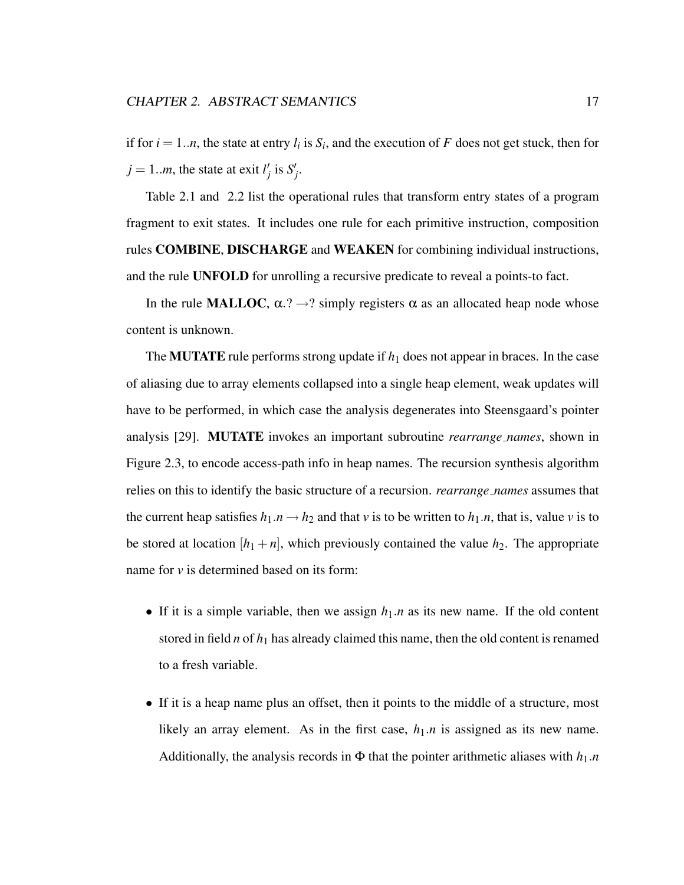if for $i = 1..n$, the state at entry $l_i$ is $S_i$, and the execution of $F$ does not get stuck, then for $j = 1..m$, the state at exit $l'_j$ is $S'_j$.

Table 2.1 and 2.2 list the operational rules that transform entry states of a program fragment to exit states. It includes one rule for each primitive instruction, composition rules **COMBINE**, **DISCHARGE** and **WEAKEN** for combining individual instructions, and the rule **UNFOLD** for unrolling a recursive predicate to reveal a points-to fact.

In the rule **MALLOC**, $\alpha.? \rightarrow ?$ simply registers $\alpha$ as an allocated heap node whose content is unknown.

The **MUTATE** rule performs strong update if $h_1$ does not appear in braces. In the case of aliasing due to array elements collapsed into a single heap element, weak updates will have to be performed, in which case the analysis degenerates into Steensgaard's pointer analysis [29]. **MUTATE** invokes an important subroutine *rearrange_names*, shown in Figure 2.3, to encode access-path info in heap names. The recursion synthesis algorithm relies on this to identify the basic structure of a recursion. *rearrange_names* assumes that the current heap satisfies $h_1.n \rightarrow h_2$ and that $v$ is to be written to $h_1.n$, that is, value $v$ is to be stored at location $[h_1 + n]$, which previously contained the value $h_2$. The appropriate name for $v$ is determined based on its form:

- If it is a simple variable, then we assign $h_1.n$ as its new name. If the old content stored in field $n$ of $h_1$ has already claimed this name, then the old content is renamed to a fresh variable.
- If it is a heap name plus an offset, then it points to the middle of a structure, most likely an array element. As in the first case, $h_1.n$ is assigned as its new name. Additionally, the analysis records in $\Phi$ that the pointer arithmetic aliases with $h_1.n$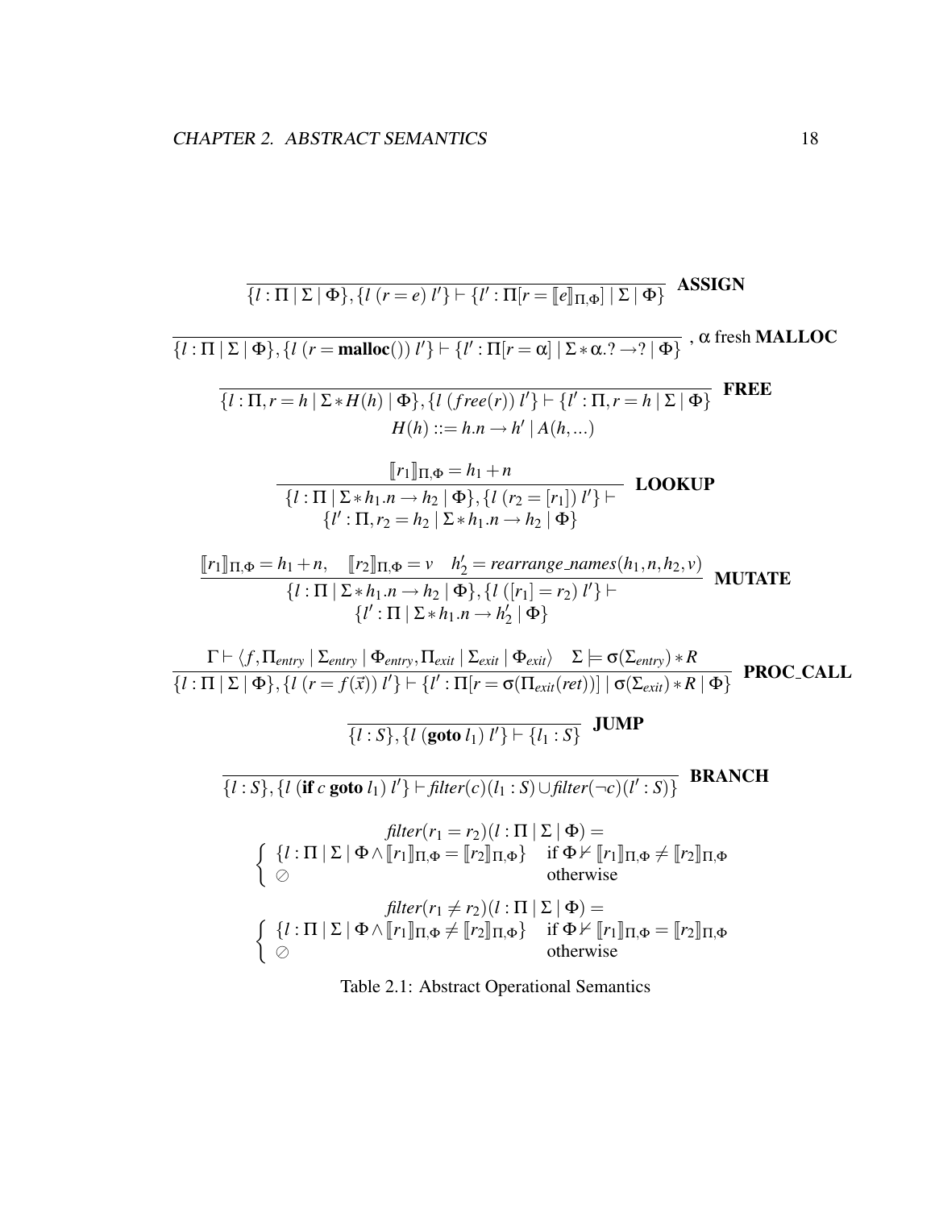$$\frac{}{\{l : \Pi \mid \Sigma \mid \Phi\}, \{l\ (r = e)\ l'\} \vdash \{l' : \Pi[r = [\![e]\!]_{\Pi,\Phi}] \mid \Sigma \mid \Phi\}}\ \textbf{ASSIGN}$$

$$\frac{}{\{l : \Pi \mid \Sigma \mid \Phi\}, \{l\ (r = \textbf{malloc}())\ l'\} \vdash \{l' : \Pi[r = \alpha] \mid \Sigma * \alpha.? \rightarrow ? \mid \Phi\}}\ , \alpha \text{ fresh } \textbf{MALLOC}$$

$$\frac{}{\{l : \Pi, r = h \mid \Sigma * H(h) \mid \Phi\}, \{l\ (free(r))\ l'\} \vdash \{l' : \Pi, r = h \mid \Sigma \mid \Phi\}}\ \textbf{FREE}$$

$$H(h) ::= h.n \rightarrow h' \mid A(h, ...)$$

$$\frac{[\![r_1]\!]_{\Pi,\Phi} = h_1 + n}{\begin{array}{c}\{l : \Pi \mid \Sigma * h_1.n \rightarrow h_2 \mid \Phi\}, \{l\ (r_2 = [r_1])\ l'\} \vdash \\ \{l' : \Pi, r_2 = h_2 \mid \Sigma * h_1.n \rightarrow h_2 \mid \Phi\}\end{array}}\ \textbf{LOOKUP}$$

$$\frac{[\![r_1]\!]_{\Pi,\Phi} = h_1 + n, \quad [\![r_2]\!]_{\Pi,\Phi} = v \quad h_2' = rearrange\_names(h_1, n, h_2, v)}{\begin{array}{c}\{l : \Pi \mid \Sigma * h_1.n \rightarrow h_2 \mid \Phi\}, \{l\ ([r_1] = r_2)\ l'\} \vdash \\ \{l' : \Pi \mid \Sigma * h_1.n \rightarrow h_2' \mid \Phi\}\end{array}}\ \textbf{MUTATE}$$

$$\frac{\Gamma \vdash \langle f, \Pi_{entry} \mid \Sigma_{entry} \mid \Phi_{entry}, \Pi_{exit} \mid \Sigma_{exit} \mid \Phi_{exit}\rangle \quad \Sigma \models \sigma(\Sigma_{entry}) * R}{\{l : \Pi \mid \Sigma \mid \Phi\}, \{l\ (r = f(\vec{x}))\ l'\} \vdash \{l' : \Pi[r = \sigma(\Pi_{exit}(ret))] \mid \sigma(\Sigma_{exit}) * R \mid \Phi\}}\ \textbf{PROC\_CALL}$$

$$\frac{}{\{l : S\}, \{l\ (\textbf{goto}\ l_1)\ l'\} \vdash \{l_1 : S\}}\ \textbf{JUMP}$$

$$\frac{}{\{l : S\}, \{l\ (\textbf{if}\ c\ \textbf{goto}\ l_1)\ l'\} \vdash filter(c)(l_1 : S) \cup filter(\neg c)(l' : S)\}}\ \textbf{BRANCH}$$

$$filter(r_1 = r_2)(l : \Pi \mid \Sigma \mid \Phi) =$$
$$\begin{cases} \{l : \Pi \mid \Sigma \mid \Phi \wedge [\![r_1]\!]_{\Pi,\Phi} = [\![r_2]\!]_{\Pi,\Phi}\} & \text{if } \Phi \nvdash [\![r_1]\!]_{\Pi,\Phi} \neq [\![r_2]\!]_{\Pi,\Phi} \\ \oslash & \text{otherwise} \end{cases}$$

$$filter(r_1 \neq r_2)(l : \Pi \mid \Sigma \mid \Phi) =$$
$$\begin{cases} \{l : \Pi \mid \Sigma \mid \Phi \wedge [\![r_1]\!]_{\Pi,\Phi} \neq [\![r_2]\!]_{\Pi,\Phi}\} & \text{if } \Phi \nvdash [\![r_1]\!]_{\Pi,\Phi} = [\![r_2]\!]_{\Pi,\Phi} \\ \oslash & \text{otherwise} \end{cases}$$

Table 2.1: Abstract Operational Semantics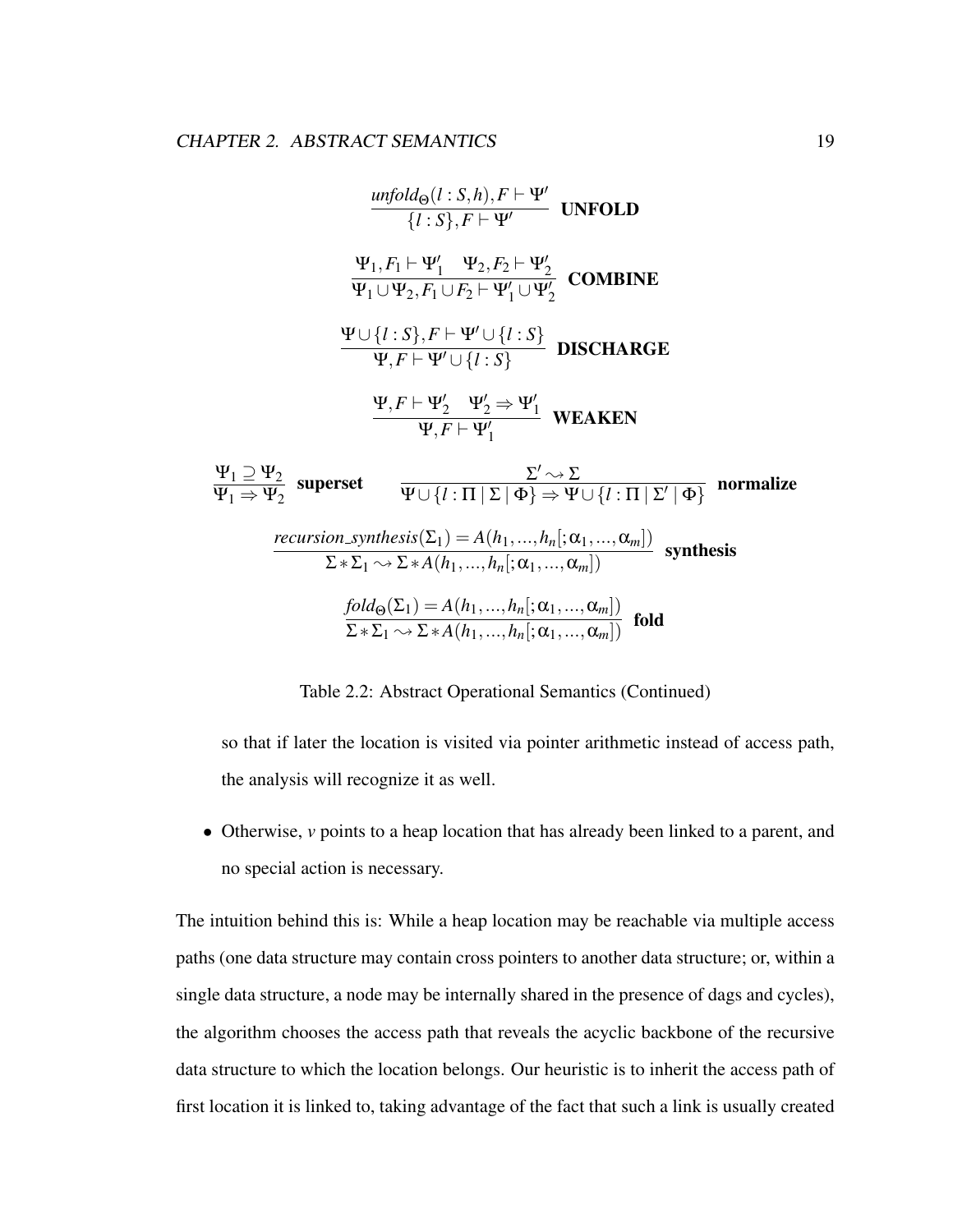$$\frac{\mathit{unfold}_{\Theta}(l : S, h), F \vdash \Psi'}{\{l : S\}, F \vdash \Psi'} \quad \textbf{UNFOLD}$$

$$\frac{\Psi_1, F_1 \vdash \Psi'_1 \quad \Psi_2, F_2 \vdash \Psi'_2}{\Psi_1 \cup \Psi_2, F_1 \cup F_2 \vdash \Psi'_1 \cup \Psi'_2} \quad \textbf{COMBINE}$$

$$\frac{\Psi \cup \{l : S\}, F \vdash \Psi' \cup \{l : S\}}{\Psi, F \vdash \Psi' \cup \{l : S\}} \quad \textbf{DISCHARGE}$$

$$\frac{\Psi, F \vdash \Psi'_2 \quad \Psi'_2 \Rightarrow \Psi'_1}{\Psi, F \vdash \Psi'_1} \quad \textbf{WEAKEN}$$

$$\frac{\Psi_1 \supseteq \Psi_2}{\Psi_1 \Rightarrow \Psi_2} \quad \textbf{superset} \qquad \frac{\Sigma' \rightsquigarrow \Sigma}{\Psi \cup \{l : \Pi \mid \Sigma \mid \Phi\} \Rightarrow \Psi \cup \{l : \Pi \mid \Sigma' \mid \Phi\}} \quad \textbf{normalize}$$

$$\frac{\mathit{recursion\_synthesis}(\Sigma_1) = A(h_1, ..., h_n[; \alpha_1, ..., \alpha_m])}{\Sigma * \Sigma_1 \rightsquigarrow \Sigma * A(h_1, ..., h_n[; \alpha_1, ..., \alpha_m])} \quad \textbf{synthesis}$$

$$\frac{\mathit{fold}_{\Theta}(\Sigma_1) = A(h_1, ..., h_n[; \alpha_1, ..., \alpha_m])}{\Sigma * \Sigma_1 \rightsquigarrow \Sigma * A(h_1, ..., h_n[; \alpha_1, ..., \alpha_m])} \quad \textbf{fold}$$

Table 2.2: Abstract Operational Semantics (Continued)

so that if later the location is visited via pointer arithmetic instead of access path, the analysis will recognize it as well.

- Otherwise, *v* points to a heap location that has already been linked to a parent, and no special action is necessary.

The intuition behind this is: While a heap location may be reachable via multiple access paths (one data structure may contain cross pointers to another data structure; or, within a single data structure, a node may be internally shared in the presence of dags and cycles), the algorithm chooses the access path that reveals the acyclic backbone of the recursive data structure to which the location belongs. Our heuristic is to inherit the access path of first location it is linked to, taking advantage of the fact that such a link is usually created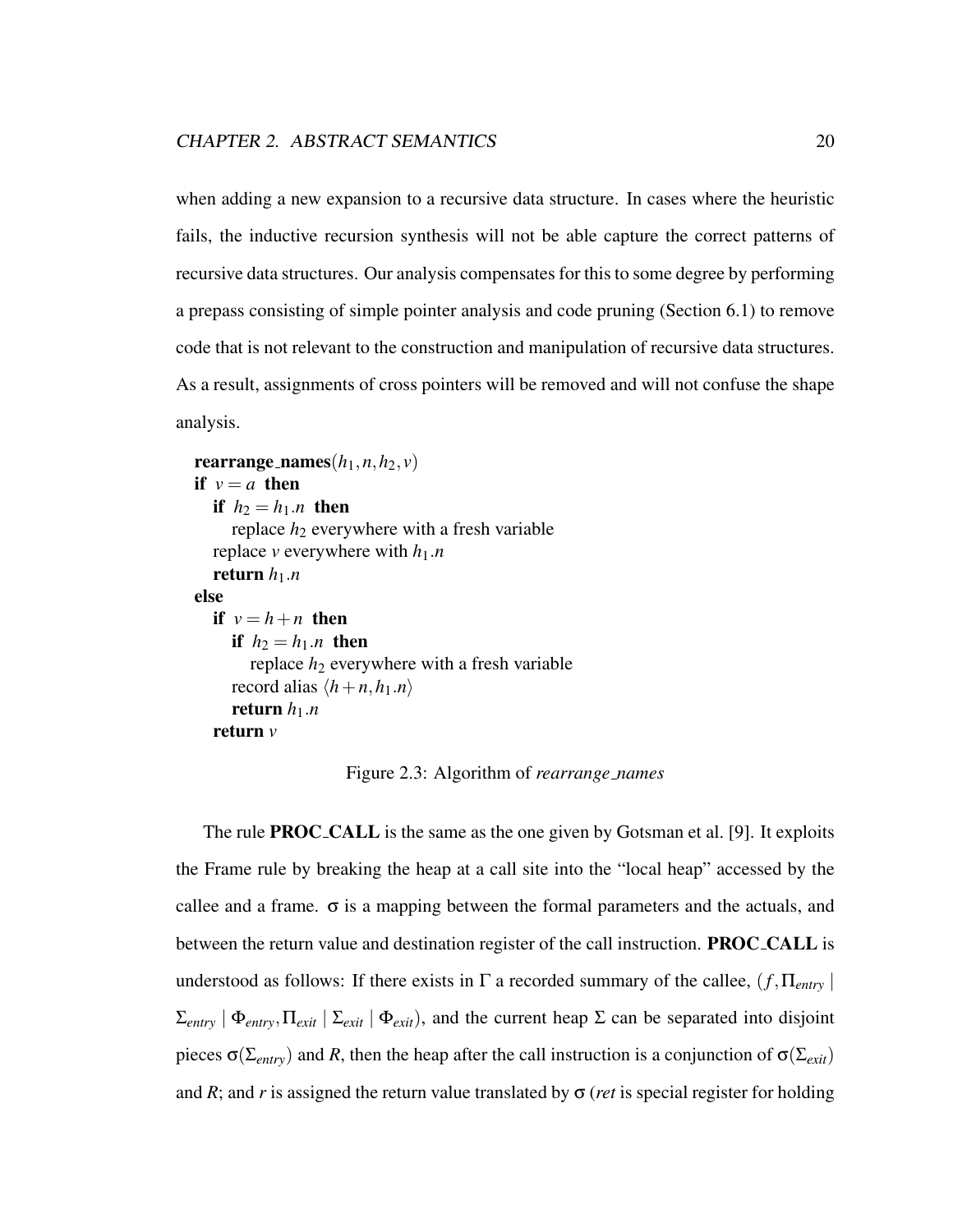when adding a new expansion to a recursive data structure. In cases where the heuristic fails, the inductive recursion synthesis will not be able capture the correct patterns of recursive data structures. Our analysis compensates for this to some degree by performing a prepass consisting of simple pointer analysis and code pruning (Section 6.1) to remove code that is not relevant to the construction and manipulation of recursive data structures. As a result, assignments of cross pointers will be removed and will not confuse the shape analysis.

**rearrange_names**$(h_1, n, h_2, v)$
**if** $v = a$ **then**
  **if** $h_2 = h_1.n$ **then**
    replace $h_2$ everywhere with a fresh variable
  replace $v$ everywhere with $h_1.n$
  **return** $h_1.n$
**else**
  **if** $v = h + n$ **then**
    **if** $h_2 = h_1.n$ **then**
      replace $h_2$ everywhere with a fresh variable
    record alias $\langle h+n, h_1.n \rangle$
    **return** $h_1.n$
  **return** $v$

Figure 2.3: Algorithm of *rearrange_names*

The rule **PROC_CALL** is the same as the one given by Gotsman et al. [9]. It exploits the Frame rule by breaking the heap at a call site into the "local heap" accessed by the callee and a frame. $\sigma$ is a mapping between the formal parameters and the actuals, and between the return value and destination register of the call instruction. **PROC_CALL** is understood as follows: If there exists in $\Gamma$ a recorded summary of the callee, $(f, \Pi_{entry} \mid \Sigma_{entry} \mid \Phi_{entry}, \Pi_{exit} \mid \Sigma_{exit} \mid \Phi_{exit})$, and the current heap $\Sigma$ can be separated into disjoint pieces $\sigma(\Sigma_{entry})$ and $R$, then the heap after the call instruction is a conjunction of $\sigma(\Sigma_{exit})$ and $R$; and $r$ is assigned the return value translated by $\sigma$ (*ret* is special register for holding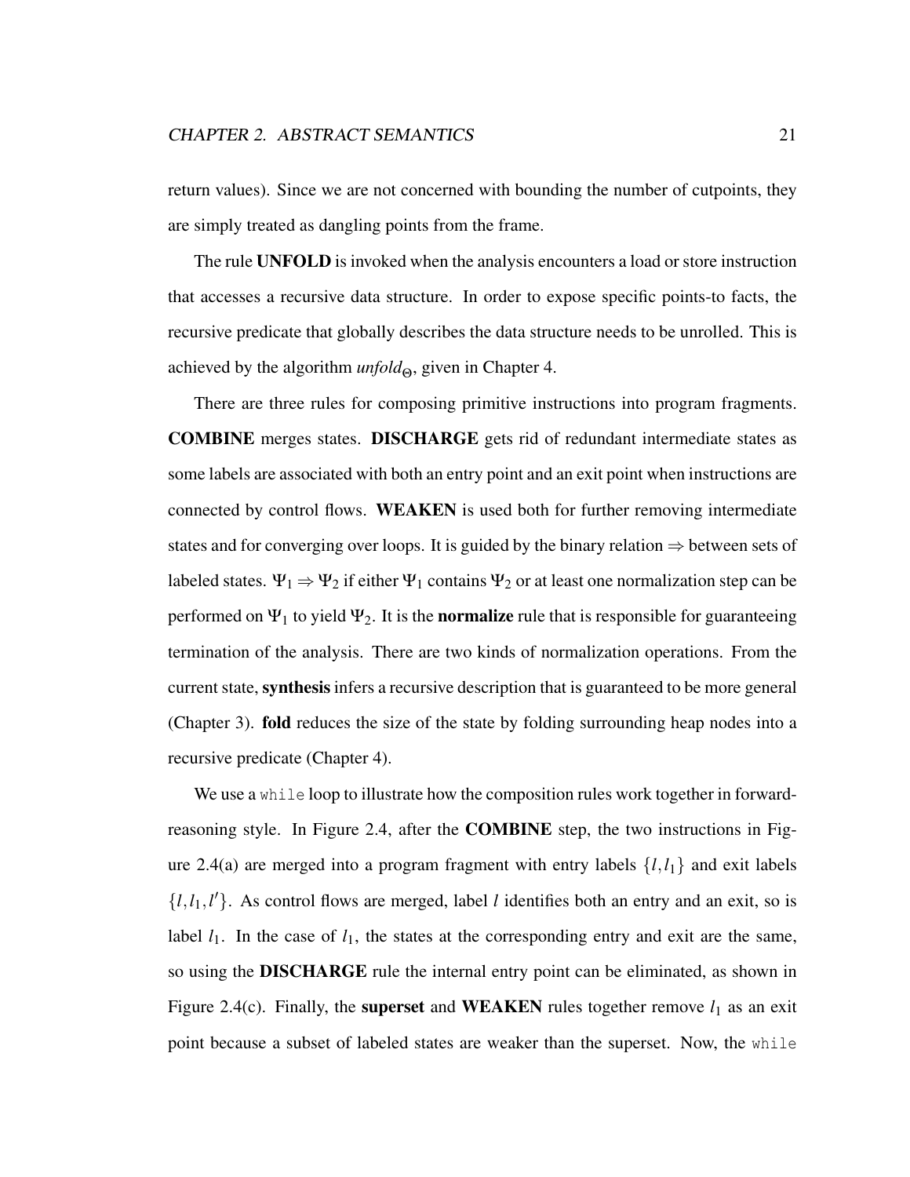return values). Since we are not concerned with bounding the number of cutpoints, they are simply treated as dangling points from the frame.

The rule **UNFOLD** is invoked when the analysis encounters a load or store instruction that accesses a recursive data structure. In order to expose specific points-to facts, the recursive predicate that globally describes the data structure needs to be unrolled. This is achieved by the algorithm $unfold_{\Theta}$, given in Chapter 4.

There are three rules for composing primitive instructions into program fragments. **COMBINE** merges states. **DISCHARGE** gets rid of redundant intermediate states as some labels are associated with both an entry point and an exit point when instructions are connected by control flows. **WEAKEN** is used both for further removing intermediate states and for converging over loops. It is guided by the binary relation $\Rightarrow$ between sets of labeled states. $\Psi_1 \Rightarrow \Psi_2$ if either $\Psi_1$ contains $\Psi_2$ or at least one normalization step can be performed on $\Psi_1$ to yield $\Psi_2$. It is the **normalize** rule that is responsible for guaranteeing termination of the analysis. There are two kinds of normalization operations. From the current state, **synthesis** infers a recursive description that is guaranteed to be more general (Chapter 3). **fold** reduces the size of the state by folding surrounding heap nodes into a recursive predicate (Chapter 4).

We use a `while` loop to illustrate how the composition rules work together in forward-reasoning style. In Figure 2.4, after the **COMBINE** step, the two instructions in Figure 2.4(a) are merged into a program fragment with entry labels $\{l, l_1\}$ and exit labels $\{l, l_1, l'\}$. As control flows are merged, label $l$ identifies both an entry and an exit, so is label $l_1$. In the case of $l_1$, the states at the corresponding entry and exit are the same, so using the **DISCHARGE** rule the internal entry point can be eliminated, as shown in Figure 2.4(c). Finally, the **superset** and **WEAKEN** rules together remove $l_1$ as an exit point because a subset of labeled states are weaker than the superset. Now, the `while`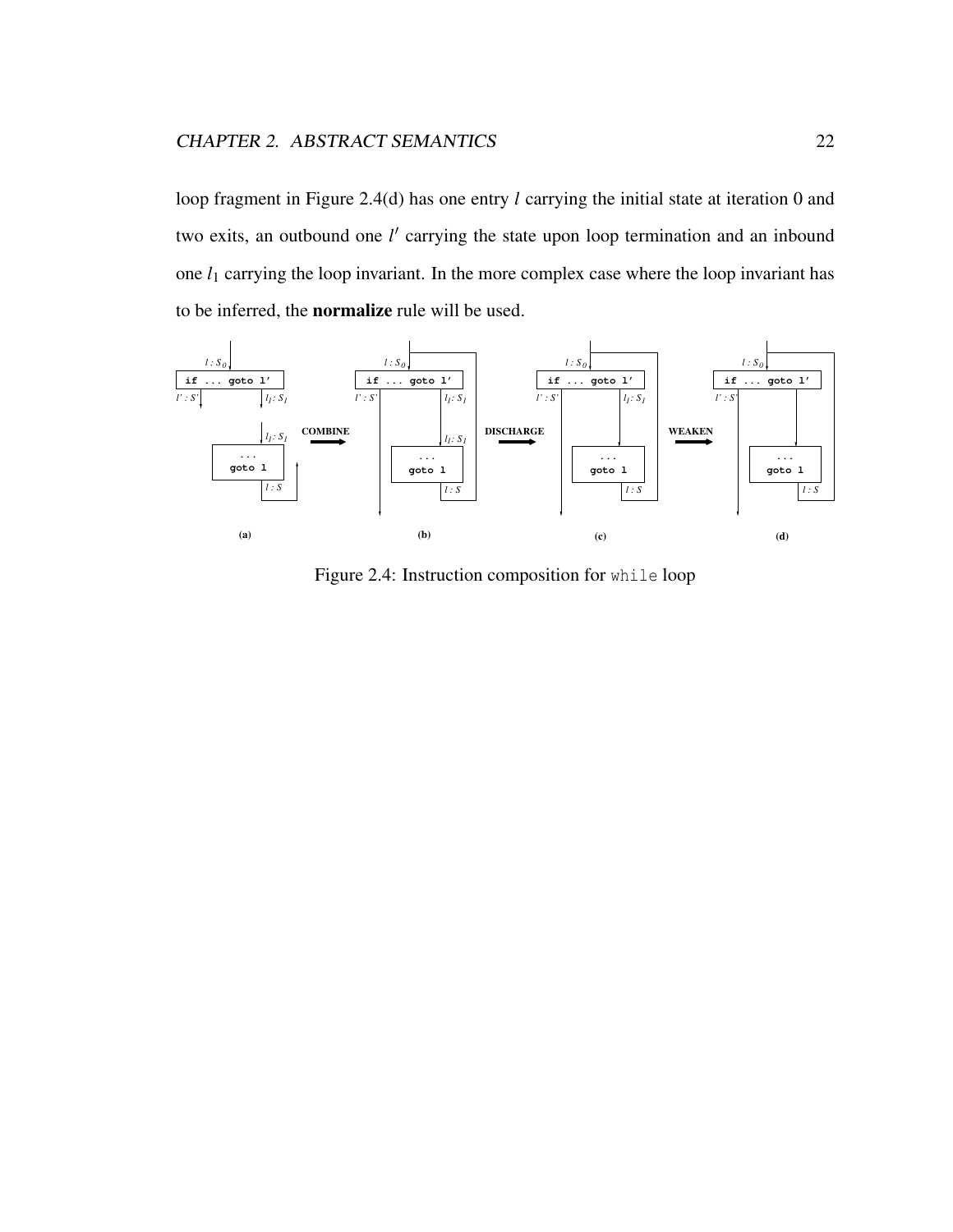loop fragment in Figure 2.4(d) has one entry $l$ carrying the initial state at iteration 0 and two exits, an outbound one $l'$ carrying the state upon loop termination and an inbound one $l_1$ carrying the loop invariant. In the more complex case where the loop invariant has to be inferred, the **normalize** rule will be used.

Figure 2.4: Instruction composition for `while` loop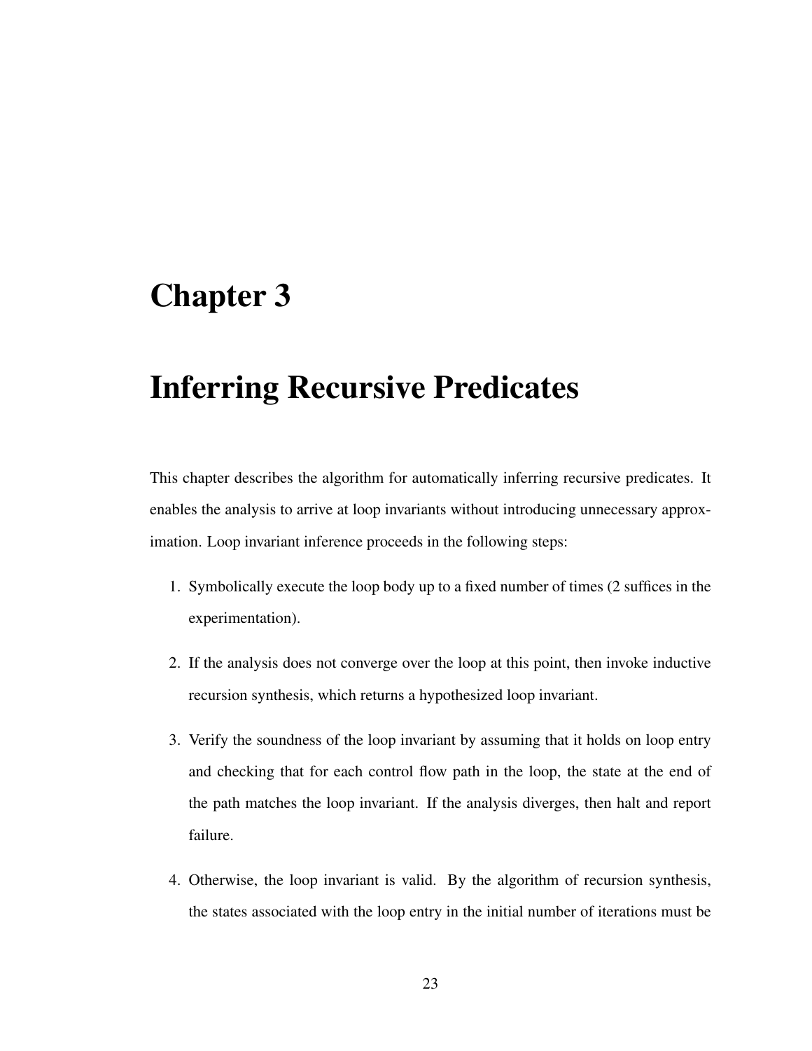# Chapter 3

# Inferring Recursive Predicates

This chapter describes the algorithm for automatically inferring recursive predicates. It enables the analysis to arrive at loop invariants without introducing unnecessary approximation. Loop invariant inference proceeds in the following steps:

1. Symbolically execute the loop body up to a fixed number of times (2 suffices in the experimentation).
2. If the analysis does not converge over the loop at this point, then invoke inductive recursion synthesis, which returns a hypothesized loop invariant.
3. Verify the soundness of the loop invariant by assuming that it holds on loop entry and checking that for each control flow path in the loop, the state at the end of the path matches the loop invariant. If the analysis diverges, then halt and report failure.
4. Otherwise, the loop invariant is valid. By the algorithm of recursion synthesis, the states associated with the loop entry in the initial number of iterations must be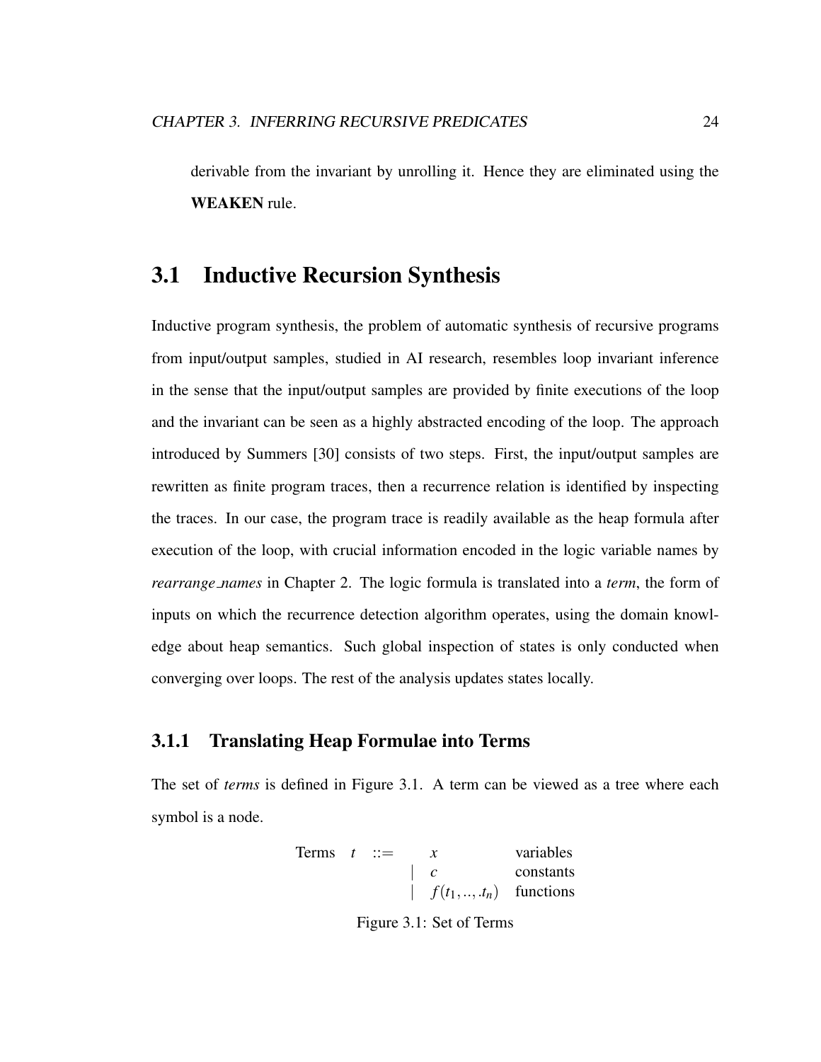derivable from the invariant by unrolling it. Hence they are eliminated using the **WEAKEN** rule.

## 3.1 Inductive Recursion Synthesis

Inductive program synthesis, the problem of automatic synthesis of recursive programs from input/output samples, studied in AI research, resembles loop invariant inference in the sense that the input/output samples are provided by finite executions of the loop and the invariant can be seen as a highly abstracted encoding of the loop. The approach introduced by Summers [30] consists of two steps. First, the input/output samples are rewritten as finite program traces, then a recurrence relation is identified by inspecting the traces. In our case, the program trace is readily available as the heap formula after execution of the loop, with crucial information encoded in the logic variable names by *rearrange_names* in Chapter 2. The logic formula is translated into a *term*, the form of inputs on which the recurrence detection algorithm operates, using the domain knowledge about heap semantics. Such global inspection of states is only conducted when converging over loops. The rest of the analysis updates states locally.

### 3.1.1 Translating Heap Formulae into Terms

The set of *terms* is defined in Figure 3.1. A term can be viewed as a tree where each symbol is a node.

$$
\begin{array}{llcll}
\text{Terms} & t & ::= & x & \text{variables} \\
 & & | & c & \text{constants} \\
 & & | & f(t_1, .., .t_n) & \text{functions}
\end{array}
$$

Figure 3.1: Set of Terms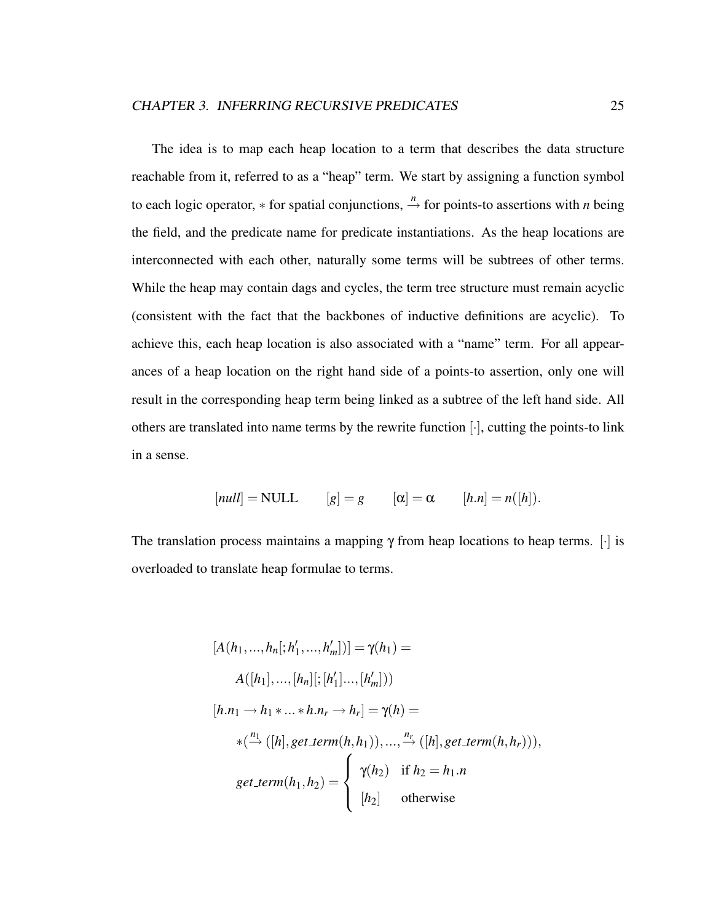The idea is to map each heap location to a term that describes the data structure reachable from it, referred to as a "heap" term. We start by assigning a function symbol to each logic operator, $*$ for spatial conjunctions, $\xrightarrow{n}$ for points-to assertions with $n$ being the field, and the predicate name for predicate instantiations. As the heap locations are interconnected with each other, naturally some terms will be subtrees of other terms. While the heap may contain dags and cycles, the term tree structure must remain acyclic (consistent with the fact that the backbones of inductive definitions are acyclic). To achieve this, each heap location is also associated with a "name" term. For all appearances of a heap location on the right hand side of a points-to assertion, only one will result in the corresponding heap term being linked as a subtree of the left hand side. All others are translated into name terms by the rewrite function $[\cdot]$, cutting the points-to link in a sense.

$$[null] = \text{NULL} \qquad [g] = g \qquad [\alpha] = \alpha \qquad [h.n] = n([h]).$$

The translation process maintains a mapping $\gamma$ from heap locations to heap terms. $[\cdot]$ is overloaded to translate heap formulae to terms.

$$
\begin{aligned}
&[A(h_1, ..., h_n[; h'_1, ..., h'_m])] = \gamma(h_1) = \\
&\quad A([h_1], ..., [h_n][; [h'_1] ..., [h'_m]])) \\
&[h.n_1 \rightarrow h_1 * ... * h.n_r \rightarrow h_r] = \gamma(h) = \\
&\quad *(\xrightarrow{n_1} ([h], get\_term(h, h_1)), ..., \xrightarrow{n_r} ([h], get\_term(h, h_r))), \\
&\quad get\_term(h_1, h_2) = \begin{cases} \gamma(h_2) & \text{if } h_2 = h_1.n \\ [h_2] & \text{otherwise} \end{cases}
\end{aligned}
$$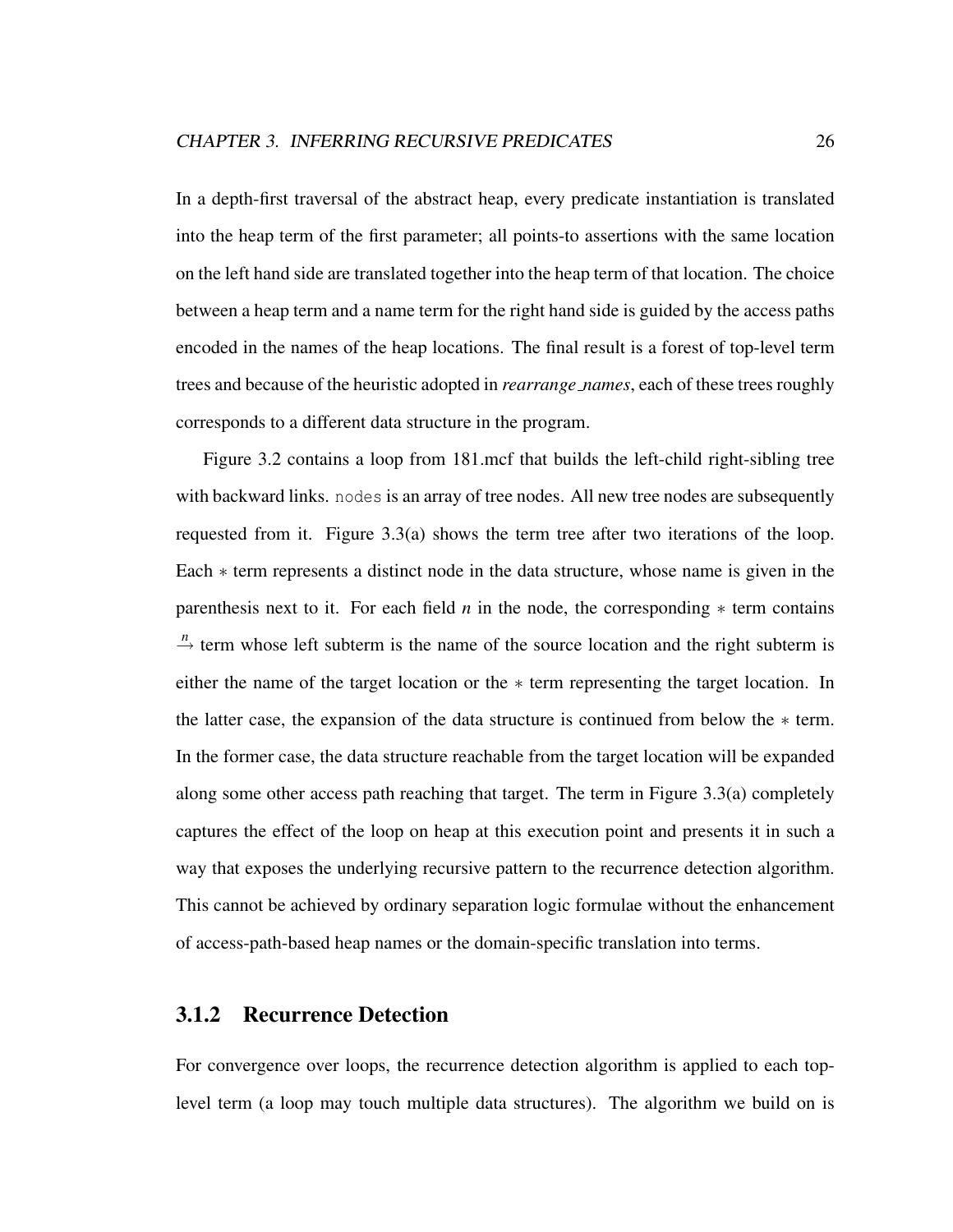In a depth-first traversal of the abstract heap, every predicate instantiation is translated into the heap term of the first parameter; all points-to assertions with the same location on the left hand side are translated together into the heap term of that location. The choice between a heap term and a name term for the right hand side is guided by the access paths encoded in the names of the heap locations. The final result is a forest of top-level term trees and because of the heuristic adopted in *rearrange_names*, each of these trees roughly corresponds to a different data structure in the program.

Figure 3.2 contains a loop from 181.mcf that builds the left-child right-sibling tree with backward links. `nodes` is an array of tree nodes. All new tree nodes are subsequently requested from it. Figure 3.3(a) shows the term tree after two iterations of the loop. Each $*$ term represents a distinct node in the data structure, whose name is given in the parenthesis next to it. For each field *n* in the node, the corresponding $*$ term contains $\xrightarrow{n}$ term whose left subterm is the name of the source location and the right subterm is either the name of the target location or the $*$ term representing the target location. In the latter case, the expansion of the data structure is continued from below the $*$ term. In the former case, the data structure reachable from the target location will be expanded along some other access path reaching that target. The term in Figure 3.3(a) completely captures the effect of the loop on heap at this execution point and presents it in such a way that exposes the underlying recursive pattern to the recurrence detection algorithm. This cannot be achieved by ordinary separation logic formulae without the enhancement of access-path-based heap names or the domain-specific translation into terms.

### 3.1.2 Recurrence Detection

For convergence over loops, the recurrence detection algorithm is applied to each top-level term (a loop may touch multiple data structures). The algorithm we build on is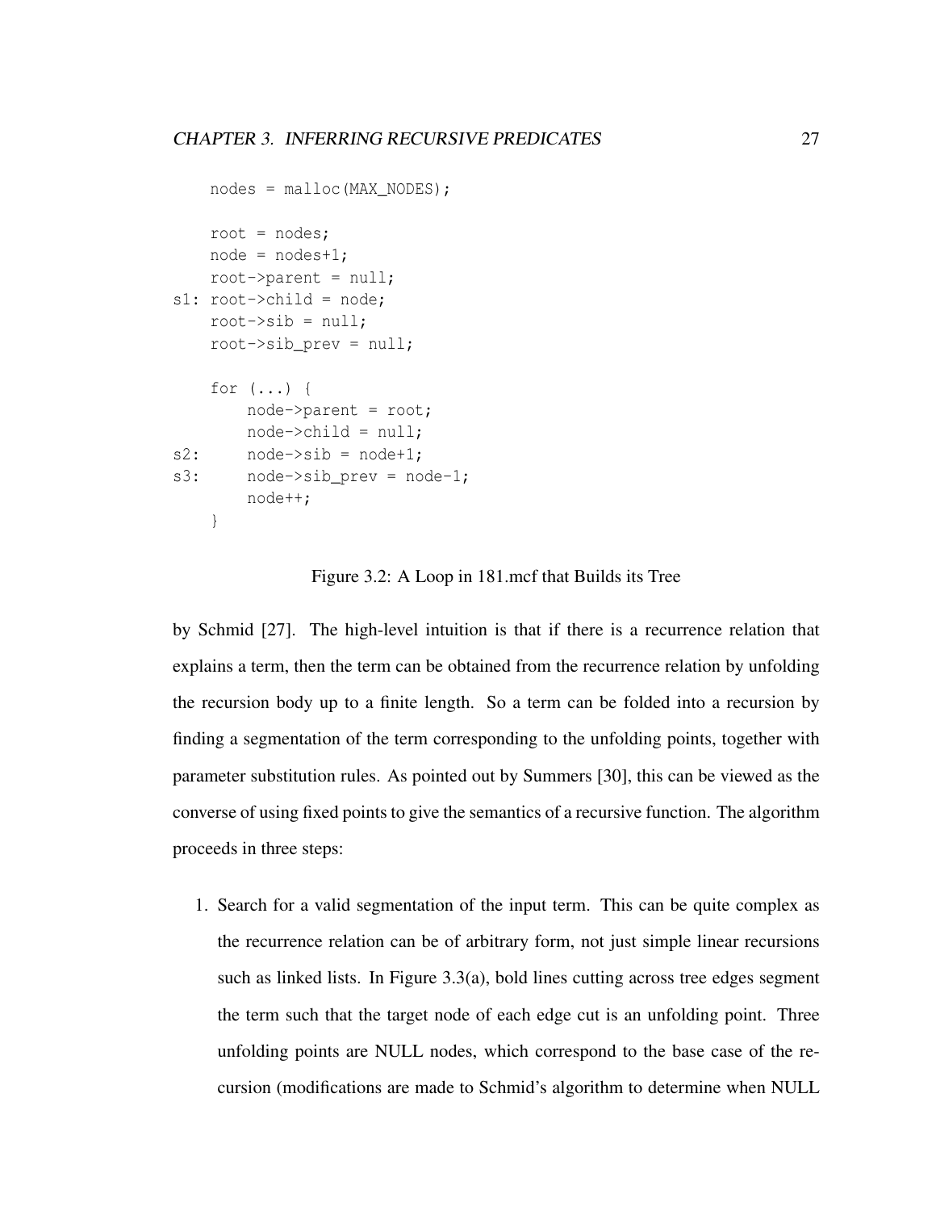```
    nodes = malloc(MAX_NODES);

    root = nodes;
    node = nodes+1;
    root->parent = null;
s1: root->child = node;
    root->sib = null;
    root->sib_prev = null;

    for (...) {
        node->parent = root;
        node->child = null;
s2:     node->sib = node+1;
s3:     node->sib_prev = node-1;
        node++;
    }
```

Figure 3.2: A Loop in 181.mcf that Builds its Tree

by Schmid [27]. The high-level intuition is that if there is a recurrence relation that explains a term, then the term can be obtained from the recurrence relation by unfolding the recursion body up to a finite length. So a term can be folded into a recursion by finding a segmentation of the term corresponding to the unfolding points, together with parameter substitution rules. As pointed out by Summers [30], this can be viewed as the converse of using fixed points to give the semantics of a recursive function. The algorithm proceeds in three steps:

1. Search for a valid segmentation of the input term. This can be quite complex as the recurrence relation can be of arbitrary form, not just simple linear recursions such as linked lists. In Figure 3.3(a), bold lines cutting across tree edges segment the term such that the target node of each edge cut is an unfolding point. Three unfolding points are NULL nodes, which correspond to the base case of the recursion (modifications are made to Schmid's algorithm to determine when NULL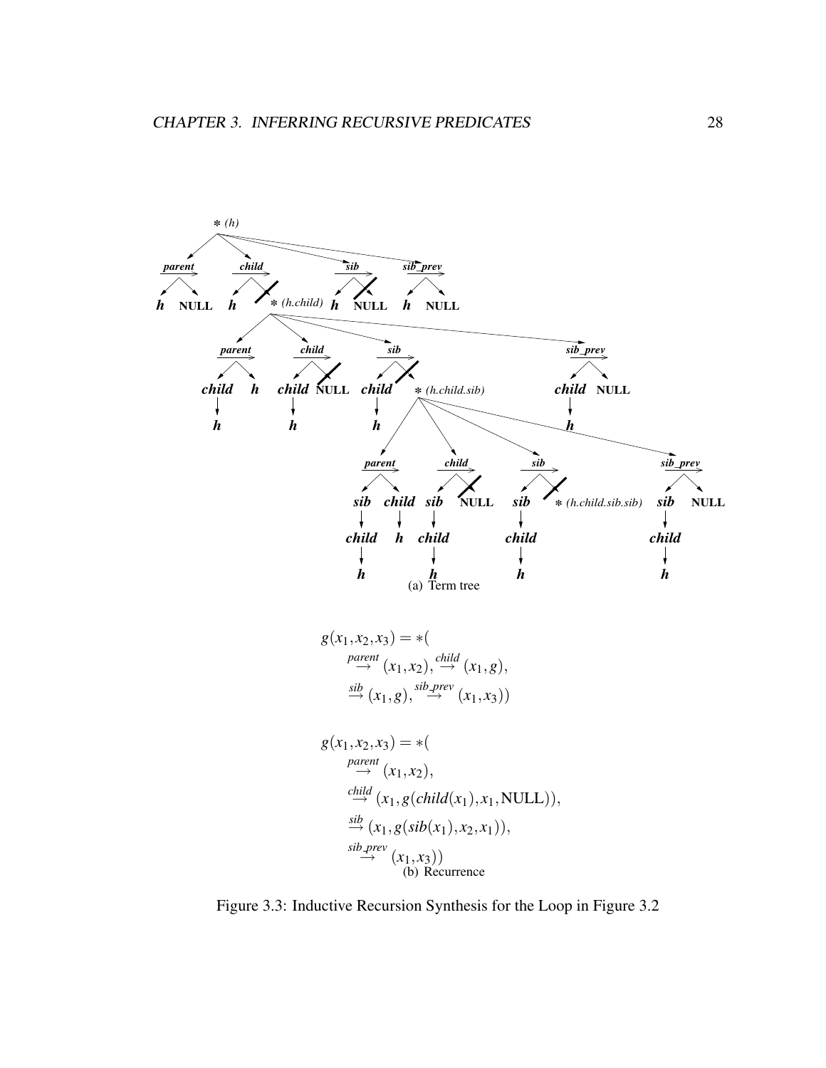(a) Term tree

$$g(x_1, x_2, x_3) = *(\stackrel{parent}{\rightarrow}(x_1, x_2), \stackrel{child}{\rightarrow}(x_1, g), \stackrel{sib}{\rightarrow}(x_1, g), \stackrel{sib\_prev}{\rightarrow}(x_1, x_3))$$

$$g(x_1, x_2, x_3) = *(\stackrel{parent}{\rightarrow}(x_1, x_2), \stackrel{child}{\rightarrow}(x_1, g(child(x_1), x_1, \text{NULL})), \stackrel{sib}{\rightarrow}(x_1, g(sib(x_1), x_2, x_1)), \stackrel{sib\_prev}{\rightarrow}(x_1, x_3))$$

(b) Recurrence

Figure 3.3: Inductive Recursion Synthesis for the Loop in Figure 3.2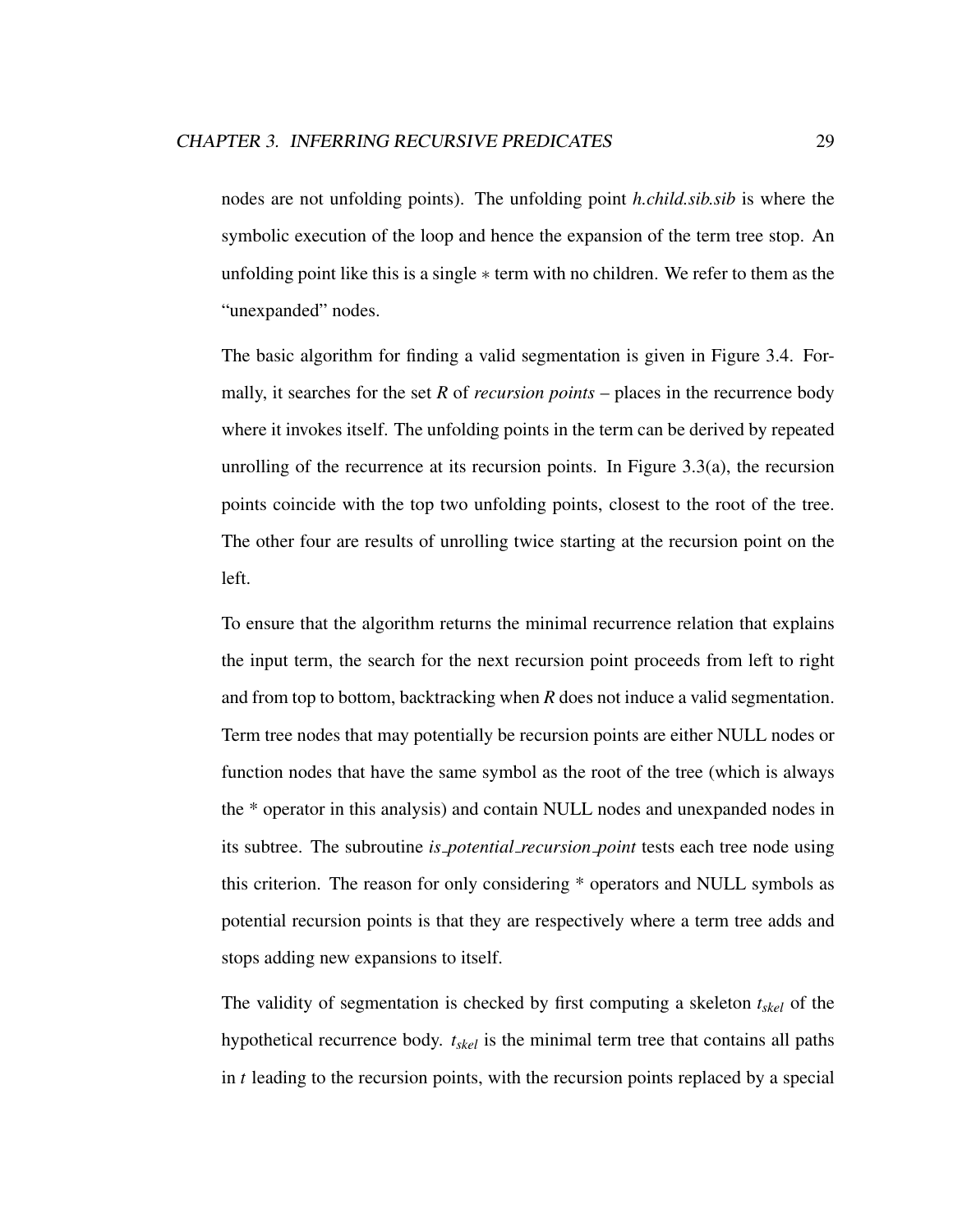nodes are not unfolding points). The unfolding point *h.child.sib.sib* is where the symbolic execution of the loop and hence the expansion of the term tree stop. An unfolding point like this is a single $*$ term with no children. We refer to them as the "unexpanded" nodes.

The basic algorithm for finding a valid segmentation is given in Figure 3.4. Formally, it searches for the set *R* of *recursion points* – places in the recurrence body where it invokes itself. The unfolding points in the term can be derived by repeated unrolling of the recurrence at its recursion points. In Figure 3.3(a), the recursion points coincide with the top two unfolding points, closest to the root of the tree. The other four are results of unrolling twice starting at the recursion point on the left.

To ensure that the algorithm returns the minimal recurrence relation that explains the input term, the search for the next recursion point proceeds from left to right and from top to bottom, backtracking when *R* does not induce a valid segmentation. Term tree nodes that may potentially be recursion points are either NULL nodes or function nodes that have the same symbol as the root of the tree (which is always the * operator in this analysis) and contain NULL nodes and unexpanded nodes in its subtree. The subroutine *is_potential_recursion_point* tests each tree node using this criterion. The reason for only considering * operators and NULL symbols as potential recursion points is that they are respectively where a term tree adds and stops adding new expansions to itself.

The validity of segmentation is checked by first computing a skeleton $t_{skel}$ of the hypothetical recurrence body. $t_{skel}$ is the minimal term tree that contains all paths in $t$ leading to the recursion points, with the recursion points replaced by a special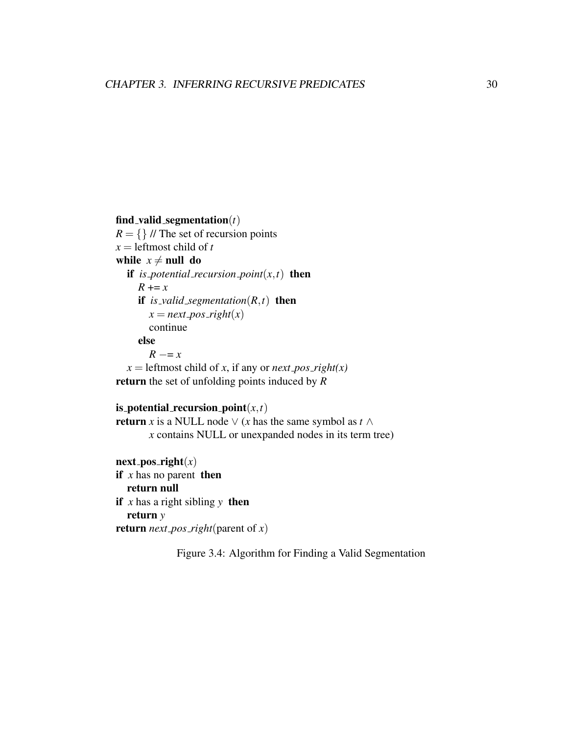**find_valid_segmentation**$(t)$
$R = \{\}$ // The set of recursion points
$x$ = leftmost child of $t$
**while** $x \neq$ **null** **do**
  **if** *is_potential_recursion_point*$(x,t)$ **then**
    $R$ += $x$
    **if** *is_valid_segmentation*$(R,t)$ **then**
      $x$ = *next_pos_right*$(x)$
      continue
    **else**
      $R$ −= $x$
  $x$ = leftmost child of $x$, if any or *next_pos_right(x)*
**return** the set of unfolding points induced by $R$

**is_potential_recursion_point**$(x,t)$
**return** $x$ is a NULL node $\vee$ ($x$ has the same symbol as $t$ $\wedge$
    $x$ contains NULL or unexpanded nodes in its term tree)

**next_pos_right**$(x)$
**if** $x$ has no parent **then**
  **return null**
**if** $x$ has a right sibling $y$ **then**
  **return** $y$
**return** *next_pos_right*(parent of $x$)

Figure 3.4: Algorithm for Finding a Valid Segmentation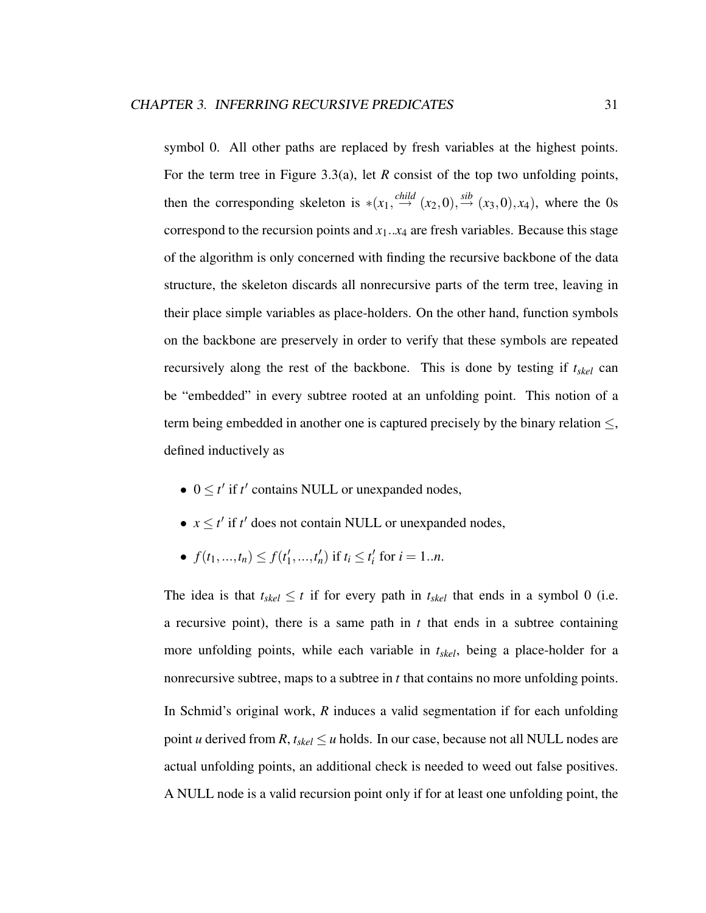symbol 0. All other paths are replaced by fresh variables at the highest points. For the term tree in Figure 3.3(a), let $R$ consist of the top two unfolding points, then the corresponding skeleton is $*(x_1, \overset{child}{\rightarrow} (x_2, 0), \overset{sib}{\rightarrow} (x_3, 0), x_4)$, where the 0s correspond to the recursion points and $x_1..x_4$ are fresh variables. Because this stage of the algorithm is only concerned with finding the recursive backbone of the data structure, the skeleton discards all nonrecursive parts of the term tree, leaving in their place simple variables as place-holders. On the other hand, function symbols on the backbone are preservely in order to verify that these symbols are repeated recursively along the rest of the backbone. This is done by testing if $t_{skel}$ can be "embedded" in every subtree rooted at an unfolding point. This notion of a term being embedded in another one is captured precisely by the binary relation $\leq$, defined inductively as

- $0 \leq t'$ if $t'$ contains NULL or unexpanded nodes,
- $x \leq t'$ if $t'$ does not contain NULL or unexpanded nodes,
- $f(t_1, ..., t_n) \leq f(t'_1, ..., t'_n)$ if $t_i \leq t'_i$ for $i = 1..n$.

The idea is that $t_{skel} \leq t$ if for every path in $t_{skel}$ that ends in a symbol 0 (i.e. a recursive point), there is a same path in $t$ that ends in a subtree containing more unfolding points, while each variable in $t_{skel}$, being a place-holder for a nonrecursive subtree, maps to a subtree in $t$ that contains no more unfolding points.

In Schmid's original work, $R$ induces a valid segmentation if for each unfolding point $u$ derived from $R$, $t_{skel} \leq u$ holds. In our case, because not all NULL nodes are actual unfolding points, an additional check is needed to weed out false positives. A NULL node is a valid recursion point only if for at least one unfolding point, the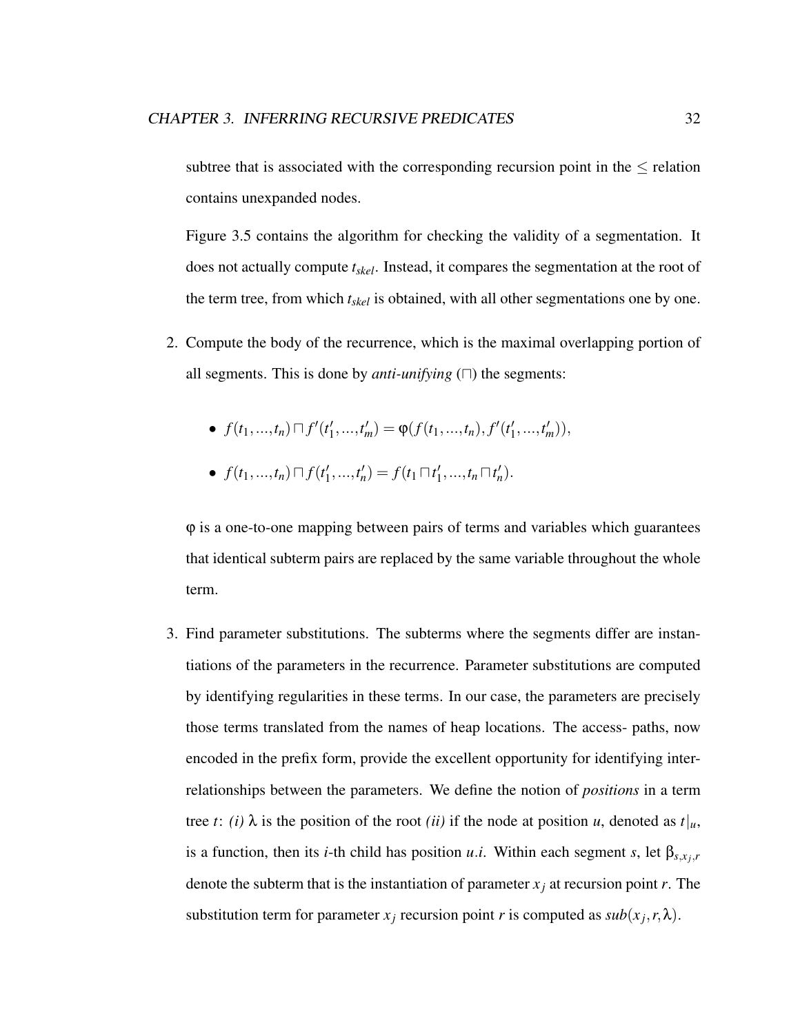subtree that is associated with the corresponding recursion point in the $\leq$ relation contains unexpanded nodes.

Figure 3.5 contains the algorithm for checking the validity of a segmentation. It does not actually compute $t_{skel}$. Instead, it compares the segmentation at the root of the term tree, from which $t_{skel}$ is obtained, with all other segmentations one by one.

2. Compute the body of the recurrence, which is the maximal overlapping portion of all segments. This is done by *anti-unifying* ($\sqcap$) the segments:

   - $f(t_1,...,t_n) \sqcap f'(t'_1,...,t'_m) = \varphi(f(t_1,...,t_n), f'(t'_1,...,t'_m))$,
   - $f(t_1,...,t_n) \sqcap f(t'_1,...,t'_n) = f(t_1 \sqcap t'_1,...,t_n \sqcap t'_n)$.

   $\varphi$ is a one-to-one mapping between pairs of terms and variables which guarantees that identical subterm pairs are replaced by the same variable throughout the whole term.

3. Find parameter substitutions. The subterms where the segments differ are instantiations of the parameters in the recurrence. Parameter substitutions are computed by identifying regularities in these terms. In our case, the parameters are precisely those terms translated from the names of heap locations. The access- paths, now encoded in the prefix form, provide the excellent opportunity for identifying inter-relationships between the parameters. We define the notion of *positions* in a term tree $t$: *(i)* $\lambda$ is the position of the root *(ii)* if the node at position $u$, denoted as $t|_u$, is a function, then its $i$-th child has position $u.i$. Within each segment $s$, let $\beta_{s,x_j,r}$ denote the subterm that is the instantiation of parameter $x_j$ at recursion point $r$. The substitution term for parameter $x_j$ recursion point $r$ is computed as $sub(x_j, r, \lambda)$.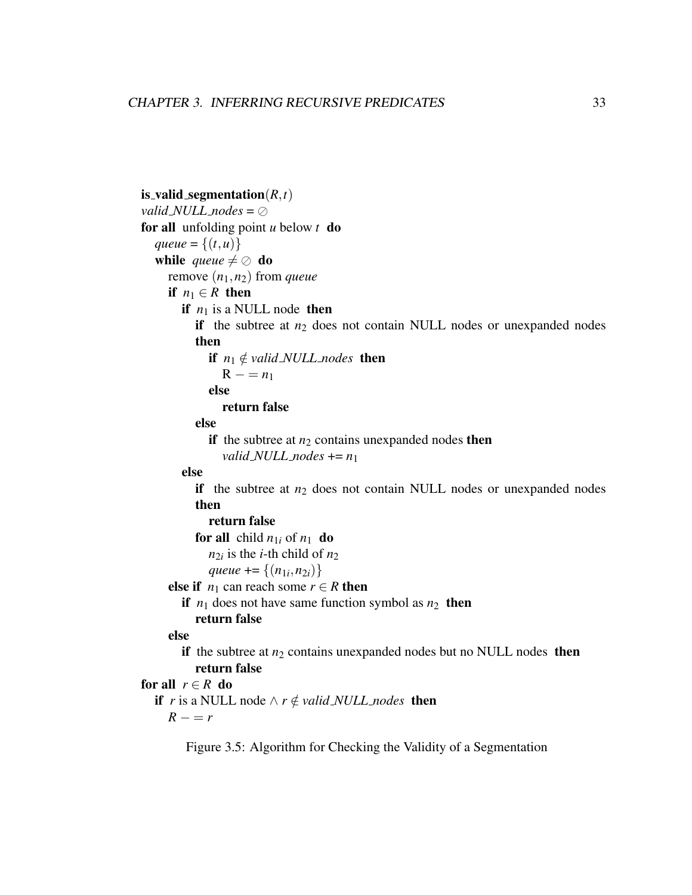**is_valid_segmentation**$(R,t)$
*valid_NULL_nodes* = $\oslash$
**for all** unfolding point $u$ below $t$ **do**
  *queue* = $\{(t,u)\}$
  **while** *queue* $\neq \oslash$ **do**
    remove $(n_1,n_2)$ from *queue*
    **if** $n_1 \in R$ **then**
      **if** $n_1$ is a NULL node **then**
        **if** the subtree at $n_2$ does not contain NULL nodes or unexpanded nodes **then**
          **if** $n_1 \notin$ *valid_NULL_nodes* **then**
            $\mathrm{R} -= n_1$
          **else**
            **return false**
        **else**
          **if** the subtree at $n_2$ contains unexpanded nodes **then**
            *valid_NULL_nodes* += $n_1$
      **else**
        **if** the subtree at $n_2$ does not contain NULL nodes or unexpanded nodes **then**
          **return false**
        **for all** child $n_{1i}$ of $n_1$ **do**
          $n_{2i}$ is the $i$-th child of $n_2$
          *queue* += $\{(n_{1i},n_{2i})\}$
    **else if** $n_1$ can reach some $r \in R$ **then**
      **if** $n_1$ does not have same function symbol as $n_2$ **then**
        **return false**
    **else**
      **if** the subtree at $n_2$ contains unexpanded nodes but no NULL nodes **then**
        **return false**
**for all** $r \in R$ **do**
  **if** $r$ is a NULL node $\wedge$ $r \notin$ *valid_NULL_nodes* **then**
    $R -= r$

Figure 3.5: Algorithm for Checking the Validity of a Segmentation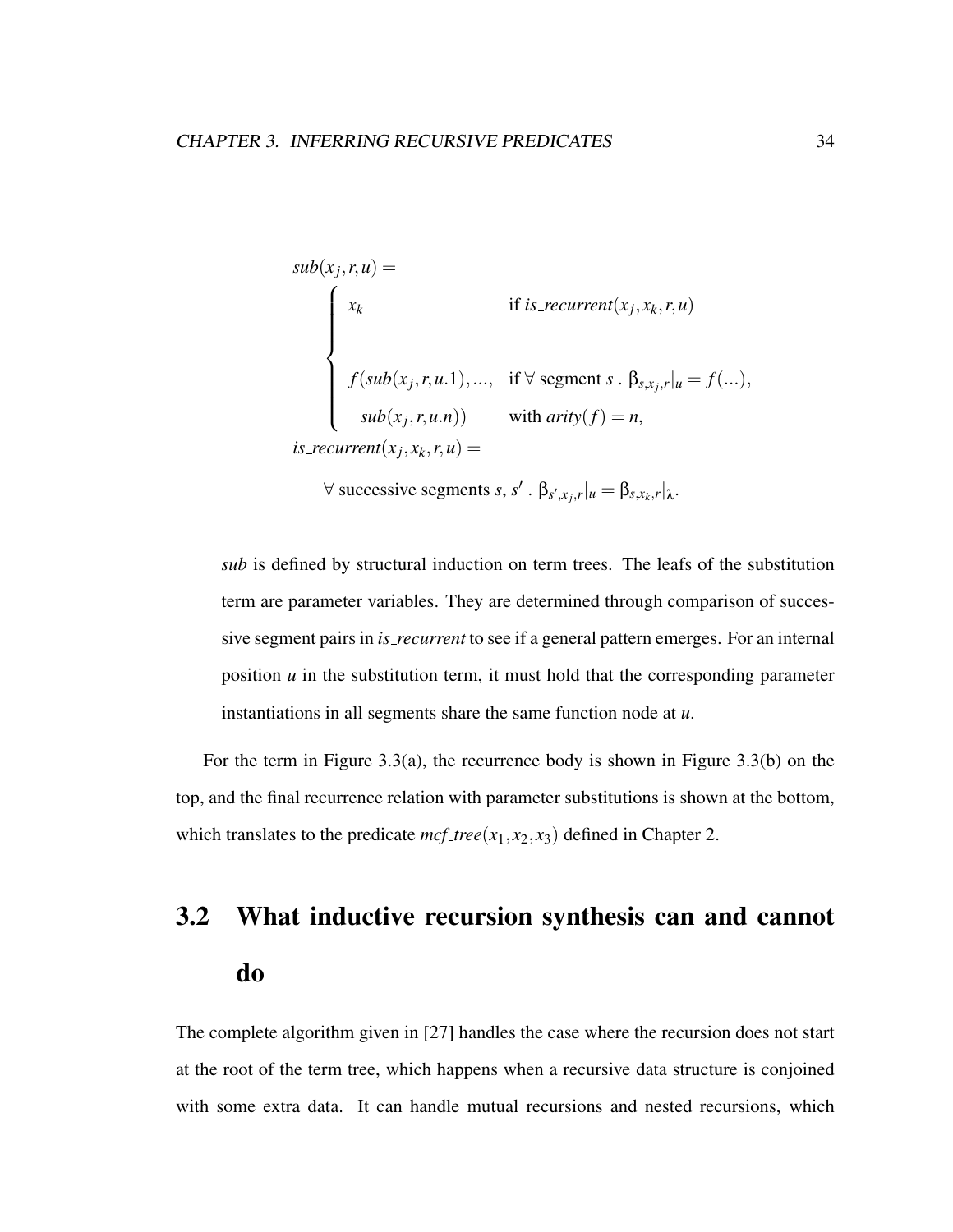$$
\begin{aligned}
&sub(x_j, r, u) = \\
&\quad \begin{cases}
x_k & \text{if } is\_recurrent(x_j, x_k, r, u) \\
\\
f(sub(x_j, r, u.1), ..., & \text{if } \forall \text{ segment } s \text{ . } \beta_{s,x_j,r}|_u = f(...), \\
\quad sub(x_j, r, u.n)) & \text{with } arity(f) = n,
\end{cases} \\
&is\_recurrent(x_j, x_k, r, u) = \\
&\quad \forall \text{ successive segments } s, s' \text{ . } \beta_{s',x_j,r}|_u = \beta_{s,x_k,r}|_\lambda.
\end{aligned}
$$

> *sub* is defined by structural induction on term trees. The leafs of the substitution term are parameter variables. They are determined through comparison of successive segment pairs in *is_recurrent* to see if a general pattern emerges. For an internal position $u$ in the substitution term, it must hold that the corresponding parameter instantiations in all segments share the same function node at $u$.

For the term in Figure 3.3(a), the recurrence body is shown in Figure 3.3(b) on the top, and the final recurrence relation with parameter substitutions is shown at the bottom, which translates to the predicate $mcf\_tree(x_1, x_2, x_3)$ defined in Chapter 2.

## 3.2 What inductive recursion synthesis can and cannot do

The complete algorithm given in [27] handles the case where the recursion does not start at the root of the term tree, which happens when a recursive data structure is conjoined with some extra data. It can handle mutual recursions and nested recursions, which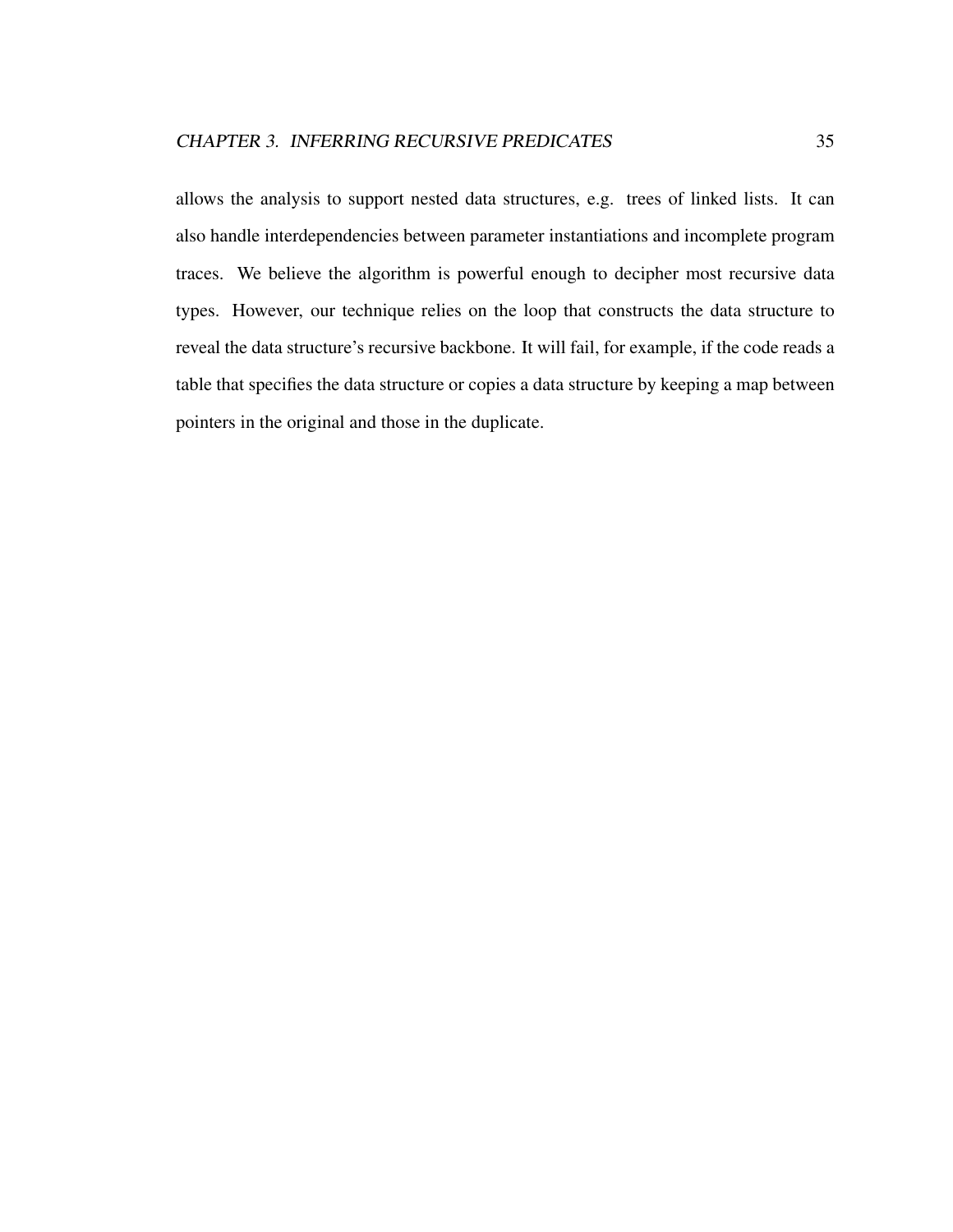allows the analysis to support nested data structures, e.g. trees of linked lists. It can also handle interdependencies between parameter instantiations and incomplete program traces. We believe the algorithm is powerful enough to decipher most recursive data types. However, our technique relies on the loop that constructs the data structure to reveal the data structure's recursive backbone. It will fail, for example, if the code reads a table that specifies the data structure or copies a data structure by keeping a map between pointers in the original and those in the duplicate.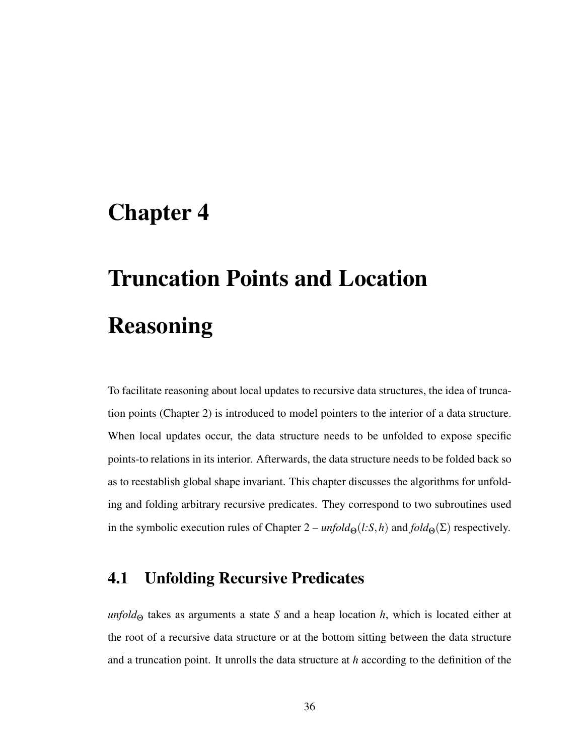# Chapter 4

# Truncation Points and Location Reasoning

To facilitate reasoning about local updates to recursive data structures, the idea of truncation points (Chapter 2) is introduced to model pointers to the interior of a data structure. When local updates occur, the data structure needs to be unfolded to expose specific points-to relations in its interior. Afterwards, the data structure needs to be folded back so as to reestablish global shape invariant. This chapter discusses the algorithms for unfolding and folding arbitrary recursive predicates. They correspond to two subroutines used in the symbolic execution rules of Chapter 2 – $\mathit{unfold}_\Theta(l{:}S, h)$ and $\mathit{fold}_\Theta(\Sigma)$ respectively.

## 4.1 Unfolding Recursive Predicates

$\mathit{unfold}_\Theta$ takes as arguments a state $S$ and a heap location $h$, which is located either at the root of a recursive data structure or at the bottom sitting between the data structure and a truncation point. It unrolls the data structure at $h$ according to the definition of the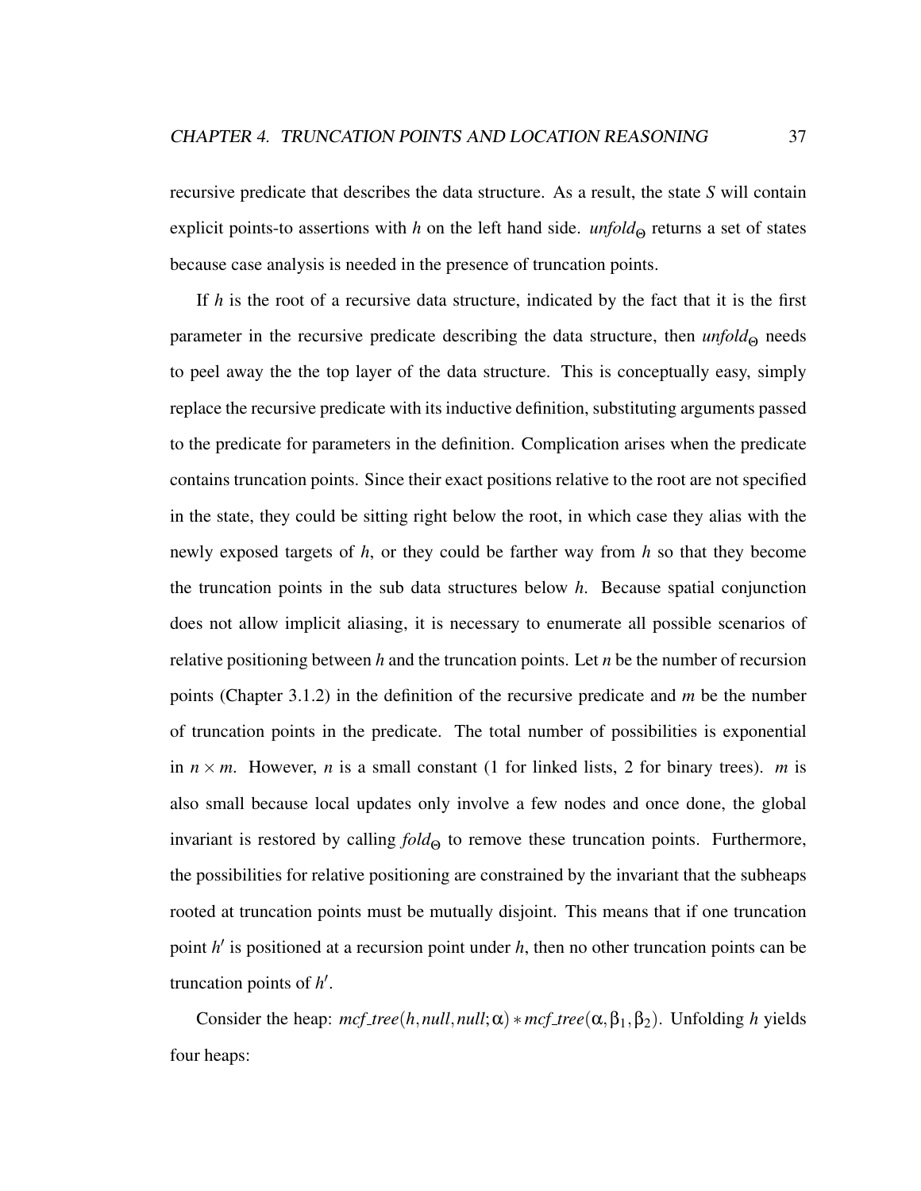recursive predicate that describes the data structure. As a result, the state $S$ will contain explicit points-to assertions with $h$ on the left hand side. $unfold_{\Theta}$ returns a set of states because case analysis is needed in the presence of truncation points.

If $h$ is the root of a recursive data structure, indicated by the fact that it is the first parameter in the recursive predicate describing the data structure, then $unfold_{\Theta}$ needs to peel away the the top layer of the data structure. This is conceptually easy, simply replace the recursive predicate with its inductive definition, substituting arguments passed to the predicate for parameters in the definition. Complication arises when the predicate contains truncation points. Since their exact positions relative to the root are not specified in the state, they could be sitting right below the root, in which case they alias with the newly exposed targets of $h$, or they could be farther way from $h$ so that they become the truncation points in the sub data structures below $h$. Because spatial conjunction does not allow implicit aliasing, it is necessary to enumerate all possible scenarios of relative positioning between $h$ and the truncation points. Let $n$ be the number of recursion points (Chapter 3.1.2) in the definition of the recursive predicate and $m$ be the number of truncation points in the predicate. The total number of possibilities is exponential in $n \times m$. However, $n$ is a small constant (1 for linked lists, 2 for binary trees). $m$ is also small because local updates only involve a few nodes and once done, the global invariant is restored by calling $fold_{\Theta}$ to remove these truncation points. Furthermore, the possibilities for relative positioning are constrained by the invariant that the subheaps rooted at truncation points must be mutually disjoint. This means that if one truncation point $h'$ is positioned at a recursion point under $h$, then no other truncation points can be truncation points of $h'$.

Consider the heap: $mcf\_tree(h, null, null; \alpha) * mcf\_tree(\alpha, \beta_1, \beta_2)$. Unfolding $h$ yields four heaps: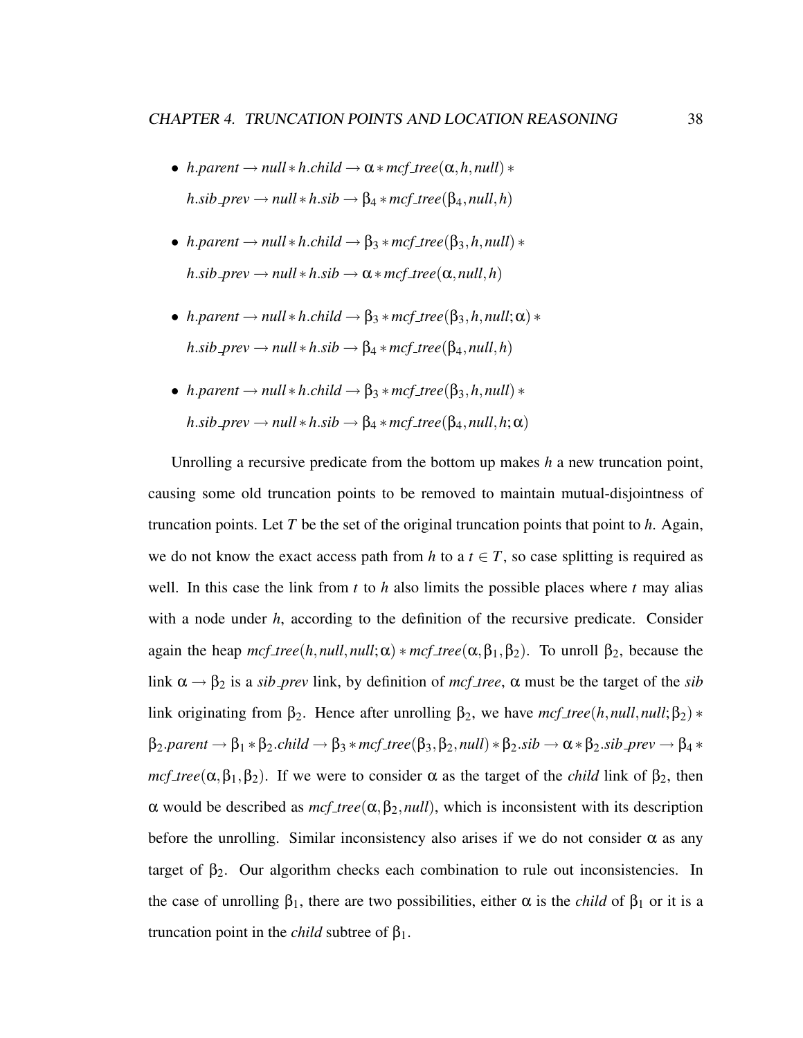- $h.parent \rightarrow null * h.child \rightarrow \alpha * mcf\_tree(\alpha, h, null) *$
  $h.sib\_prev \rightarrow null * h.sib \rightarrow \beta_4 * mcf\_tree(\beta_4, null, h)$

- $h.parent \rightarrow null * h.child \rightarrow \beta_3 * mcf\_tree(\beta_3, h, null) *$
  $h.sib\_prev \rightarrow null * h.sib \rightarrow \alpha * mcf\_tree(\alpha, null, h)$

- $h.parent \rightarrow null * h.child \rightarrow \beta_3 * mcf\_tree(\beta_3, h, null; \alpha) *$
  $h.sib\_prev \rightarrow null * h.sib \rightarrow \beta_4 * mcf\_tree(\beta_4, null, h)$

- $h.parent \rightarrow null * h.child \rightarrow \beta_3 * mcf\_tree(\beta_3, h, null) *$
  $h.sib\_prev \rightarrow null * h.sib \rightarrow \beta_4 * mcf\_tree(\beta_4, null, h; \alpha)$

Unrolling a recursive predicate from the bottom up makes $h$ a new truncation point, causing some old truncation points to be removed to maintain mutual-disjointness of truncation points. Let $T$ be the set of the original truncation points that point to $h$. Again, we do not know the exact access path from $h$ to a $t \in T$, so case splitting is required as well. In this case the link from $t$ to $h$ also limits the possible places where $t$ may alias with a node under $h$, according to the definition of the recursive predicate. Consider again the heap $mcf\_tree(h, null, null; \alpha) * mcf\_tree(\alpha, \beta_1, \beta_2)$. To unroll $\beta_2$, because the link $\alpha \rightarrow \beta_2$ is a *sib_prev* link, by definition of *mcf_tree*, $\alpha$ must be the target of the *sib* link originating from $\beta_2$. Hence after unrolling $\beta_2$, we have $mcf\_tree(h, null, null; \beta_2) * \beta_2.parent \rightarrow \beta_1 * \beta_2.child \rightarrow \beta_3 * mcf\_tree(\beta_3, \beta_2, null) * \beta_2.sib \rightarrow \alpha * \beta_2.sib\_prev \rightarrow \beta_4 * mcf\_tree(\alpha, \beta_1, \beta_2)$. If we were to consider $\alpha$ as the target of the *child* link of $\beta_2$, then $\alpha$ would be described as $mcf\_tree(\alpha, \beta_2, null)$, which is inconsistent with its description before the unrolling. Similar inconsistency also arises if we do not consider $\alpha$ as any target of $\beta_2$. Our algorithm checks each combination to rule out inconsistencies. In the case of unrolling $\beta_1$, there are two possibilities, either $\alpha$ is the *child* of $\beta_1$ or it is a truncation point in the *child* subtree of $\beta_1$.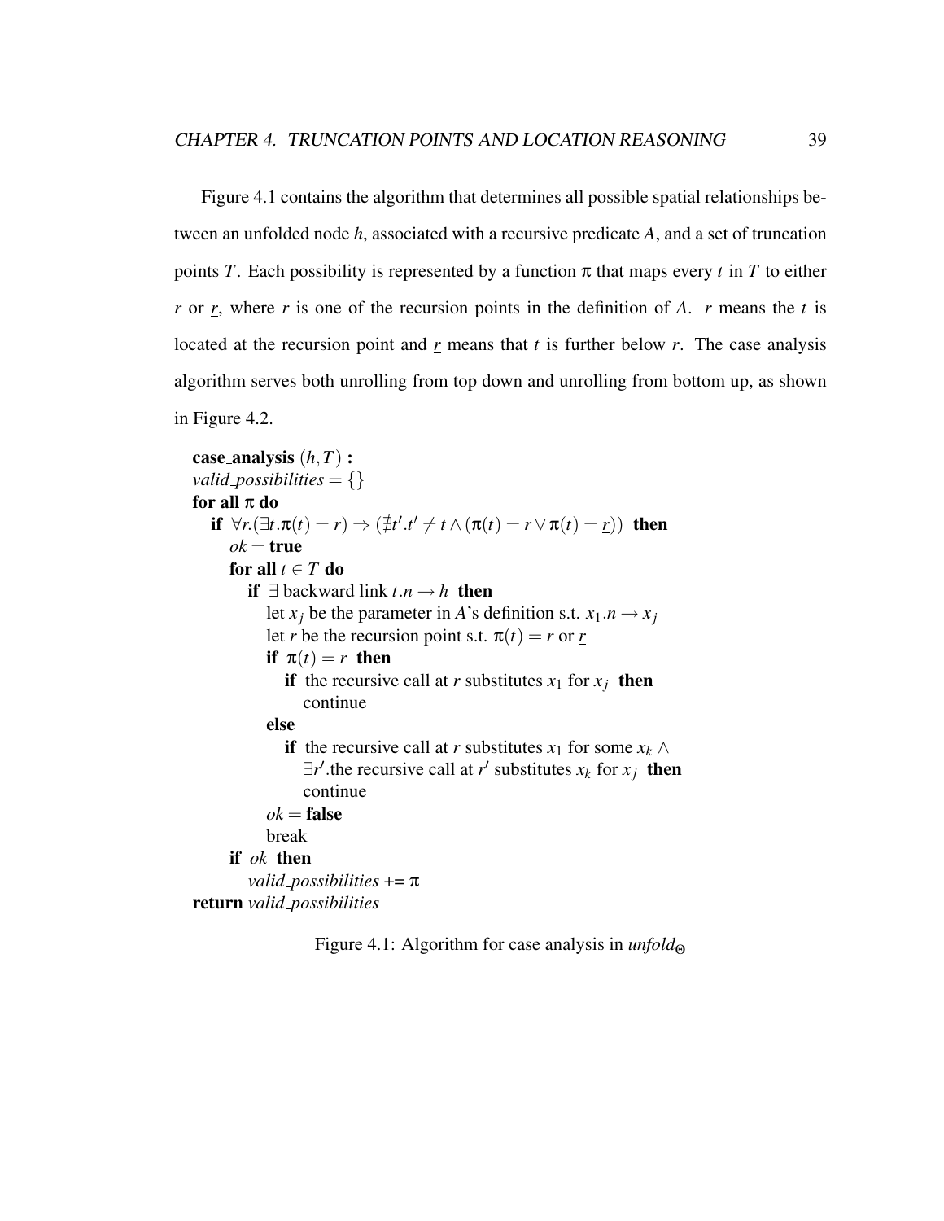Figure 4.1 contains the algorithm that determines all possible spatial relationships between an unfolded node $h$, associated with a recursive predicate $A$, and a set of truncation points $T$. Each possibility is represented by a function $\pi$ that maps every $t$ in $T$ to either $r$ or $\underline{r}$, where $r$ is one of the recursion points in the definition of $A$. $r$ means the $t$ is located at the recursion point and $\underline{r}$ means that $t$ is further below $r$. The case analysis algorithm serves both unrolling from top down and unrolling from bottom up, as shown in Figure 4.2.

```
case_analysis (h, T) :
valid_possibilities = {}
for all π do
   if ∀r.(∃t.π(t) = r) ⇒ (∄t′.t′ ≠ t ∧ (π(t) = r ∨ π(t) = r̲)) then
      ok = true
      for all t ∈ T do
         if ∃ backward link t.n → h then
            let x_j be the parameter in A's definition s.t. x_1.n → x_j
            let r be the recursion point s.t. π(t) = r or r̲
            if π(t) = r then
               if the recursive call at r substitutes x_1 for x_j then
                  continue
            else
               if the recursive call at r substitutes x_1 for some x_k ∧
                  ∃r′.the recursive call at r′ substitutes x_k for x_j then
                  continue
            ok = false
            break
      if ok then
         valid_possibilities += π
return valid_possibilities
```

Figure 4.1: Algorithm for case analysis in $unfold_{\Theta}$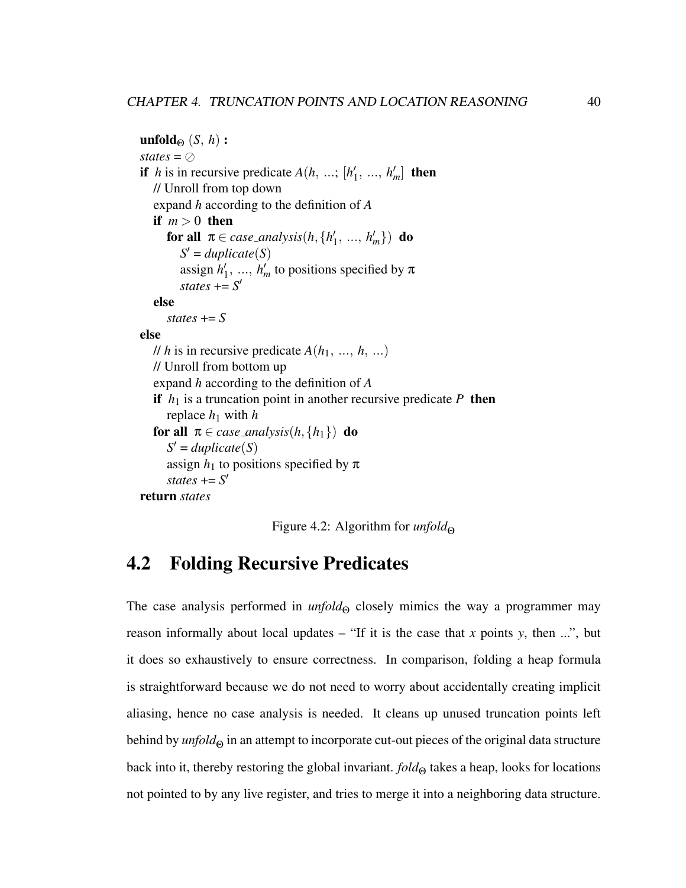```
unfold_Θ (S, h) :
states = ∅
if h is in recursive predicate A(h, ...; [h'_1, ..., h'_m] then
   // Unroll from top down
   expand h according to the definition of A
   if m > 0 then
      for all π ∈ case_analysis(h, {h'_1, ..., h'_m}) do
         S' = duplicate(S)
         assign h'_1, ..., h'_m to positions specified by π
         states += S'
   else
      states += S
else
   // h is in recursive predicate A(h_1, ..., h, ...)
   // Unroll from bottom up
   expand h according to the definition of A
   if h_1 is a truncation point in another recursive predicate P then
      replace h_1 with h
   for all π ∈ case_analysis(h, {h_1}) do
      S' = duplicate(S)
      assign h_1 to positions specified by π
      states += S'
return states
```

Figure 4.2: Algorithm for $unfold_\Theta$

## 4.2 Folding Recursive Predicates

The case analysis performed in $unfold_\Theta$ closely mimics the way a programmer may reason informally about local updates – "If it is the case that $x$ points $y$, then ...", but it does so exhaustively to ensure correctness. In comparison, folding a heap formula is straightforward because we do not need to worry about accidentally creating implicit aliasing, hence no case analysis is needed. It cleans up unused truncation points left behind by $unfold_\Theta$ in an attempt to incorporate cut-out pieces of the original data structure back into it, thereby restoring the global invariant. $fold_\Theta$ takes a heap, looks for locations not pointed to by any live register, and tries to merge it into a neighboring data structure.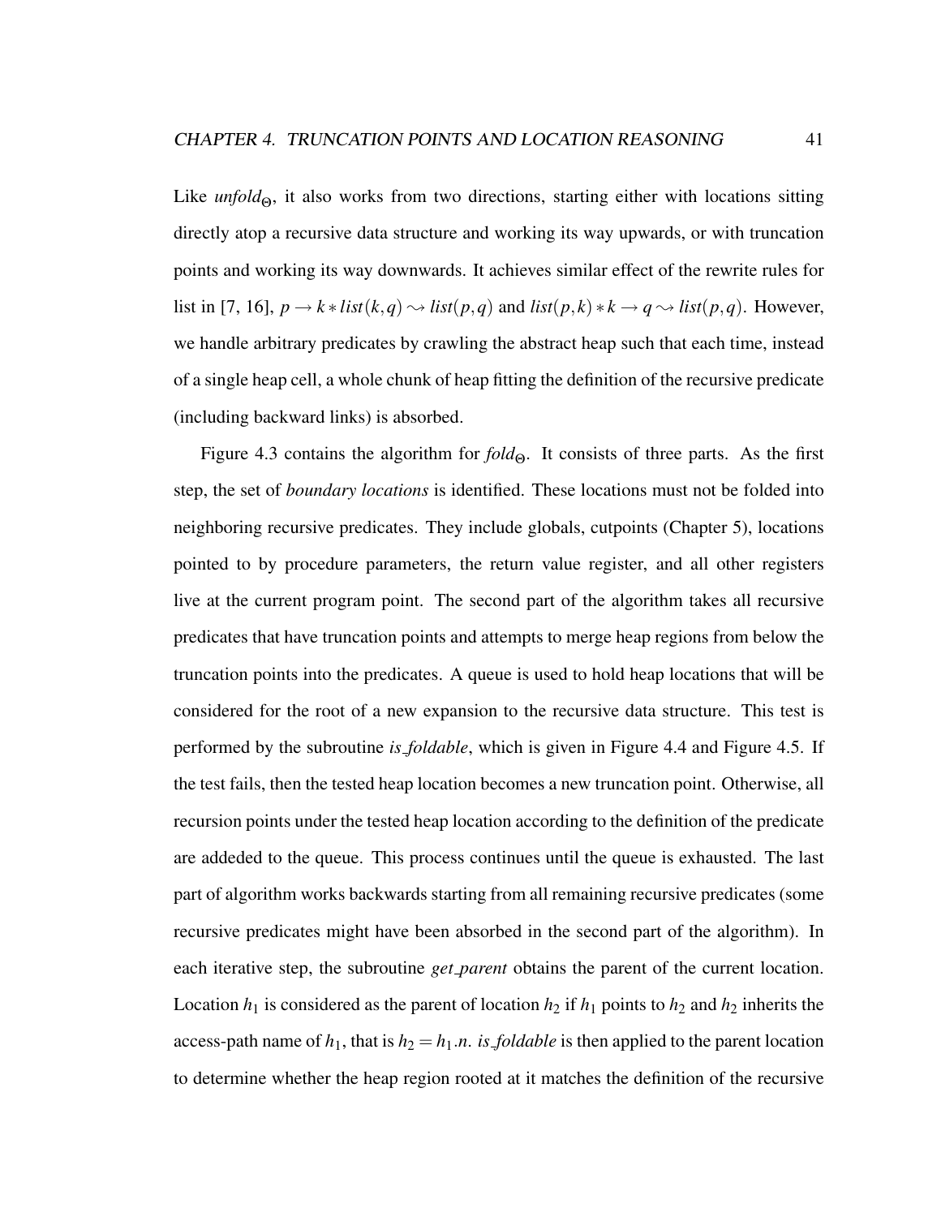Like *unfold*$_\Theta$, it also works from two directions, starting either with locations sitting directly atop a recursive data structure and working its way upwards, or with truncation points and working its way downwards. It achieves similar effect of the rewrite rules for list in [7, 16], $p \to k * list(k,q) \rightsquigarrow list(p,q)$ and $list(p,k) * k \to q \rightsquigarrow list(p,q)$. However, we handle arbitrary predicates by crawling the abstract heap such that each time, instead of a single heap cell, a whole chunk of heap fitting the definition of the recursive predicate (including backward links) is absorbed.

Figure 4.3 contains the algorithm for *fold*$_\Theta$. It consists of three parts. As the first step, the set of *boundary locations* is identified. These locations must not be folded into neighboring recursive predicates. They include globals, cutpoints (Chapter 5), locations pointed to by procedure parameters, the return value register, and all other registers live at the current program point. The second part of the algorithm takes all recursive predicates that have truncation points and attempts to merge heap regions from below the truncation points into the predicates. A queue is used to hold heap locations that will be considered for the root of a new expansion to the recursive data structure. This test is performed by the subroutine *is_foldable*, which is given in Figure 4.4 and Figure 4.5. If the test fails, then the tested heap location becomes a new truncation point. Otherwise, all recursion points under the tested heap location according to the definition of the predicate are addeded to the queue. This process continues until the queue is exhausted. The last part of algorithm works backwards starting from all remaining recursive predicates (some recursive predicates might have been absorbed in the second part of the algorithm). In each iterative step, the subroutine *get_parent* obtains the parent of the current location. Location $h_1$ is considered as the parent of location $h_2$ if $h_1$ points to $h_2$ and $h_2$ inherits the access-path name of $h_1$, that is $h_2 = h_1.n$. *is_foldable* is then applied to the parent location to determine whether the heap region rooted at it matches the definition of the recursive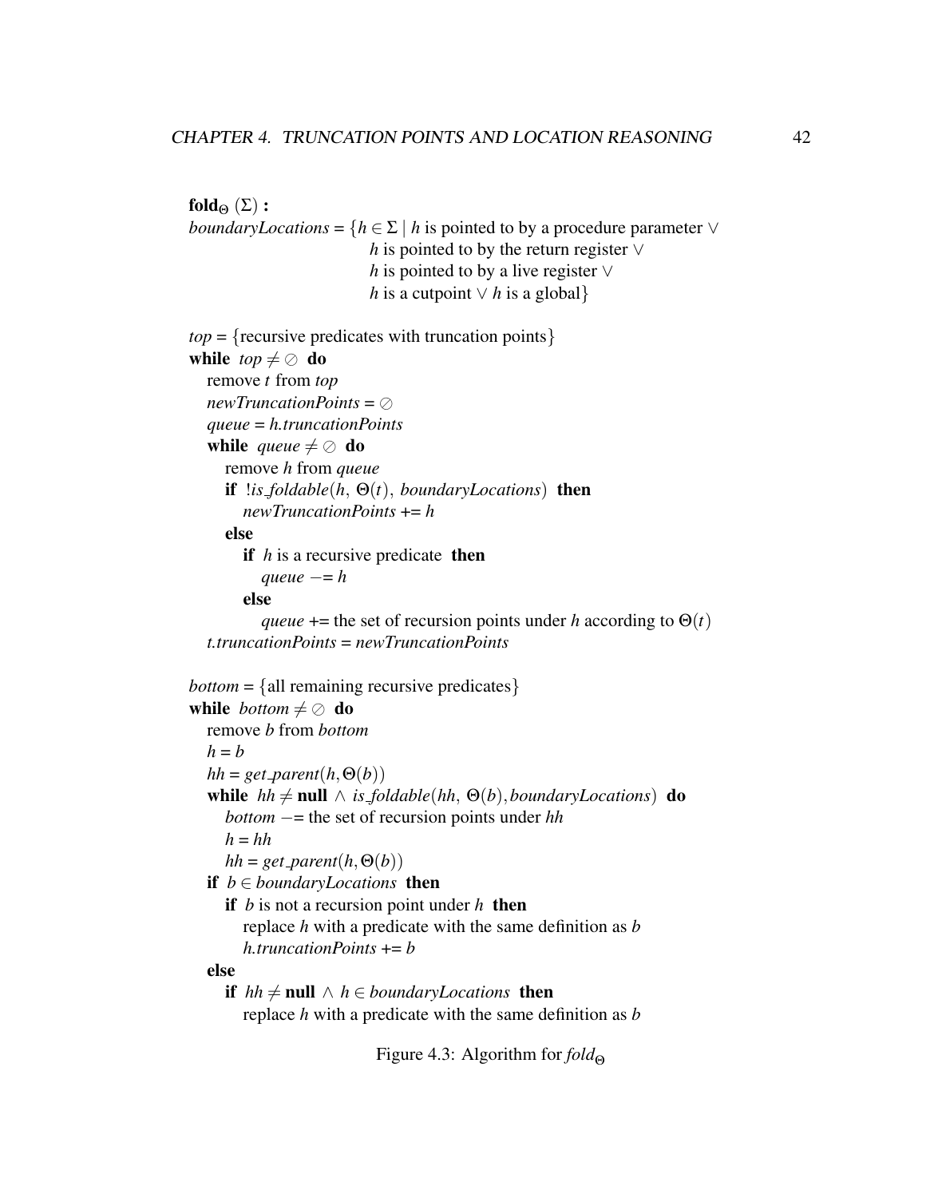```
fold_Θ (Σ) :
boundaryLocations = {h ∈ Σ | h is pointed to by a procedure parameter ∨
                             h is pointed to by the return register ∨
                             h is pointed to by a live register ∨
                             h is a cutpoint ∨ h is a global}

top = {recursive predicates with truncation points}
while top ≠ ⊘ do
   remove t from top
   newTruncationPoints = ⊘
   queue = h.truncationPoints
   while queue ≠ ⊘ do
      remove h from queue
      if !is_foldable(h, Θ(t), boundaryLocations) then
         newTruncationPoints += h
      else
         if h is a recursive predicate then
            queue −= h
         else
            queue += the set of recursion points under h according to Θ(t)
   t.truncationPoints = newTruncationPoints

bottom = {all remaining recursive predicates}
while bottom ≠ ⊘ do
   remove b from bottom
   h = b
   hh = get_parent(h, Θ(b))
   while hh ≠ null ∧ is_foldable(hh, Θ(b), boundaryLocations) do
      bottom −= the set of recursion points under hh
      h = hh
      hh = get_parent(h, Θ(b))
   if b ∈ boundaryLocations then
      if b is not a recursion point under h then
         replace h with a predicate with the same definition as b
         h.truncationPoints += b
   else
      if hh ≠ null ∧ h ∈ boundaryLocations then
         replace h with a predicate with the same definition as b
```

Figure 4.3: Algorithm for $fold_\Theta$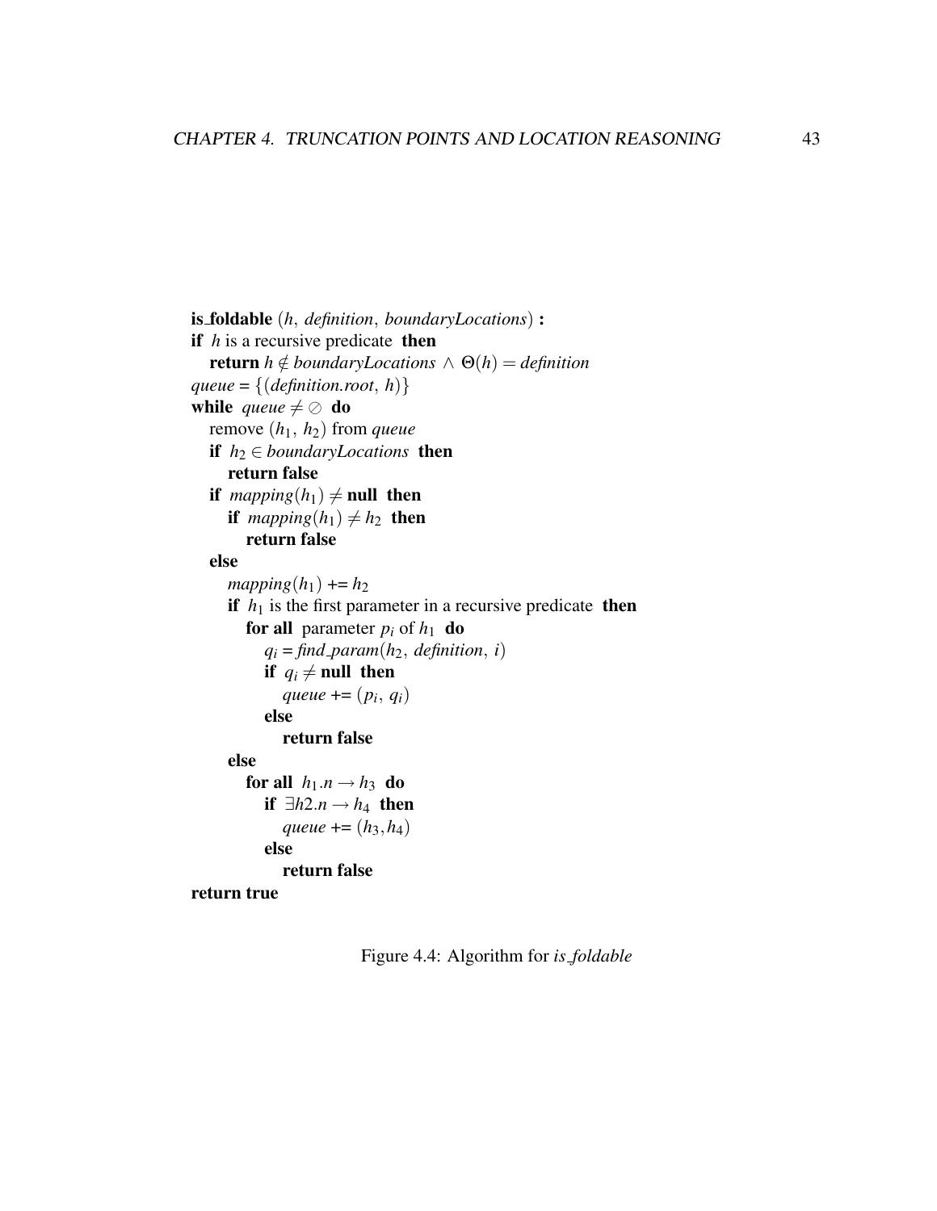**is_foldable** $(h,\ definition,\ boundaryLocations)$ **:**
**if** $h$ is a recursive predicate **then**
  **return** $h \notin boundaryLocations \wedge \Theta(h) = definition$
$queue = \{(definition.root,\ h)\}$
**while** $queue \neq \oslash$ **do**
  remove $(h_1,\ h_2)$ from *queue*
  **if** $h_2 \in boundaryLocations$ **then**
    **return false**
  **if** $mapping(h_1) \neq$ **null then**
    **if** $mapping(h_1) \neq h_2$ **then**
      **return false**
  **else**
    $mapping(h_1)$ += $h_2$
    **if** $h_1$ is the first parameter in a recursive predicate **then**
      **for all** parameter $p_i$ of $h_1$ **do**
        $q_i = find\_param(h_2,\ definition,\ i)$
        **if** $q_i \neq$ **null then**
          $queue$ += $(p_i,\ q_i)$
        **else**
          **return false**
    **else**
      **for all** $h_1.n \rightarrow h_3$ **do**
        **if** $\exists h2.n \rightarrow h_4$ **then**
          $queue$ += $(h_3, h_4)$
        **else**
          **return false**
**return true**

Figure 4.4: Algorithm for *is_foldable*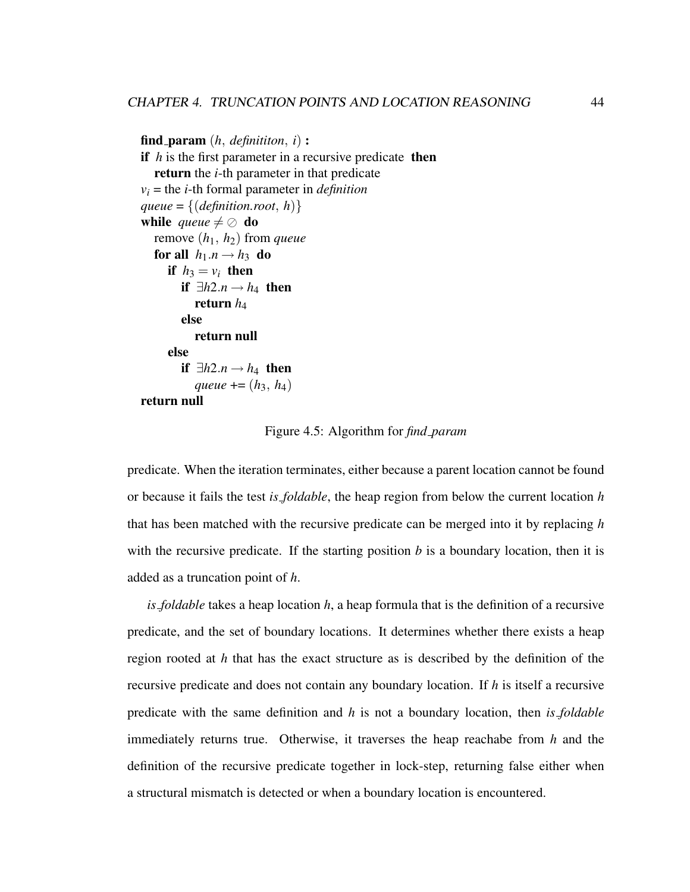```
find_param (h, definititon, i) :
if h is the first parameter in a recursive predicate then
    return the i-th parameter in that predicate
v_i = the i-th formal parameter in definition
queue = {(definition.root, h)}
while queue ≠ ∅ do
    remove (h_1, h_2) from queue
    for all h_1.n → h_3 do
        if h_3 = v_i then
            if ∃h2.n → h_4 then
                return h_4
            else
                return null
        else
            if ∃h2.n → h_4 then
                queue += (h_3, h_4)
return null
```

Figure 4.5: Algorithm for *find_param*

predicate. When the iteration terminates, either because a parent location cannot be found or because it fails the test *is_foldable*, the heap region from below the current location $h$ that has been matched with the recursive predicate can be merged into it by replacing $h$ with the recursive predicate. If the starting position $b$ is a boundary location, then it is added as a truncation point of $h$.

*is_foldable* takes a heap location $h$, a heap formula that is the definition of a recursive predicate, and the set of boundary locations. It determines whether there exists a heap region rooted at $h$ that has the exact structure as is described by the definition of the recursive predicate and does not contain any boundary location. If $h$ is itself a recursive predicate with the same definition and $h$ is not a boundary location, then *is_foldable* immediately returns true. Otherwise, it traverses the heap reachabe from $h$ and the definition of the recursive predicate together in lock-step, returning false either when a structural mismatch is detected or when a boundary location is encountered.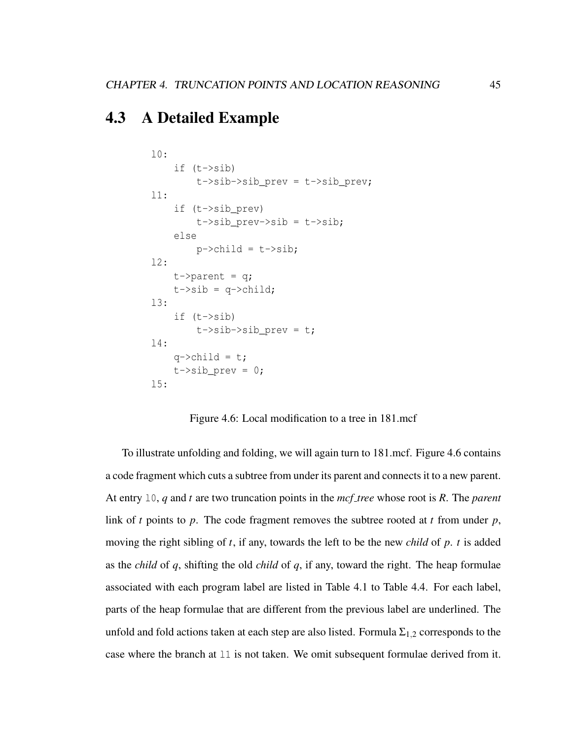## 4.3 A Detailed Example

```
l0:
    if (t->sib)
        t->sib->sib_prev = t->sib_prev;
l1:
    if (t->sib_prev)
        t->sib_prev->sib = t->sib;
    else
        p->child = t->sib;
l2:
    t->parent = q;
    t->sib = q->child;
l3:
    if (t->sib)
        t->sib->sib_prev = t;
l4:
    q->child = t;
    t->sib_prev = 0;
l5:
```

Figure 4.6: Local modification to a tree in 181.mcf

To illustrate unfolding and folding, we will again turn to 181.mcf. Figure 4.6 contains a code fragment which cuts a subtree from under its parent and connects it to a new parent. At entry `l0`, *q* and *t* are two truncation points in the *mcf_tree* whose root is *R*. The *parent* link of *t* points to *p*. The code fragment removes the subtree rooted at *t* from under *p*, moving the right sibling of *t*, if any, towards the left to be the new *child* of *p*. *t* is added as the *child* of *q*, shifting the old *child* of *q*, if any, toward the right. The heap formulae associated with each program label are listed in Table 4.1 to Table 4.4. For each label, parts of the heap formulae that are different from the previous label are underlined. The unfold and fold actions taken at each step are also listed. Formula $\Sigma_{1,2}$ corresponds to the case where the branch at `l1` is not taken. We omit subsequent formulae derived from it.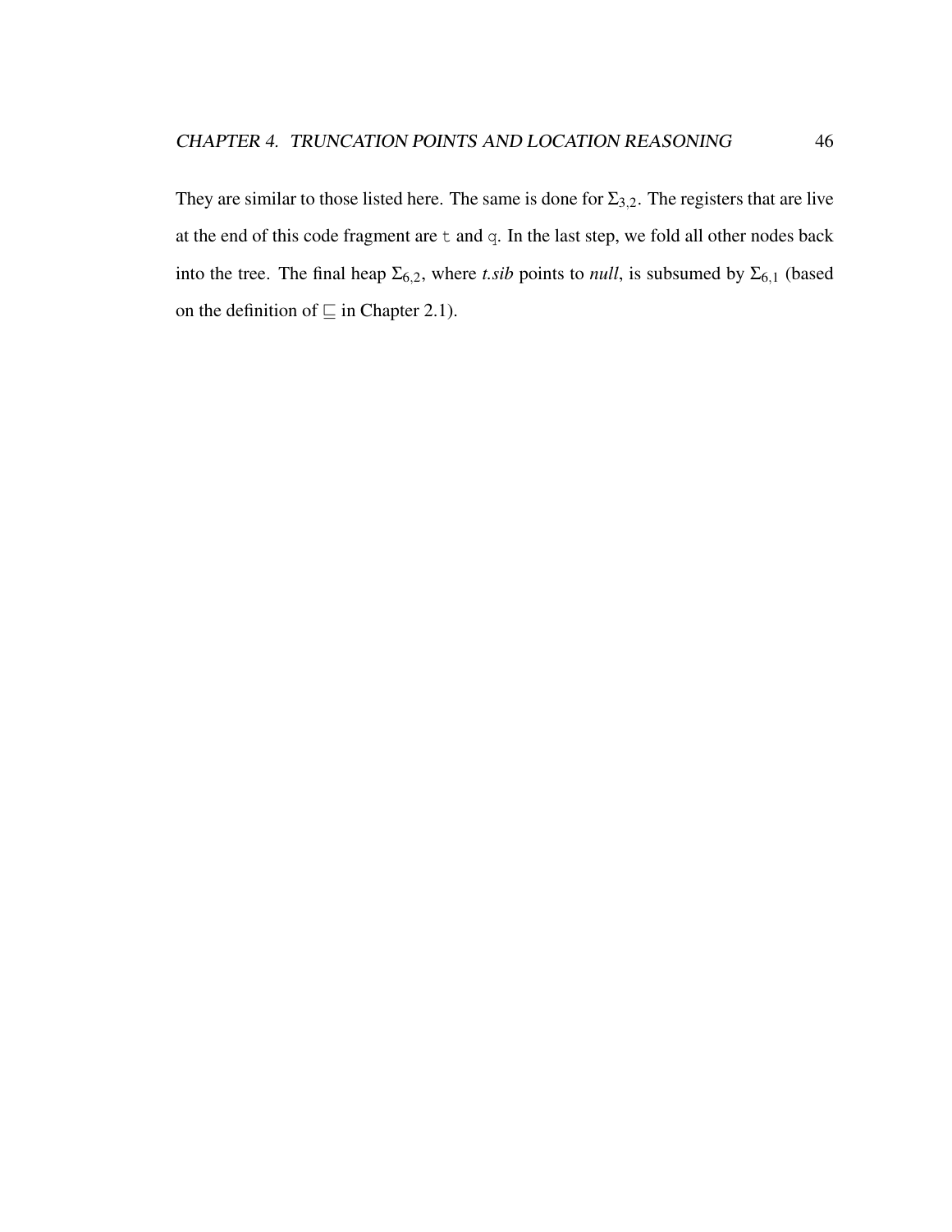They are similar to those listed here. The same is done for $\Sigma_{3,2}$. The registers that are live at the end of this code fragment are `t` and `q`. In the last step, we fold all other nodes back into the tree. The final heap $\Sigma_{6,2}$, where *t.sib* points to *null*, is subsumed by $\Sigma_{6,1}$ (based on the definition of $\sqsubseteq$ in Chapter 2.1).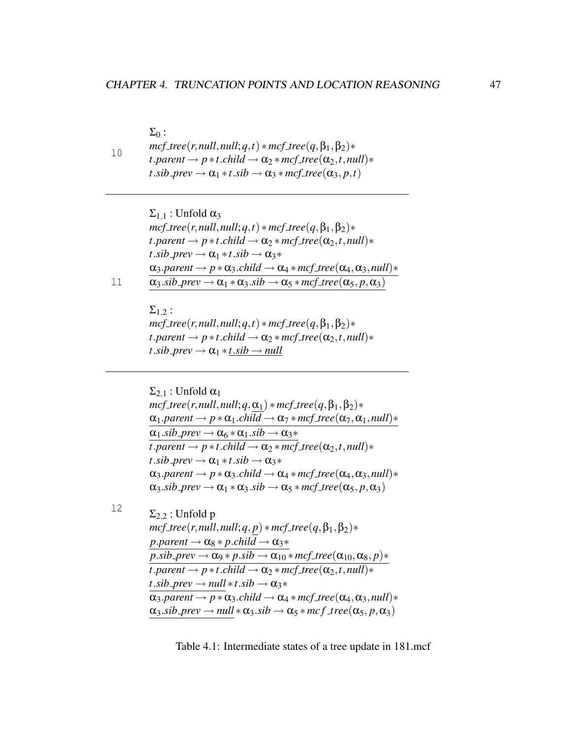| | |
|---|---|
| l0 | $\Sigma_0$ :<br>$mcf\_tree(r,null,null;q,t) * mcf\_tree(q,\beta_1,\beta_2) *$<br>$t.parent \rightarrow p * t.child \rightarrow \alpha_2 * mcf\_tree(\alpha_2,t,null) *$<br>$t.sib\_prev \rightarrow \alpha_1 * t.sib \rightarrow \alpha_3 * mcf\_tree(\alpha_3,p,t)$ |
| l1 | $\Sigma_{1,1}$ : Unfold $\alpha_3$<br>$mcf\_tree(r,null,null;q,t) * mcf\_tree(q,\beta_1,\beta_2) *$<br>$t.parent \rightarrow p * t.child \rightarrow \alpha_2 * mcf\_tree(\alpha_2,t,null) *$<br>$t.sib\_prev \rightarrow \alpha_1 * t.sib \rightarrow \alpha_3 *$<br>$\underline{\alpha_3.parent \rightarrow p * \alpha_3.child \rightarrow \alpha_4 * mcf\_tree(\alpha_4,\alpha_3,null) *}$<br>$\underline{\alpha_3.sib\_prev \rightarrow \alpha_1 * \alpha_3.sib \rightarrow \alpha_5 * mcf\_tree(\alpha_5,p,\alpha_3)}$<br><br>$\Sigma_{1,2}$ :<br>$mcf\_tree(r,null,null;q,t) * mcf\_tree(q,\beta_1,\beta_2) *$<br>$t.parent \rightarrow p * t.child \rightarrow \alpha_2 * mcf\_tree(\alpha_2,t,null) *$<br>$t.sib\_prev \rightarrow \alpha_1 * \underline{t.sib \rightarrow null}$ |
| l2 | $\Sigma_{2,1}$ : Unfold $\alpha_1$<br>$mcf\_tree(r,null,null;q,\underline{\alpha_1}) * mcf\_tree(q,\beta_1,\beta_2) *$<br>$\underline{\alpha_1.parent \rightarrow p * \alpha_1.child \rightarrow \alpha_7 * mcf\_tree(\alpha_7,\alpha_1,null) *}$<br>$\underline{\alpha_1.sib\_prev \rightarrow \alpha_6 * \alpha_1.sib \rightarrow \alpha_3 *}$<br>$t.parent \rightarrow p * t.child \rightarrow \alpha_2 * mcf\_tree(\alpha_2,t,null) *$<br>$t.sib\_prev \rightarrow \alpha_1 * t.sib \rightarrow \alpha_3 *$<br>$\alpha_3.parent \rightarrow p * \alpha_3.child \rightarrow \alpha_4 * mcf\_tree(\alpha_4,\alpha_3,null) *$<br>$\alpha_3.sib\_prev \rightarrow \alpha_1 * \alpha_3.sib \rightarrow \alpha_5 * mcf\_tree(\alpha_5,p,\alpha_3)$<br><br>$\Sigma_{2,2}$ : Unfold p<br>$mcf\_tree(r,null,null;q,\underline{p}) * mcf\_tree(q,\beta_1,\beta_2) *$<br>$\underline{p.parent \rightarrow \alpha_8 * p.child \rightarrow \alpha_3 *}$<br>$\underline{p.sib\_prev \rightarrow \alpha_9 * p.sib \rightarrow \alpha_{10} * mcf\_tree(\alpha_{10},\alpha_8,p) *}$<br>$t.parent \rightarrow p * t.child \rightarrow \alpha_2 * mcf\_tree(\alpha_2,t,null) *$<br>$\underline{t.sib\_prev \rightarrow null} * t.sib \rightarrow \alpha_3 *$<br>$\alpha_3.parent \rightarrow p * \alpha_3.child \rightarrow \alpha_4 * mcf\_tree(\alpha_4,\alpha_3,null) *$<br>$\underline{\alpha_3.sib\_prev \rightarrow null} * \alpha_3.sib \rightarrow \alpha_5 * mcf\_tree(\alpha_5,p,\alpha_3)$ |

Table 4.1: Intermediate states of a tree update in 181.mcf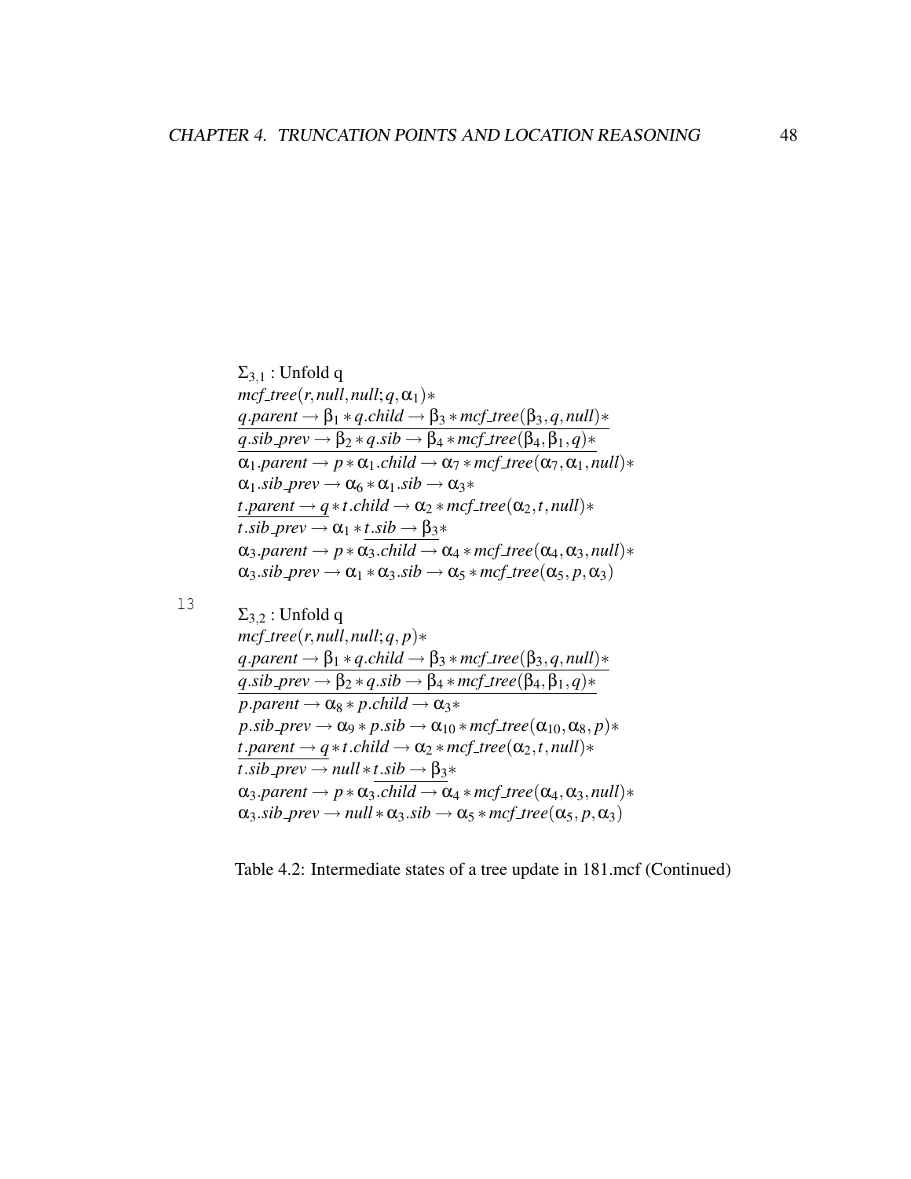$\Sigma_{3,1}$ : Unfold q

$$
\begin{aligned}
&mcf\_tree(r, null, null; q, \alpha_1)* \\
&\underline{q.parent \rightarrow \beta_1 * q.child \rightarrow \beta_3 * mcf\_tree(\beta_3, q, null)*} \\
&\underline{q.sib\_prev \rightarrow \beta_2 * q.sib \rightarrow \beta_4 * mcf\_tree(\beta_4, \beta_1, q)*} \\
&\alpha_1.parent \rightarrow p * \alpha_1.child \rightarrow \alpha_7 * mcf\_tree(\alpha_7, \alpha_1, null)* \\
&\alpha_1.sib\_prev \rightarrow \alpha_6 * \alpha_1.sib \rightarrow \alpha_3 * \\
&\underline{t.parent \rightarrow q} * t.child \rightarrow \alpha_2 * mcf\_tree(\alpha_2, t, null)* \\
&t.sib\_prev \rightarrow \alpha_1 * \underline{t.sib \rightarrow \beta_3} * \\
&\alpha_3.parent \rightarrow p * \underline{\alpha_3.child \rightarrow} \alpha_4 * mcf\_tree(\alpha_4, \alpha_3, null)* \\
&\alpha_3.sib\_prev \rightarrow \alpha_1 * \alpha_3.sib \rightarrow \alpha_5 * mcf\_tree(\alpha_5, p, \alpha_3)
\end{aligned}
$$

13

$\Sigma_{3,2}$ : Unfold q

$$
\begin{aligned}
&mcf\_tree(r, null, null; q, p)* \\
&\underline{q.parent \rightarrow \beta_1 * q.child \rightarrow \beta_3 * mcf\_tree(\beta_3, q, null)*} \\
&\underline{q.sib\_prev \rightarrow \beta_2 * q.sib \rightarrow \beta_4 * mcf\_tree(\beta_4, \beta_1, q)*} \\
&p.parent \rightarrow \alpha_8 * p.child \rightarrow \alpha_3 * \\
&p.sib\_prev \rightarrow \alpha_9 * p.sib \rightarrow \alpha_{10} * mcf\_tree(\alpha_{10}, \alpha_8, p)* \\
&\underline{t.parent \rightarrow q} * t.child \rightarrow \alpha_2 * mcf\_tree(\alpha_2, t, null)* \\
&t.sib\_prev \rightarrow null * \underline{t.sib \rightarrow \beta_3} * \\
&\alpha_3.parent \rightarrow p * \underline{\alpha_3.child \rightarrow} \alpha_4 * mcf\_tree(\alpha_4, \alpha_3, null)* \\
&\alpha_3.sib\_prev \rightarrow null * \alpha_3.sib \rightarrow \alpha_5 * mcf\_tree(\alpha_5, p, \alpha_3)
\end{aligned}
$$

Table 4.2: Intermediate states of a tree update in 181.mcf (Continued)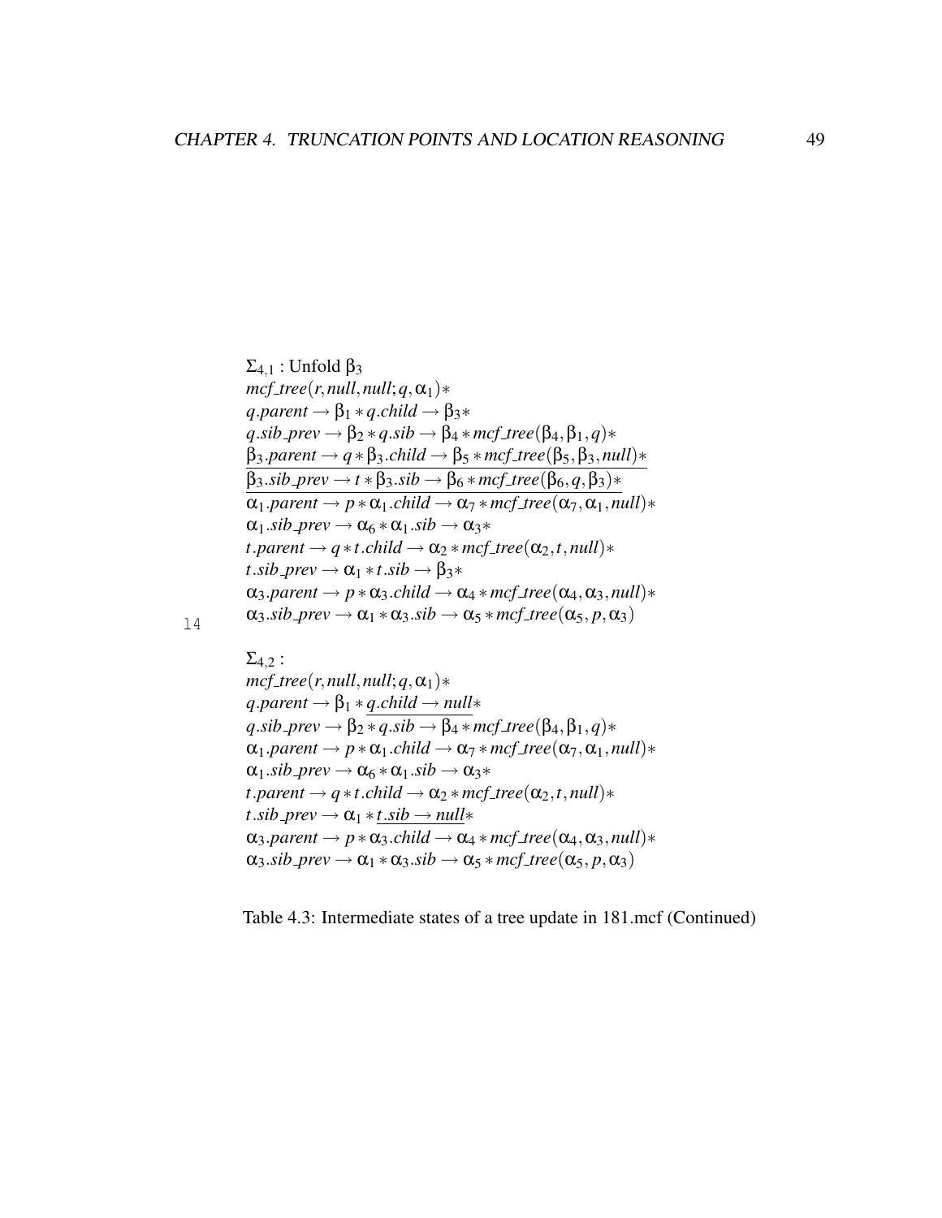$\Sigma_{4,1}$ : Unfold $\beta_3$

$$
\begin{array}{l}
mcf\_tree(r, null, null; q, \alpha_1) * \\
q.parent \rightarrow \beta_1 * q.child \rightarrow \beta_3 * \\
q.sib\_prev \rightarrow \beta_2 * q.sib \rightarrow \beta_4 * mcf\_tree(\beta_4, \beta_1, q) * \\
\underline{\beta_3.parent \rightarrow q * \beta_3.child \rightarrow \beta_5 * mcf\_tree(\beta_5, \beta_3, null) *} \\
\underline{\beta_3.sib\_prev \rightarrow t * \beta_3.sib \rightarrow \beta_6 * mcf\_tree(\beta_6, q, \beta_3) *} \\
\alpha_1.parent \rightarrow p * \alpha_1.child \rightarrow \alpha_7 * mcf\_tree(\alpha_7, \alpha_1, null) * \\
\alpha_1.sib\_prev \rightarrow \alpha_6 * \alpha_1.sib \rightarrow \alpha_3 * \\
t.parent \rightarrow q * t.child \rightarrow \alpha_2 * mcf\_tree(\alpha_2, t, null) * \\
t.sib\_prev \rightarrow \alpha_1 * t.sib \rightarrow \beta_3 * \\
\alpha_3.parent \rightarrow p * \alpha_3.child \rightarrow \alpha_4 * mcf\_tree(\alpha_4, \alpha_3, null) * \\
\alpha_3.sib\_prev \rightarrow \alpha_1 * \alpha_3.sib \rightarrow \alpha_5 * mcf\_tree(\alpha_5, p, \alpha_3)
\end{array}
$$

14

$\Sigma_{4,2}$ :

$$
\begin{array}{l}
mcf\_tree(r, null, null; q, \alpha_1) * \\
q.parent \rightarrow \beta_1 * \underline{q.child \rightarrow null} * \\
q.sib\_prev \rightarrow \beta_2 * q.sib \rightarrow \beta_4 * mcf\_tree(\beta_4, \beta_1, q) * \\
\alpha_1.parent \rightarrow p * \alpha_1.child \rightarrow \alpha_7 * mcf\_tree(\alpha_7, \alpha_1, null) * \\
\alpha_1.sib\_prev \rightarrow \alpha_6 * \alpha_1.sib \rightarrow \alpha_3 * \\
t.parent \rightarrow q * t.child \rightarrow \alpha_2 * mcf\_tree(\alpha_2, t, null) * \\
t.sib\_prev \rightarrow \alpha_1 * \underline{t.sib \rightarrow null} * \\
\alpha_3.parent \rightarrow p * \alpha_3.child \rightarrow \alpha_4 * mcf\_tree(\alpha_4, \alpha_3, null) * \\
\alpha_3.sib\_prev \rightarrow \alpha_1 * \alpha_3.sib \rightarrow \alpha_5 * mcf\_tree(\alpha_5, p, \alpha_3)
\end{array}
$$

Table 4.3: Intermediate states of a tree update in 181.mcf (Continued)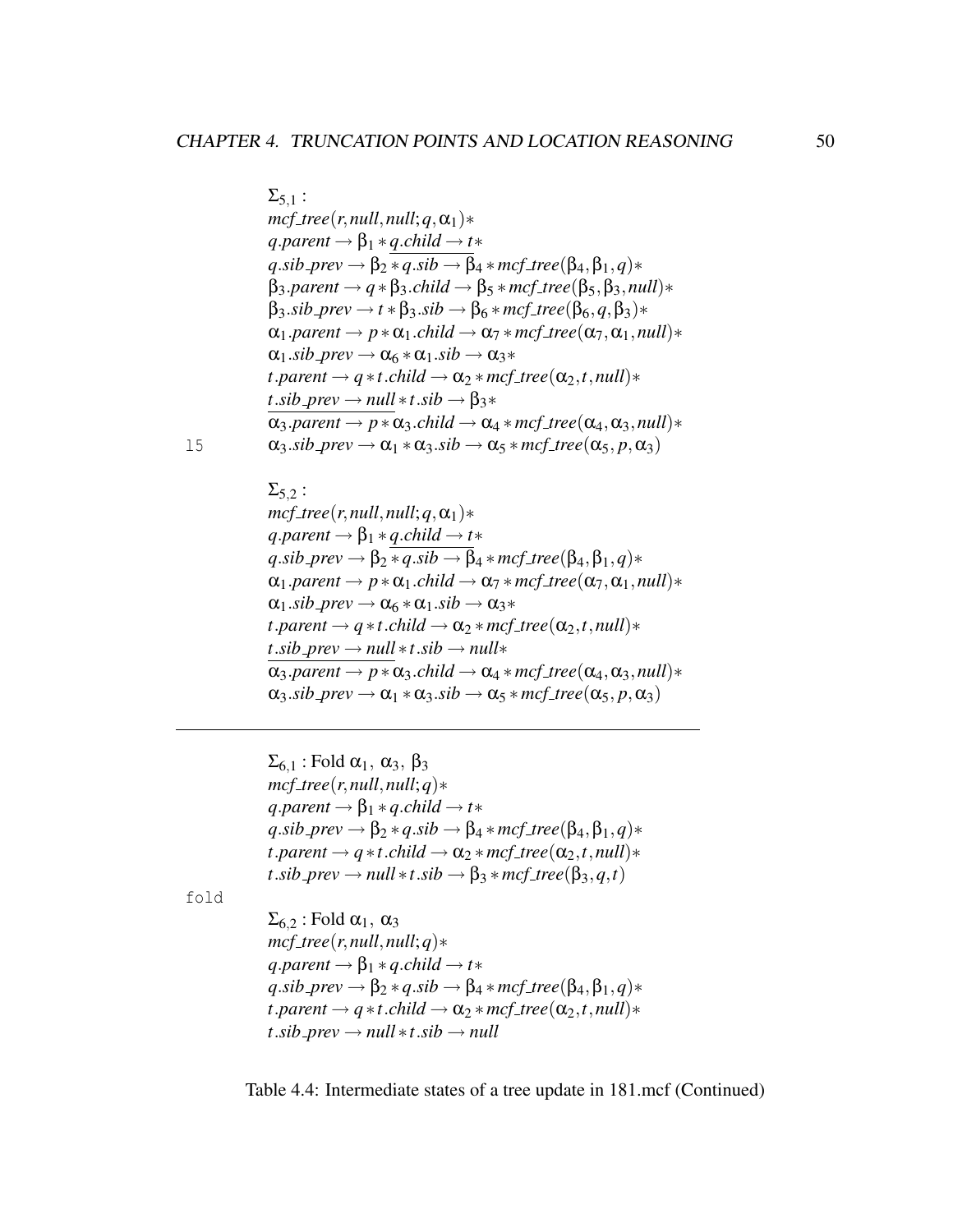$\Sigma_{5,1}$ :
$mcf\_tree(r, null, null; q, \alpha_1) *$
$q.parent \rightarrow \beta_1 * \overline{q.child \rightarrow t} *$
$q.sib\_prev \rightarrow \beta_2 * \overline{q.sib \rightarrow \beta_4} * mcf\_tree(\beta_4, \beta_1, q) *$
$\beta_3.parent \rightarrow q * \beta_3.child \rightarrow \beta_5 * mcf\_tree(\beta_5, \beta_3, null) *$
$\beta_3.sib\_prev \rightarrow t * \beta_3.sib \rightarrow \beta_6 * mcf\_tree(\beta_6, q, \beta_3) *$
$\alpha_1.parent \rightarrow p * \alpha_1.child \rightarrow \alpha_7 * mcf\_tree(\alpha_7, \alpha_1, null) *$
$\alpha_1.sib\_prev \rightarrow \alpha_6 * \alpha_1.sib \rightarrow \alpha_3 *$
$t.parent \rightarrow q * t.child \rightarrow \alpha_2 * mcf\_tree(\alpha_2, t, null) *$
$\underline{t.sib\_prev \rightarrow null} * t.sib \rightarrow \beta_3 *$
$\overline{\alpha_3.parent \rightarrow p} * \alpha_3.child \rightarrow \alpha_4 * mcf\_tree(\alpha_4, \alpha_3, null) *$
$\alpha_3.sib\_prev \rightarrow \alpha_1 * \alpha_3.sib \rightarrow \alpha_5 * mcf\_tree(\alpha_5, p, \alpha_3)$

```
15
```

$\Sigma_{5,2}$ :
$mcf\_tree(r, null, null; q, \alpha_1) *$
$q.parent \rightarrow \beta_1 * \overline{q.child \rightarrow t} *$
$q.sib\_prev \rightarrow \beta_2 * \overline{q.sib \rightarrow \beta_4} * mcf\_tree(\beta_4, \beta_1, q) *$
$\alpha_1.parent \rightarrow p * \alpha_1.child \rightarrow \alpha_7 * mcf\_tree(\alpha_7, \alpha_1, null) *$
$\alpha_1.sib\_prev \rightarrow \alpha_6 * \alpha_1.sib \rightarrow \alpha_3 *$
$t.parent \rightarrow q * t.child \rightarrow \alpha_2 * mcf\_tree(\alpha_2, t, null) *$
$\underline{t.sib\_prev \rightarrow null} * t.sib \rightarrow null *$
$\overline{\alpha_3.parent \rightarrow p} * \alpha_3.child \rightarrow \alpha_4 * mcf\_tree(\alpha_4, \alpha_3, null) *$
$\alpha_3.sib\_prev \rightarrow \alpha_1 * \alpha_3.sib \rightarrow \alpha_5 * mcf\_tree(\alpha_5, p, \alpha_3)$

---

$\Sigma_{6,1}$ : Fold $\alpha_1,\ \alpha_3,\ \beta_3$
$mcf\_tree(r, null, null; q) *$
$q.parent \rightarrow \beta_1 * q.child \rightarrow t *$
$q.sib\_prev \rightarrow \beta_2 * q.sib \rightarrow \beta_4 * mcf\_tree(\beta_4, \beta_1, q) *$
$t.parent \rightarrow q * t.child \rightarrow \alpha_2 * mcf\_tree(\alpha_2, t, null) *$
$t.sib\_prev \rightarrow null * t.sib \rightarrow \beta_3 * mcf\_tree(\beta_3, q, t)$

```
fold
```

$\Sigma_{6,2}$ : Fold $\alpha_1,\ \alpha_3$
$mcf\_tree(r, null, null; q) *$
$q.parent \rightarrow \beta_1 * q.child \rightarrow t *$
$q.sib\_prev \rightarrow \beta_2 * q.sib \rightarrow \beta_4 * mcf\_tree(\beta_4, \beta_1, q) *$
$t.parent \rightarrow q * t.child \rightarrow \alpha_2 * mcf\_tree(\alpha_2, t, null) *$
$t.sib\_prev \rightarrow null * t.sib \rightarrow null$

Table 4.4: Intermediate states of a tree update in 181.mcf (Continued)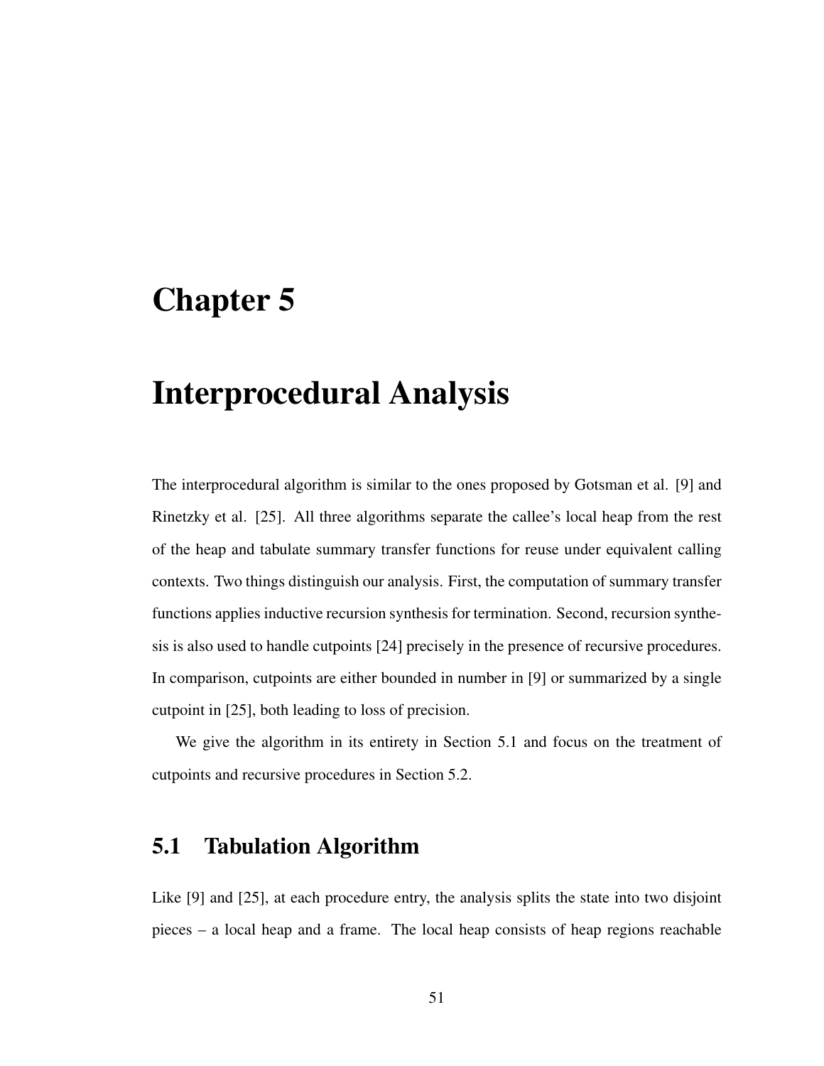# Chapter 5

# Interprocedural Analysis

The interprocedural algorithm is similar to the ones proposed by Gotsman et al. [9] and Rinetzky et al. [25]. All three algorithms separate the callee's local heap from the rest of the heap and tabulate summary transfer functions for reuse under equivalent calling contexts. Two things distinguish our analysis. First, the computation of summary transfer functions applies inductive recursion synthesis for termination. Second, recursion synthesis is also used to handle cutpoints [24] precisely in the presence of recursive procedures. In comparison, cutpoints are either bounded in number in [9] or summarized by a single cutpoint in [25], both leading to loss of precision.

We give the algorithm in its entirety in Section 5.1 and focus on the treatment of cutpoints and recursive procedures in Section 5.2.

## 5.1 Tabulation Algorithm

Like [9] and [25], at each procedure entry, the analysis splits the state into two disjoint pieces – a local heap and a frame. The local heap consists of heap regions reachable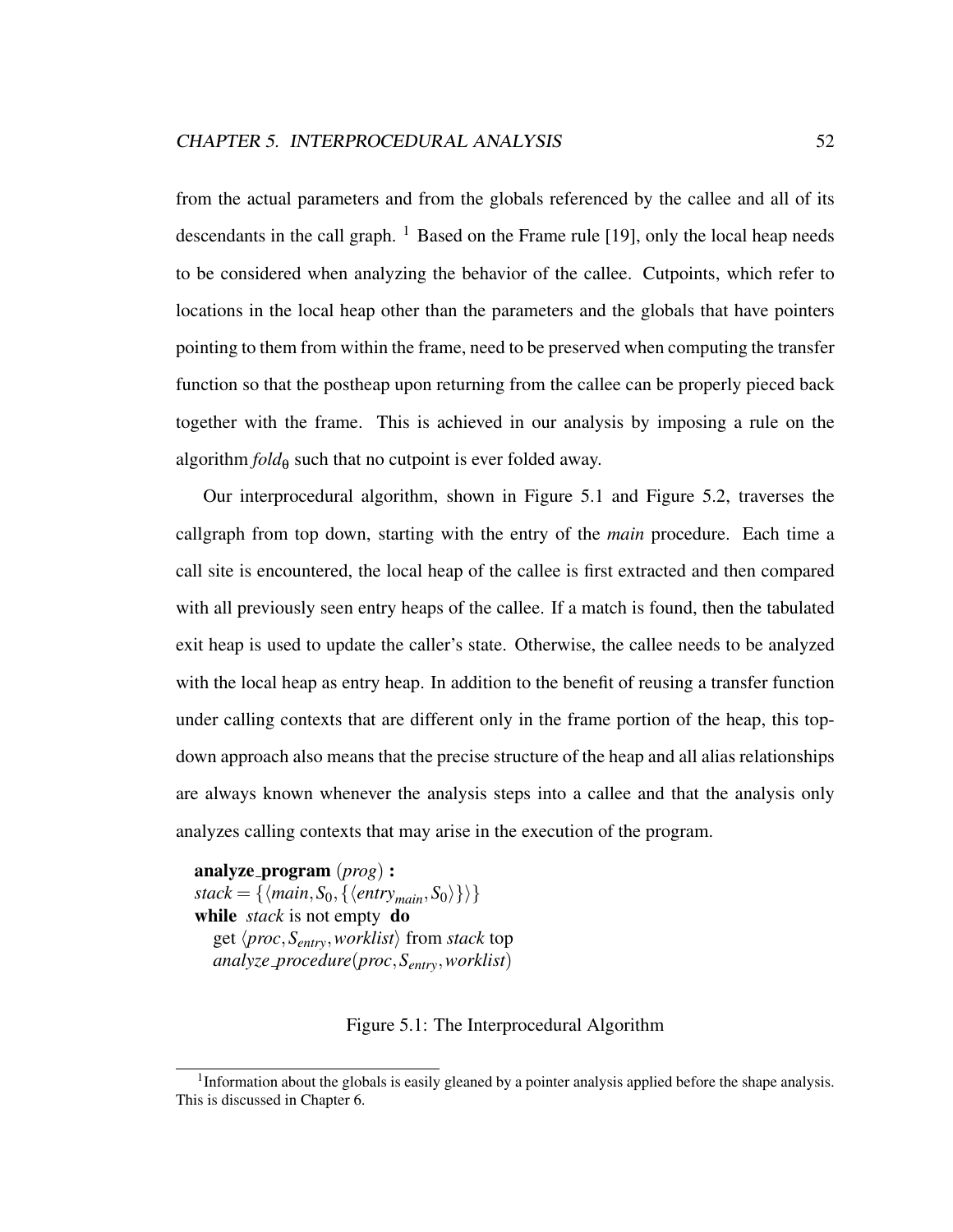from the actual parameters and from the globals referenced by the callee and all of its descendants in the call graph. [1] Based on the Frame rule [19], only the local heap needs to be considered when analyzing the behavior of the callee. Cutpoints, which refer to locations in the local heap other than the parameters and the globals that have pointers pointing to them from within the frame, need to be preserved when computing the transfer function so that the postheap upon returning from the callee can be properly pieced back together with the frame. This is achieved in our analysis by imposing a rule on the algorithm $fold_\theta$ such that no cutpoint is ever folded away.

Our interprocedural algorithm, shown in Figure 5.1 and Figure 5.2, traverses the callgraph from top down, starting with the entry of the *main* procedure. Each time a call site is encountered, the local heap of the callee is first extracted and then compared with all previously seen entry heaps of the callee. If a match is found, then the tabulated exit heap is used to update the caller's state. Otherwise, the callee needs to be analyzed with the local heap as entry heap. In addition to the benefit of reusing a transfer function under calling contexts that are different only in the frame portion of the heap, this top-down approach also means that the precise structure of the heap and all alias relationships are always known whenever the analysis steps into a callee and that the analysis only analyzes calling contexts that may arise in the execution of the program.

**analyze_program** (*prog*) **:**
$stack = \{\langle main, S_0, \{\langle entry_{main}, S_0\rangle\}\rangle\}$
**while** *stack* is not empty **do**
  get $\langle proc, S_{entry}, worklist\rangle$ from *stack* top
  $analyze\_procedure(proc, S_{entry}, worklist)$

Figure 5.1: The Interprocedural Algorithm

[1] Information about the globals is easily gleaned by a pointer analysis applied before the shape analysis. This is discussed in Chapter 6.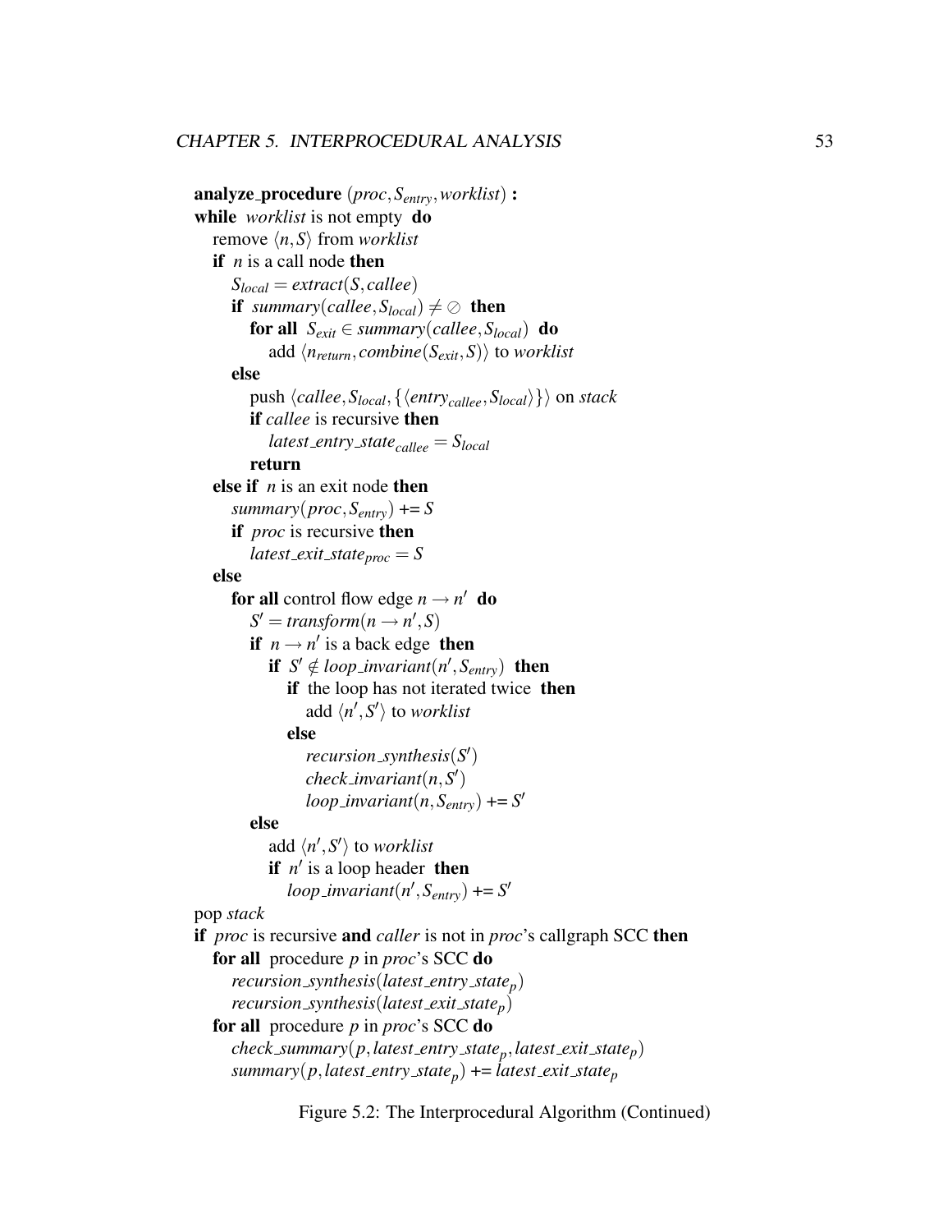```
analyze_procedure (proc, S_entry, worklist) :
while worklist is not empty do
   remove ⟨n, S⟩ from worklist
   if n is a call node then
      S_local = extract(S, callee)
      if summary(callee, S_local) ≠ ∅ then
         for all S_exit ∈ summary(callee, S_local) do
            add ⟨n_return, combine(S_exit, S)⟩ to worklist
      else
         push ⟨callee, S_local, {⟨entry_callee, S_local⟩}⟩ on stack
         if callee is recursive then
            latest_entry_state_callee = S_local
         return
   else if n is an exit node then
      summary(proc, S_entry) += S
      if proc is recursive then
         latest_exit_state_proc = S
   else
      for all control flow edge n → n' do
         S' = transform(n → n', S)
         if n → n' is a back edge then
            if S' ∉ loop_invariant(n', S_entry) then
               if the loop has not iterated twice then
                  add ⟨n', S'⟩ to worklist
               else
                  recursion_synthesis(S')
                  check_invariant(n, S')
                  loop_invariant(n, S_entry) += S'
         else
            add ⟨n', S'⟩ to worklist
            if n' is a loop header then
               loop_invariant(n', S_entry) += S'
pop stack
if proc is recursive and caller is not in proc's callgraph SCC then
   for all procedure p in proc's SCC do
      recursion_synthesis(latest_entry_state_p)
      recursion_synthesis(latest_exit_state_p)
   for all procedure p in proc's SCC do
      check_summary(p, latest_entry_state_p, latest_exit_state_p)
      summary(p, latest_entry_state_p) += latest_exit_state_p
```

Figure 5.2: The Interprocedural Algorithm (Continued)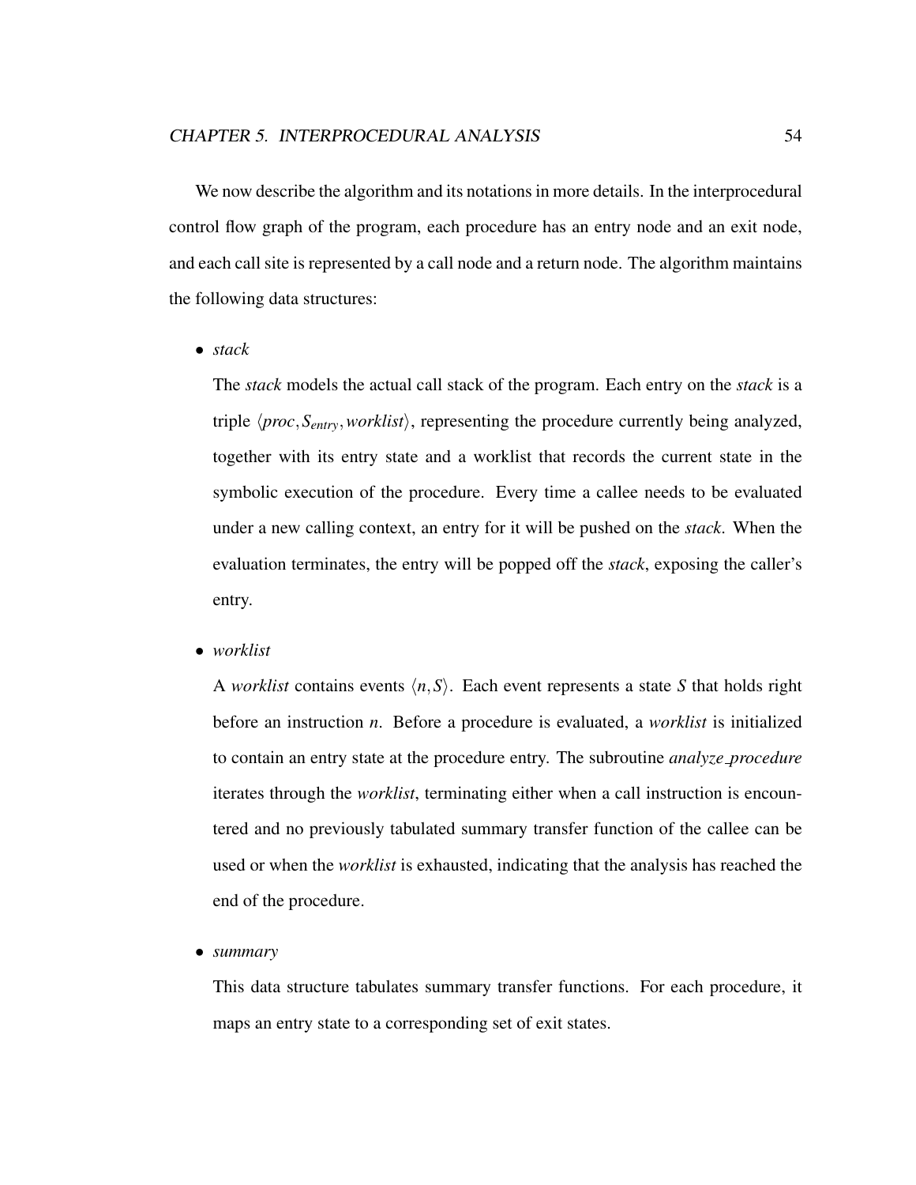We now describe the algorithm and its notations in more details. In the interprocedural control flow graph of the program, each procedure has an entry node and an exit node, and each call site is represented by a call node and a return node. The algorithm maintains the following data structures:

- *stack*

  The *stack* models the actual call stack of the program. Each entry on the *stack* is a triple $\langle proc, S_{entry}, worklist \rangle$, representing the procedure currently being analyzed, together with its entry state and a worklist that records the current state in the symbolic execution of the procedure. Every time a callee needs to be evaluated under a new calling context, an entry for it will be pushed on the *stack*. When the evaluation terminates, the entry will be popped off the *stack*, exposing the caller's entry.

- *worklist*

  A *worklist* contains events $\langle n, S \rangle$. Each event represents a state $S$ that holds right before an instruction $n$. Before a procedure is evaluated, a *worklist* is initialized to contain an entry state at the procedure entry. The subroutine *analyze_procedure* iterates through the *worklist*, terminating either when a call instruction is encountered and no previously tabulated summary transfer function of the callee can be used or when the *worklist* is exhausted, indicating that the analysis has reached the end of the procedure.

- *summary*

  This data structure tabulates summary transfer functions. For each procedure, it maps an entry state to a corresponding set of exit states.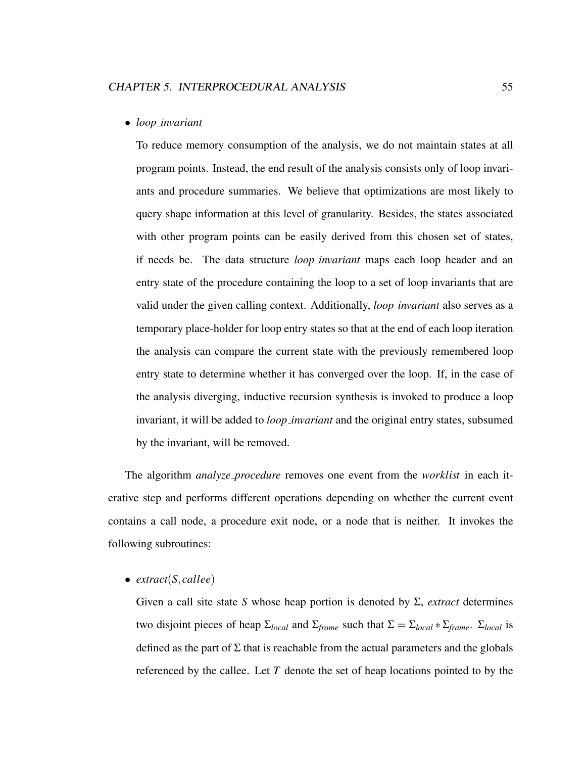- *loop_invariant*

  To reduce memory consumption of the analysis, we do not maintain states at all program points. Instead, the end result of the analysis consists only of loop invariants and procedure summaries. We believe that optimizations are most likely to query shape information at this level of granularity. Besides, the states associated with other program points can be easily derived from this chosen set of states, if needs be. The data structure *loop_invariant* maps each loop header and an entry state of the procedure containing the loop to a set of loop invariants that are valid under the given calling context. Additionally, *loop_invariant* also serves as a temporary place-holder for loop entry states so that at the end of each loop iteration the analysis can compare the current state with the previously remembered loop entry state to determine whether it has converged over the loop. If, in the case of the analysis diverging, inductive recursion synthesis is invoked to produce a loop invariant, it will be added to *loop_invariant* and the original entry states, subsumed by the invariant, will be removed.

The algorithm *analyze_procedure* removes one event from the *worklist* in each iterative step and performs different operations depending on whether the current event contains a call node, a procedure exit node, or a node that is neither. It invokes the following subroutines:

- *extract*$(S, callee)$

  Given a call site state $S$ whose heap portion is denoted by $\Sigma$, *extract* determines two disjoint pieces of heap $\Sigma_{local}$ and $\Sigma_{frame}$ such that $\Sigma = \Sigma_{local} * \Sigma_{frame}$. $\Sigma_{local}$ is defined as the part of $\Sigma$ that is reachable from the actual parameters and the globals referenced by the callee. Let $T$ denote the set of heap locations pointed to by the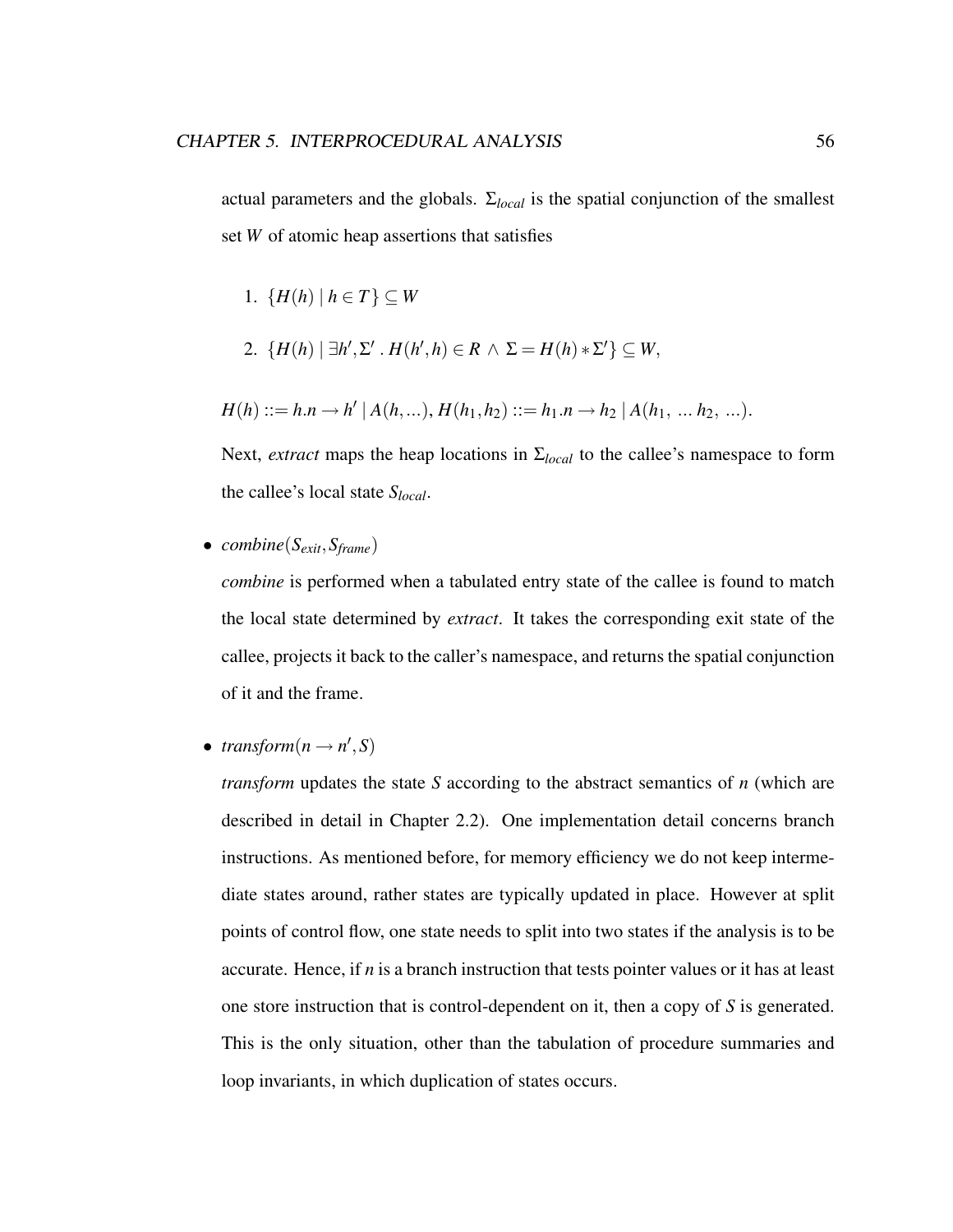actual parameters and the globals. $\Sigma_{local}$ is the spatial conjunction of the smallest set $W$ of atomic heap assertions that satisfies

1. $\{H(h) \mid h \in T\} \subseteq W$
2. $\{H(h) \mid \exists h', \Sigma' \,.\, H(h', h) \in R \wedge \Sigma = H(h) * \Sigma'\} \subseteq W$,

$H(h) ::= h.n \rightarrow h' \mid A(h, ...)$, $H(h_1, h_2) ::= h_1.n \rightarrow h_2 \mid A(h_1, \, ... \, h_2, \, ...)$.

Next, *extract* maps the heap locations in $\Sigma_{local}$ to the callee's namespace to form the callee's local state $S_{local}$.

- *combine*$(S_{exit}, S_{frame})$

  *combine* is performed when a tabulated entry state of the callee is found to match the local state determined by *extract*. It takes the corresponding exit state of the callee, projects it back to the caller's namespace, and returns the spatial conjunction of it and the frame.

- *transform*$(n \rightarrow n', S)$

  *transform* updates the state $S$ according to the abstract semantics of $n$ (which are described in detail in Chapter 2.2). One implementation detail concerns branch instructions. As mentioned before, for memory efficiency we do not keep intermediate states around, rather states are typically updated in place. However at split points of control flow, one state needs to split into two states if the analysis is to be accurate. Hence, if $n$ is a branch instruction that tests pointer values or it has at least one store instruction that is control-dependent on it, then a copy of $S$ is generated. This is the only situation, other than the tabulation of procedure summaries and loop invariants, in which duplication of states occurs.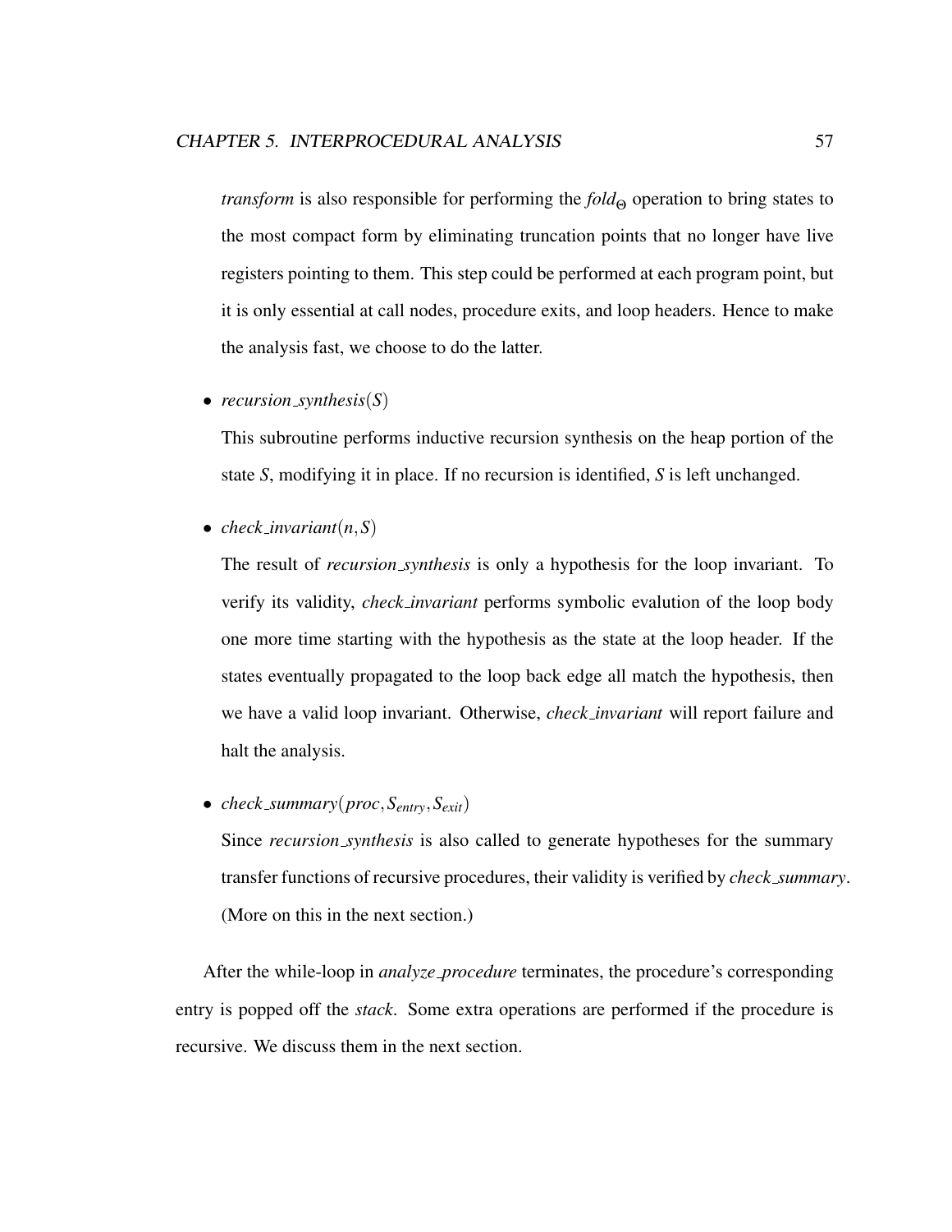*transform* is also responsible for performing the $fold_{\Theta}$ operation to bring states to the most compact form by eliminating truncation points that no longer have live registers pointing to them. This step could be performed at each program point, but it is only essential at call nodes, procedure exits, and loop headers. Hence to make the analysis fast, we choose to do the latter.

- *recursion_synthesis*$(S)$

  This subroutine performs inductive recursion synthesis on the heap portion of the state $S$, modifying it in place. If no recursion is identified, $S$ is left unchanged.

- *check_invariant*$(n, S)$

  The result of *recursion_synthesis* is only a hypothesis for the loop invariant. To verify its validity, *check_invariant* performs symbolic evalution of the loop body one more time starting with the hypothesis as the state at the loop header. If the states eventually propagated to the loop back edge all match the hypothesis, then we have a valid loop invariant. Otherwise, *check_invariant* will report failure and halt the analysis.

- *check_summary*$(proc, S_{entry}, S_{exit})$

  Since *recursion_synthesis* is also called to generate hypotheses for the summary transfer functions of recursive procedures, their validity is verified by *check_summary*. (More on this in the next section.)

After the while-loop in *analyze_procedure* terminates, the procedure's corresponding entry is popped off the *stack*. Some extra operations are performed if the procedure is recursive. We discuss them in the next section.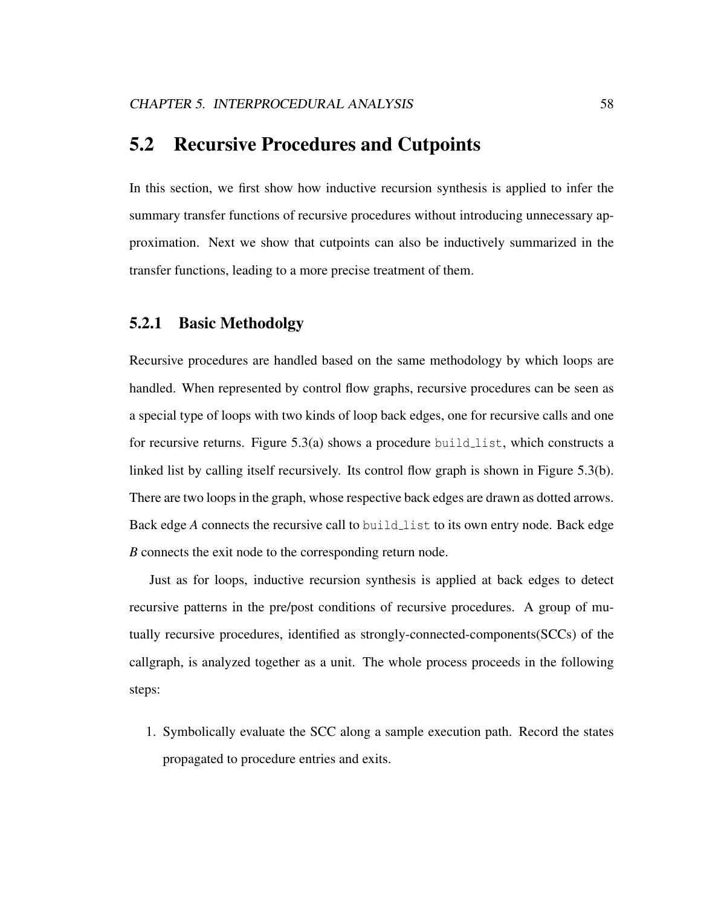## 5.2 Recursive Procedures and Cutpoints

In this section, we first show how inductive recursion synthesis is applied to infer the summary transfer functions of recursive procedures without introducing unnecessary approximation. Next we show that cutpoints can also be inductively summarized in the transfer functions, leading to a more precise treatment of them.

### 5.2.1 Basic Methodolgy

Recursive procedures are handled based on the same methodology by which loops are handled. When represented by control flow graphs, recursive procedures can be seen as a special type of loops with two kinds of loop back edges, one for recursive calls and one for recursive returns. Figure 5.3(a) shows a procedure `build_list`, which constructs a linked list by calling itself recursively. Its control flow graph is shown in Figure 5.3(b). There are two loops in the graph, whose respective back edges are drawn as dotted arrows. Back edge *A* connects the recursive call to `build_list` to its own entry node. Back edge *B* connects the exit node to the corresponding return node.

Just as for loops, inductive recursion synthesis is applied at back edges to detect recursive patterns in the pre/post conditions of recursive procedures. A group of mutually recursive procedures, identified as strongly-connected-components(SCCs) of the callgraph, is analyzed together as a unit. The whole process proceeds in the following steps:

1. Symbolically evaluate the SCC along a sample execution path. Record the states propagated to procedure entries and exits.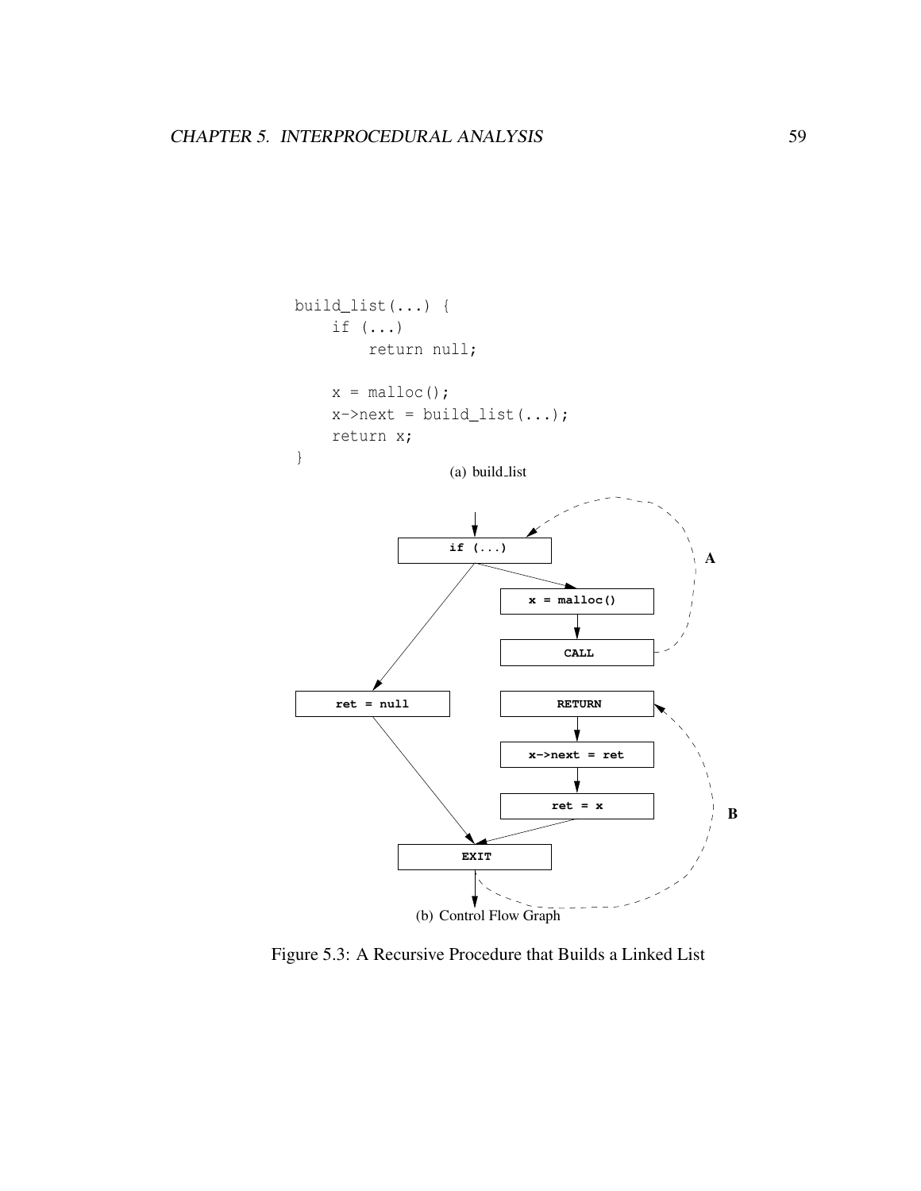```
build_list(...) {
    if (...)
        return null;

    x = malloc();
    x->next = build_list(...);
    return x;
}
```

(a) build_list

```
                    if (...)  <- - - - - - - - - - - (A) - - - -
                   /        \                                    |
                  /          x = malloc()                        |
                 /               |                               |
                /              CALL - - - - - - - - - - - - - - -
               /
        ret = null             RETURN  <- - - - - - - (B) - - -
               \                 |                               |
                \             x->next = ret                      |
                 \               |                               |
                  \           ret = x                            |
                   \            /                                |
                     EXIT  - - - - - - - - - - - - - - - - - - - 
                      |
```

(b) Control Flow Graph

Figure 5.3: A Recursive Procedure that Builds a Linked List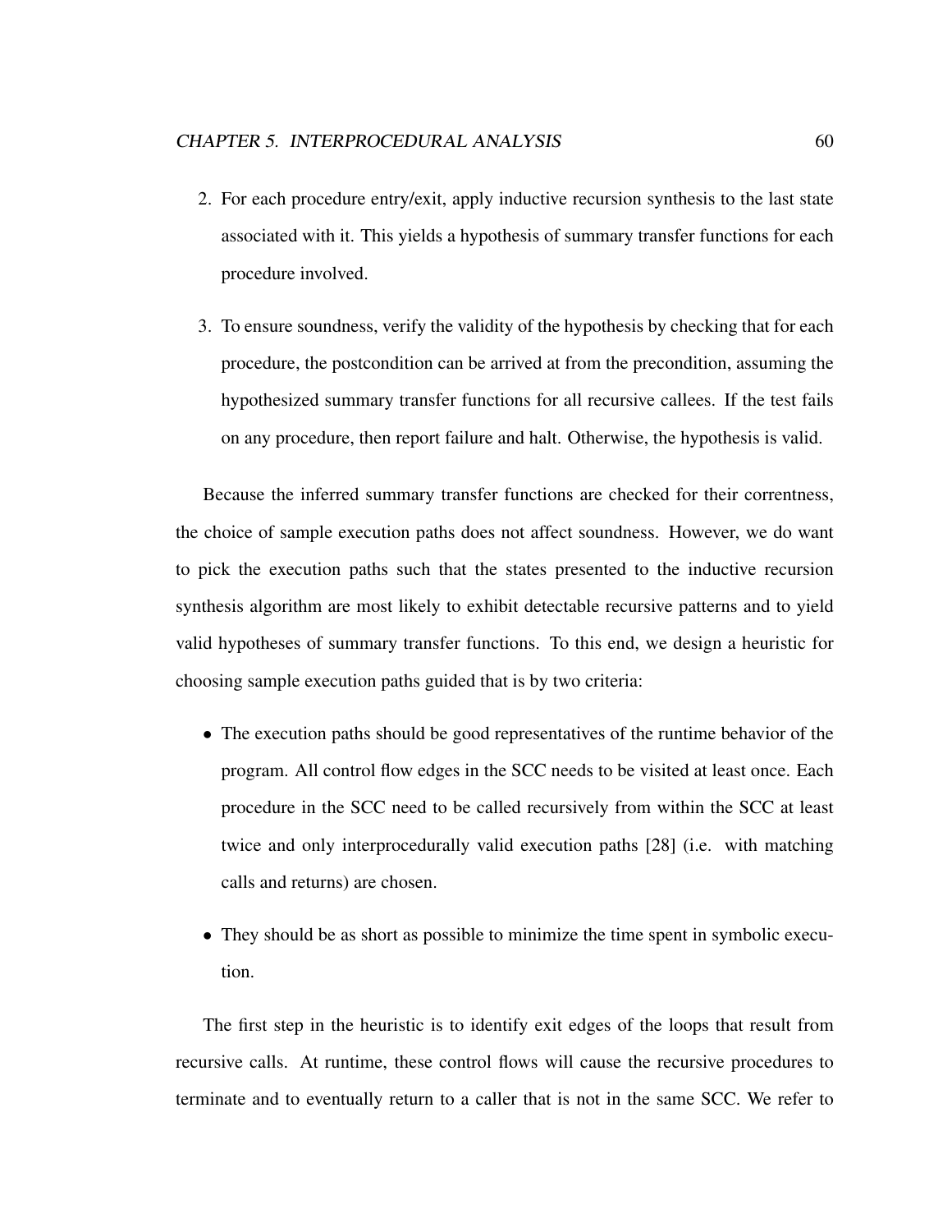2. For each procedure entry/exit, apply inductive recursion synthesis to the last state associated with it. This yields a hypothesis of summary transfer functions for each procedure involved.

3. To ensure soundness, verify the validity of the hypothesis by checking that for each procedure, the postcondition can be arrived at from the precondition, assuming the hypothesized summary transfer functions for all recursive callees. If the test fails on any procedure, then report failure and halt. Otherwise, the hypothesis is valid.

Because the inferred summary transfer functions are checked for their correntness, the choice of sample execution paths does not affect soundness. However, we do want to pick the execution paths such that the states presented to the inductive recursion synthesis algorithm are most likely to exhibit detectable recursive patterns and to yield valid hypotheses of summary transfer functions. To this end, we design a heuristic for choosing sample execution paths guided that is by two criteria:

- The execution paths should be good representatives of the runtime behavior of the program. All control flow edges in the SCC needs to be visited at least once. Each procedure in the SCC need to be called recursively from within the SCC at least twice and only interprocedurally valid execution paths [28] (i.e. with matching calls and returns) are chosen.

- They should be as short as possible to minimize the time spent in symbolic execution.

The first step in the heuristic is to identify exit edges of the loops that result from recursive calls. At runtime, these control flows will cause the recursive procedures to terminate and to eventually return to a caller that is not in the same SCC. We refer to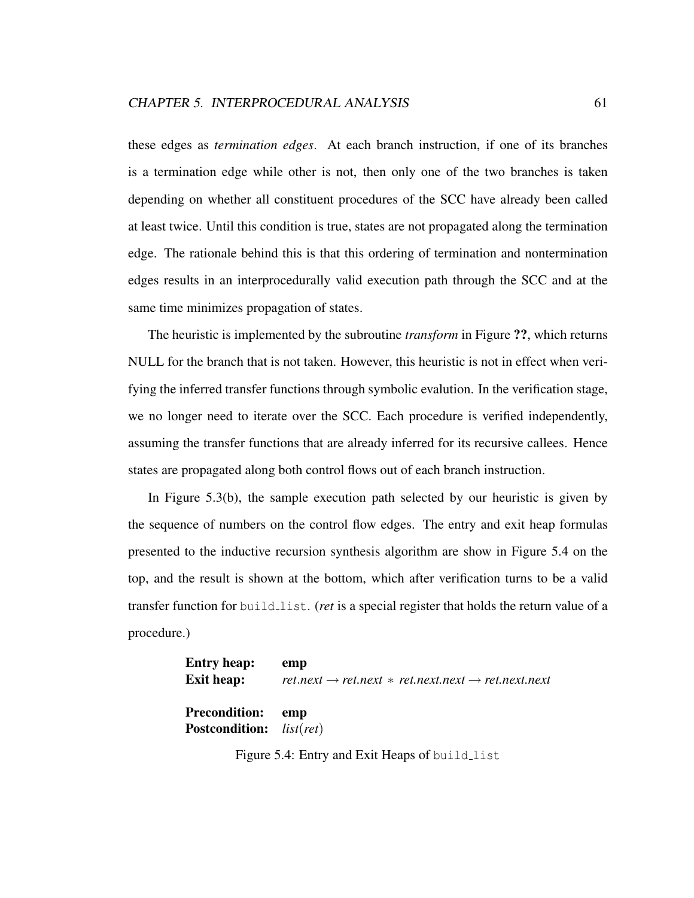these edges as *termination edges*. At each branch instruction, if one of its branches is a termination edge while other is not, then only one of the two branches is taken depending on whether all constituent procedures of the SCC have already been called at least twice. Until this condition is true, states are not propagated along the termination edge. The rationale behind this is that this ordering of termination and nontermination edges results in an interprocedurally valid execution path through the SCC and at the same time minimizes propagation of states.

The heuristic is implemented by the subroutine *transform* in Figure **??**, which returns NULL for the branch that is not taken. However, this heuristic is not in effect when verifying the inferred transfer functions through symbolic evalution. In the verification stage, we no longer need to iterate over the SCC. Each procedure is verified independently, assuming the transfer functions that are already inferred for its recursive callees. Hence states are propagated along both control flows out of each branch instruction.

In Figure 5.3(b), the sample execution path selected by our heuristic is given by the sequence of numbers on the control flow edges. The entry and exit heap formulas presented to the inductive recursion synthesis algorithm are show in Figure 5.4 on the top, and the result is shown at the bottom, which after verification turns to be a valid transfer function for `build_list`. (*ret* is a special register that holds the return value of a procedure.)

**Entry heap:** **emp**
**Exit heap:** $ret.next \to ret.next \ * \ ret.next.next \to ret.next.next$

**Precondition:** **emp**
**Postcondition:** $list(ret)$

Figure 5.4: Entry and Exit Heaps of `build_list`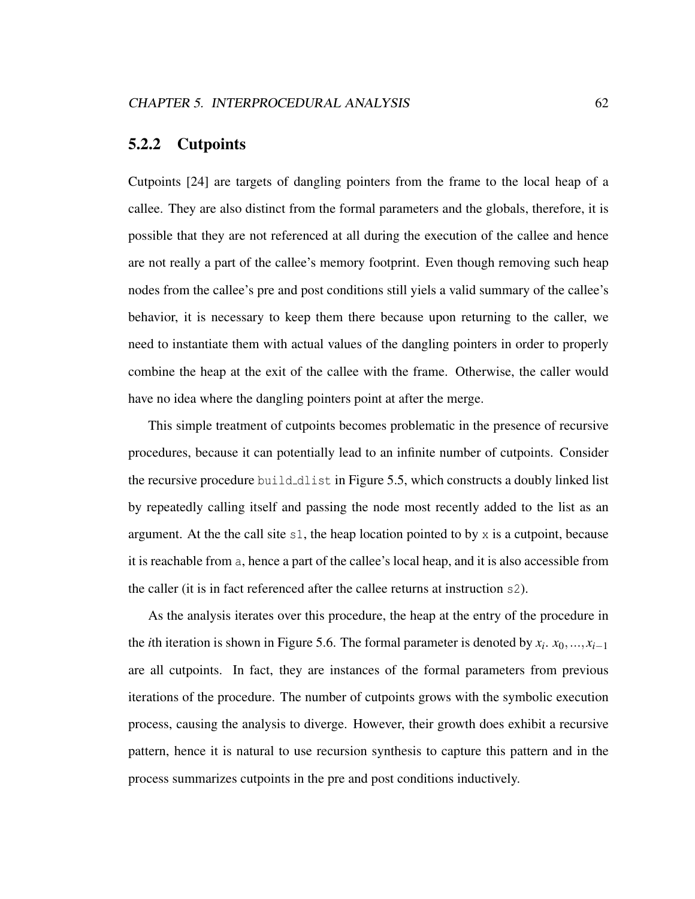### 5.2.2 Cutpoints

Cutpoints [24] are targets of dangling pointers from the frame to the local heap of a callee. They are also distinct from the formal parameters and the globals, therefore, it is possible that they are not referenced at all during the execution of the callee and hence are not really a part of the callee's memory footprint. Even though removing such heap nodes from the callee's pre and post conditions still yiels a valid summary of the callee's behavior, it is necessary to keep them there because upon returning to the caller, we need to instantiate them with actual values of the dangling pointers in order to properly combine the heap at the exit of the callee with the frame. Otherwise, the caller would have no idea where the dangling pointers point at after the merge.

This simple treatment of cutpoints becomes problematic in the presence of recursive procedures, because it can potentially lead to an infinite number of cutpoints. Consider the recursive procedure `build_dlist` in Figure 5.5, which constructs a doubly linked list by repeatedly calling itself and passing the node most recently added to the list as an argument. At the the call site `s1`, the heap location pointed to by `x` is a cutpoint, because it is reachable from `a`, hence a part of the callee's local heap, and it is also accessible from the caller (it is in fact referenced after the callee returns at instruction `s2`).

As the analysis iterates over this procedure, the heap at the entry of the procedure in the *i*th iteration is shown in Figure 5.6. The formal parameter is denoted by $x_i$. $x_0, \ldots, x_{i-1}$ are all cutpoints. In fact, they are instances of the formal parameters from previous iterations of the procedure. The number of cutpoints grows with the symbolic execution process, causing the analysis to diverge. However, their growth does exhibit a recursive pattern, hence it is natural to use recursion synthesis to capture this pattern and in the process summarizes cutpoints in the pre and post conditions inductively.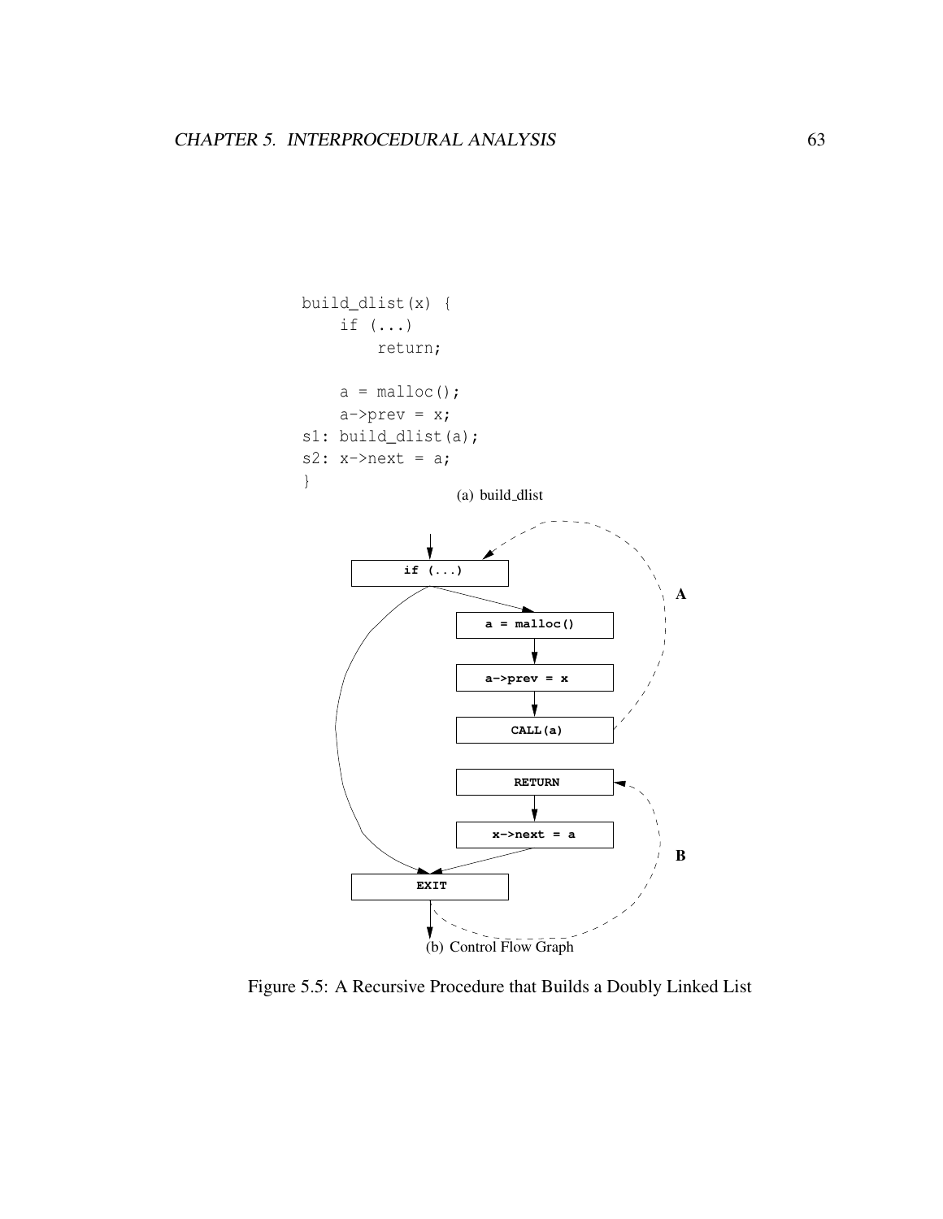```
build_dlist(x) {
    if (...)
        return;

    a = malloc();
    a->prev = x;
s1: build_dlist(a);
s2: x->next = a;
}
```

(a) build_dlist

(b) Control Flow Graph

Figure 5.5: A Recursive Procedure that Builds a Doubly Linked List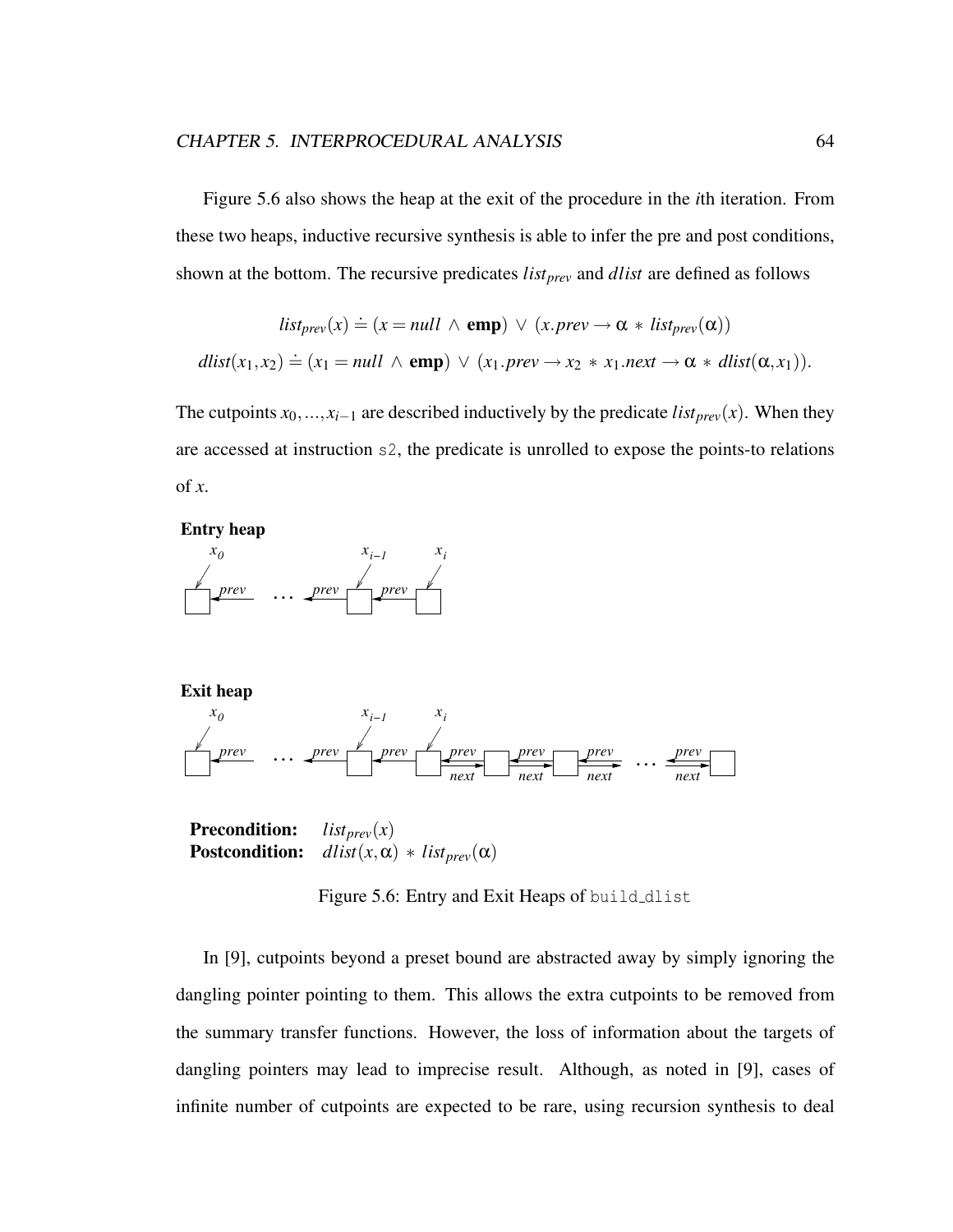Figure 5.6 also shows the heap at the exit of the procedure in the $i$th iteration. From these two heaps, inductive recursive synthesis is able to infer the pre and post conditions, shown at the bottom. The recursive predicates $list_{prev}$ and $dlist$ are defined as follows

$$list_{prev}(x) \doteq (x = null \wedge \mathbf{emp}) \vee (x.prev \rightarrow \alpha * list_{prev}(\alpha))$$

$$dlist(x_1, x_2) \doteq (x_1 = null \wedge \mathbf{emp}) \vee (x_1.prev \rightarrow x_2 * x_1.next \rightarrow \alpha * dlist(\alpha, x_1)).$$

The cutpoints $x_0, ..., x_{i-1}$ are described inductively by the predicate $list_{prev}(x)$. When they are accessed at instruction `s2`, the predicate is unrolled to expose the points-to relations of $x$.

**Entry heap**

**Exit heap**

**Precondition:** $list_{prev}(x)$
**Postcondition:** $dlist(x, \alpha) * list_{prev}(\alpha)$

Figure 5.6: Entry and Exit Heaps of `build_dlist`

In [9], cutpoints beyond a preset bound are abstracted away by simply ignoring the dangling pointer pointing to them. This allows the extra cutpoints to be removed from the summary transfer functions. However, the loss of information about the targets of dangling pointers may lead to imprecise result. Although, as noted in [9], cases of infinite number of cutpoints are expected to be rare, using recursion synthesis to deal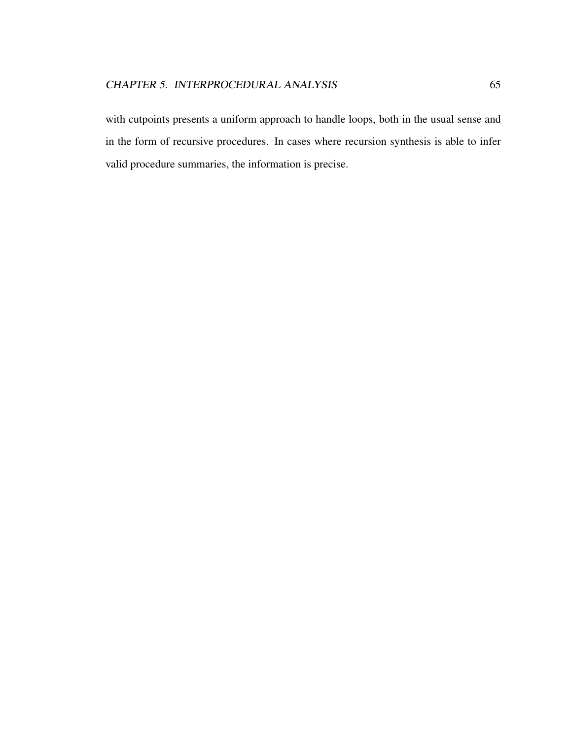with cutpoints presents a uniform approach to handle loops, both in the usual sense and in the form of recursive procedures. In cases where recursion synthesis is able to infer valid procedure summaries, the information is precise.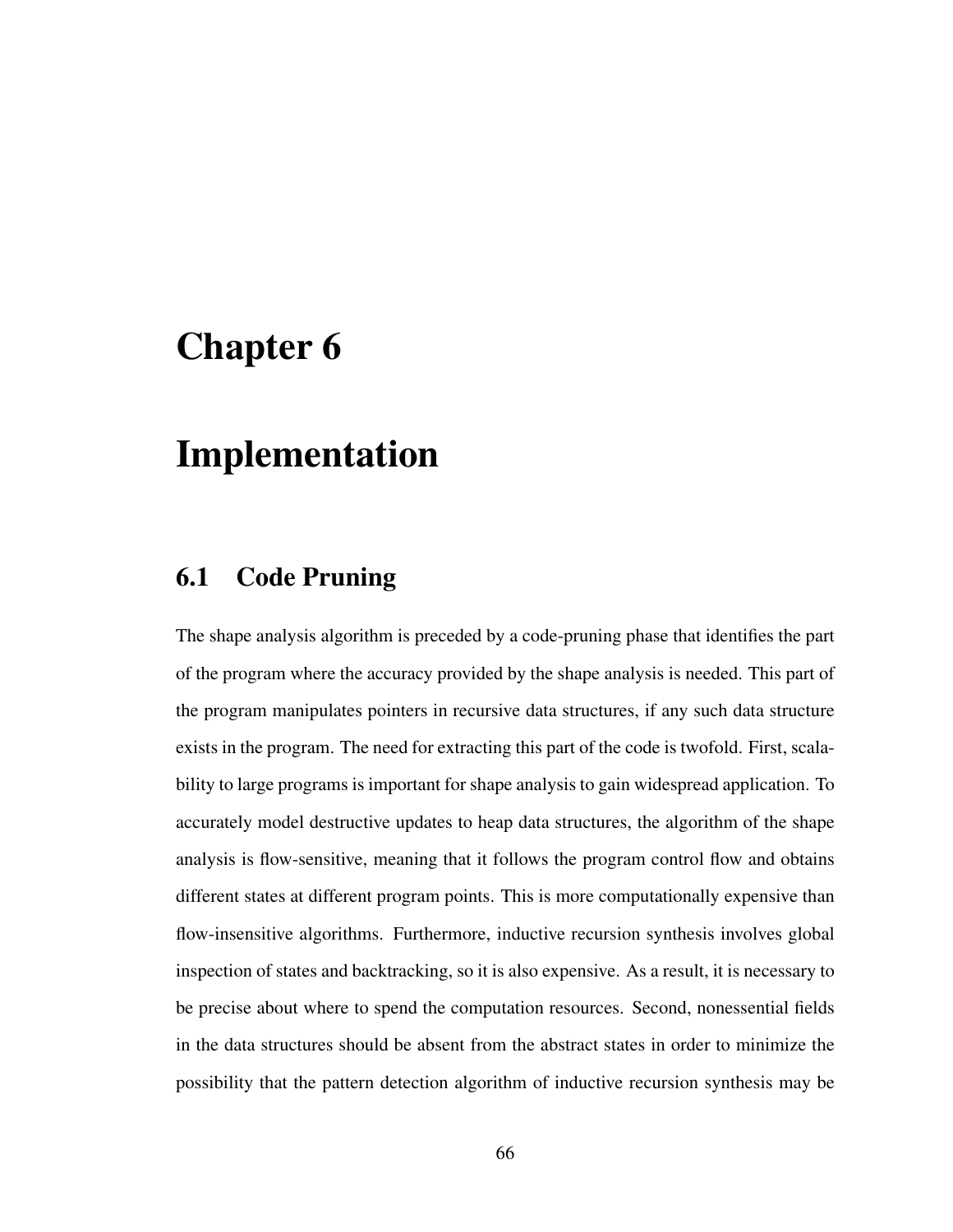# Chapter 6

# Implementation

## 6.1 Code Pruning

The shape analysis algorithm is preceded by a code-pruning phase that identifies the part of the program where the accuracy provided by the shape analysis is needed. This part of the program manipulates pointers in recursive data structures, if any such data structure exists in the program. The need for extracting this part of the code is twofold. First, scalability to large programs is important for shape analysis to gain widespread application. To accurately model destructive updates to heap data structures, the algorithm of the shape analysis is flow-sensitive, meaning that it follows the program control flow and obtains different states at different program points. This is more computationally expensive than flow-insensitive algorithms. Furthermore, inductive recursion synthesis involves global inspection of states and backtracking, so it is also expensive. As a result, it is necessary to be precise about where to spend the computation resources. Second, nonessential fields in the data structures should be absent from the abstract states in order to minimize the possibility that the pattern detection algorithm of inductive recursion synthesis may be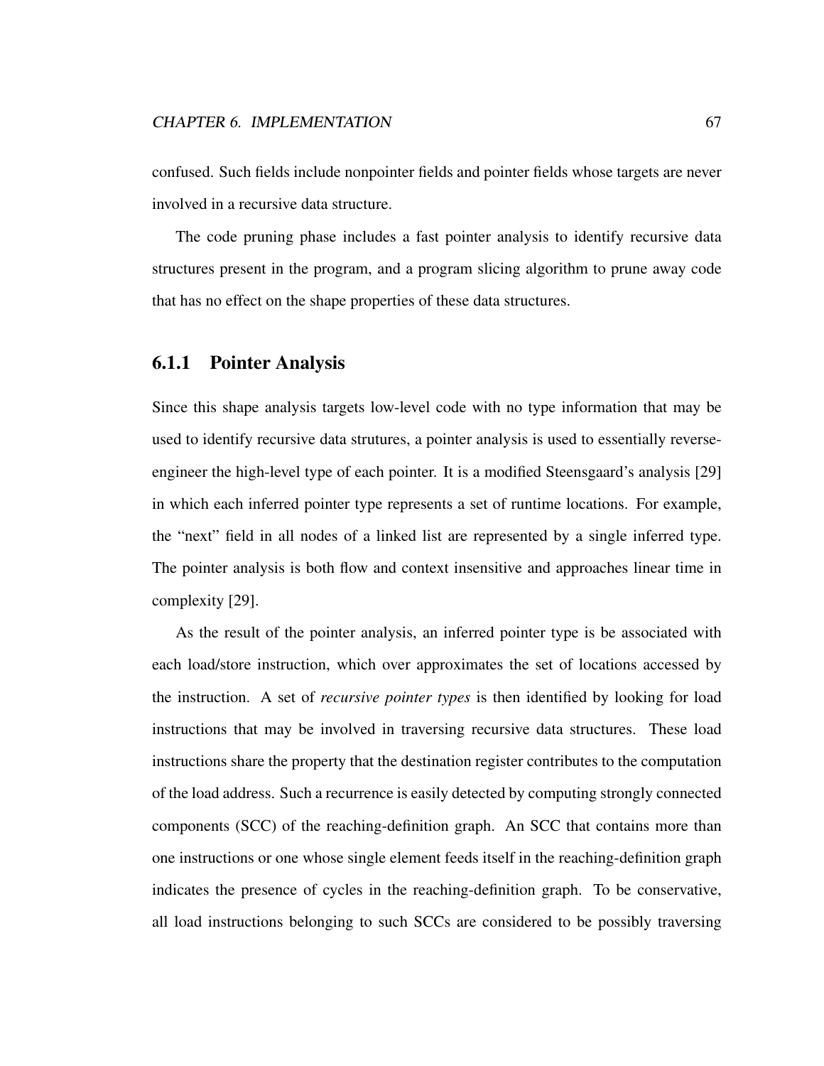confused. Such fields include nonpointer fields and pointer fields whose targets are never involved in a recursive data structure.

The code pruning phase includes a fast pointer analysis to identify recursive data structures present in the program, and a program slicing algorithm to prune away code that has no effect on the shape properties of these data structures.

### 6.1.1 Pointer Analysis

Since this shape analysis targets low-level code with no type information that may be used to identify recursive data strutures, a pointer analysis is used to essentially reverse-engineer the high-level type of each pointer. It is a modified Steensgaard's analysis [29] in which each inferred pointer type represents a set of runtime locations. For example, the "next" field in all nodes of a linked list are represented by a single inferred type. The pointer analysis is both flow and context insensitive and approaches linear time in complexity [29].

As the result of the pointer analysis, an inferred pointer type is be associated with each load/store instruction, which over approximates the set of locations accessed by the instruction. A set of *recursive pointer types* is then identified by looking for load instructions that may be involved in traversing recursive data structures. These load instructions share the property that the destination register contributes to the computation of the load address. Such a recurrence is easily detected by computing strongly connected components (SCC) of the reaching-definition graph. An SCC that contains more than one instructions or one whose single element feeds itself in the reaching-definition graph indicates the presence of cycles in the reaching-definition graph. To be conservative, all load instructions belonging to such SCCs are considered to be possibly traversing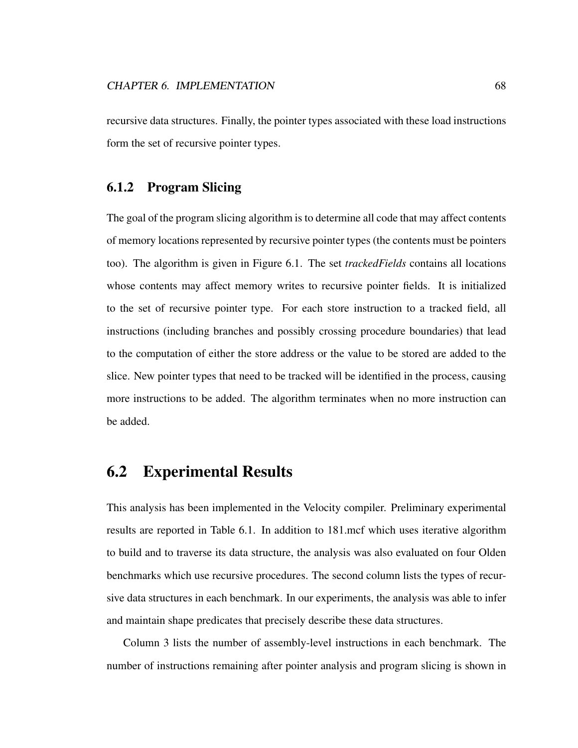recursive data structures. Finally, the pointer types associated with these load instructions form the set of recursive pointer types.

### 6.1.2 Program Slicing

The goal of the program slicing algorithm is to determine all code that may affect contents of memory locations represented by recursive pointer types (the contents must be pointers too). The algorithm is given in Figure 6.1. The set *trackedFields* contains all locations whose contents may affect memory writes to recursive pointer fields. It is initialized to the set of recursive pointer type. For each store instruction to a tracked field, all instructions (including branches and possibly crossing procedure boundaries) that lead to the computation of either the store address or the value to be stored are added to the slice. New pointer types that need to be tracked will be identified in the process, causing more instructions to be added. The algorithm terminates when no more instruction can be added.

## 6.2 Experimental Results

This analysis has been implemented in the Velocity compiler. Preliminary experimental results are reported in Table 6.1. In addition to 181.mcf which uses iterative algorithm to build and to traverse its data structure, the analysis was also evaluated on four Olden benchmarks which use recursive procedures. The second column lists the types of recursive data structures in each benchmark. In our experiments, the analysis was able to infer and maintain shape predicates that precisely describe these data structures.

Column 3 lists the number of assembly-level instructions in each benchmark. The number of instructions remaining after pointer analysis and program slicing is shown in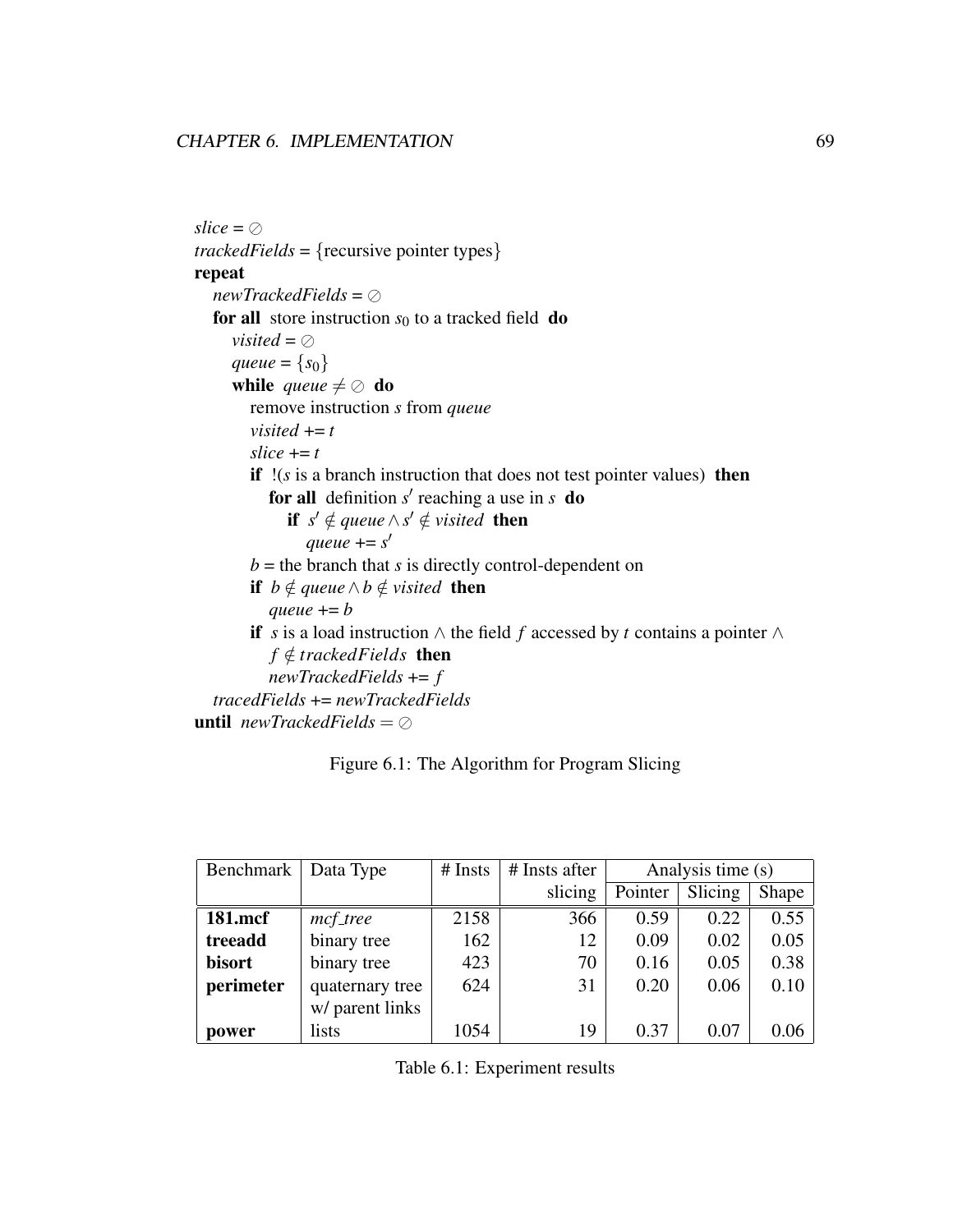```
slice = ∅
trackedFields = {recursive pointer types}
repeat
    newTrackedFields = ∅
    for all store instruction s0 to a tracked field do
        visited = ∅
        queue = {s0}
        while queue ≠ ∅ do
            remove instruction s from queue
            visited += t
            slice += t
            if !(s is a branch instruction that does not test pointer values) then
                for all definition s′ reaching a use in s do
                    if s′ ∉ queue ∧ s′ ∉ visited then
                        queue += s′
            b = the branch that s is directly control-dependent on
            if b ∉ queue ∧ b ∉ visited then
                queue += b
            if s is a load instruction ∧ the field f accessed by t contains a pointer ∧
                f ∉ trackedFields then
                newTrackedFields += f
    tracedFields += newTrackedFields
until newTrackedFields = ∅
```

Figure 6.1: The Algorithm for Program Slicing

| Benchmark | Data Type | # Insts | # Insts after slicing | Analysis time (s) | | |
|---|---|---|---|---|---|---|
| | | | | Pointer | Slicing | Shape |
| **181.mcf** | *mcf_tree* | 2158 | 366 | 0.59 | 0.22 | 0.55 |
| **treeadd** | binary tree | 162 | 12 | 0.09 | 0.02 | 0.05 |
| **bisort** | binary tree | 423 | 70 | 0.16 | 0.05 | 0.38 |
| **perimeter** | quaternary tree w/ parent links | 624 | 31 | 0.20 | 0.06 | 0.10 |
| **power** | lists | 1054 | 19 | 0.37 | 0.07 | 0.06 |

Table 6.1: Experiment results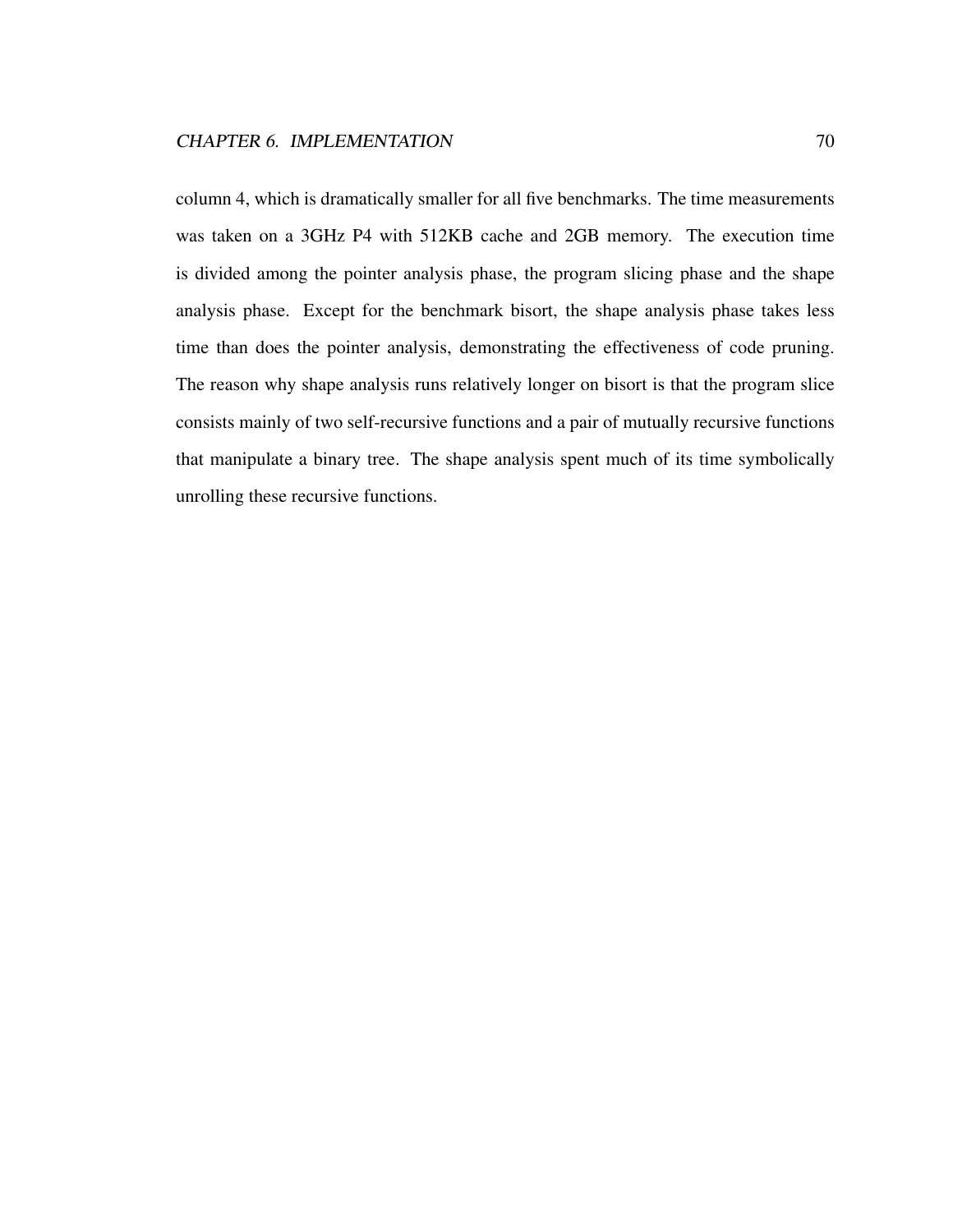column 4, which is dramatically smaller for all five benchmarks. The time measurements was taken on a 3GHz P4 with 512KB cache and 2GB memory. The execution time is divided among the pointer analysis phase, the program slicing phase and the shape analysis phase. Except for the benchmark bisort, the shape analysis phase takes less time than does the pointer analysis, demonstrating the effectiveness of code pruning. The reason why shape analysis runs relatively longer on bisort is that the program slice consists mainly of two self-recursive functions and a pair of mutually recursive functions that manipulate a binary tree. The shape analysis spent much of its time symbolically unrolling these recursive functions.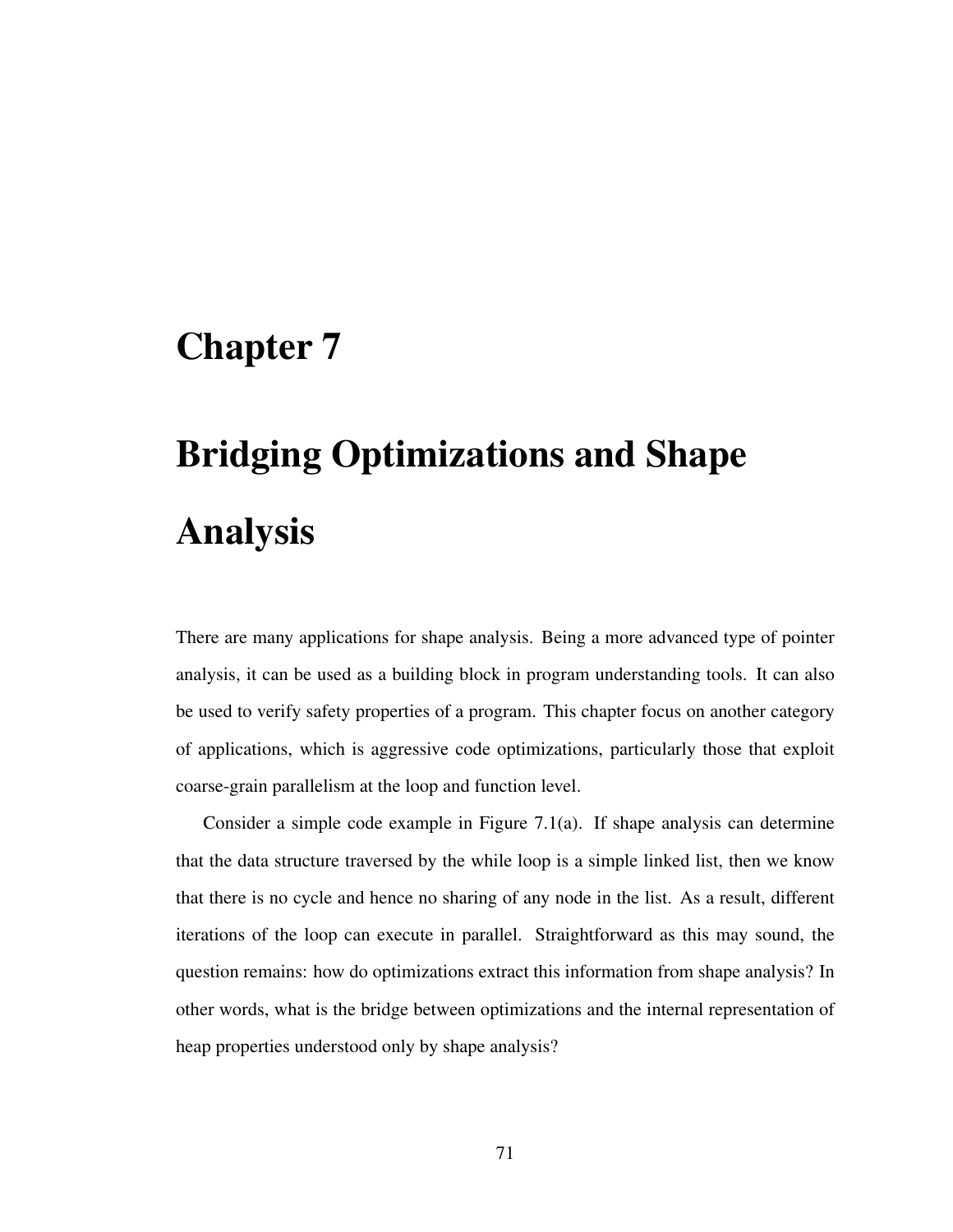# Chapter 7

# Bridging Optimizations and Shape Analysis

There are many applications for shape analysis. Being a more advanced type of pointer analysis, it can be used as a building block in program understanding tools. It can also be used to verify safety properties of a program. This chapter focus on another category of applications, which is aggressive code optimizations, particularly those that exploit coarse-grain parallelism at the loop and function level.

Consider a simple code example in Figure 7.1(a). If shape analysis can determine that the data structure traversed by the while loop is a simple linked list, then we know that there is no cycle and hence no sharing of any node in the list. As a result, different iterations of the loop can execute in parallel. Straightforward as this may sound, the question remains: how do optimizations extract this information from shape analysis? In other words, what is the bridge between optimizations and the internal representation of heap properties understood only by shape analysis?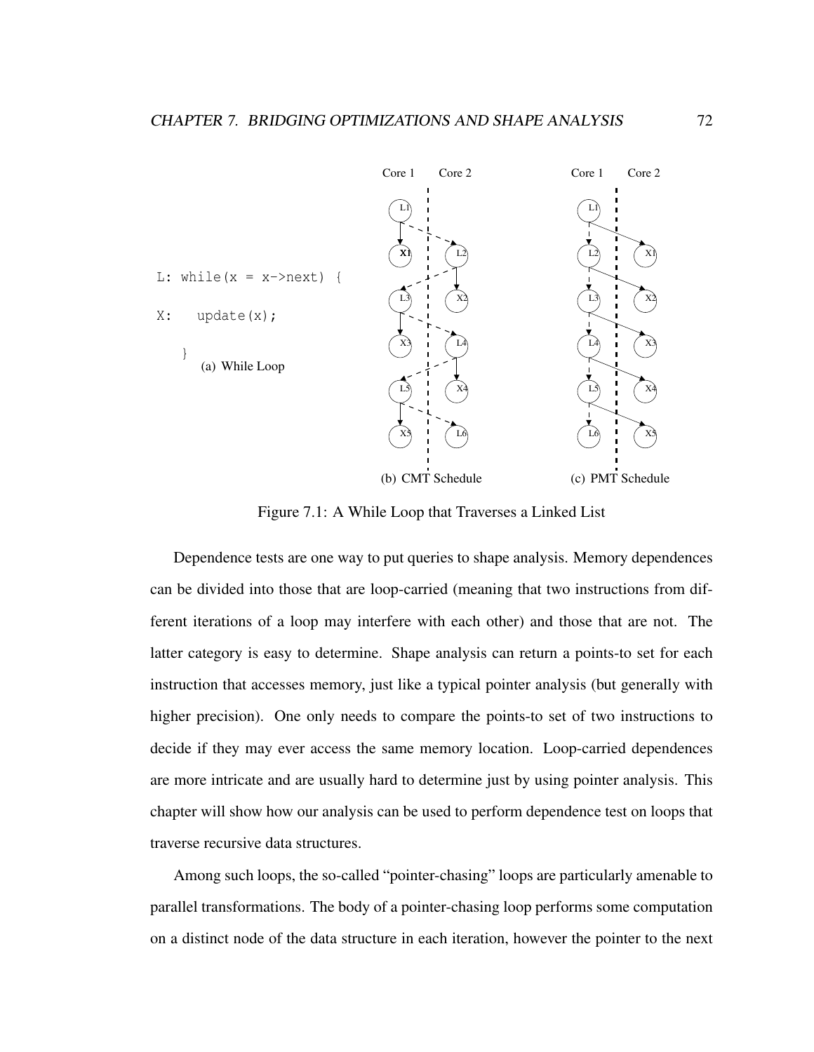```
L: while(x = x->next) {

X:    update(x);

   }
```

(a) While Loop

(b) CMT Schedule

(c) PMT Schedule

Figure 7.1: A While Loop that Traverses a Linked List

Dependence tests are one way to put queries to shape analysis. Memory dependences can be divided into those that are loop-carried (meaning that two instructions from different iterations of a loop may interfere with each other) and those that are not. The latter category is easy to determine. Shape analysis can return a points-to set for each instruction that accesses memory, just like a typical pointer analysis (but generally with higher precision). One only needs to compare the points-to set of two instructions to decide if they may ever access the same memory location. Loop-carried dependences are more intricate and are usually hard to determine just by using pointer analysis. This chapter will show how our analysis can be used to perform dependence test on loops that traverse recursive data structures.

Among such loops, the so-called "pointer-chasing" loops are particularly amenable to parallel transformations. The body of a pointer-chasing loop performs some computation on a distinct node of the data structure in each iteration, however the pointer to the next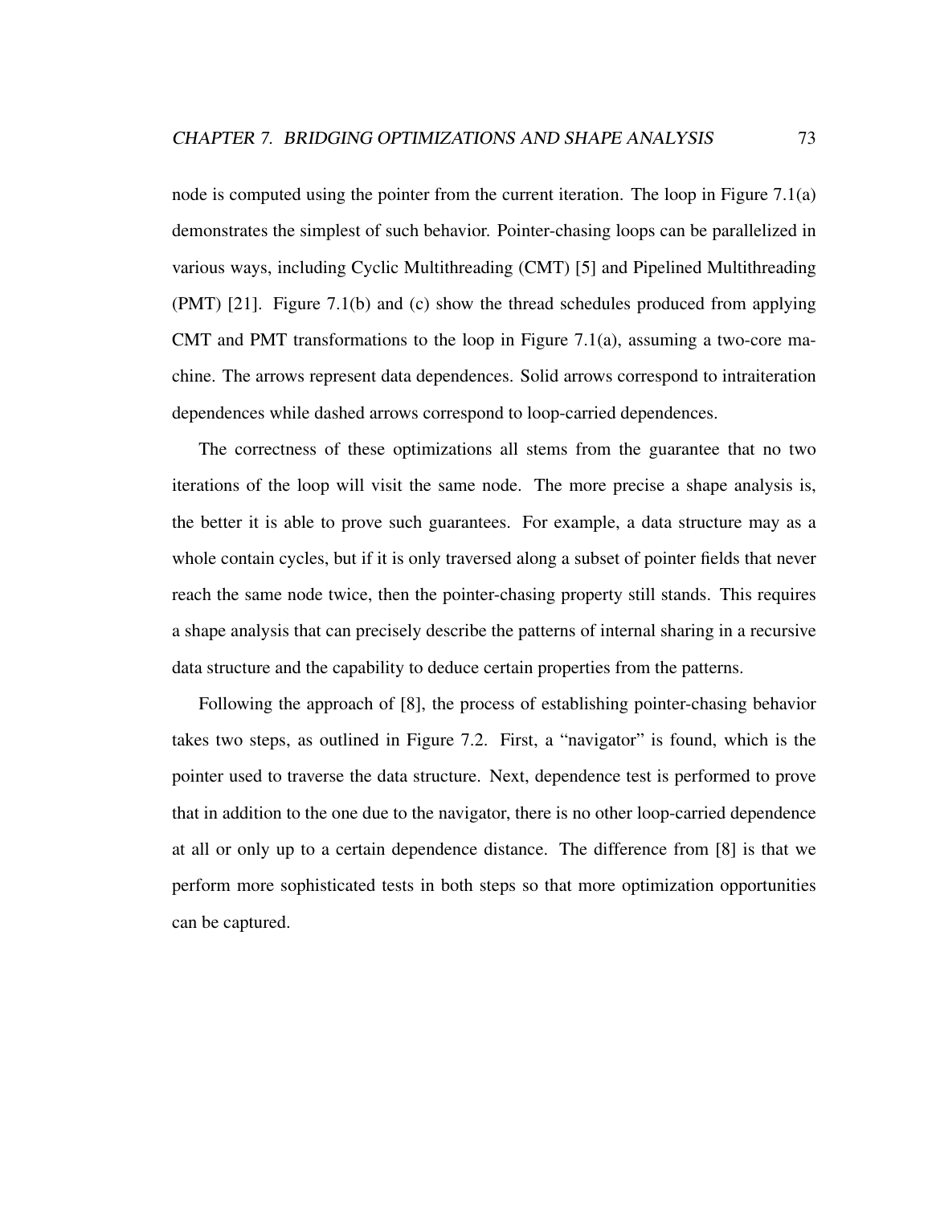node is computed using the pointer from the current iteration. The loop in Figure 7.1(a) demonstrates the simplest of such behavior. Pointer-chasing loops can be parallelized in various ways, including Cyclic Multithreading (CMT) [5] and Pipelined Multithreading (PMT) [21]. Figure 7.1(b) and (c) show the thread schedules produced from applying CMT and PMT transformations to the loop in Figure 7.1(a), assuming a two-core machine. The arrows represent data dependences. Solid arrows correspond to intraiteration dependences while dashed arrows correspond to loop-carried dependences.

The correctness of these optimizations all stems from the guarantee that no two iterations of the loop will visit the same node. The more precise a shape analysis is, the better it is able to prove such guarantees. For example, a data structure may as a whole contain cycles, but if it is only traversed along a subset of pointer fields that never reach the same node twice, then the pointer-chasing property still stands. This requires a shape analysis that can precisely describe the patterns of internal sharing in a recursive data structure and the capability to deduce certain properties from the patterns.

Following the approach of [8], the process of establishing pointer-chasing behavior takes two steps, as outlined in Figure 7.2. First, a "navigator" is found, which is the pointer used to traverse the data structure. Next, dependence test is performed to prove that in addition to the one due to the navigator, there is no other loop-carried dependence at all or only up to a certain dependence distance. The difference from [8] is that we perform more sophisticated tests in both steps so that more optimization opportunities can be captured.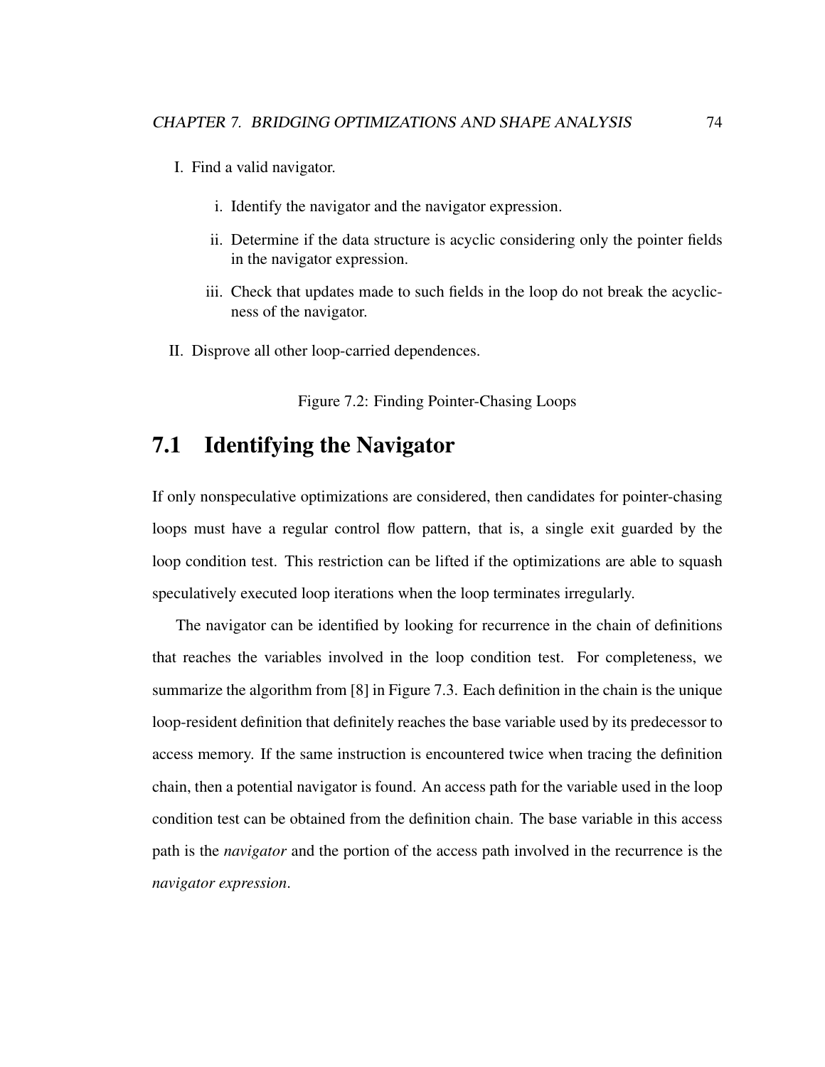I. Find a valid navigator.

   i. Identify the navigator and the navigator expression.

   ii. Determine if the data structure is acyclic considering only the pointer fields in the navigator expression.

   iii. Check that updates made to such fields in the loop do not break the acyclicness of the navigator.

II. Disprove all other loop-carried dependences.

Figure 7.2: Finding Pointer-Chasing Loops

## 7.1 Identifying the Navigator

If only nonspeculative optimizations are considered, then candidates for pointer-chasing loops must have a regular control flow pattern, that is, a single exit guarded by the loop condition test. This restriction can be lifted if the optimizations are able to squash speculatively executed loop iterations when the loop terminates irregularly.

The navigator can be identified by looking for recurrence in the chain of definitions that reaches the variables involved in the loop condition test. For completeness, we summarize the algorithm from [8] in Figure 7.3. Each definition in the chain is the unique loop-resident definition that definitely reaches the base variable used by its predecessor to access memory. If the same instruction is encountered twice when tracing the definition chain, then a potential navigator is found. An access path for the variable used in the loop condition test can be obtained from the definition chain. The base variable in this access path is the *navigator* and the portion of the access path involved in the recurrence is the *navigator expression*.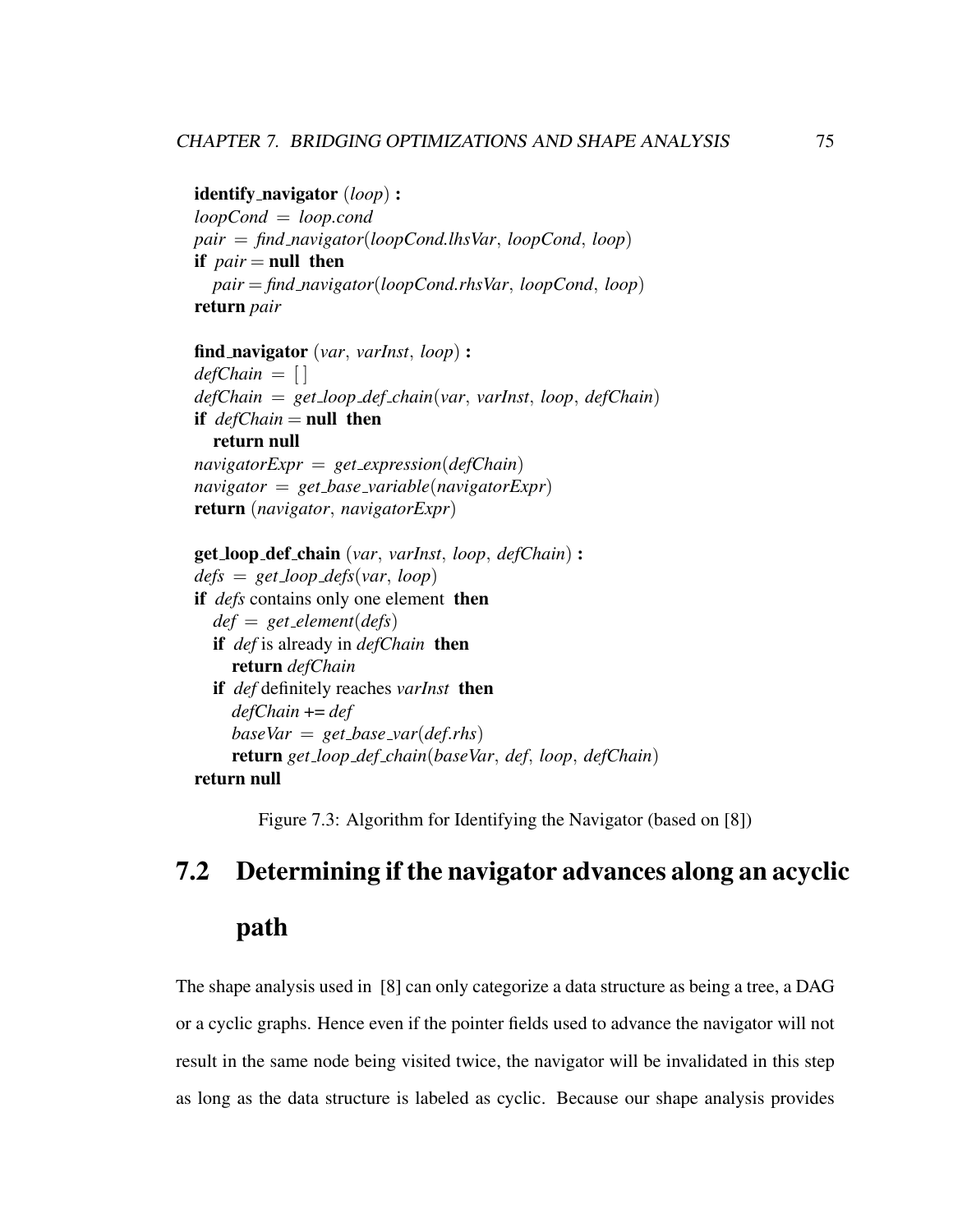```
identify_navigator (loop) :
loopCond = loop.cond
pair = find_navigator(loopCond.lhsVar, loopCond, loop)
if pair = null then
   pair = find_navigator(loopCond.rhsVar, loopCond, loop)
return pair

find_navigator (var, varInst, loop) :
defChain = [ ]
defChain = get_loop_def_chain(var, varInst, loop, defChain)
if defChain = null then
   return null
navigatorExpr = get_expression(defChain)
navigator = get_base_variable(navigatorExpr)
return (navigator, navigatorExpr)

get_loop_def_chain (var, varInst, loop, defChain) :
defs = get_loop_defs(var, loop)
if defs contains only one element then
   def = get_element(defs)
   if def is already in defChain then
      return defChain
   if def definitely reaches varInst then
      defChain += def
      baseVar = get_base_var(def.rhs)
      return get_loop_def_chain(baseVar, def, loop, defChain)
return null
```

Figure 7.3: Algorithm for Identifying the Navigator (based on [8])

## 7.2 Determining if the navigator advances along an acyclic path

The shape analysis used in [8] can only categorize a data structure as being a tree, a DAG or a cyclic graphs. Hence even if the pointer fields used to advance the navigator will not result in the same node being visited twice, the navigator will be invalidated in this step as long as the data structure is labeled as cyclic. Because our shape analysis provides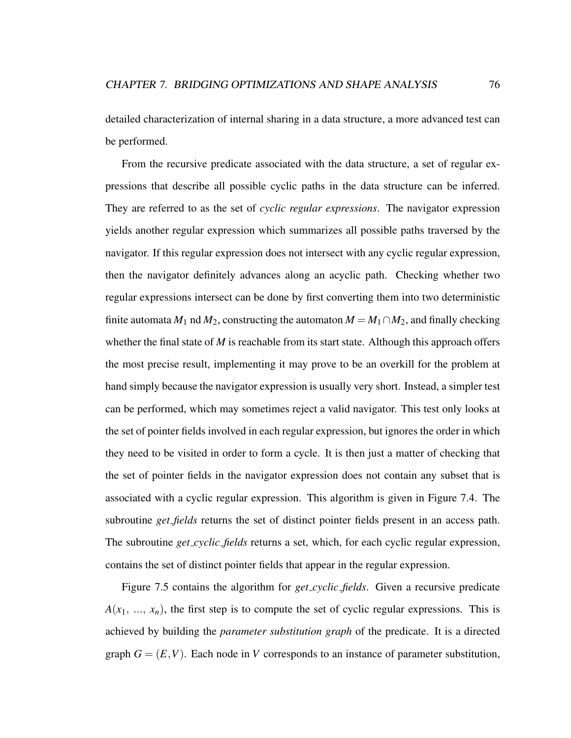detailed characterization of internal sharing in a data structure, a more advanced test can be performed.

From the recursive predicate associated with the data structure, a set of regular expressions that describe all possible cyclic paths in the data structure can be inferred. They are referred to as the set of *cyclic regular expressions*. The navigator expression yields another regular expression which summarizes all possible paths traversed by the navigator. If this regular expression does not intersect with any cyclic regular expression, then the navigator definitely advances along an acyclic path. Checking whether two regular expressions intersect can be done by first converting them into two deterministic finite automata $M_1$ nd $M_2$, constructing the automaton $M = M_1 \cap M_2$, and finally checking whether the final state of $M$ is reachable from its start state. Although this approach offers the most precise result, implementing it may prove to be an overkill for the problem at hand simply because the navigator expression is usually very short. Instead, a simpler test can be performed, which may sometimes reject a valid navigator. This test only looks at the set of pointer fields involved in each regular expression, but ignores the order in which they need to be visited in order to form a cycle. It is then just a matter of checking that the set of pointer fields in the navigator expression does not contain any subset that is associated with a cyclic regular expression. This algorithm is given in Figure 7.4. The subroutine *get_fields* returns the set of distinct pointer fields present in an access path. The subroutine *get_cyclic_fields* returns a set, which, for each cyclic regular expression, contains the set of distinct pointer fields that appear in the regular expression.

Figure 7.5 contains the algorithm for *get_cyclic_fields*. Given a recursive predicate $A(x_1, \ldots, x_n)$, the first step is to compute the set of cyclic regular expressions. This is achieved by building the *parameter substitution graph* of the predicate. It is a directed graph $G = (E, V)$. Each node in $V$ corresponds to an instance of parameter substitution,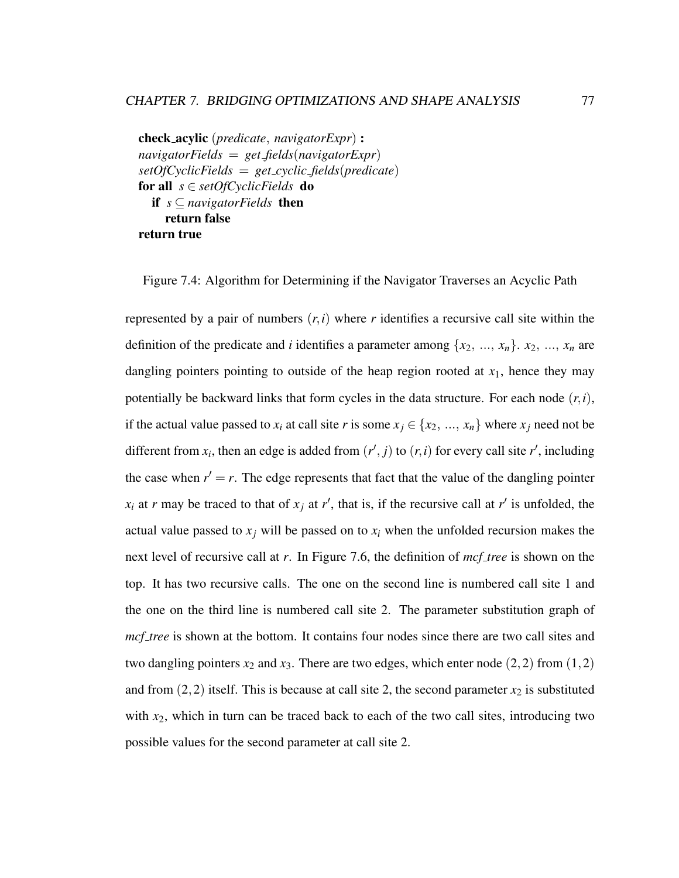**check_acylic** (*predicate*, *navigatorExpr*) **:**
*navigatorFields* = *get_fields*(*navigatorExpr*)
*setOfCyclicFields* = *get_cyclic_fields*(*predicate*)
**for all** $s \in$ *setOfCyclicFields* **do**
  **if** $s \subseteq$ *navigatorFields* **then**
    **return false**
**return true**

Figure 7.4: Algorithm for Determining if the Navigator Traverses an Acyclic Path

represented by a pair of numbers $(r,i)$ where $r$ identifies a recursive call site within the definition of the predicate and $i$ identifies a parameter among $\{x_2, ..., x_n\}$. $x_2, ..., x_n$ are dangling pointers pointing to outside of the heap region rooted at $x_1$, hence they may potentially be backward links that form cycles in the data structure. For each node $(r,i)$, if the actual value passed to $x_i$ at call site $r$ is some $x_j \in \{x_2, ..., x_n\}$ where $x_j$ need not be different from $x_i$, then an edge is added from $(r', j)$ to $(r,i)$ for every call site $r'$, including the case when $r' = r$. The edge represents that fact that the value of the dangling pointer $x_i$ at $r$ may be traced to that of $x_j$ at $r'$, that is, if the recursive call at $r'$ is unfolded, the actual value passed to $x_j$ will be passed on to $x_i$ when the unfolded recursion makes the next level of recursive call at $r$. In Figure 7.6, the definition of *mcf_tree* is shown on the top. It has two recursive calls. The one on the second line is numbered call site 1 and the one on the third line is numbered call site 2. The parameter substitution graph of *mcf_tree* is shown at the bottom. It contains four nodes since there are two call sites and two dangling pointers $x_2$ and $x_3$. There are two edges, which enter node $(2,2)$ from $(1,2)$ and from $(2,2)$ itself. This is because at call site 2, the second parameter $x_2$ is substituted with $x_2$, which in turn can be traced back to each of the two call sites, introducing two possible values for the second parameter at call site 2.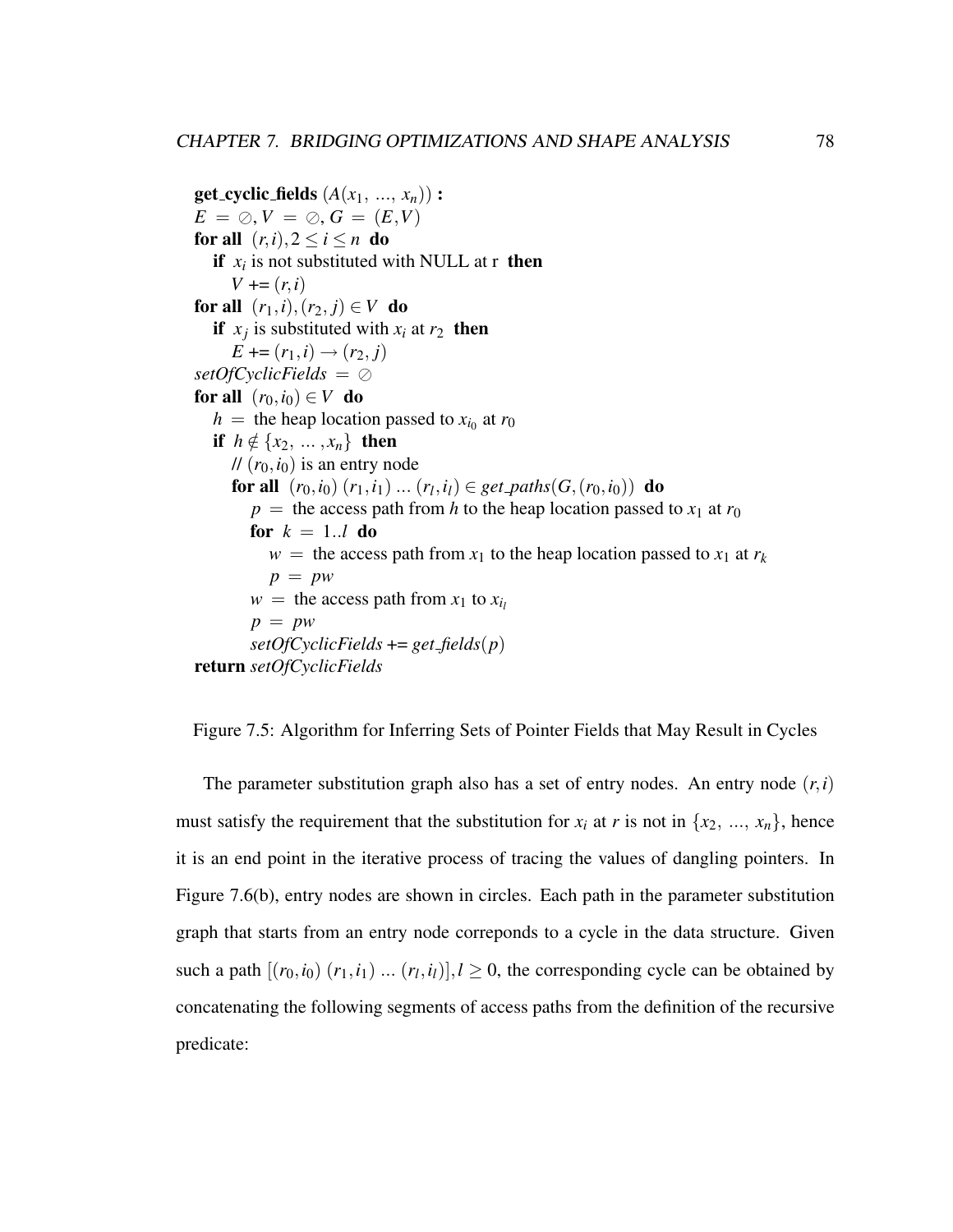```
get_cyclic_fields (A(x_1, ..., x_n)) :
E = ∅, V = ∅, G = (E,V)
for all (r,i), 2 ≤ i ≤ n do
    if x_i is not substituted with NULL at r then
        V += (r,i)
for all (r_1,i),(r_2,j) ∈ V do
    if x_j is substituted with x_i at r_2 then
        E += (r_1,i) → (r_2,j)
setOfCyclicFields = ∅
for all (r_0,i_0) ∈ V do
    h = the heap location passed to x_{i_0} at r_0
    if h ∉ {x_2, ..., x_n} then
        // (r_0,i_0) is an entry node
        for all (r_0,i_0) (r_1,i_1) ... (r_l,i_l) ∈ get_paths(G,(r_0,i_0)) do
            p = the access path from h to the heap location passed to x_1 at r_0
            for k = 1..l do
                w = the access path from x_1 to the heap location passed to x_1 at r_k
                p = pw
            w = the access path from x_1 to x_{i_l}
            p = pw
            setOfCyclicFields += get_fields(p)
return setOfCyclicFields
```

Figure 7.5: Algorithm for Inferring Sets of Pointer Fields that May Result in Cycles

The parameter substitution graph also has a set of entry nodes. An entry node $(r,i)$ must satisfy the requirement that the substitution for $x_i$ at $r$ is not in $\{x_2, \ldots, x_n\}$, hence it is an end point in the iterative process of tracing the values of dangling pointers. In Figure 7.6(b), entry nodes are shown in circles. Each path in the parameter substitution graph that starts from an entry node correponds to a cycle in the data structure. Given such a path $[(r_0,i_0)\ (r_1,i_1)\ \ldots\ (r_l,i_l)], l \geq 0$, the corresponding cycle can be obtained by concatenating the following segments of access paths from the definition of the recursive predicate: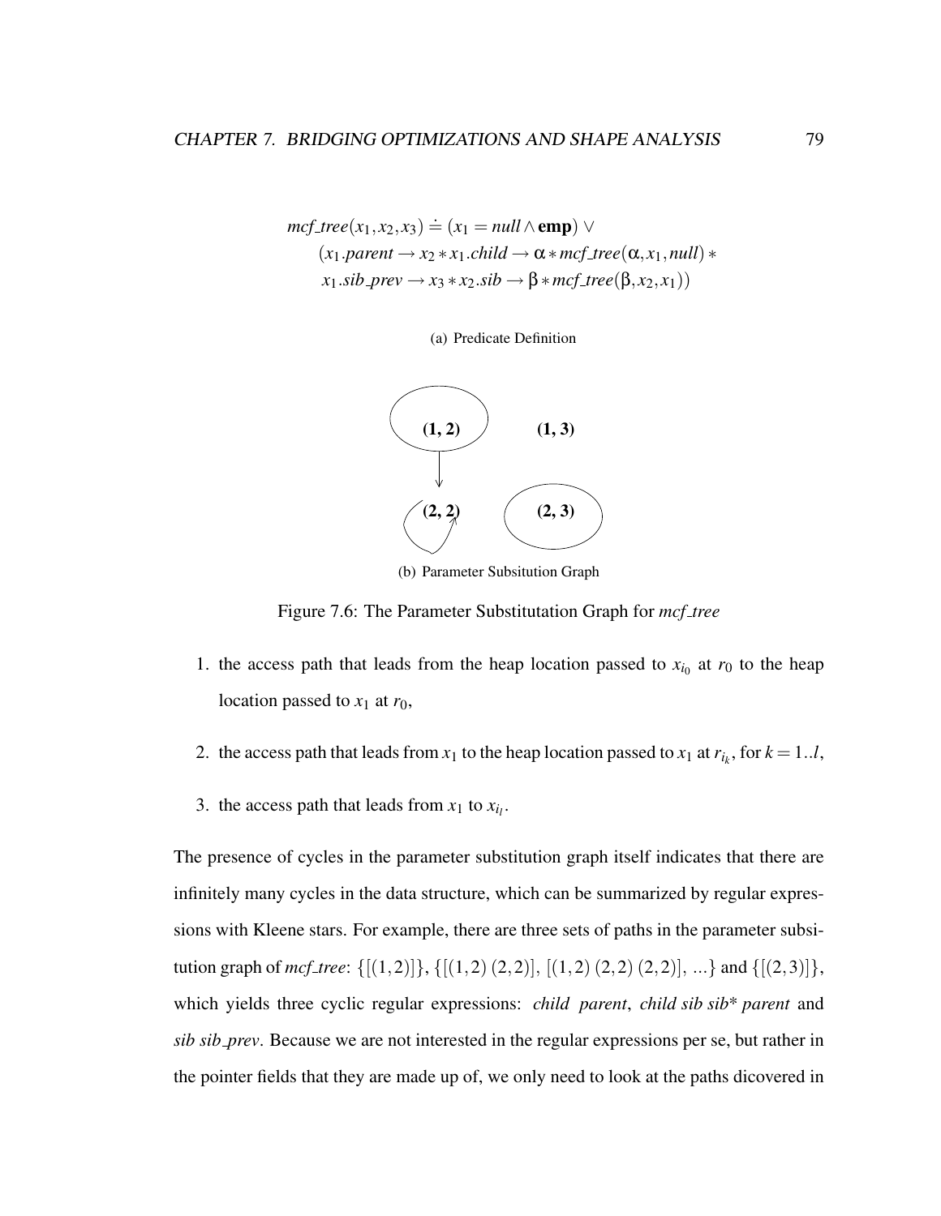$$mcf\_tree(x_1, x_2, x_3) \doteq (x_1 = null \wedge \mathbf{emp}) \vee$$
$$(x_1.parent \rightarrow x_2 * x_1.child \rightarrow \alpha * mcf\_tree(\alpha, x_1, null) *$$
$$x_1.sib\_prev \rightarrow x_3 * x_2.sib \rightarrow \beta * mcf\_tree(\beta, x_2, x_1))$$

(a) Predicate Definition

(1, 2) (1, 3)

(2, 2) (2, 3)

(b) Parameter Subsitution Graph

Figure 7.6: The Parameter Substitutation Graph for *mcf_tree*

1. the access path that leads from the heap location passed to $x_{i_0}$ at $r_0$ to the heap location passed to $x_1$ at $r_0$,

2. the access path that leads from $x_1$ to the heap location passed to $x_1$ at $r_{i_k}$, for $k = 1..l$,

3. the access path that leads from $x_1$ to $x_{i_l}$.

The presence of cycles in the parameter substitution graph itself indicates that there are infinitely many cycles in the data structure, which can be summarized by regular expressions with Kleene stars. For example, there are three sets of paths in the parameter subsitution graph of *mcf_tree*: $\{[(1,2)]\}$, $\{[(1,2)\,(2,2)],\ [(1,2)\,(2,2)\,(2,2)],\ ...\}$ and $\{[(2,3)]\}$, which yields three cyclic regular expressions: *child parent*, *child sib sib\* parent* and *sib sib_prev*. Because we are not interested in the regular expressions per se, but rather in the pointer fields that they are made up of, we only need to look at the paths dicovered in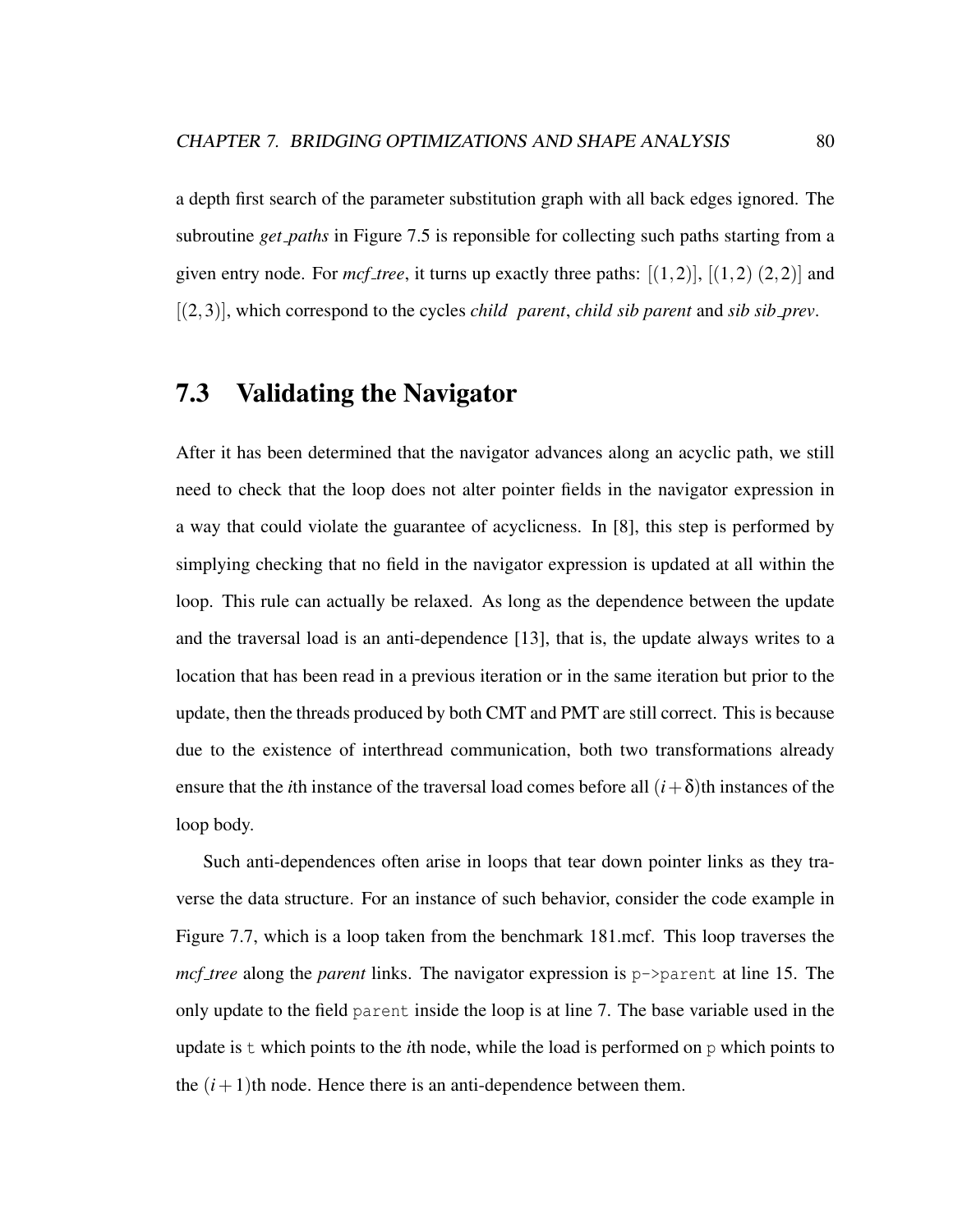a depth first search of the parameter substitution graph with all back edges ignored. The subroutine *get_paths* in Figure 7.5 is reponsible for collecting such paths starting from a given entry node. For *mcf_tree*, it turns up exactly three paths: $[(1,2)]$, $[(1,2)\ (2,2)]$ and $[(2,3)]$, which correspond to the cycles *child parent*, *child sib parent* and *sib sib_prev*.

## 7.3 Validating the Navigator

After it has been determined that the navigator advances along an acyclic path, we still need to check that the loop does not alter pointer fields in the navigator expression in a way that could violate the guarantee of acyclicness. In [8], this step is performed by simplying checking that no field in the navigator expression is updated at all within the loop. This rule can actually be relaxed. As long as the dependence between the update and the traversal load is an anti-dependence [13], that is, the update always writes to a location that has been read in a previous iteration or in the same iteration but prior to the update, then the threads produced by both CMT and PMT are still correct. This is because due to the existence of interthread communication, both two transformations already ensure that the $i$th instance of the traversal load comes before all $(i+\delta)$th instances of the loop body.

Such anti-dependences often arise in loops that tear down pointer links as they traverse the data structure. For an instance of such behavior, consider the code example in Figure 7.7, which is a loop taken from the benchmark 181.mcf. This loop traverses the *mcf_tree* along the *parent* links. The navigator expression is `p->parent` at line 15. The only update to the field `parent` inside the loop is at line 7. The base variable used in the update is `t` which points to the $i$th node, while the load is performed on `p` which points to the $(i+1)$th node. Hence there is an anti-dependence between them.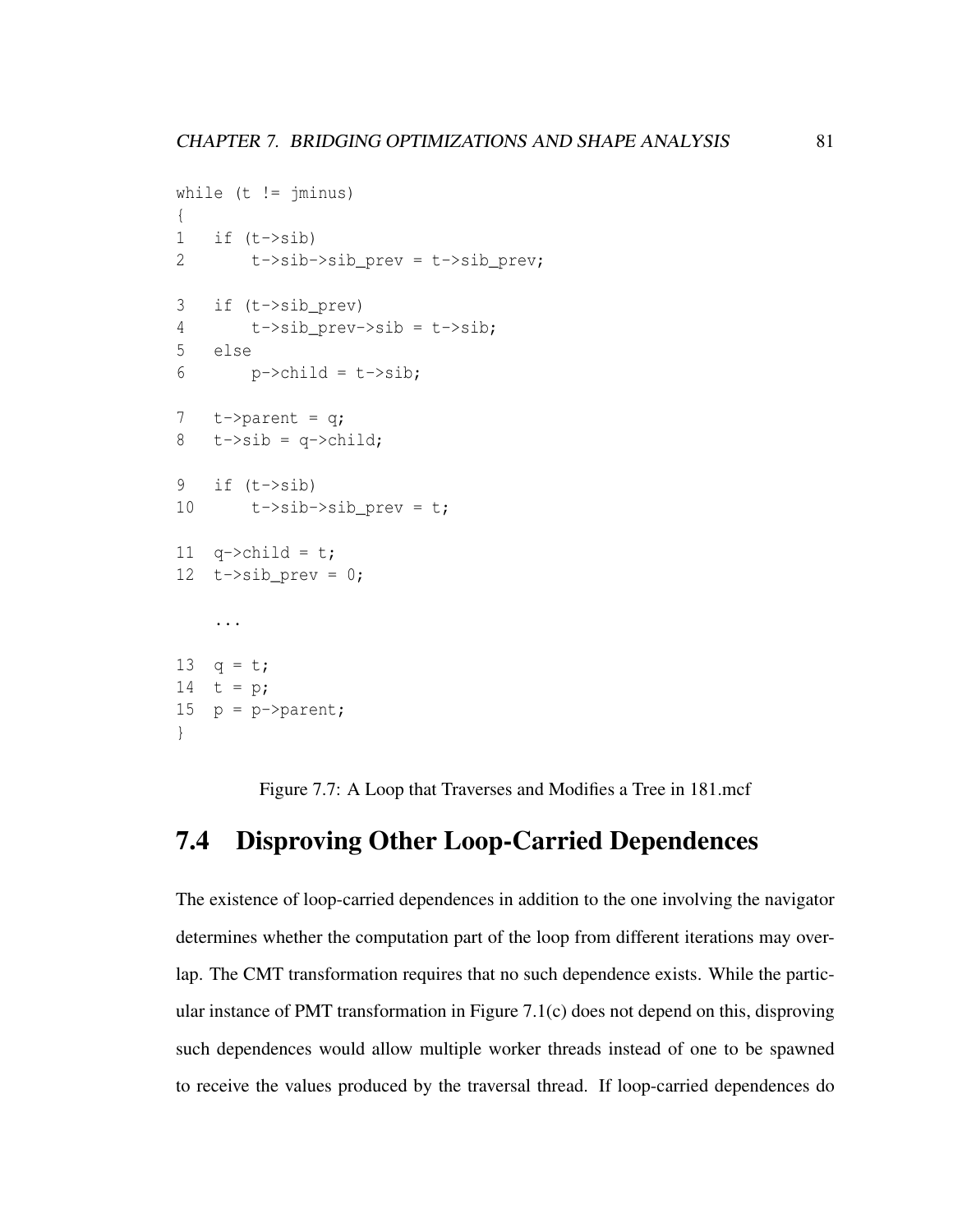```
while (t != jminus)
{
1   if (t->sib)
2       t->sib->sib_prev = t->sib_prev;

3   if (t->sib_prev)
4       t->sib_prev->sib = t->sib;
5   else
6       p->child = t->sib;

7   t->parent = q;
8   t->sib = q->child;

9   if (t->sib)
10      t->sib->sib_prev = t;

11  q->child = t;
12  t->sib_prev = 0;

    ...

13  q = t;
14  t = p;
15  p = p->parent;
}
```

Figure 7.7: A Loop that Traverses and Modifies a Tree in 181.mcf

## 7.4 Disproving Other Loop-Carried Dependences

The existence of loop-carried dependences in addition to the one involving the navigator determines whether the computation part of the loop from different iterations may overlap. The CMT transformation requires that no such dependence exists. While the particular instance of PMT transformation in Figure 7.1(c) does not depend on this, disproving such dependences would allow multiple worker threads instead of one to be spawned to receive the values produced by the traversal thread. If loop-carried dependences do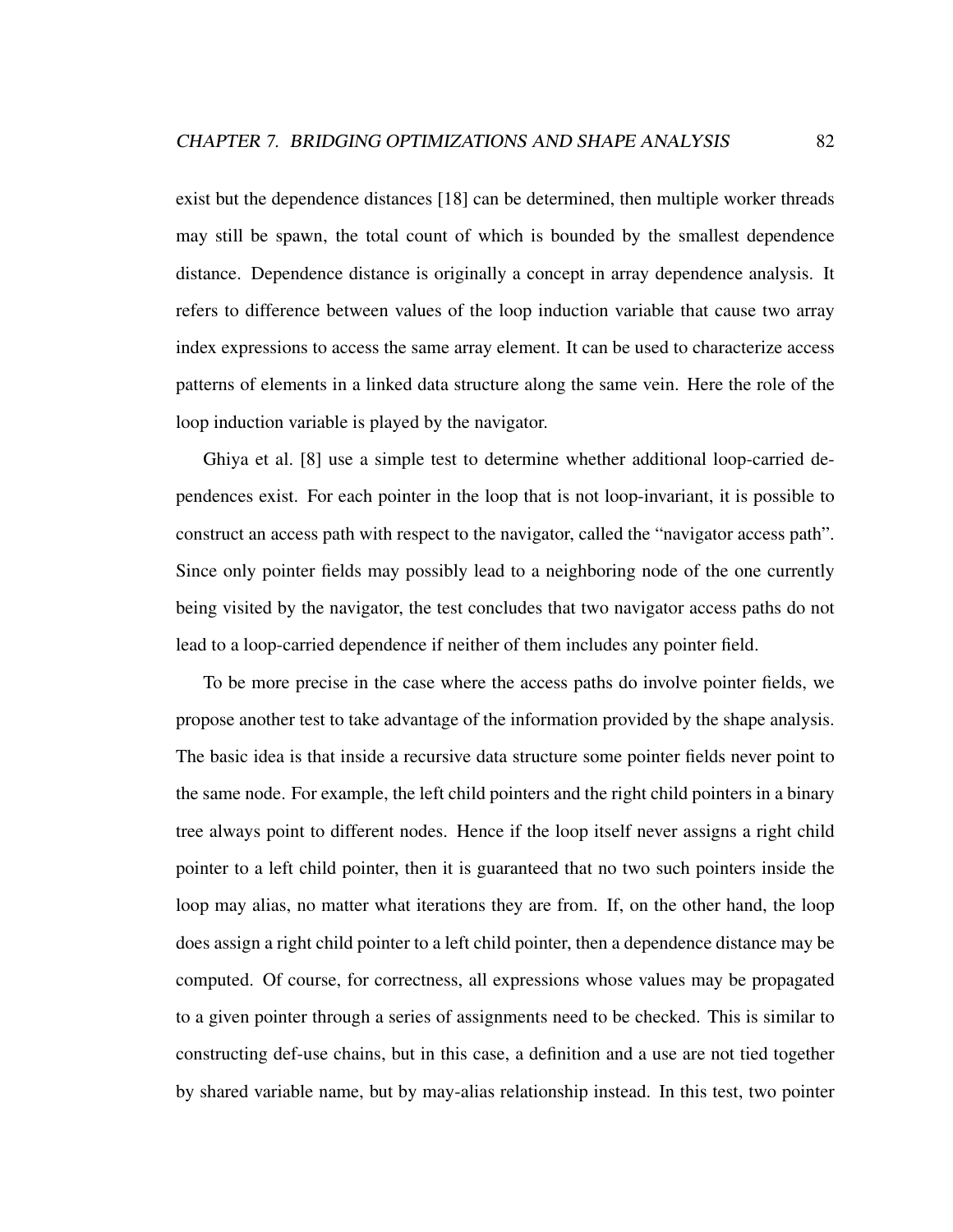exist but the dependence distances [18] can be determined, then multiple worker threads may still be spawn, the total count of which is bounded by the smallest dependence distance. Dependence distance is originally a concept in array dependence analysis. It refers to difference between values of the loop induction variable that cause two array index expressions to access the same array element. It can be used to characterize access patterns of elements in a linked data structure along the same vein. Here the role of the loop induction variable is played by the navigator.

Ghiya et al. [8] use a simple test to determine whether additional loop-carried dependences exist. For each pointer in the loop that is not loop-invariant, it is possible to construct an access path with respect to the navigator, called the "navigator access path". Since only pointer fields may possibly lead to a neighboring node of the one currently being visited by the navigator, the test concludes that two navigator access paths do not lead to a loop-carried dependence if neither of them includes any pointer field.

To be more precise in the case where the access paths do involve pointer fields, we propose another test to take advantage of the information provided by the shape analysis. The basic idea is that inside a recursive data structure some pointer fields never point to the same node. For example, the left child pointers and the right child pointers in a binary tree always point to different nodes. Hence if the loop itself never assigns a right child pointer to a left child pointer, then it is guaranteed that no two such pointers inside the loop may alias, no matter what iterations they are from. If, on the other hand, the loop does assign a right child pointer to a left child pointer, then a dependence distance may be computed. Of course, for correctness, all expressions whose values may be propagated to a given pointer through a series of assignments need to be checked. This is similar to constructing def-use chains, but in this case, a definition and a use are not tied together by shared variable name, but by may-alias relationship instead. In this test, two pointer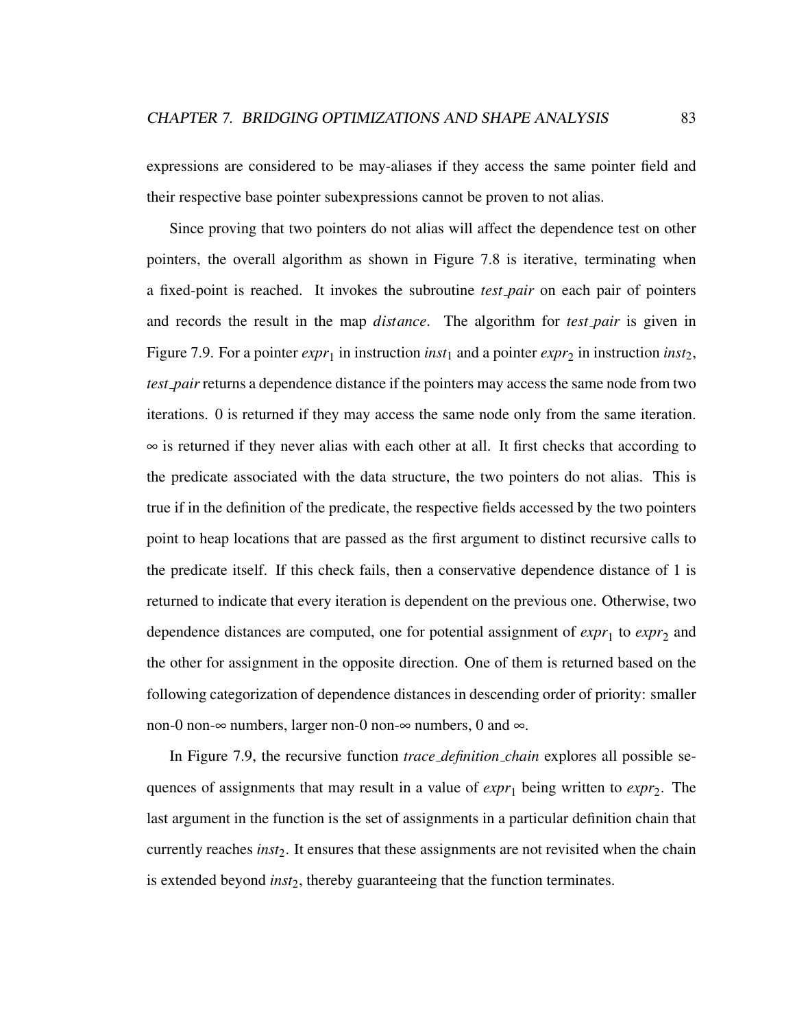expressions are considered to be may-aliases if they access the same pointer field and their respective base pointer subexpressions cannot be proven to not alias.

Since proving that two pointers do not alias will affect the dependence test on other pointers, the overall algorithm as shown in Figure 7.8 is iterative, terminating when a fixed-point is reached. It invokes the subroutine *test_pair* on each pair of pointers and records the result in the map *distance*. The algorithm for *test_pair* is given in Figure 7.9. For a pointer $expr_1$ in instruction $inst_1$ and a pointer $expr_2$ in instruction $inst_2$, *test_pair* returns a dependence distance if the pointers may access the same node from two iterations. 0 is returned if they may access the same node only from the same iteration. $\infty$ is returned if they never alias with each other at all. It first checks that according to the predicate associated with the data structure, the two pointers do not alias. This is true if in the definition of the predicate, the respective fields accessed by the two pointers point to heap locations that are passed as the first argument to distinct recursive calls to the predicate itself. If this check fails, then a conservative dependence distance of 1 is returned to indicate that every iteration is dependent on the previous one. Otherwise, two dependence distances are computed, one for potential assignment of $expr_1$ to $expr_2$ and the other for assignment in the opposite direction. One of them is returned based on the following categorization of dependence distances in descending order of priority: smaller non-0 non-$\infty$ numbers, larger non-0 non-$\infty$ numbers, 0 and $\infty$.

In Figure 7.9, the recursive function *trace_definition_chain* explores all possible sequences of assignments that may result in a value of $expr_1$ being written to $expr_2$. The last argument in the function is the set of assignments in a particular definition chain that currently reaches $inst_2$. It ensures that these assignments are not revisited when the chain is extended beyond $inst_2$, thereby guaranteeing that the function terminates.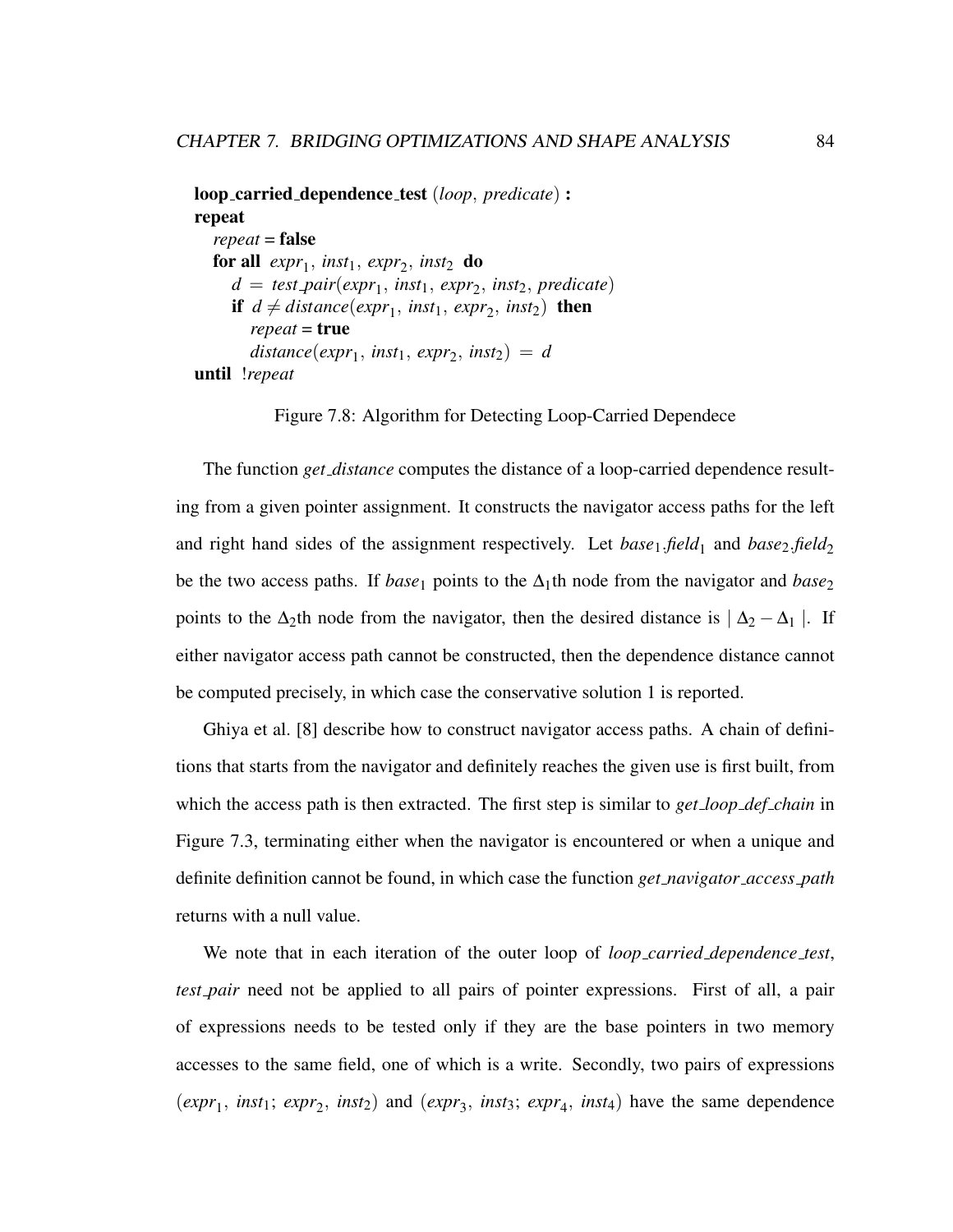```
loop_carried_dependence_test (loop, predicate) :
repeat
   repeat = false
   for all expr1, inst1, expr2, inst2 do
      d = test_pair(expr1, inst1, expr2, inst2, predicate)
      if d ≠ distance(expr1, inst1, expr2, inst2) then
         repeat = true
         distance(expr1, inst1, expr2, inst2) = d
until !repeat
```

Figure 7.8: Algorithm for Detecting Loop-Carried Dependece

The function *get_distance* computes the distance of a loop-carried dependence resulting from a given pointer assignment. It constructs the navigator access paths for the left and right hand sides of the assignment respectively. Let $base_1.field_1$ and $base_2.field_2$ be the two access paths. If $base_1$ points to the $\Delta_1$th node from the navigator and $base_2$ points to the $\Delta_2$th node from the navigator, then the desired distance is $\mid \Delta_2 - \Delta_1 \mid$. If either navigator access path cannot be constructed, then the dependence distance cannot be computed precisely, in which case the conservative solution 1 is reported.

Ghiya et al. [8] describe how to construct navigator access paths. A chain of definitions that starts from the navigator and definitely reaches the given use is first built, from which the access path is then extracted. The first step is similar to *get_loop_def_chain* in Figure 7.3, terminating either when the navigator is encountered or when a unique and definite definition cannot be found, in which case the function *get_navigator_access_path* returns with a null value.

We note that in each iteration of the outer loop of *loop_carried_dependence_test*, *test_pair* need not be applied to all pairs of pointer expressions. First of all, a pair of expressions needs to be tested only if they are the base pointers in two memory accesses to the same field, one of which is a write. Secondly, two pairs of expressions ($expr_1$, $inst_1$; $expr_2$, $inst_2$) and ($expr_3$, $inst_3$; $expr_4$, $inst_4$) have the same dependence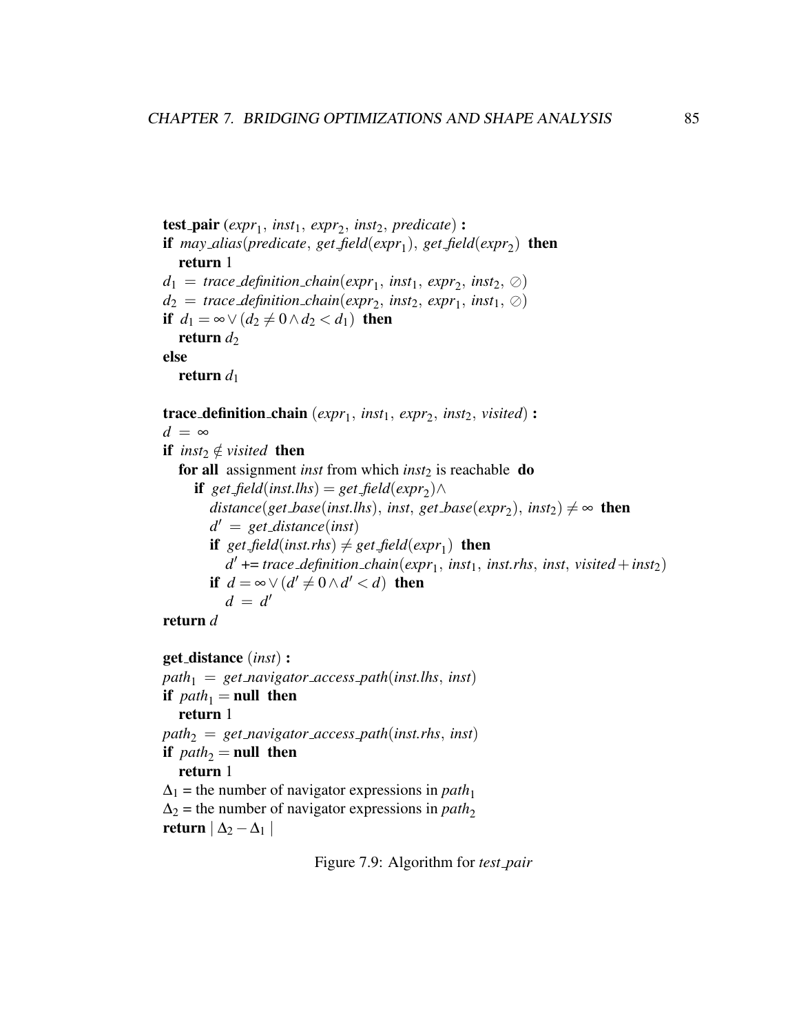**test_pair** ($expr_1$, $inst_1$, $expr_2$, $inst_2$, *predicate*) **:**
**if** *may_alias*(*predicate*, *get_field*($expr_1$), *get_field*($expr_2$)) **then**
  **return** 1
$d_1$ = *trace_definition_chain*($expr_1$, $inst_1$, $expr_2$, $inst_2$, $\oslash$)
$d_2$ = *trace_definition_chain*($expr_2$, $inst_2$, $expr_1$, $inst_1$, $\oslash$)
**if** $d_1 = \infty \vee (d_2 \neq 0 \wedge d_2 < d_1)$ **then**
  **return** $d_2$
**else**
  **return** $d_1$

**trace_definition_chain** ($expr_1$, $inst_1$, $expr_2$, $inst_2$, *visited*) **:**
$d = \infty$
**if** $inst_2 \notin visited$ **then**
  **for all** assignment *inst* from which $inst_2$ is reachable **do**
    **if** *get_field*(*inst.lhs*) = *get_field*($expr_2$) $\wedge$
      *distance*(*get_base*(*inst.lhs*), *inst*, *get_base*($expr_2$), $inst_2$) $\neq \infty$ **then**
      $d'$ = *get_distance*(*inst*)
      **if** *get_field*(*inst.rhs*) $\neq$ *get_field*($expr_1$) **then**
        $d'$ += *trace_definition_chain*($expr_1$, $inst_1$, *inst.rhs*, *inst*, *visited* + $inst_2$)
      **if** $d = \infty \vee (d' \neq 0 \wedge d' < d)$ **then**
        $d = d'$
**return** $d$

**get_distance** (*inst*) **:**
$path_1$ = *get_navigator_access_path*(*inst.lhs*, *inst*)
**if** $path_1$ = **null** **then**
  **return** 1
$path_2$ = *get_navigator_access_path*(*inst.rhs*, *inst*)
**if** $path_2$ = **null** **then**
  **return** 1
$\Delta_1$ = the number of navigator expressions in $path_1$
$\Delta_2$ = the number of navigator expressions in $path_2$
**return** $|\Delta_2 - \Delta_1|$

Figure 7.9: Algorithm for *test_pair*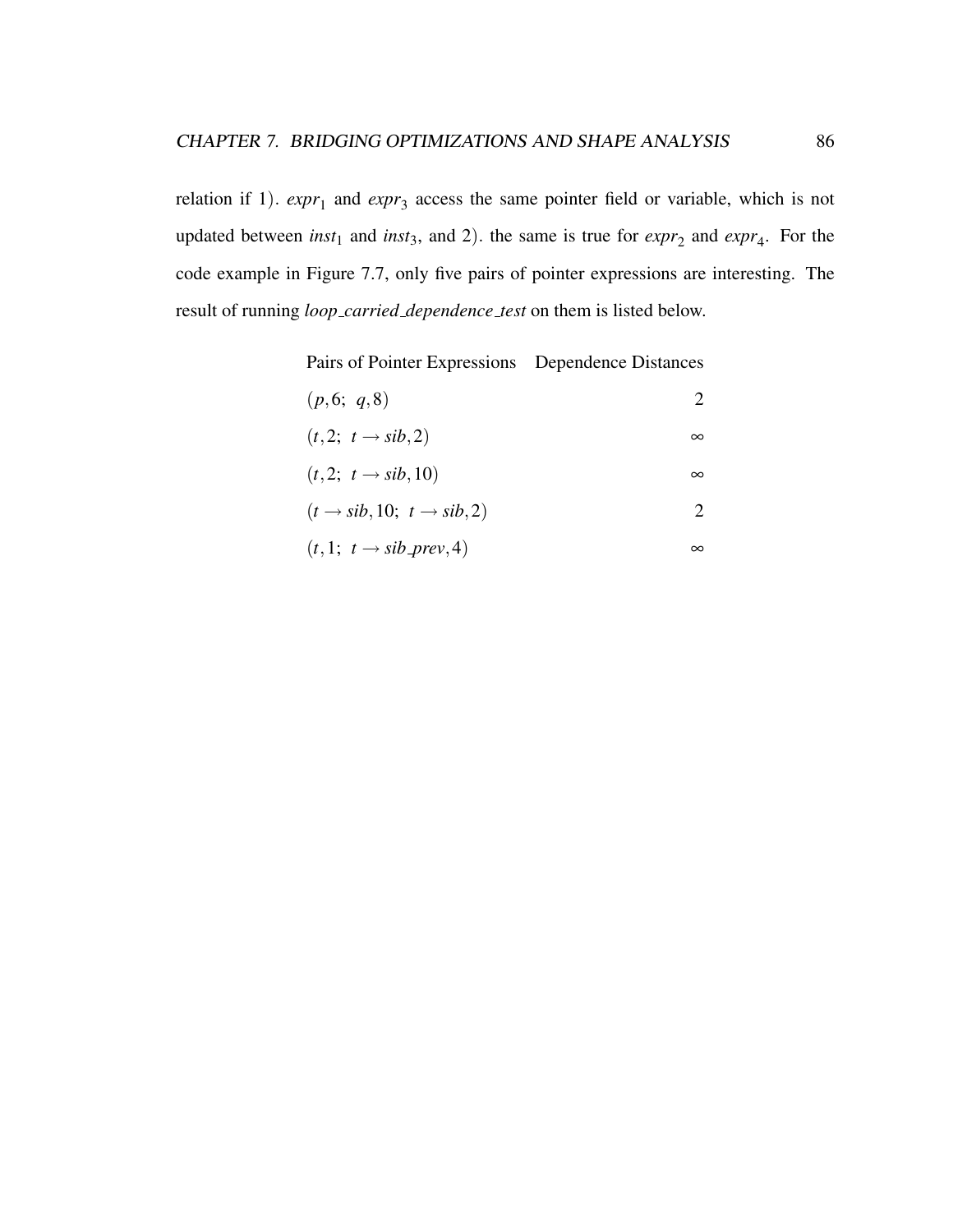relation if 1). $expr_1$ and $expr_3$ access the same pointer field or variable, which is not updated between $inst_1$ and $inst_3$, and 2). the same is true for $expr_2$ and $expr_4$. For the code example in Figure 7.7, only five pairs of pointer expressions are interesting. The result of running *loop_carried_dependence_test* on them is listed below.

| Pairs of Pointer Expressions | Dependence Distances |
|---|---:|
| $(p, 6;\ q, 8)$ | 2 |
| $(t, 2;\ t \rightarrow sib, 2)$ | $\infty$ |
| $(t, 2;\ t \rightarrow sib, 10)$ | $\infty$ |
| $(t \rightarrow sib, 10;\ t \rightarrow sib, 2)$ | 2 |
| $(t, 1;\ t \rightarrow sib\_prev, 4)$ | $\infty$ |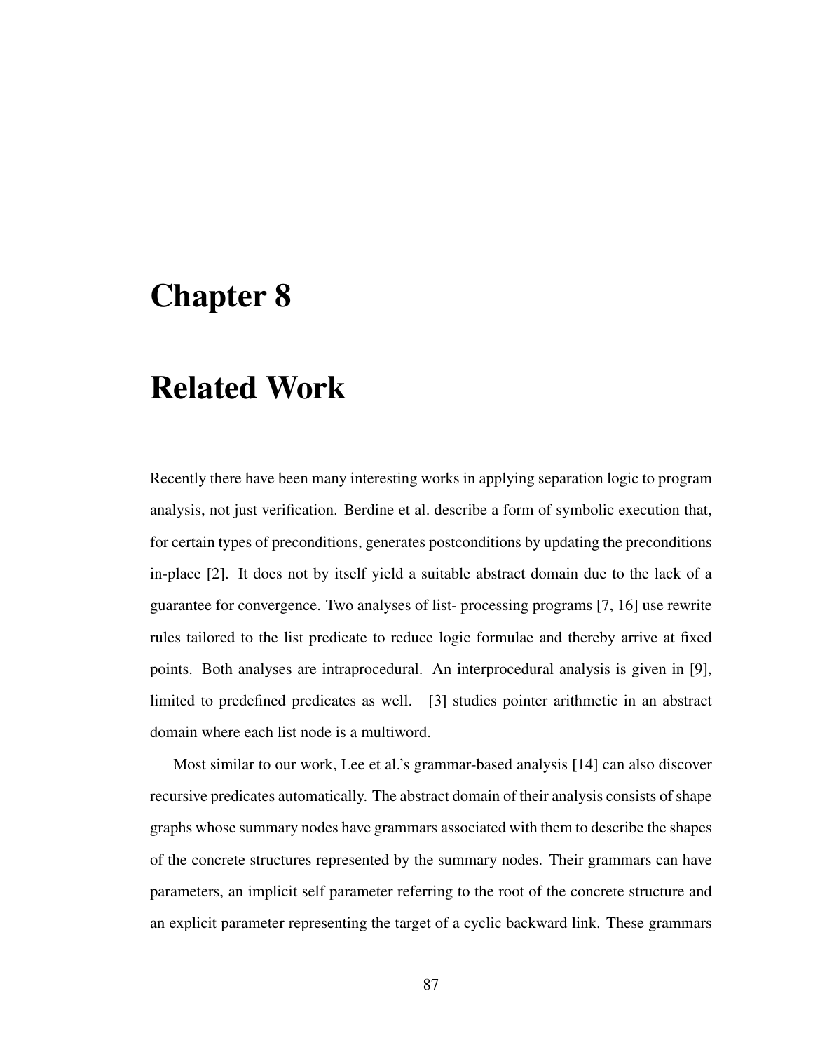# Chapter 8

# Related Work

Recently there have been many interesting works in applying separation logic to program analysis, not just verification. Berdine et al. describe a form of symbolic execution that, for certain types of preconditions, generates postconditions by updating the preconditions in-place [2]. It does not by itself yield a suitable abstract domain due to the lack of a guarantee for convergence. Two analyses of list- processing programs [7, 16] use rewrite rules tailored to the list predicate to reduce logic formulae and thereby arrive at fixed points. Both analyses are intraprocedural. An interprocedural analysis is given in [9], limited to predefined predicates as well. [3] studies pointer arithmetic in an abstract domain where each list node is a multiword.

Most similar to our work, Lee et al.'s grammar-based analysis [14] can also discover recursive predicates automatically. The abstract domain of their analysis consists of shape graphs whose summary nodes have grammars associated with them to describe the shapes of the concrete structures represented by the summary nodes. Their grammars can have parameters, an implicit self parameter referring to the root of the concrete structure and an explicit parameter representing the target of a cyclic backward link. These grammars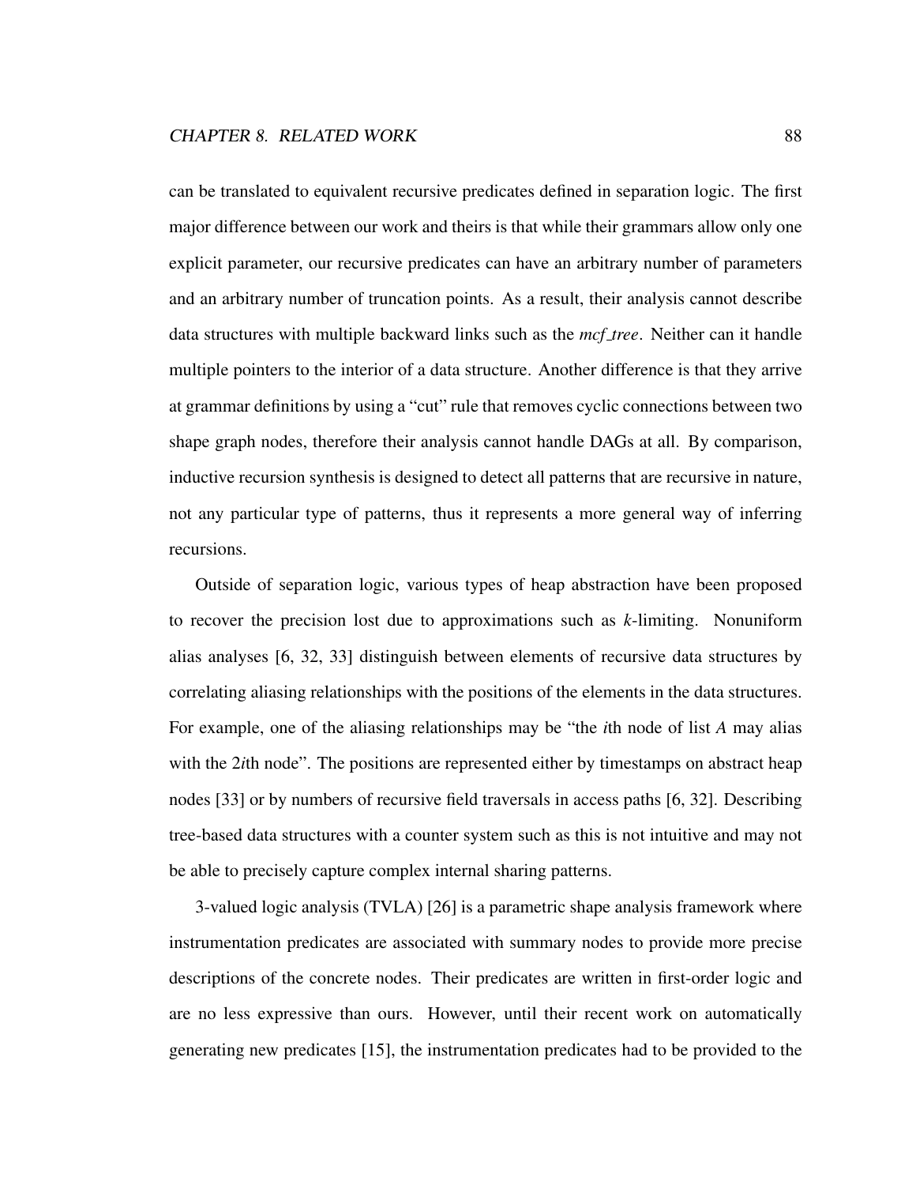can be translated to equivalent recursive predicates defined in separation logic. The first major difference between our work and theirs is that while their grammars allow only one explicit parameter, our recursive predicates can have an arbitrary number of parameters and an arbitrary number of truncation points. As a result, their analysis cannot describe data structures with multiple backward links such as the *mcf_tree*. Neither can it handle multiple pointers to the interior of a data structure. Another difference is that they arrive at grammar definitions by using a "cut" rule that removes cyclic connections between two shape graph nodes, therefore their analysis cannot handle DAGs at all. By comparison, inductive recursion synthesis is designed to detect all patterns that are recursive in nature, not any particular type of patterns, thus it represents a more general way of inferring recursions.

Outside of separation logic, various types of heap abstraction have been proposed to recover the precision lost due to approximations such as *k*-limiting. Nonuniform alias analyses [6, 32, 33] distinguish between elements of recursive data structures by correlating aliasing relationships with the positions of the elements in the data structures. For example, one of the aliasing relationships may be "the *i*th node of list *A* may alias with the 2*i*th node". The positions are represented either by timestamps on abstract heap nodes [33] or by numbers of recursive field traversals in access paths [6, 32]. Describing tree-based data structures with a counter system such as this is not intuitive and may not be able to precisely capture complex internal sharing patterns.

3-valued logic analysis (TVLA) [26] is a parametric shape analysis framework where instrumentation predicates are associated with summary nodes to provide more precise descriptions of the concrete nodes. Their predicates are written in first-order logic and are no less expressive than ours. However, until their recent work on automatically generating new predicates [15], the instrumentation predicates had to be provided to the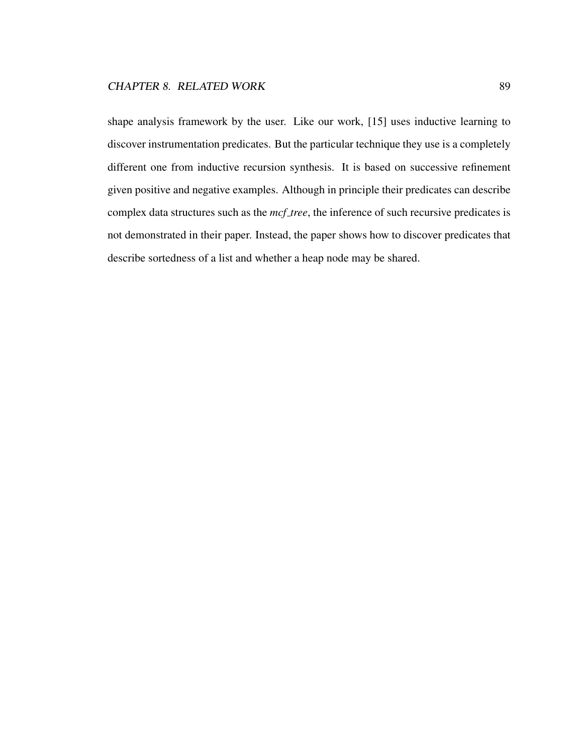shape analysis framework by the user. Like our work, [15] uses inductive learning to discover instrumentation predicates. But the particular technique they use is a completely different one from inductive recursion synthesis. It is based on successive refinement given positive and negative examples. Although in principle their predicates can describe complex data structures such as the *mcf_tree*, the inference of such recursive predicates is not demonstrated in their paper. Instead, the paper shows how to discover predicates that describe sortedness of a list and whether a heap node may be shared.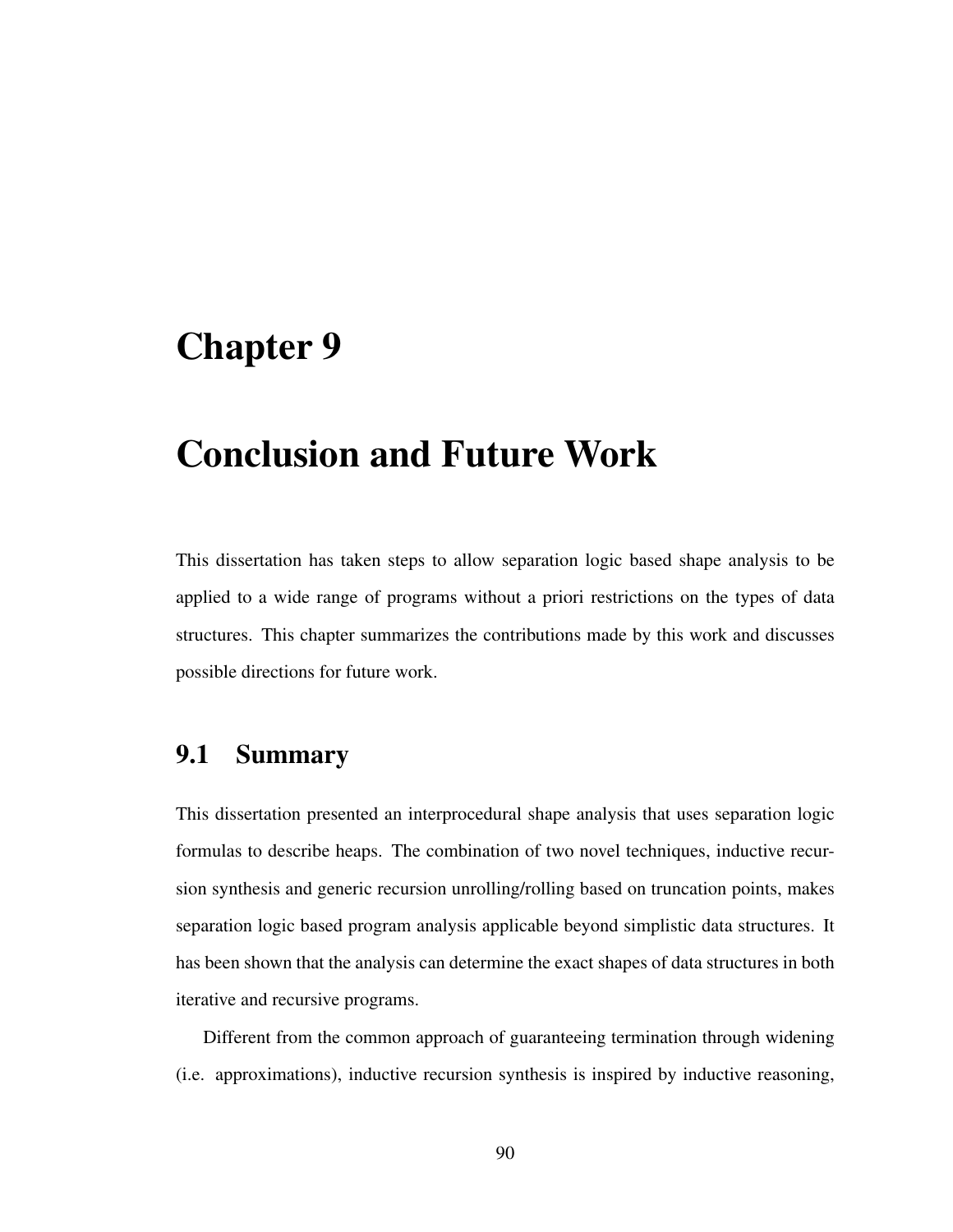# Chapter 9

# Conclusion and Future Work

This dissertation has taken steps to allow separation logic based shape analysis to be applied to a wide range of programs without a priori restrictions on the types of data structures. This chapter summarizes the contributions made by this work and discusses possible directions for future work.

## 9.1 Summary

This dissertation presented an interprocedural shape analysis that uses separation logic formulas to describe heaps. The combination of two novel techniques, inductive recursion synthesis and generic recursion unrolling/rolling based on truncation points, makes separation logic based program analysis applicable beyond simplistic data structures. It has been shown that the analysis can determine the exact shapes of data structures in both iterative and recursive programs.

Different from the common approach of guaranteeing termination through widening (i.e. approximations), inductive recursion synthesis is inspired by inductive reasoning,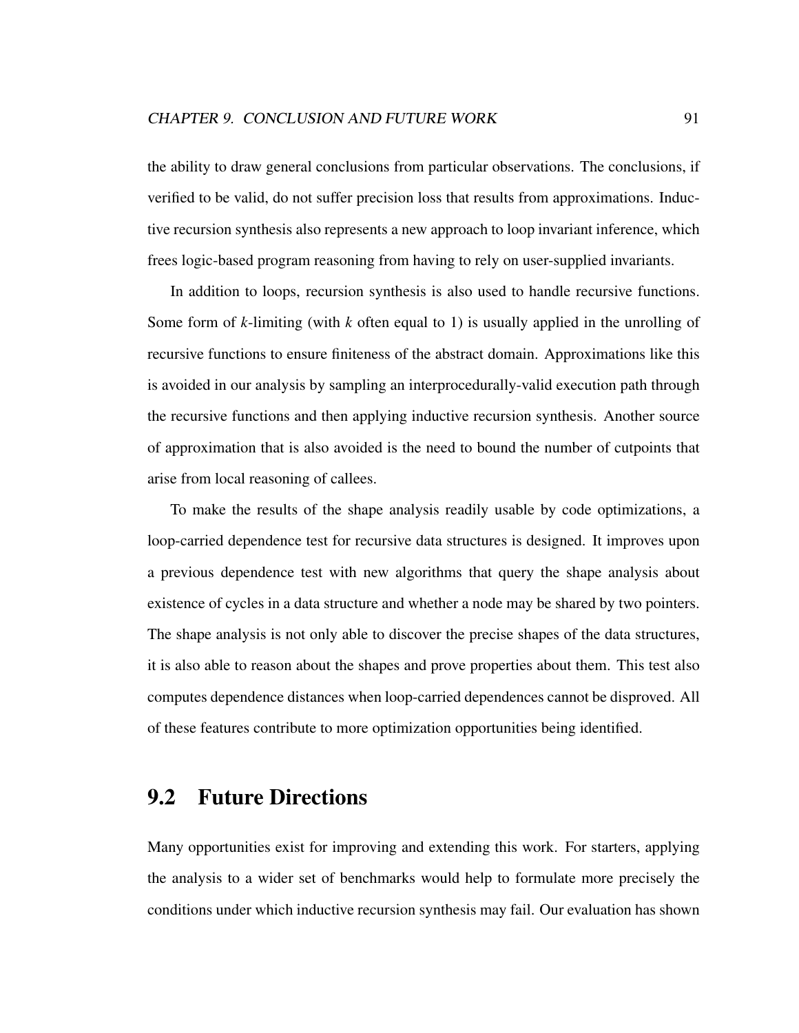the ability to draw general conclusions from particular observations. The conclusions, if verified to be valid, do not suffer precision loss that results from approximations. Inductive recursion synthesis also represents a new approach to loop invariant inference, which frees logic-based program reasoning from having to rely on user-supplied invariants.

In addition to loops, recursion synthesis is also used to handle recursive functions. Some form of $k$-limiting (with $k$ often equal to 1) is usually applied in the unrolling of recursive functions to ensure finiteness of the abstract domain. Approximations like this is avoided in our analysis by sampling an interprocedurally-valid execution path through the recursive functions and then applying inductive recursion synthesis. Another source of approximation that is also avoided is the need to bound the number of cutpoints that arise from local reasoning of callees.

To make the results of the shape analysis readily usable by code optimizations, a loop-carried dependence test for recursive data structures is designed. It improves upon a previous dependence test with new algorithms that query the shape analysis about existence of cycles in a data structure and whether a node may be shared by two pointers. The shape analysis is not only able to discover the precise shapes of the data structures, it is also able to reason about the shapes and prove properties about them. This test also computes dependence distances when loop-carried dependences cannot be disproved. All of these features contribute to more optimization opportunities being identified.

## 9.2 Future Directions

Many opportunities exist for improving and extending this work. For starters, applying the analysis to a wider set of benchmarks would help to formulate more precisely the conditions under which inductive recursion synthesis may fail. Our evaluation has shown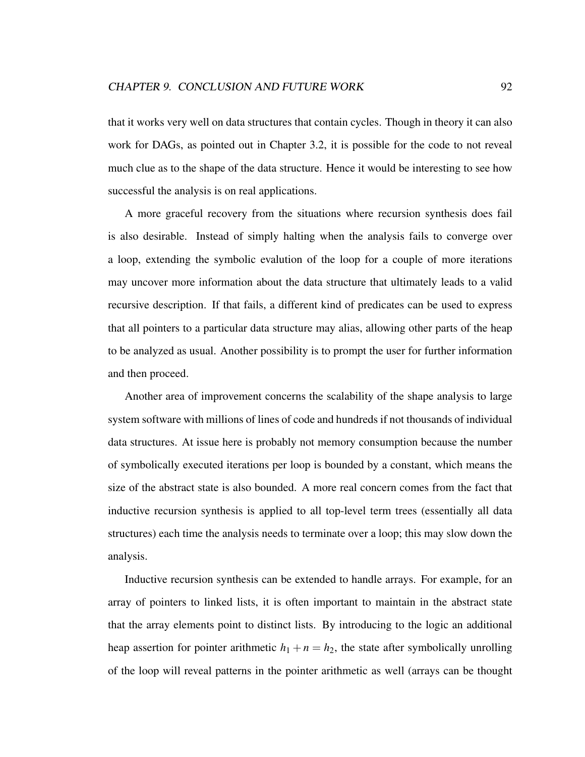that it works very well on data structures that contain cycles. Though in theory it can also work for DAGs, as pointed out in Chapter 3.2, it is possible for the code to not reveal much clue as to the shape of the data structure. Hence it would be interesting to see how successful the analysis is on real applications.

A more graceful recovery from the situations where recursion synthesis does fail is also desirable. Instead of simply halting when the analysis fails to converge over a loop, extending the symbolic evalution of the loop for a couple of more iterations may uncover more information about the data structure that ultimately leads to a valid recursive description. If that fails, a different kind of predicates can be used to express that all pointers to a particular data structure may alias, allowing other parts of the heap to be analyzed as usual. Another possibility is to prompt the user for further information and then proceed.

Another area of improvement concerns the scalability of the shape analysis to large system software with millions of lines of code and hundreds if not thousands of individual data structures. At issue here is probably not memory consumption because the number of symbolically executed iterations per loop is bounded by a constant, which means the size of the abstract state is also bounded. A more real concern comes from the fact that inductive recursion synthesis is applied to all top-level term trees (essentially all data structures) each time the analysis needs to terminate over a loop; this may slow down the analysis.

Inductive recursion synthesis can be extended to handle arrays. For example, for an array of pointers to linked lists, it is often important to maintain in the abstract state that the array elements point to distinct lists. By introducing to the logic an additional heap assertion for pointer arithmetic $h_1 + n = h_2$, the state after symbolically unrolling of the loop will reveal patterns in the pointer arithmetic as well (arrays can be thought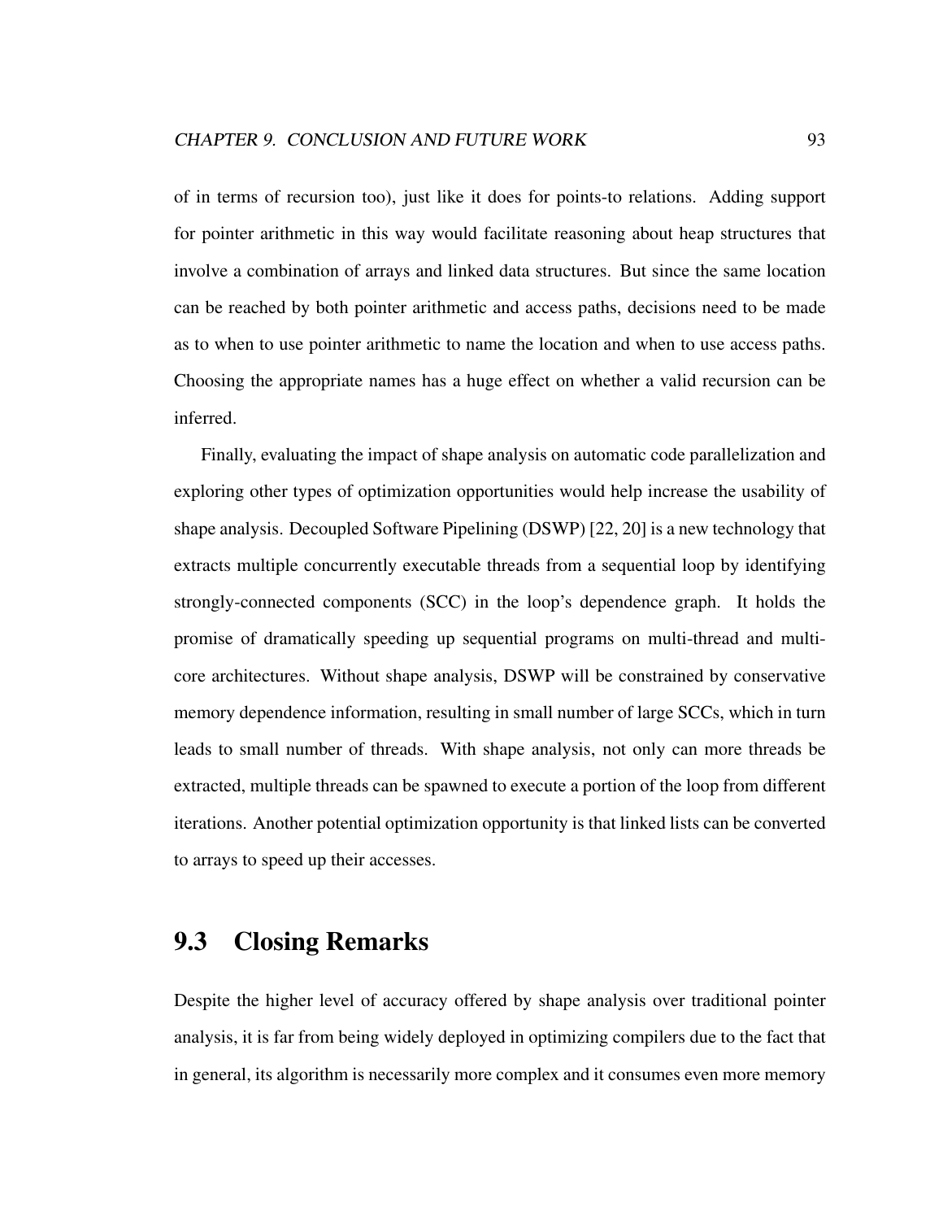of in terms of recursion too), just like it does for points-to relations. Adding support for pointer arithmetic in this way would facilitate reasoning about heap structures that involve a combination of arrays and linked data structures. But since the same location can be reached by both pointer arithmetic and access paths, decisions need to be made as to when to use pointer arithmetic to name the location and when to use access paths. Choosing the appropriate names has a huge effect on whether a valid recursion can be inferred.

Finally, evaluating the impact of shape analysis on automatic code parallelization and exploring other types of optimization opportunities would help increase the usability of shape analysis. Decoupled Software Pipelining (DSWP) [22, 20] is a new technology that extracts multiple concurrently executable threads from a sequential loop by identifying strongly-connected components (SCC) in the loop's dependence graph. It holds the promise of dramatically speeding up sequential programs on multi-thread and multi-core architectures. Without shape analysis, DSWP will be constrained by conservative memory dependence information, resulting in small number of large SCCs, which in turn leads to small number of threads. With shape analysis, not only can more threads be extracted, multiple threads can be spawned to execute a portion of the loop from different iterations. Another potential optimization opportunity is that linked lists can be converted to arrays to speed up their accesses.

## 9.3 Closing Remarks

Despite the higher level of accuracy offered by shape analysis over traditional pointer analysis, it is far from being widely deployed in optimizing compilers due to the fact that in general, its algorithm is necessarily more complex and it consumes even more memory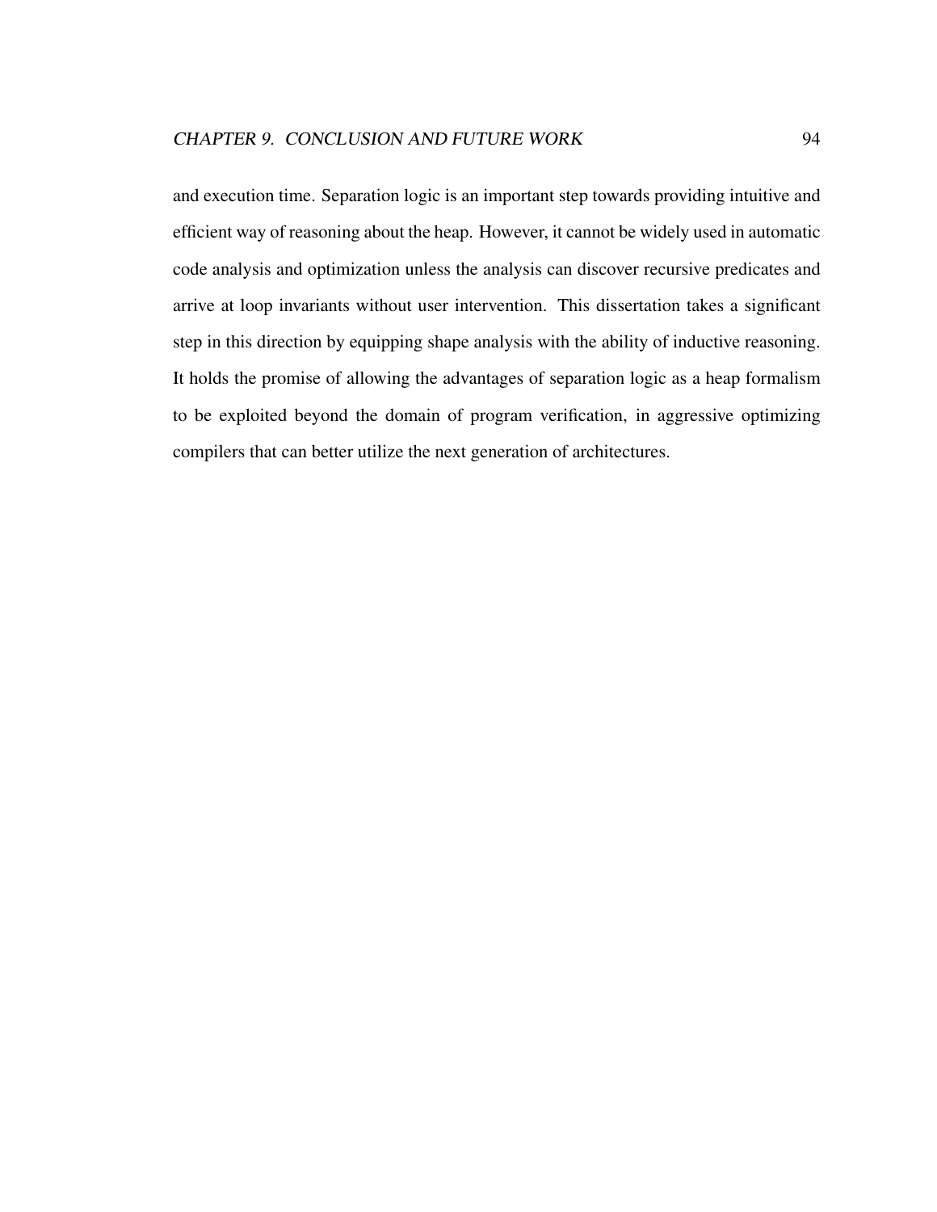and execution time. Separation logic is an important step towards providing intuitive and efficient way of reasoning about the heap. However, it cannot be widely used in automatic code analysis and optimization unless the analysis can discover recursive predicates and arrive at loop invariants without user intervention. This dissertation takes a significant step in this direction by equipping shape analysis with the ability of inductive reasoning. It holds the promise of allowing the advantages of separation logic as a heap formalism to be exploited beyond the domain of program verification, in aggressive optimizing compilers that can better utilize the next generation of architectures.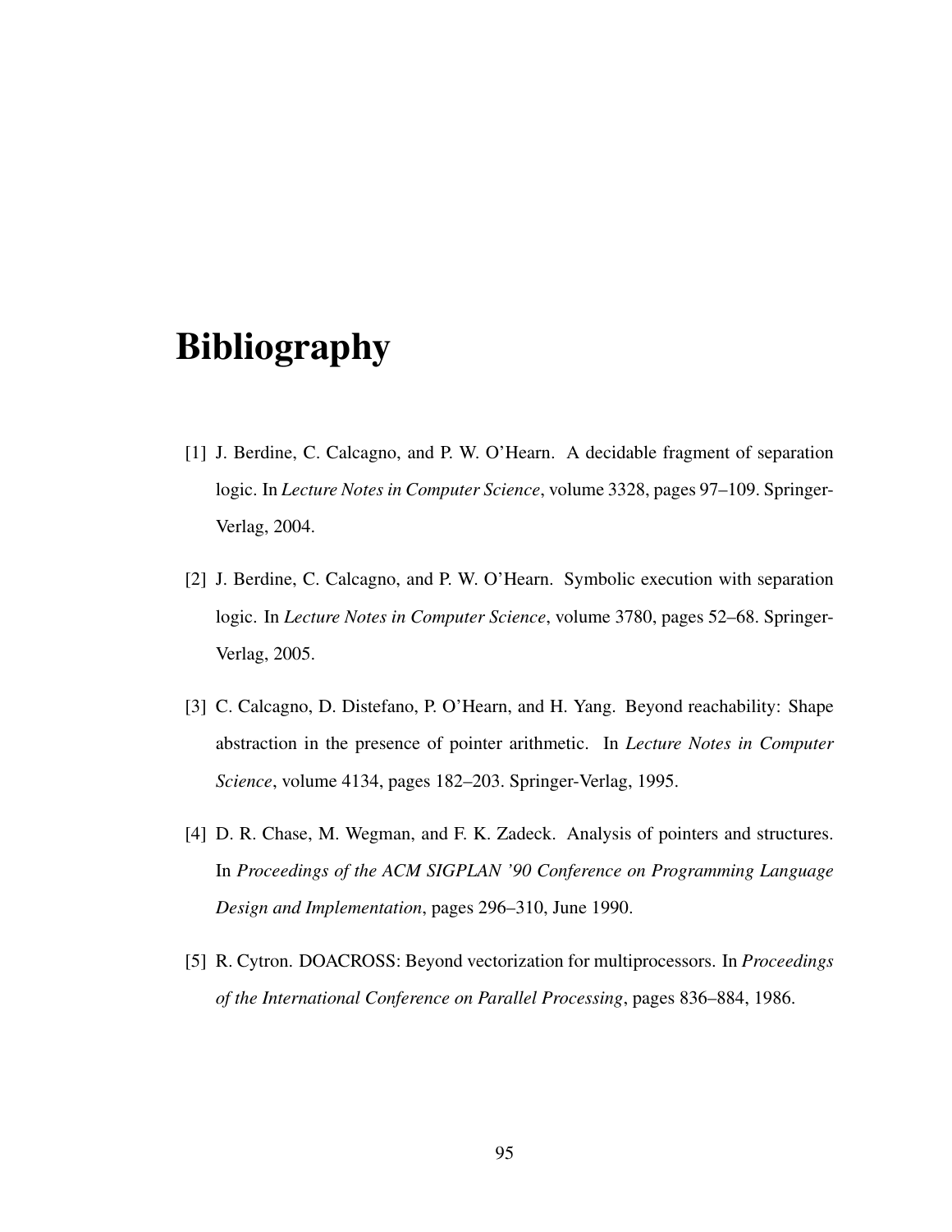# Bibliography

[1] J. Berdine, C. Calcagno, and P. W. O'Hearn. A decidable fragment of separation logic. In *Lecture Notes in Computer Science*, volume 3328, pages 97–109. Springer-Verlag, 2004.

[2] J. Berdine, C. Calcagno, and P. W. O'Hearn. Symbolic execution with separation logic. In *Lecture Notes in Computer Science*, volume 3780, pages 52–68. Springer-Verlag, 2005.

[3] C. Calcagno, D. Distefano, P. O'Hearn, and H. Yang. Beyond reachability: Shape abstraction in the presence of pointer arithmetic. In *Lecture Notes in Computer Science*, volume 4134, pages 182–203. Springer-Verlag, 1995.

[4] D. R. Chase, M. Wegman, and F. K. Zadeck. Analysis of pointers and structures. In *Proceedings of the ACM SIGPLAN '90 Conference on Programming Language Design and Implementation*, pages 296–310, June 1990.

[5] R. Cytron. DOACROSS: Beyond vectorization for multiprocessors. In *Proceedings of the International Conference on Parallel Processing*, pages 836–884, 1986.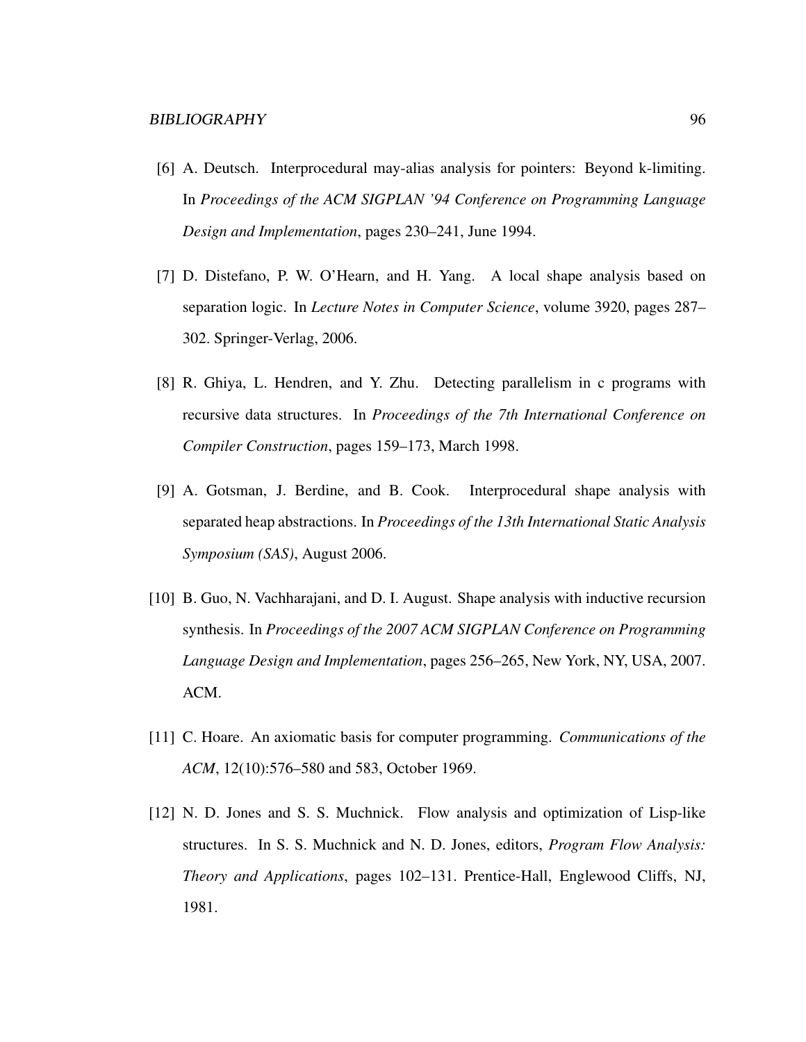[6] A. Deutsch. Interprocedural may-alias analysis for pointers: Beyond k-limiting. In *Proceedings of the ACM SIGPLAN '94 Conference on Programming Language Design and Implementation*, pages 230–241, June 1994.

[7] D. Distefano, P. W. O'Hearn, and H. Yang. A local shape analysis based on separation logic. In *Lecture Notes in Computer Science*, volume 3920, pages 287–302. Springer-Verlag, 2006.

[8] R. Ghiya, L. Hendren, and Y. Zhu. Detecting parallelism in c programs with recursive data structures. In *Proceedings of the 7th International Conference on Compiler Construction*, pages 159–173, March 1998.

[9] A. Gotsman, J. Berdine, and B. Cook. Interprocedural shape analysis with separated heap abstractions. In *Proceedings of the 13th International Static Analysis Symposium (SAS)*, August 2006.

[10] B. Guo, N. Vachharajani, and D. I. August. Shape analysis with inductive recursion synthesis. In *Proceedings of the 2007 ACM SIGPLAN Conference on Programming Language Design and Implementation*, pages 256–265, New York, NY, USA, 2007. ACM.

[11] C. Hoare. An axiomatic basis for computer programming. *Communications of the ACM*, 12(10):576–580 and 583, October 1969.

[12] N. D. Jones and S. S. Muchnick. Flow analysis and optimization of Lisp-like structures. In S. S. Muchnick and N. D. Jones, editors, *Program Flow Analysis: Theory and Applications*, pages 102–131. Prentice-Hall, Englewood Cliffs, NJ, 1981.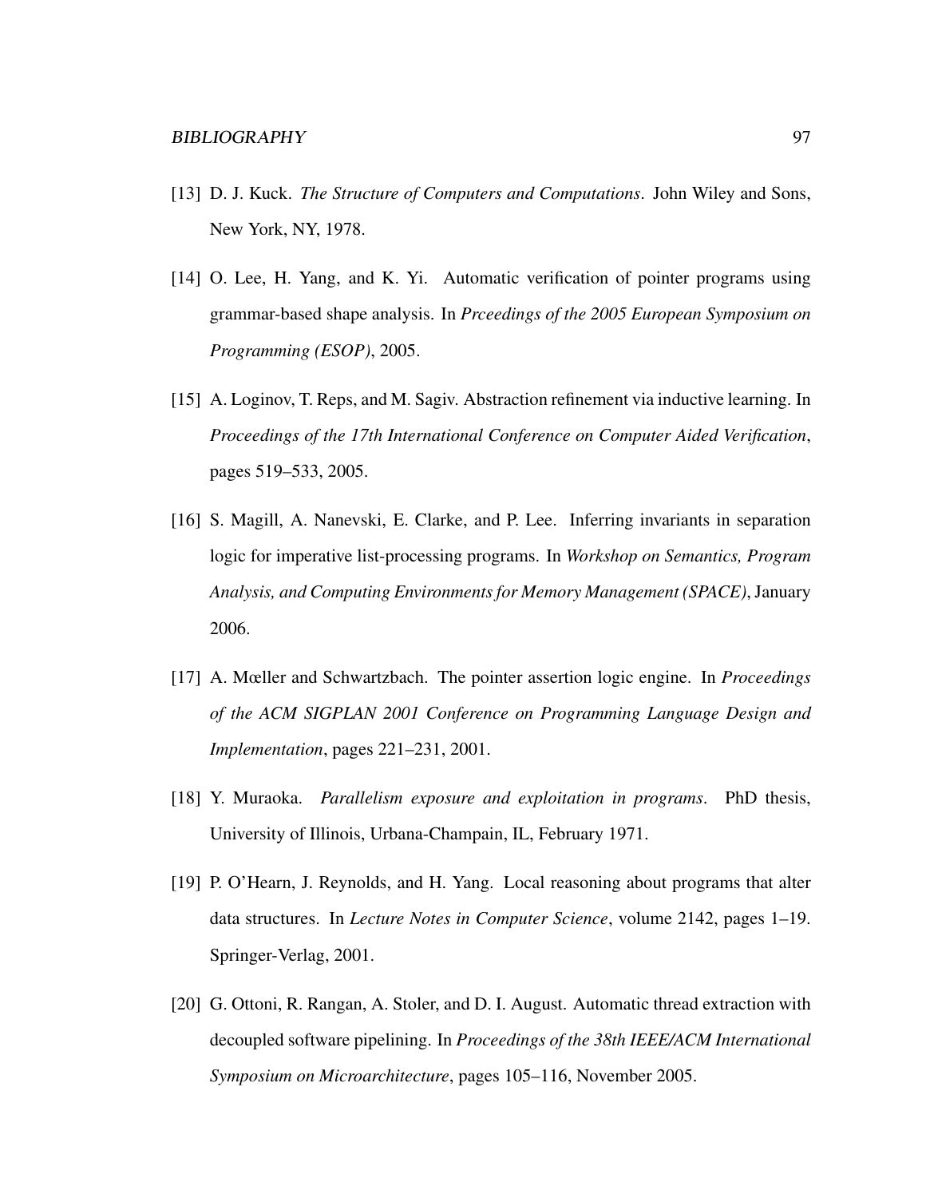[13] D. J. Kuck. *The Structure of Computers and Computations*. John Wiley and Sons, New York, NY, 1978.

[14] O. Lee, H. Yang, and K. Yi. Automatic verification of pointer programs using grammar-based shape analysis. In *Prceedings of the 2005 European Symposium on Programming (ESOP)*, 2005.

[15] A. Loginov, T. Reps, and M. Sagiv. Abstraction refinement via inductive learning. In *Proceedings of the 17th International Conference on Computer Aided Verification*, pages 519–533, 2005.

[16] S. Magill, A. Nanevski, E. Clarke, and P. Lee. Inferring invariants in separation logic for imperative list-processing programs. In *Workshop on Semantics, Program Analysis, and Computing Environments for Memory Management (SPACE)*, January 2006.

[17] A. Mœller and Schwartzbach. The pointer assertion logic engine. In *Proceedings of the ACM SIGPLAN 2001 Conference on Programming Language Design and Implementation*, pages 221–231, 2001.

[18] Y. Muraoka. *Parallelism exposure and exploitation in programs*. PhD thesis, University of Illinois, Urbana-Champain, IL, February 1971.

[19] P. O'Hearn, J. Reynolds, and H. Yang. Local reasoning about programs that alter data structures. In *Lecture Notes in Computer Science*, volume 2142, pages 1–19. Springer-Verlag, 2001.

[20] G. Ottoni, R. Rangan, A. Stoler, and D. I. August. Automatic thread extraction with decoupled software pipelining. In *Proceedings of the 38th IEEE/ACM International Symposium on Microarchitecture*, pages 105–116, November 2005.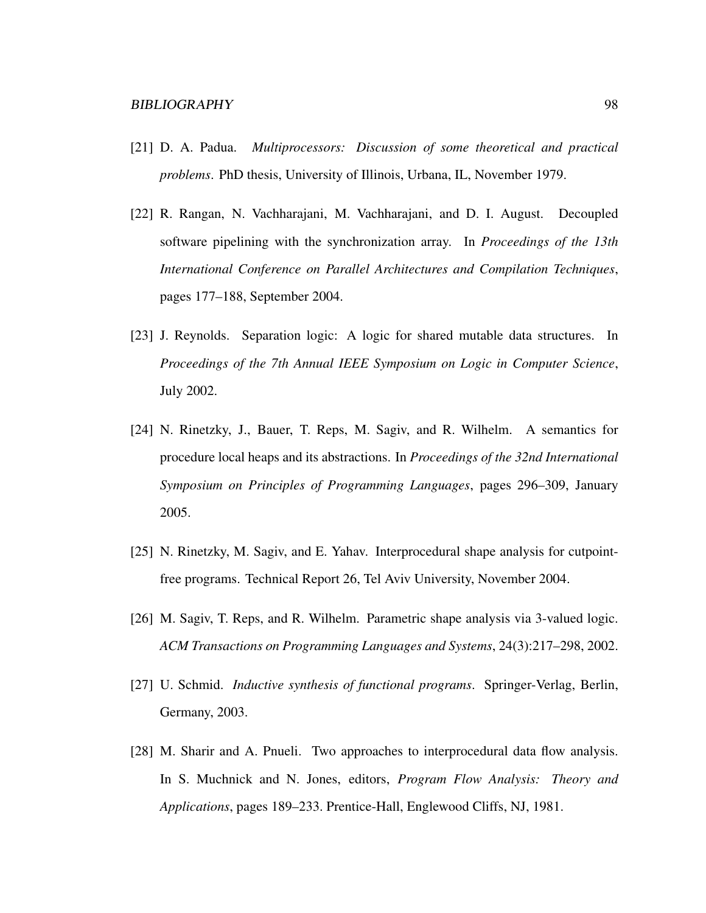[21] D. A. Padua. *Multiprocessors: Discussion of some theoretical and practical problems*. PhD thesis, University of Illinois, Urbana, IL, November 1979.

[22] R. Rangan, N. Vachharajani, M. Vachharajani, and D. I. August. Decoupled software pipelining with the synchronization array. In *Proceedings of the 13th International Conference on Parallel Architectures and Compilation Techniques*, pages 177–188, September 2004.

[23] J. Reynolds. Separation logic: A logic for shared mutable data structures. In *Proceedings of the 7th Annual IEEE Symposium on Logic in Computer Science*, July 2002.

[24] N. Rinetzky, J., Bauer, T. Reps, M. Sagiv, and R. Wilhelm. A semantics for procedure local heaps and its abstractions. In *Proceedings of the 32nd International Symposium on Principles of Programming Languages*, pages 296–309, January 2005.

[25] N. Rinetzky, M. Sagiv, and E. Yahav. Interprocedural shape analysis for cutpoint-free programs. Technical Report 26, Tel Aviv University, November 2004.

[26] M. Sagiv, T. Reps, and R. Wilhelm. Parametric shape analysis via 3-valued logic. *ACM Transactions on Programming Languages and Systems*, 24(3):217–298, 2002.

[27] U. Schmid. *Inductive synthesis of functional programs*. Springer-Verlag, Berlin, Germany, 2003.

[28] M. Sharir and A. Pnueli. Two approaches to interprocedural data flow analysis. In S. Muchnick and N. Jones, editors, *Program Flow Analysis: Theory and Applications*, pages 189–233. Prentice-Hall, Englewood Cliffs, NJ, 1981.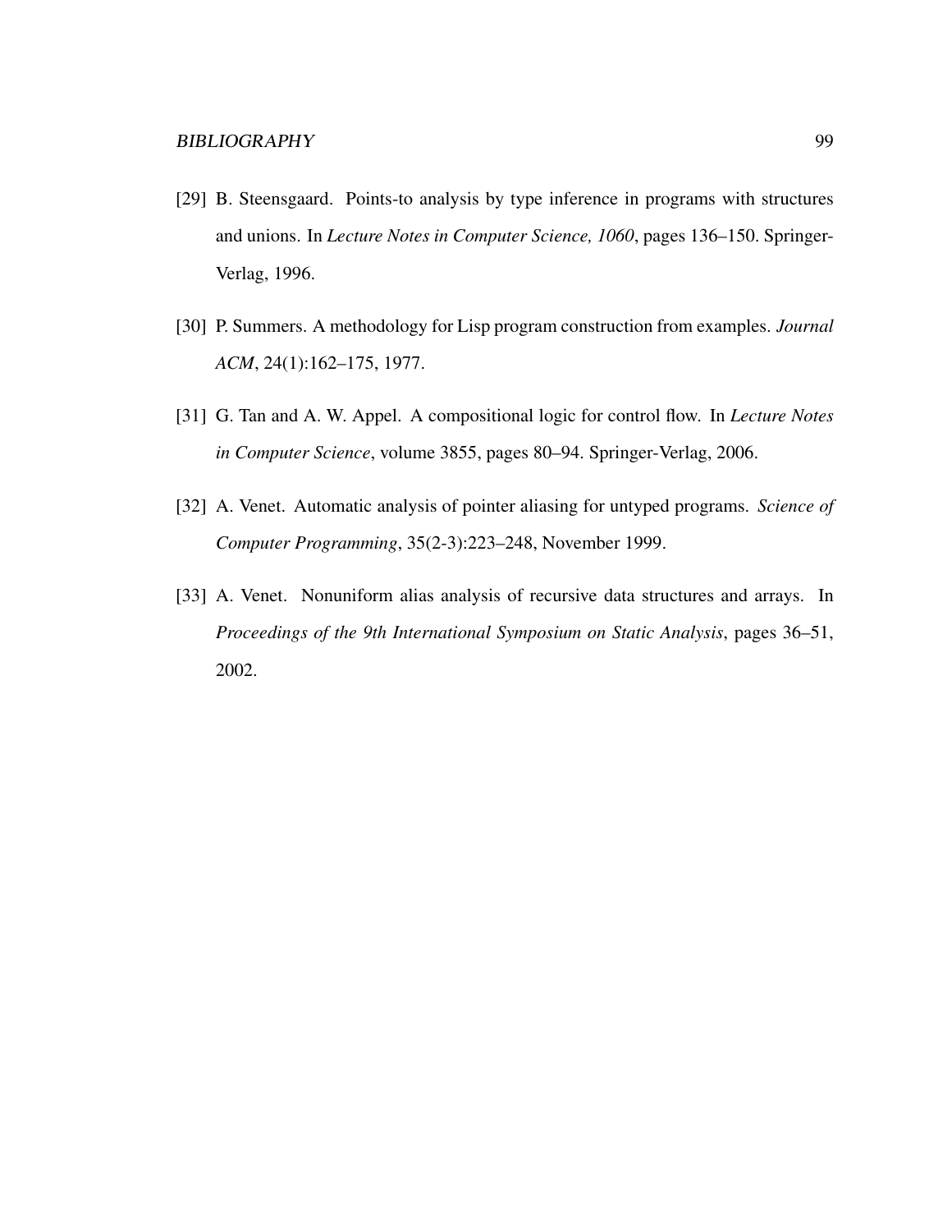[29] B. Steensgaard. Points-to analysis by type inference in programs with structures and unions. In *Lecture Notes in Computer Science, 1060*, pages 136–150. Springer-Verlag, 1996.

[30] P. Summers. A methodology for Lisp program construction from examples. *Journal ACM*, 24(1):162–175, 1977.

[31] G. Tan and A. W. Appel. A compositional logic for control flow. In *Lecture Notes in Computer Science*, volume 3855, pages 80–94. Springer-Verlag, 2006.

[32] A. Venet. Automatic analysis of pointer aliasing for untyped programs. *Science of Computer Programming*, 35(2-3):223–248, November 1999.

[33] A. Venet. Nonuniform alias analysis of recursive data structures and arrays. In *Proceedings of the 9th International Symposium on Static Analysis*, pages 36–51, 2002.